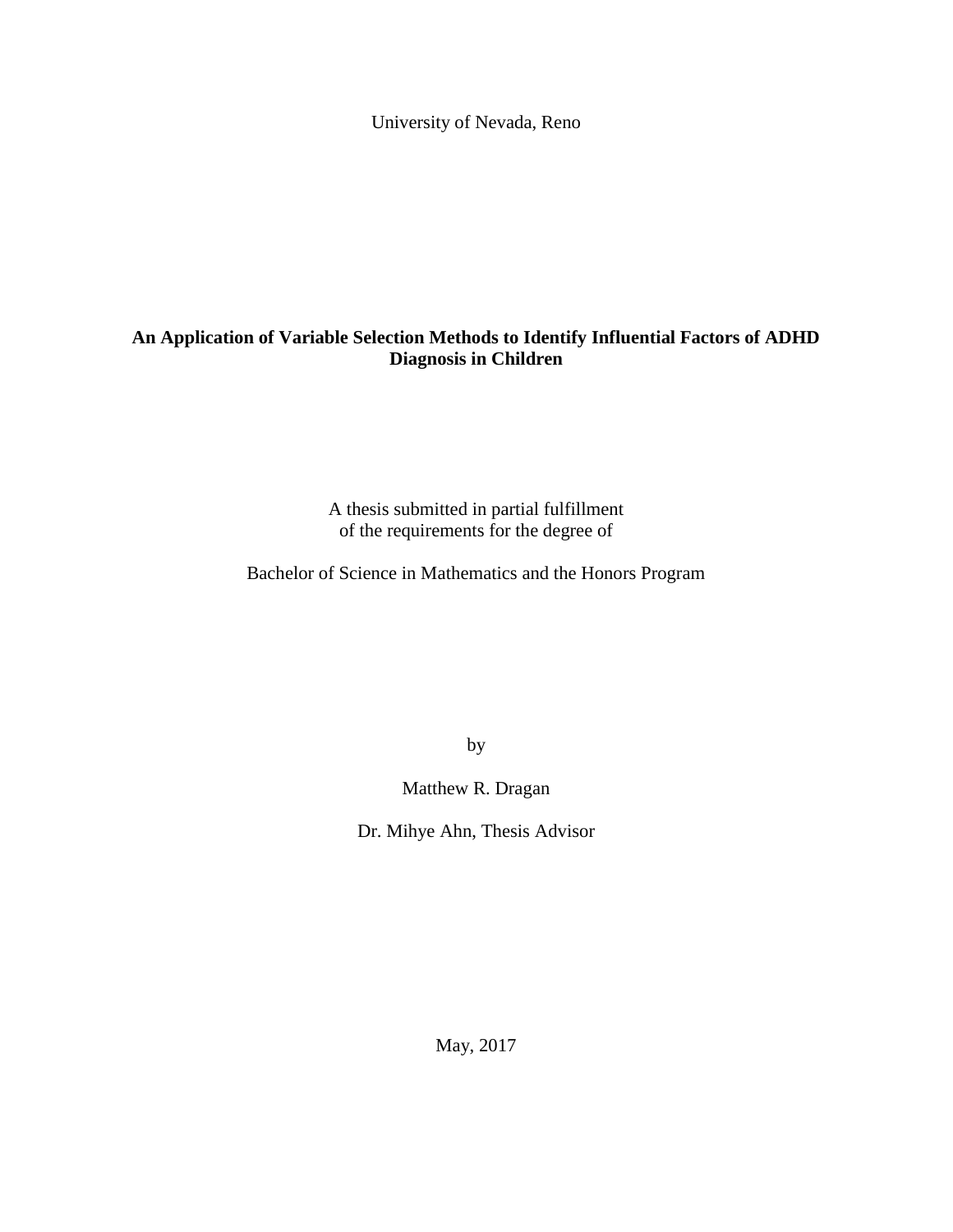University of Nevada, Reno

**An Application of Variable Selection Methods to Identify Influential Factors of ADHD Diagnosis in Children**

A thesis submitted in partial fulfillment
of the requirements for the degree of

Bachelor of Science in Mathematics and the Honors Program

by

Matthew R. Dragan

Dr. Mihye Ahn, Thesis Advisor

May, 2017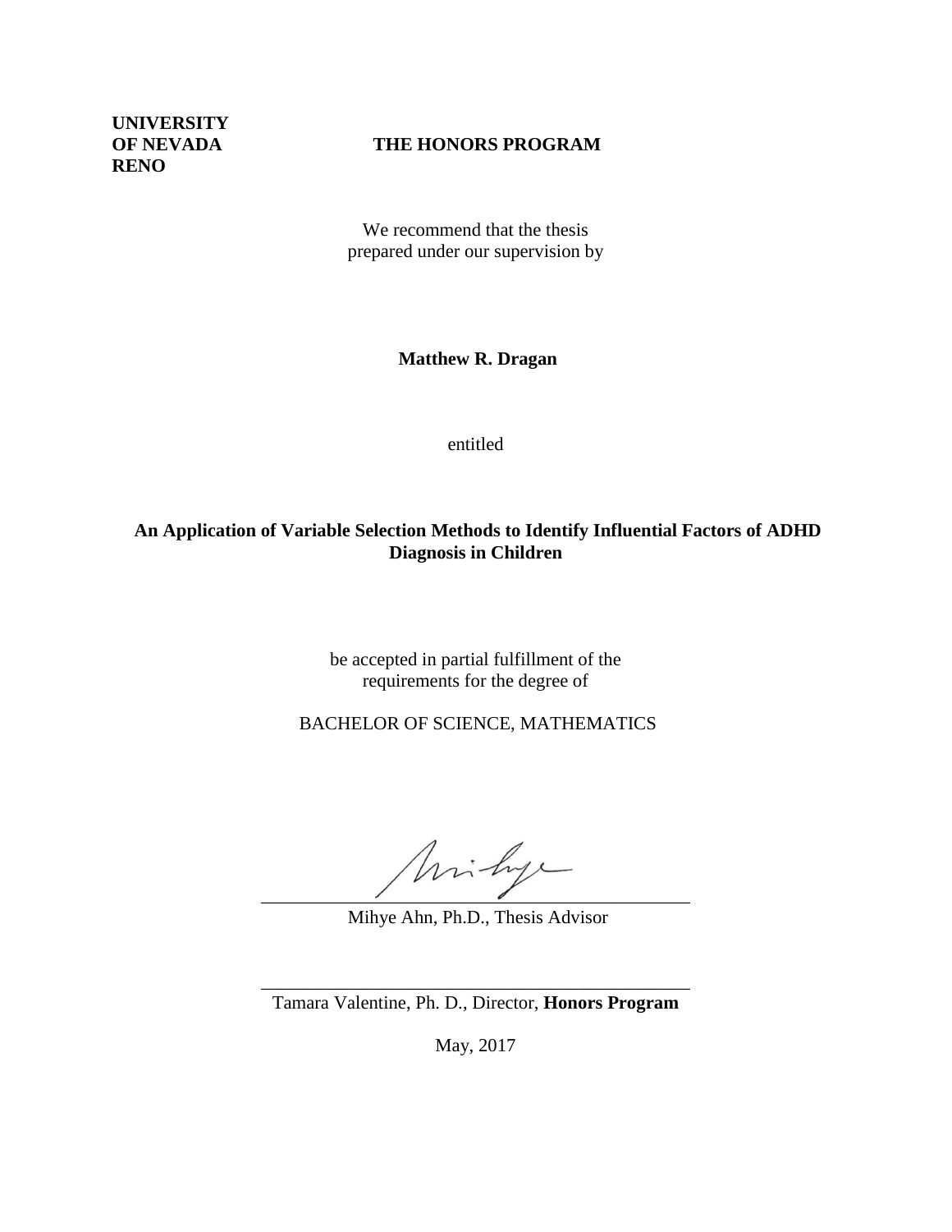**UNIVERSITY OF NEVADA RENO**

**THE HONORS PROGRAM**

We recommend that the thesis
prepared under our supervision by

**Matthew R. Dragan**

entitled

**An Application of Variable Selection Methods to Identify Influential Factors of ADHD Diagnosis in Children**

be accepted in partial fulfillment of the
requirements for the degree of

BACHELOR OF SCIENCE, MATHEMATICS

______________________________________________

Mihye Ahn, Ph.D., Thesis Advisor

______________________________________________

Tamara Valentine, Ph. D., Director, **Honors Program**

May, 2017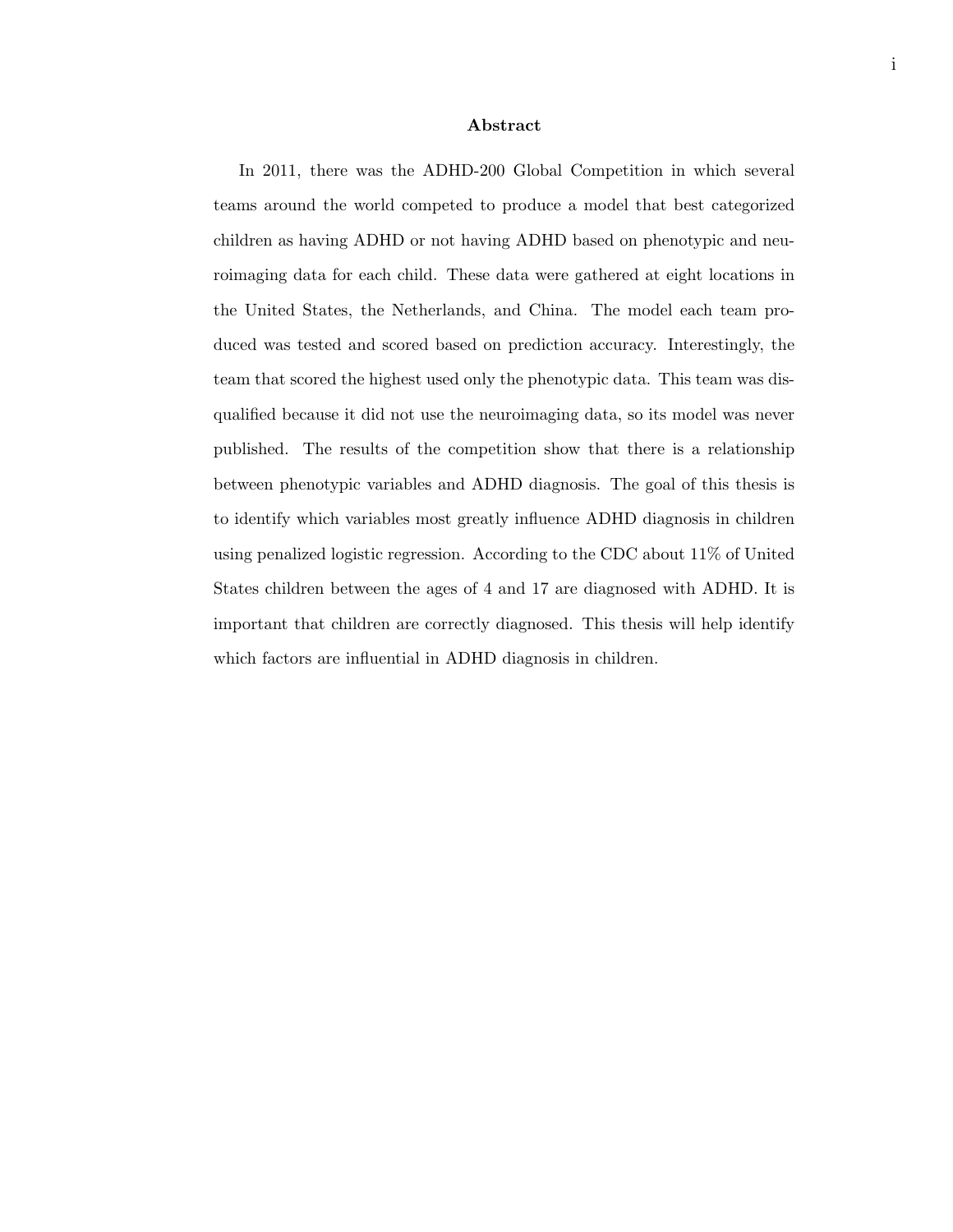## Abstract

In 2011, there was the ADHD-200 Global Competition in which several teams around the world competed to produce a model that best categorized children as having ADHD or not having ADHD based on phenotypic and neuroimaging data for each child. These data were gathered at eight locations in the United States, the Netherlands, and China. The model each team produced was tested and scored based on prediction accuracy. Interestingly, the team that scored the highest used only the phenotypic data. This team was disqualified because it did not use the neuroimaging data, so its model was never published. The results of the competition show that there is a relationship between phenotypic variables and ADHD diagnosis. The goal of this thesis is to identify which variables most greatly influence ADHD diagnosis in children using penalized logistic regression. According to the CDC about 11% of United States children between the ages of 4 and 17 are diagnosed with ADHD. It is important that children are correctly diagnosed. This thesis will help identify which factors are influential in ADHD diagnosis in children.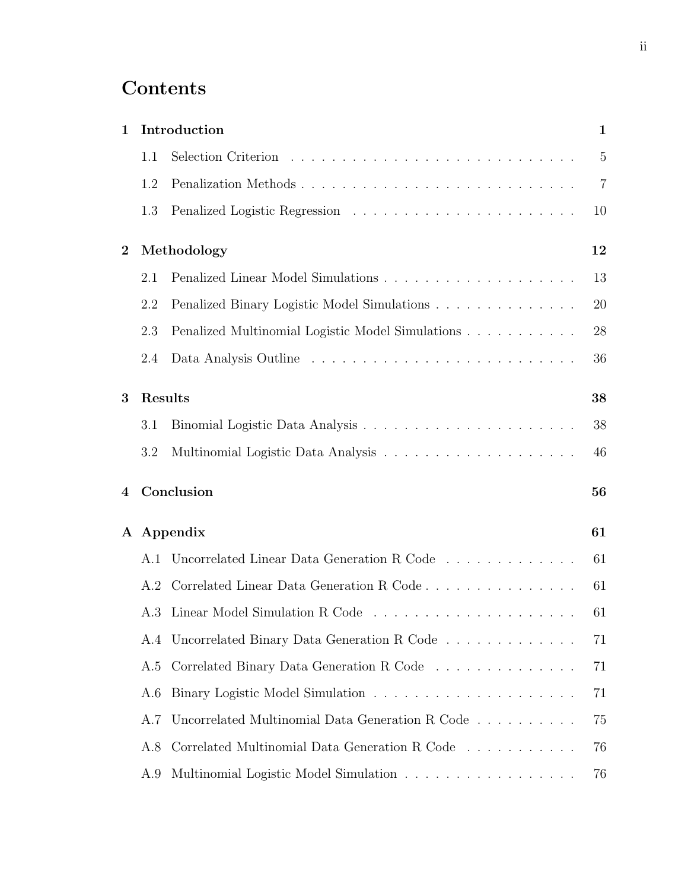# Contents

**1 Introduction** **1**

- 1.1 Selection Criterion . . . . . . . . . . 5
- 1.2 Penalization Methods . . . . . . . . . . 7
- 1.3 Penalized Logistic Regression . . . . . . . . . . 10

**2 Methodology** **12**

- 2.1 Penalized Linear Model Simulations . . . . . . . . . . 13
- 2.2 Penalized Binary Logistic Model Simulations . . . . . . . . . . 20
- 2.3 Penalized Multinomial Logistic Model Simulations . . . . . . . . . . 28
- 2.4 Data Analysis Outline . . . . . . . . . . 36

**3 Results** **38**

- 3.1 Binomial Logistic Data Analysis . . . . . . . . . . 38
- 3.2 Multinomial Logistic Data Analysis . . . . . . . . . . 46

**4 Conclusion** **56**

**A Appendix** **61**

- A.1 Uncorrelated Linear Data Generation R Code . . . . . . . . . . 61
- A.2 Correlated Linear Data Generation R Code . . . . . . . . . . 61
- A.3 Linear Model Simulation R Code . . . . . . . . . . 61
- A.4 Uncorrelated Binary Data Generation R Code . . . . . . . . . . 71
- A.5 Correlated Binary Data Generation R Code . . . . . . . . . . 71
- A.6 Binary Logistic Model Simulation . . . . . . . . . . 71
- A.7 Uncorrelated Multinomial Data Generation R Code . . . . . . . . . . 75
- A.8 Correlated Multinomial Data Generation R Code . . . . . . . . . . 76
- A.9 Multinomial Logistic Model Simulation . . . . . . . . . . 76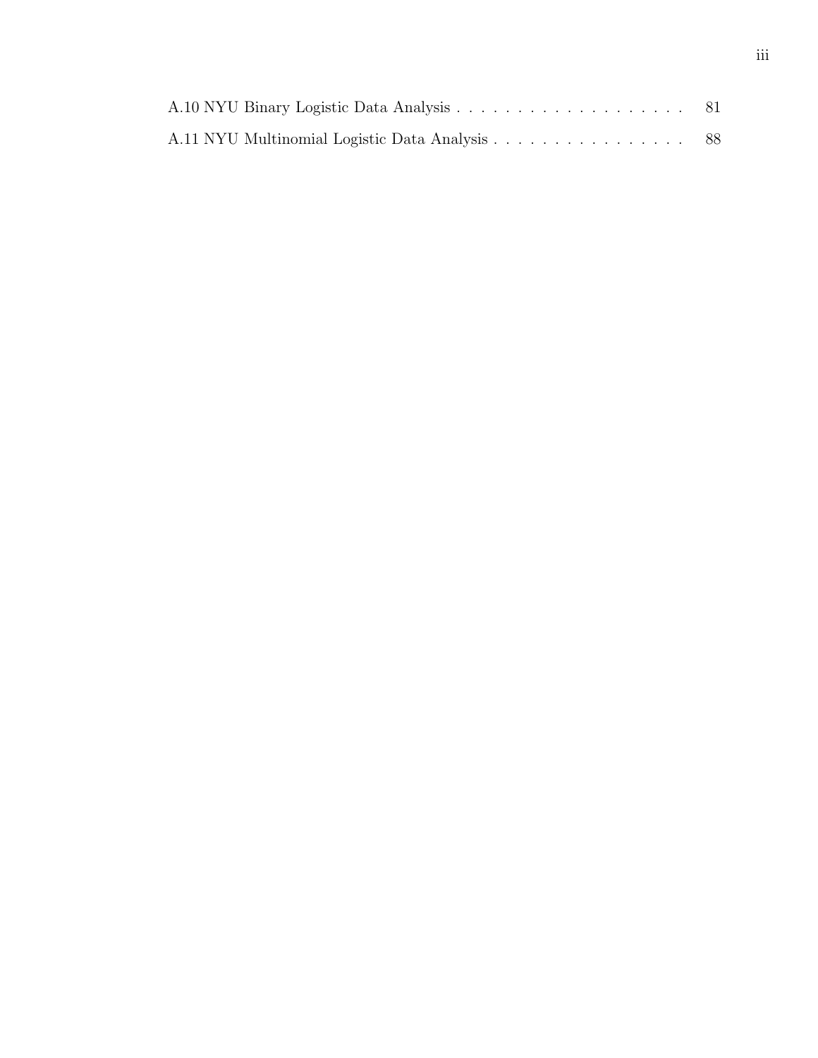A.10 NYU Binary Logistic Data Analysis . . . . . . . . . . . . . . . . . . . 81

A.11 NYU Multinomial Logistic Data Analysis . . . . . . . . . . . . . . . . 88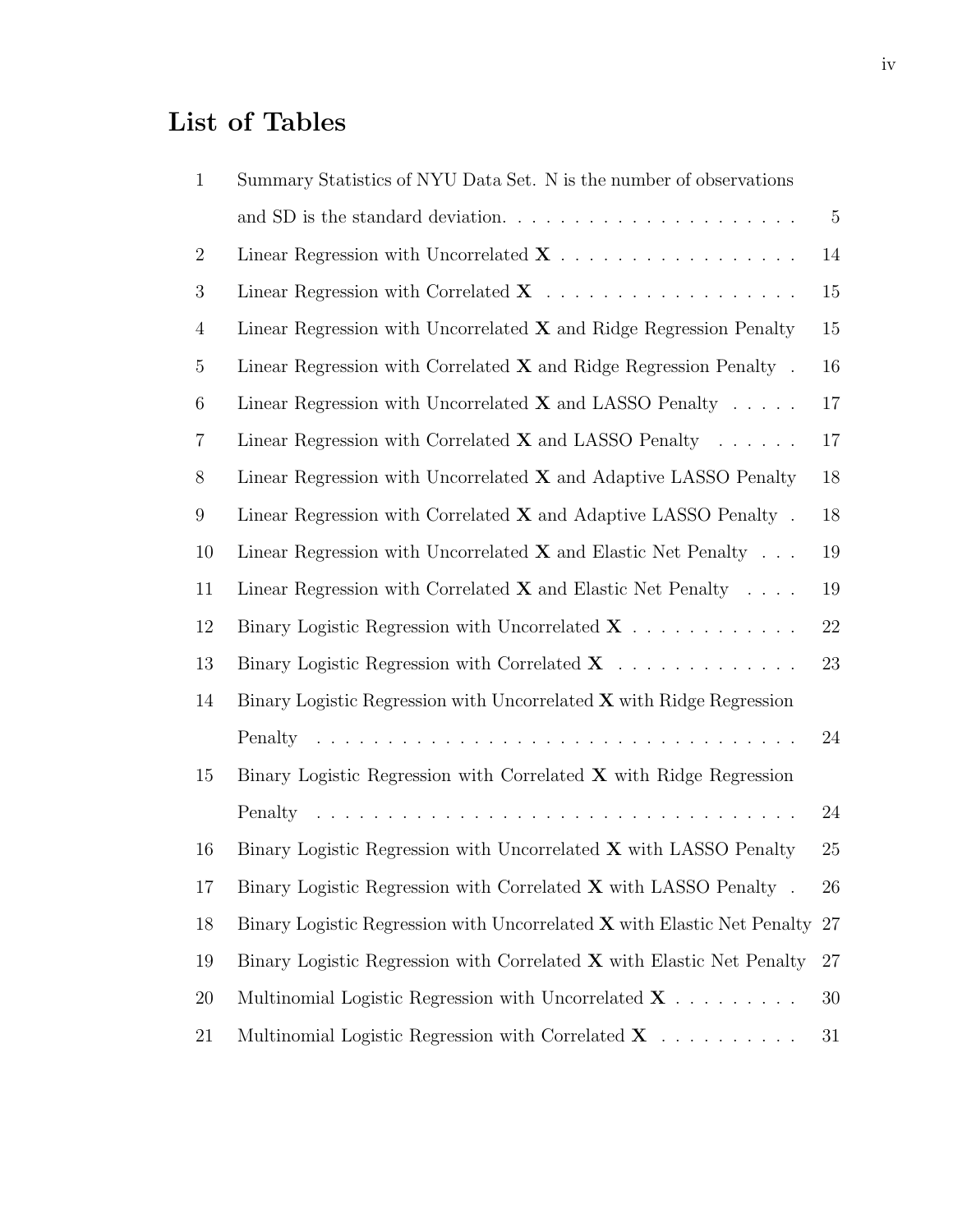# List of Tables

| | | |
|---|---|---|
| 1 | Summary Statistics of NYU Data Set. N is the number of observations and SD is the standard deviation. | 5 |
| 2 | Linear Regression with Uncorrelated $\mathbf{X}$ | 14 |
| 3 | Linear Regression with Correlated $\mathbf{X}$ | 15 |
| 4 | Linear Regression with Uncorrelated $\mathbf{X}$ and Ridge Regression Penalty | 15 |
| 5 | Linear Regression with Correlated $\mathbf{X}$ and Ridge Regression Penalty | 16 |
| 6 | Linear Regression with Uncorrelated $\mathbf{X}$ and LASSO Penalty | 17 |
| 7 | Linear Regression with Correlated $\mathbf{X}$ and LASSO Penalty | 17 |
| 8 | Linear Regression with Uncorrelated $\mathbf{X}$ and Adaptive LASSO Penalty | 18 |
| 9 | Linear Regression with Correlated $\mathbf{X}$ and Adaptive LASSO Penalty | 18 |
| 10 | Linear Regression with Uncorrelated $\mathbf{X}$ and Elastic Net Penalty | 19 |
| 11 | Linear Regression with Correlated $\mathbf{X}$ and Elastic Net Penalty | 19 |
| 12 | Binary Logistic Regression with Uncorrelated $\mathbf{X}$ | 22 |
| 13 | Binary Logistic Regression with Correlated $\mathbf{X}$ | 23 |
| 14 | Binary Logistic Regression with Uncorrelated $\mathbf{X}$ with Ridge Regression Penalty | 24 |
| 15 | Binary Logistic Regression with Correlated $\mathbf{X}$ with Ridge Regression Penalty | 24 |
| 16 | Binary Logistic Regression with Uncorrelated $\mathbf{X}$ with LASSO Penalty | 25 |
| 17 | Binary Logistic Regression with Correlated $\mathbf{X}$ with LASSO Penalty | 26 |
| 18 | Binary Logistic Regression with Uncorrelated $\mathbf{X}$ with Elastic Net Penalty | 27 |
| 19 | Binary Logistic Regression with Correlated $\mathbf{X}$ with Elastic Net Penalty | 27 |
| 20 | Multinomial Logistic Regression with Uncorrelated $\mathbf{X}$ | 30 |
| 21 | Multinomial Logistic Regression with Correlated $\mathbf{X}$ | 31 |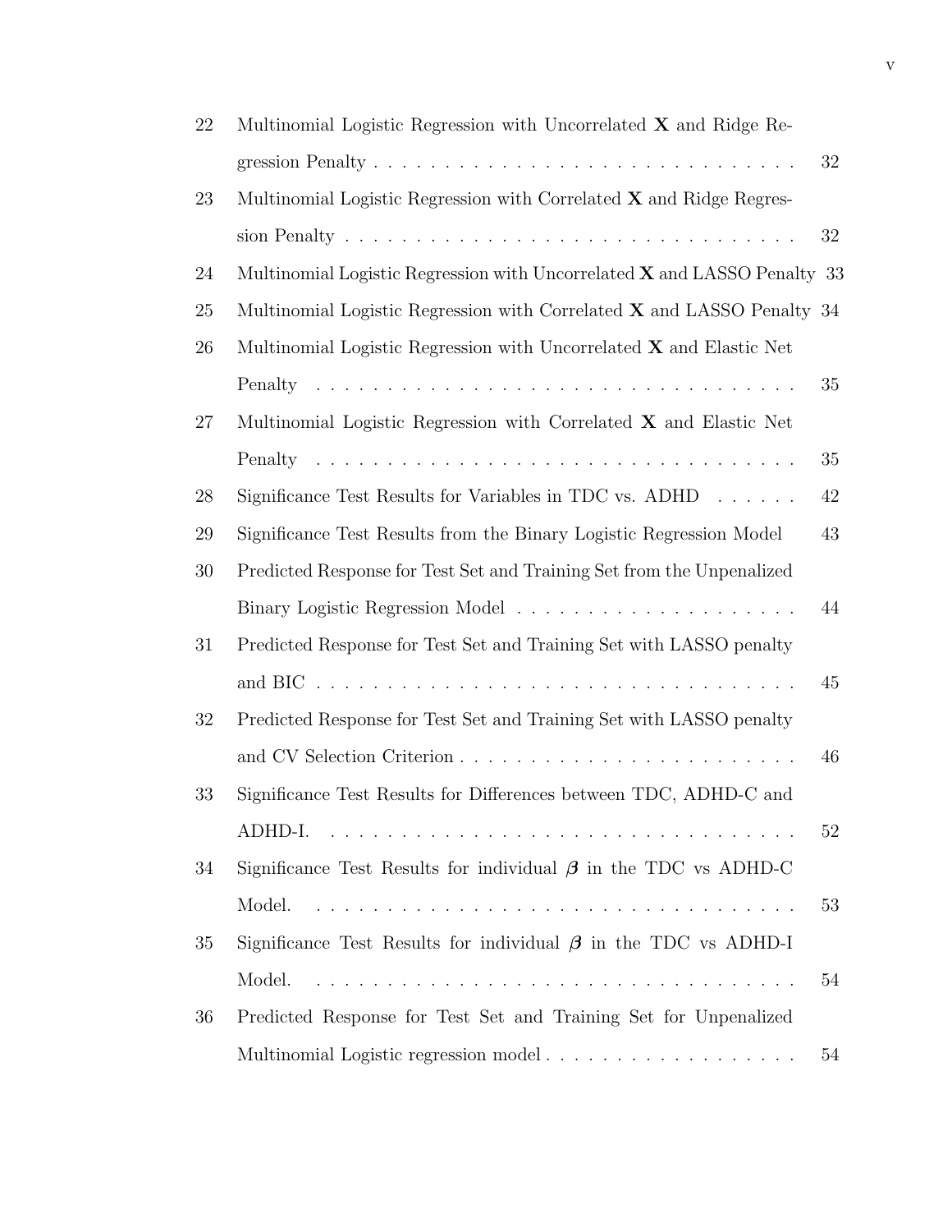| | | |
|---|---|---|
| 22 | Multinomial Logistic Regression with Uncorrelated $\mathbf{X}$ and Ridge Regression Penalty | 32 |
| 23 | Multinomial Logistic Regression with Correlated $\mathbf{X}$ and Ridge Regression Penalty | 32 |
| 24 | Multinomial Logistic Regression with Uncorrelated $\mathbf{X}$ and LASSO Penalty | 33 |
| 25 | Multinomial Logistic Regression with Correlated $\mathbf{X}$ and LASSO Penalty | 34 |
| 26 | Multinomial Logistic Regression with Uncorrelated $\mathbf{X}$ and Elastic Net Penalty | 35 |
| 27 | Multinomial Logistic Regression with Correlated $\mathbf{X}$ and Elastic Net Penalty | 35 |
| 28 | Significance Test Results for Variables in TDC vs. ADHD | 42 |
| 29 | Significance Test Results from the Binary Logistic Regression Model | 43 |
| 30 | Predicted Response for Test Set and Training Set from the Unpenalized Binary Logistic Regression Model | 44 |
| 31 | Predicted Response for Test Set and Training Set with LASSO penalty and BIC | 45 |
| 32 | Predicted Response for Test Set and Training Set with LASSO penalty and CV Selection Criterion | 46 |
| 33 | Significance Test Results for Differences between TDC, ADHD-C and ADHD-I. | 52 |
| 34 | Significance Test Results for individual $\boldsymbol{\beta}$ in the TDC vs ADHD-C Model. | 53 |
| 35 | Significance Test Results for individual $\boldsymbol{\beta}$ in the TDC vs ADHD-I Model. | 54 |
| 36 | Predicted Response for Test Set and Training Set for Unpenalized Multinomial Logistic regression model | 54 |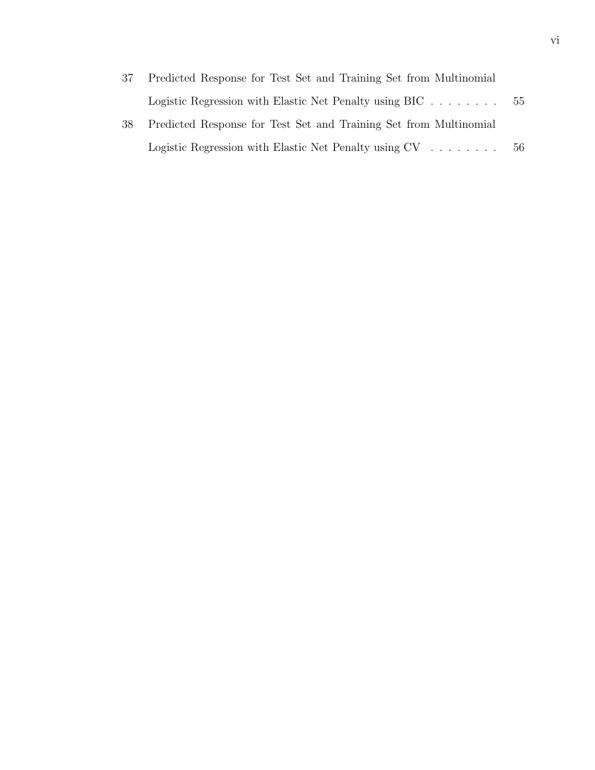37 Predicted Response for Test Set and Training Set from Multinomial Logistic Regression with Elastic Net Penalty using BIC . . . . . . . . 55

38 Predicted Response for Test Set and Training Set from Multinomial Logistic Regression with Elastic Net Penalty using CV . . . . . . . . 56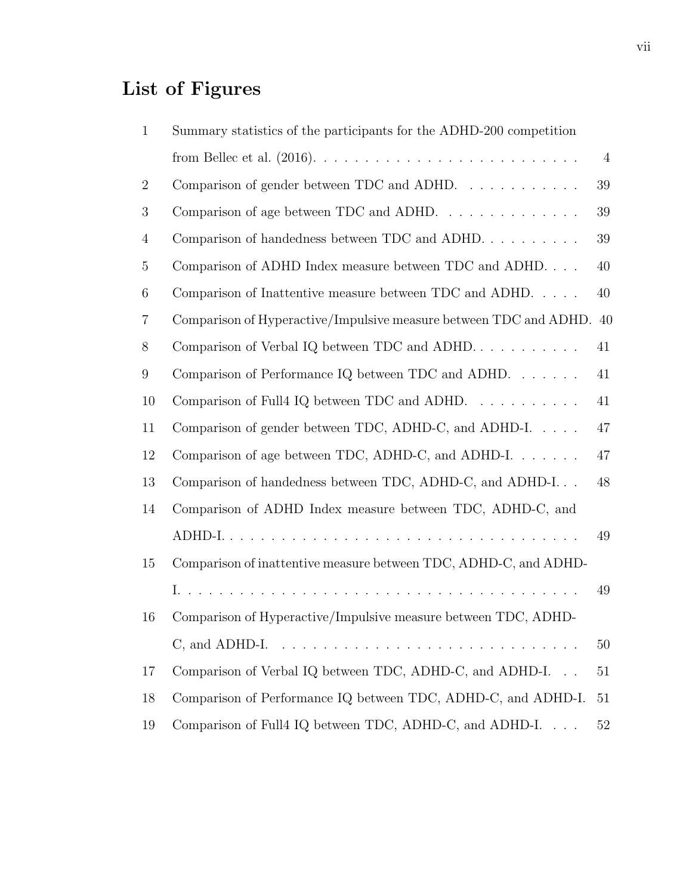# List of Figures

| | | |
|---|---|---|
| 1 | Summary statistics of the participants for the ADHD-200 competition from Bellec et al. (2016). | 4 |
| 2 | Comparison of gender between TDC and ADHD. | 39 |
| 3 | Comparison of age between TDC and ADHD. | 39 |
| 4 | Comparison of handedness between TDC and ADHD. | 39 |
| 5 | Comparison of ADHD Index measure between TDC and ADHD. | 40 |
| 6 | Comparison of Inattentive measure between TDC and ADHD. | 40 |
| 7 | Comparison of Hyperactive/Impulsive measure between TDC and ADHD. | 40 |
| 8 | Comparison of Verbal IQ between TDC and ADHD. | 41 |
| 9 | Comparison of Performance IQ between TDC and ADHD. | 41 |
| 10 | Comparison of Full4 IQ between TDC and ADHD. | 41 |
| 11 | Comparison of gender between TDC, ADHD-C, and ADHD-I. | 47 |
| 12 | Comparison of age between TDC, ADHD-C, and ADHD-I. | 47 |
| 13 | Comparison of handedness between TDC, ADHD-C, and ADHD-I. | 48 |
| 14 | Comparison of ADHD Index measure between TDC, ADHD-C, and ADHD-I. | 49 |
| 15 | Comparison of inattentive measure between TDC, ADHD-C, and ADHD-I. | 49 |
| 16 | Comparison of Hyperactive/Impulsive measure between TDC, ADHD-C, and ADHD-I. | 50 |
| 17 | Comparison of Verbal IQ between TDC, ADHD-C, and ADHD-I. | 51 |
| 18 | Comparison of Performance IQ between TDC, ADHD-C, and ADHD-I. | 51 |
| 19 | Comparison of Full4 IQ between TDC, ADHD-C, and ADHD-I. | 52 |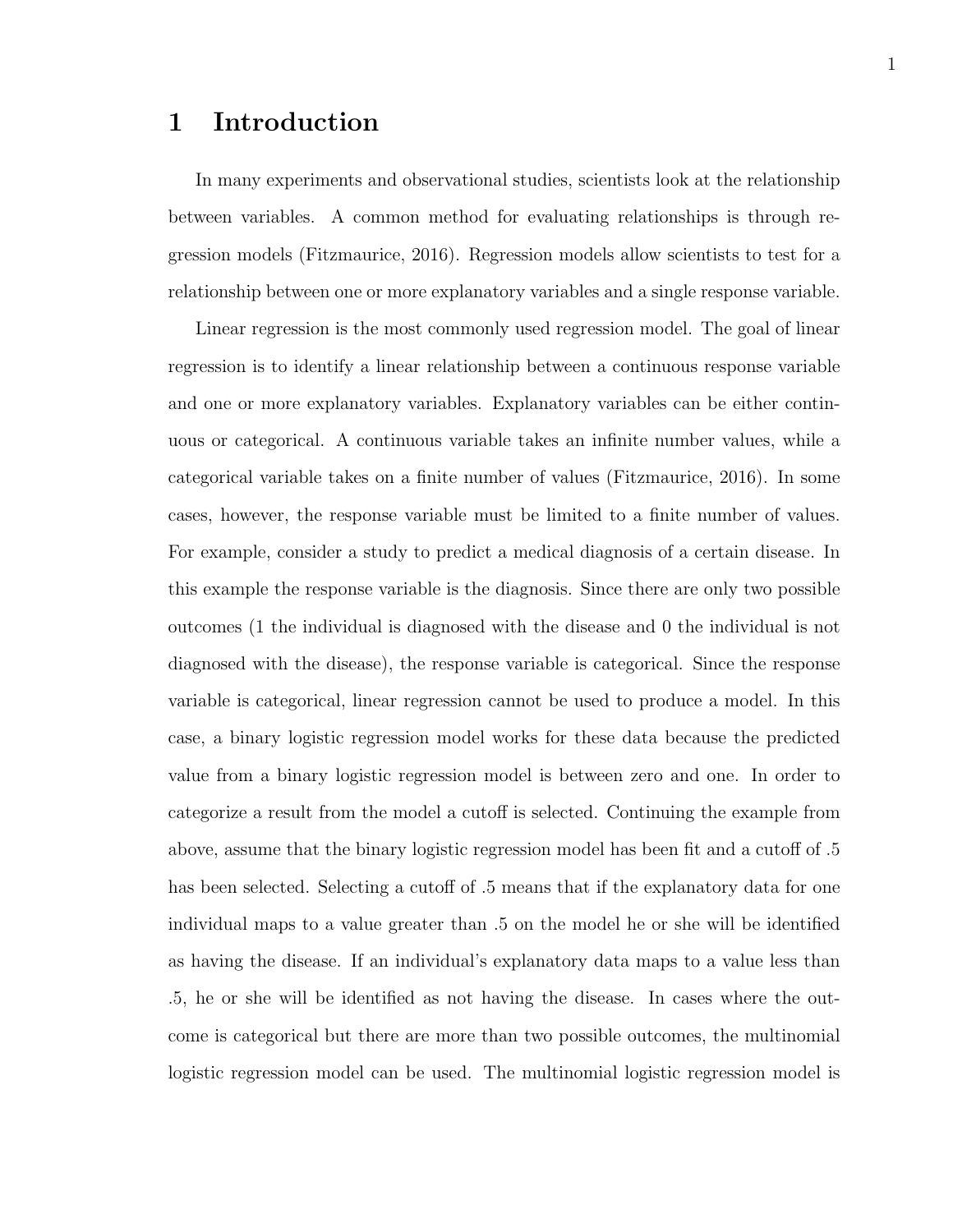# 1 Introduction

In many experiments and observational studies, scientists look at the relationship between variables. A common method for evaluating relationships is through regression models (Fitzmaurice, 2016). Regression models allow scientists to test for a relationship between one or more explanatory variables and a single response variable.

Linear regression is the most commonly used regression model. The goal of linear regression is to identify a linear relationship between a continuous response variable and one or more explanatory variables. Explanatory variables can be either continuous or categorical. A continuous variable takes an infinite number values, while a categorical variable takes on a finite number of values (Fitzmaurice, 2016). In some cases, however, the response variable must be limited to a finite number of values. For example, consider a study to predict a medical diagnosis of a certain disease. In this example the response variable is the diagnosis. Since there are only two possible outcomes (1 the individual is diagnosed with the disease and 0 the individual is not diagnosed with the disease), the response variable is categorical. Since the response variable is categorical, linear regression cannot be used to produce a model. In this case, a binary logistic regression model works for these data because the predicted value from a binary logistic regression model is between zero and one. In order to categorize a result from the model a cutoff is selected. Continuing the example from above, assume that the binary logistic regression model has been fit and a cutoff of .5 has been selected. Selecting a cutoff of .5 means that if the explanatory data for one individual maps to a value greater than .5 on the model he or she will be identified as having the disease. If an individual's explanatory data maps to a value less than .5, he or she will be identified as not having the disease. In cases where the outcome is categorical but there are more than two possible outcomes, the multinomial logistic regression model can be used. The multinomial logistic regression model is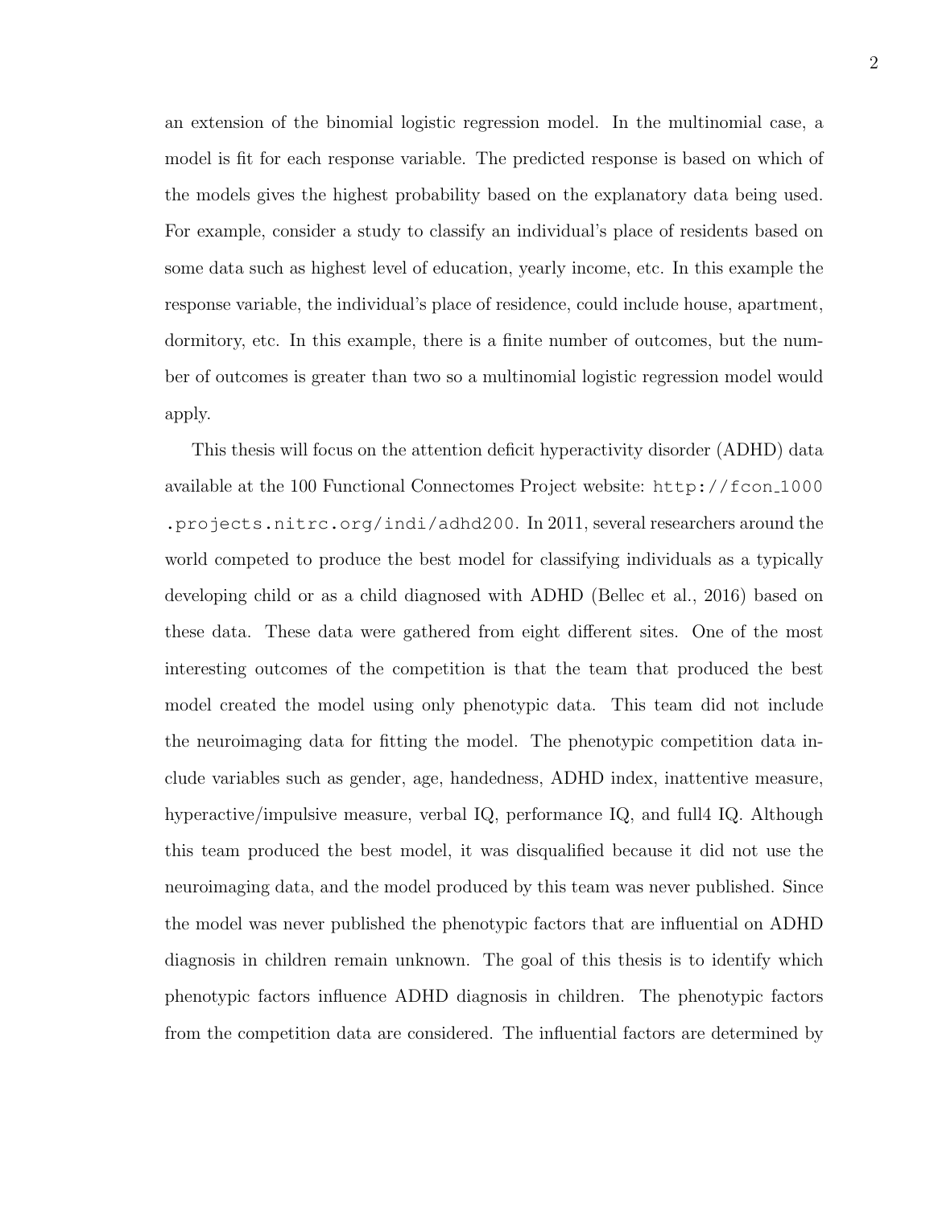an extension of the binomial logistic regression model. In the multinomial case, a model is fit for each response variable. The predicted response is based on which of the models gives the highest probability based on the explanatory data being used. For example, consider a study to classify an individual's place of residents based on some data such as highest level of education, yearly income, etc. In this example the response variable, the individual's place of residence, could include house, apartment, dormitory, etc. In this example, there is a finite number of outcomes, but the number of outcomes is greater than two so a multinomial logistic regression model would apply.

This thesis will focus on the attention deficit hyperactivity disorder (ADHD) data available at the 100 Functional Connectomes Project website: `http://fcon_1000.projects.nitrc.org/indi/adhd200`. In 2011, several researchers around the world competed to produce the best model for classifying individuals as a typically developing child or as a child diagnosed with ADHD (Bellec et al., 2016) based on these data. These data were gathered from eight different sites. One of the most interesting outcomes of the competition is that the team that produced the best model created the model using only phenotypic data. This team did not include the neuroimaging data for fitting the model. The phenotypic competition data include variables such as gender, age, handedness, ADHD index, inattentive measure, hyperactive/impulsive measure, verbal IQ, performance IQ, and full4 IQ. Although this team produced the best model, it was disqualified because it did not use the neuroimaging data, and the model produced by this team was never published. Since the model was never published the phenotypic factors that are influential on ADHD diagnosis in children remain unknown. The goal of this thesis is to identify which phenotypic factors influence ADHD diagnosis in children. The phenotypic factors from the competition data are considered. The influential factors are determined by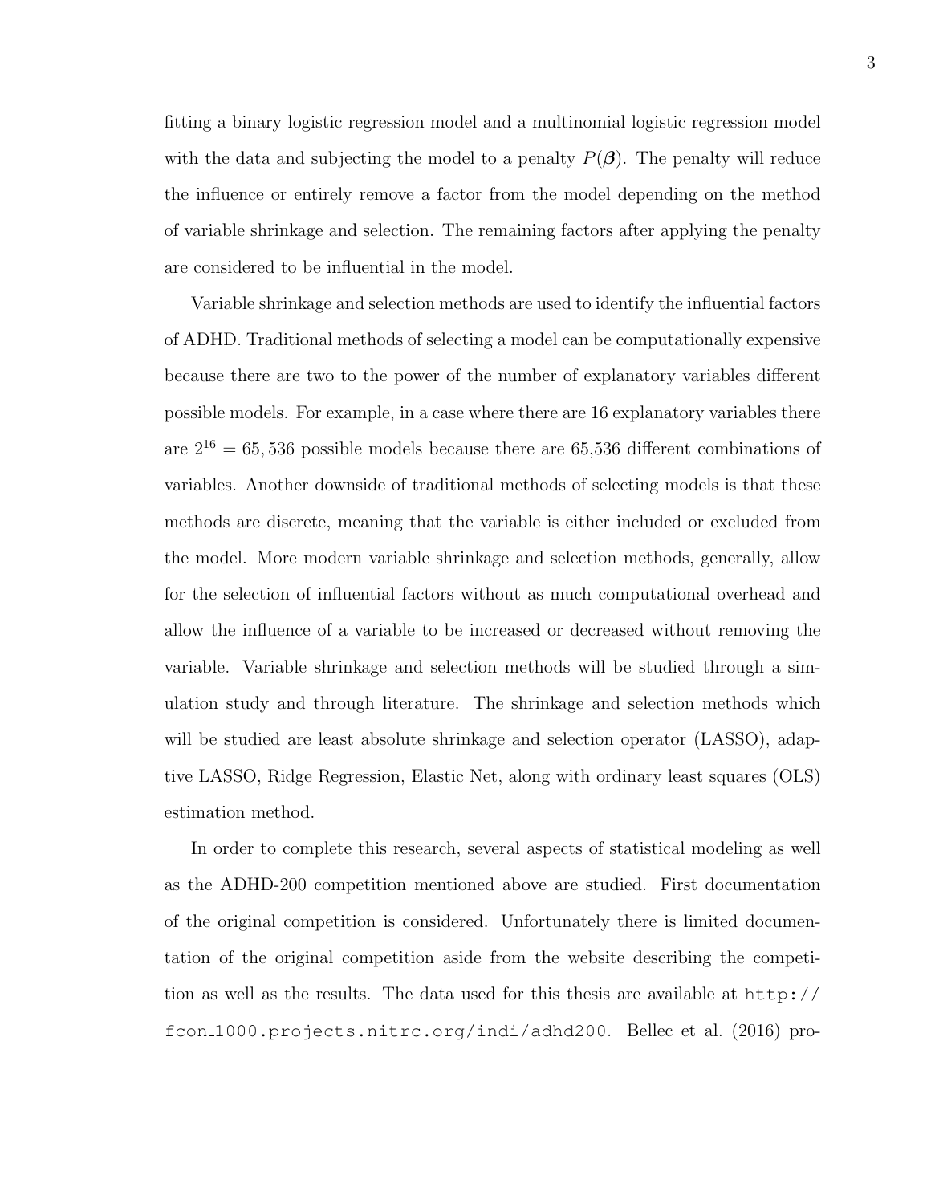fitting a binary logistic regression model and a multinomial logistic regression model with the data and subjecting the model to a penalty $P(\boldsymbol{\beta})$. The penalty will reduce the influence or entirely remove a factor from the model depending on the method of variable shrinkage and selection. The remaining factors after applying the penalty are considered to be influential in the model.

Variable shrinkage and selection methods are used to identify the influential factors of ADHD. Traditional methods of selecting a model can be computationally expensive because there are two to the power of the number of explanatory variables different possible models. For example, in a case where there are 16 explanatory variables there are $2^{16} = 65,536$ possible models because there are 65,536 different combinations of variables. Another downside of traditional methods of selecting models is that these methods are discrete, meaning that the variable is either included or excluded from the model. More modern variable shrinkage and selection methods, generally, allow for the selection of influential factors without as much computational overhead and allow the influence of a variable to be increased or decreased without removing the variable. Variable shrinkage and selection methods will be studied through a simulation study and through literature. The shrinkage and selection methods which will be studied are least absolute shrinkage and selection operator (LASSO), adaptive LASSO, Ridge Regression, Elastic Net, along with ordinary least squares (OLS) estimation method.

In order to complete this research, several aspects of statistical modeling as well as the ADHD-200 competition mentioned above are studied. First documentation of the original competition is considered. Unfortunately there is limited documentation of the original competition aside from the website describing the competition as well as the results. The data used for this thesis are available at `http://fcon_1000.projects.nitrc.org/indi/adhd200`. Bellec et al. (2016) pro-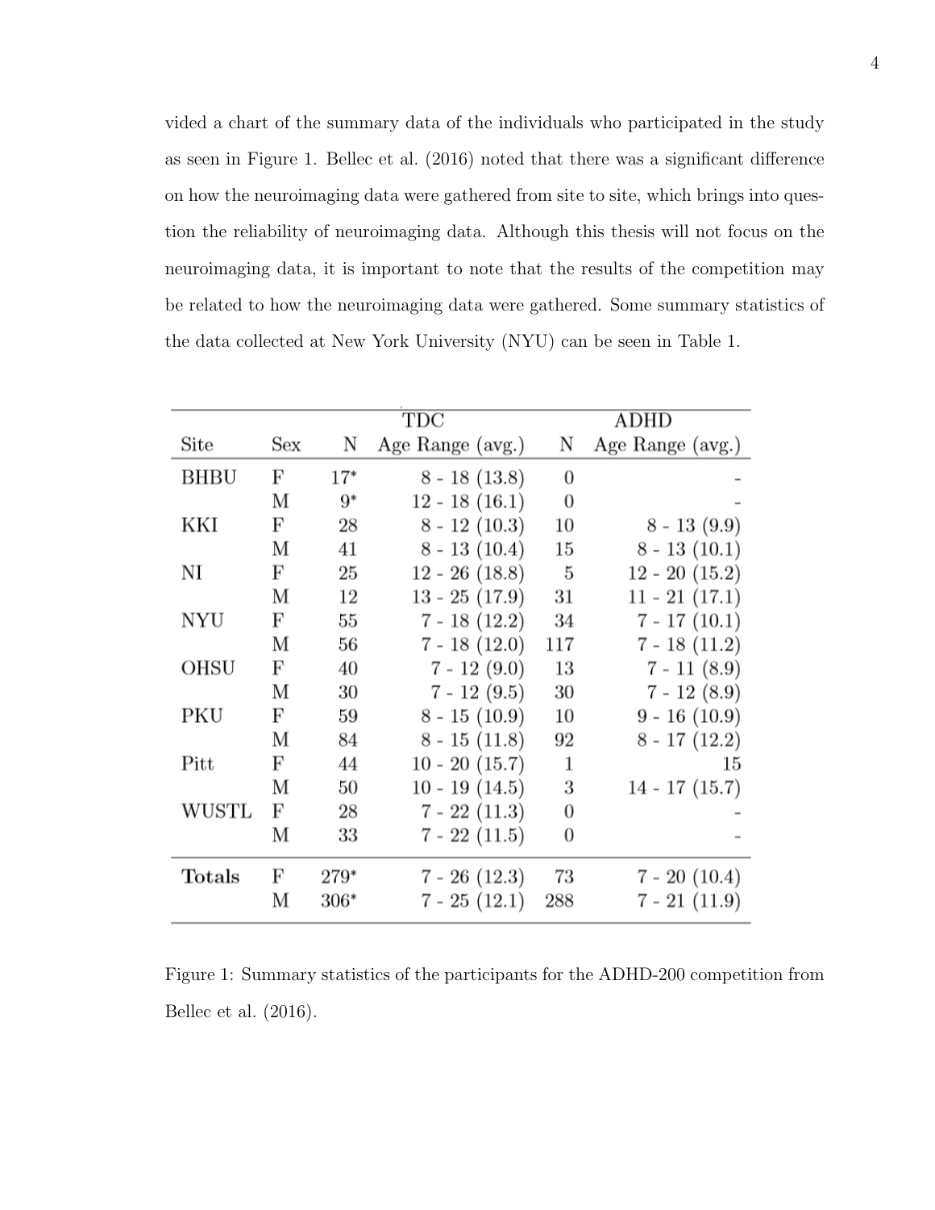vided a chart of the summary data of the individuals who participated in the study as seen in Figure 1. Bellec et al. (2016) noted that there was a significant difference on how the neuroimaging data were gathered from site to site, which brings into question the reliability of neuroimaging data. Although this thesis will not focus on the neuroimaging data, it is important to note that the results of the competition may be related to how the neuroimaging data were gathered. Some summary statistics of the data collected at New York University (NYU) can be seen in Table 1.

| | | TDC | | ADHD | |
|---|---|---|---|---|---|
| Site | Sex | N | Age Range (avg.) | N | Age Range (avg.) |
| BHBU | F | 17* | 8 - 18 (13.8) | 0 | - |
| | M | 9* | 12 - 18 (16.1) | 0 | - |
| KKI | F | 28 | 8 - 12 (10.3) | 10 | 8 - 13 (9.9) |
| | M | 41 | 8 - 13 (10.4) | 15 | 8 - 13 (10.1) |
| NI | F | 25 | 12 - 26 (18.8) | 5 | 12 - 20 (15.2) |
| | M | 12 | 13 - 25 (17.9) | 31 | 11 - 21 (17.1) |
| NYU | F | 55 | 7 - 18 (12.2) | 34 | 7 - 17 (10.1) |
| | M | 56 | 7 - 18 (12.0) | 117 | 7 - 18 (11.2) |
| OHSU | F | 40 | 7 - 12 (9.0) | 13 | 7 - 11 (8.9) |
| | M | 30 | 7 - 12 (9.5) | 30 | 7 - 12 (8.9) |
| PKU | F | 59 | 8 - 15 (10.9) | 10 | 9 - 16 (10.9) |
| | M | 84 | 8 - 15 (11.8) | 92 | 8 - 17 (12.2) |
| Pitt | F | 44 | 10 - 20 (15.7) | 1 | 15 |
| | M | 50 | 10 - 19 (14.5) | 3 | 14 - 17 (15.7) |
| WUSTL | F | 28 | 7 - 22 (11.3) | 0 | - |
| | M | 33 | 7 - 22 (11.5) | 0 | - |
| **Totals** | F | 279* | 7 - 26 (12.3) | 73 | 7 - 20 (10.4) |
| | M | 306* | 7 - 25 (12.1) | 288 | 7 - 21 (11.9) |

Figure 1: Summary statistics of the participants for the ADHD-200 competition from Bellec et al. (2016).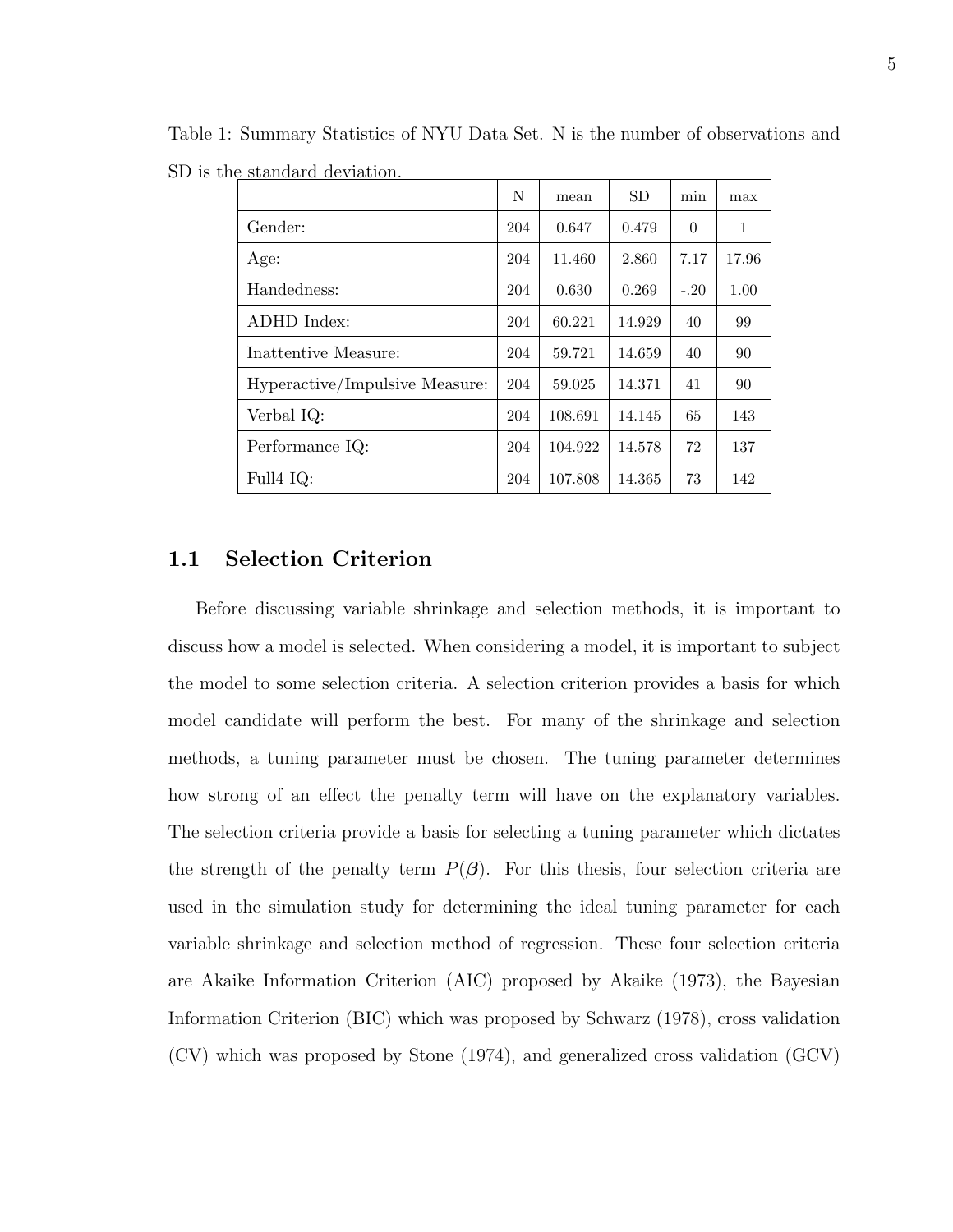Table 1: Summary Statistics of NYU Data Set. N is the number of observations and SD is the standard deviation.

| | N | mean | SD | min | max |
|---|---|---|---|---|---|
| Gender: | 204 | 0.647 | 0.479 | 0 | 1 |
| Age: | 204 | 11.460 | 2.860 | 7.17 | 17.96 |
| Handedness: | 204 | 0.630 | 0.269 | -.20 | 1.00 |
| ADHD Index: | 204 | 60.221 | 14.929 | 40 | 99 |
| Inattentive Measure: | 204 | 59.721 | 14.659 | 40 | 90 |
| Hyperactive/Impulsive Measure: | 204 | 59.025 | 14.371 | 41 | 90 |
| Verbal IQ: | 204 | 108.691 | 14.145 | 65 | 143 |
| Performance IQ: | 204 | 104.922 | 14.578 | 72 | 137 |
| Full4 IQ: | 204 | 107.808 | 14.365 | 73 | 142 |

## 1.1 Selection Criterion

Before discussing variable shrinkage and selection methods, it is important to discuss how a model is selected. When considering a model, it is important to subject the model to some selection criteria. A selection criterion provides a basis for which model candidate will perform the best. For many of the shrinkage and selection methods, a tuning parameter must be chosen. The tuning parameter determines how strong of an effect the penalty term will have on the explanatory variables. The selection criteria provide a basis for selecting a tuning parameter which dictates the strength of the penalty term $P(\boldsymbol{\beta})$. For this thesis, four selection criteria are used in the simulation study for determining the ideal tuning parameter for each variable shrinkage and selection method of regression. These four selection criteria are Akaike Information Criterion (AIC) proposed by Akaike (1973), the Bayesian Information Criterion (BIC) which was proposed by Schwarz (1978), cross validation (CV) which was proposed by Stone (1974), and generalized cross validation (GCV)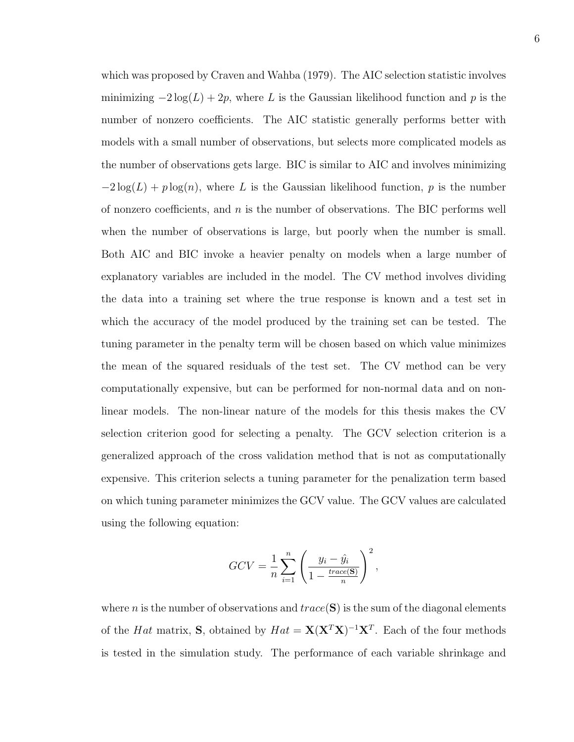which was proposed by Craven and Wahba (1979). The AIC selection statistic involves minimizing $-2\log(L) + 2p$, where $L$ is the Gaussian likelihood function and $p$ is the number of nonzero coefficients. The AIC statistic generally performs better with models with a small number of observations, but selects more complicated models as the number of observations gets large. BIC is similar to AIC and involves minimizing $-2\log(L) + p\log(n)$, where $L$ is the Gaussian likelihood function, $p$ is the number of nonzero coefficients, and $n$ is the number of observations. The BIC performs well when the number of observations is large, but poorly when the number is small. Both AIC and BIC invoke a heavier penalty on models when a large number of explanatory variables are included in the model. The CV method involves dividing the data into a training set where the true response is known and a test set in which the accuracy of the model produced by the training set can be tested. The tuning parameter in the penalty term will be chosen based on which value minimizes the mean of the squared residuals of the test set. The CV method can be very computationally expensive, but can be performed for non-normal data and on non-linear models. The non-linear nature of the models for this thesis makes the CV selection criterion good for selecting a penalty. The GCV selection criterion is a generalized approach of the cross validation method that is not as computationally expensive. This criterion selects a tuning parameter for the penalization term based on which tuning parameter minimizes the GCV value. The GCV values are calculated using the following equation:

$$GCV = \frac{1}{n}\sum_{i=1}^{n}\left(\frac{y_i - \hat{y}_i}{1 - \frac{trace(\mathbf{S})}{n}}\right)^2,$$

where $n$ is the number of observations and $trace(\mathbf{S})$ is the sum of the diagonal elements of the $Hat$ matrix, $\mathbf{S}$, obtained by $Hat = \mathbf{X}(\mathbf{X}^T\mathbf{X})^{-1}\mathbf{X}^T$. Each of the four methods is tested in the simulation study. The performance of each variable shrinkage and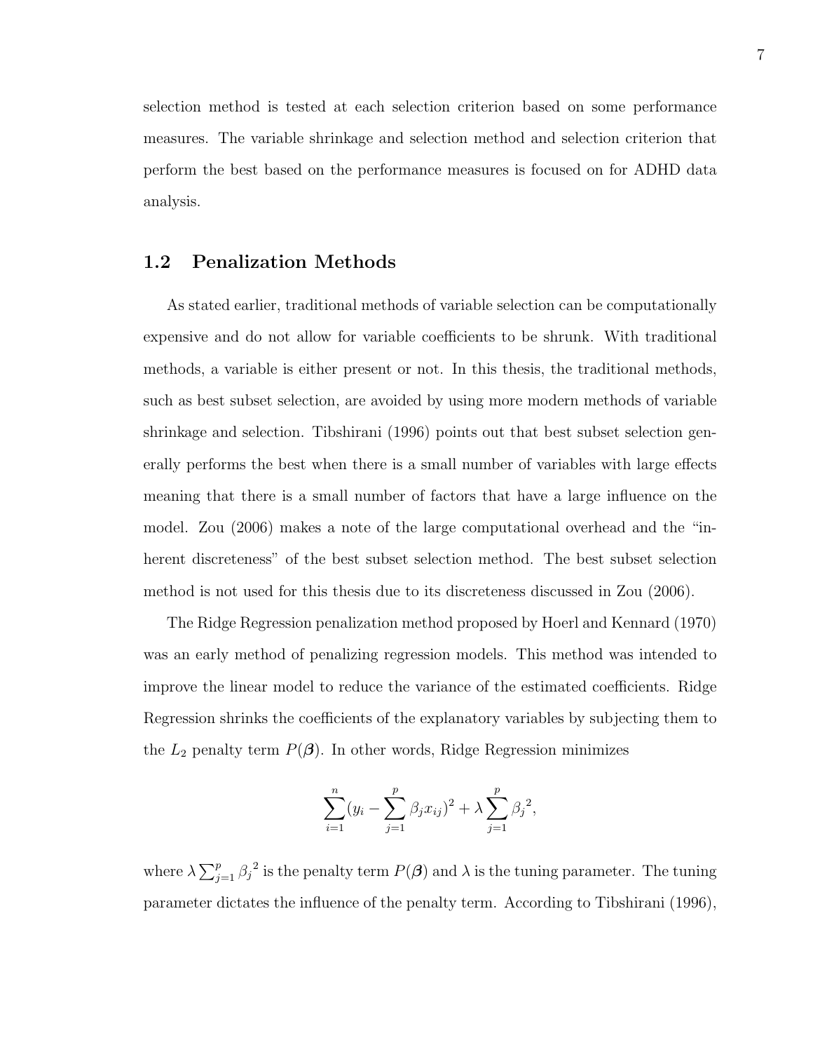selection method is tested at each selection criterion based on some performance measures. The variable shrinkage and selection method and selection criterion that perform the best based on the performance measures is focused on for ADHD data analysis.

## 1.2 Penalization Methods

As stated earlier, traditional methods of variable selection can be computationally expensive and do not allow for variable coefficients to be shrunk. With traditional methods, a variable is either present or not. In this thesis, the traditional methods, such as best subset selection, are avoided by using more modern methods of variable shrinkage and selection. Tibshirani (1996) points out that best subset selection generally performs the best when there is a small number of variables with large effects meaning that there is a small number of factors that have a large influence on the model. Zou (2006) makes a note of the large computational overhead and the "inherent discreteness" of the best subset selection method. The best subset selection method is not used for this thesis due to its discreteness discussed in Zou (2006).

The Ridge Regression penalization method proposed by Hoerl and Kennard (1970) was an early method of penalizing regression models. This method was intended to improve the linear model to reduce the variance of the estimated coefficients. Ridge Regression shrinks the coefficients of the explanatory variables by subjecting them to the $L_2$ penalty term $P(\boldsymbol{\beta})$. In other words, Ridge Regression minimizes

$$\sum_{i=1}^{n}(y_i - \sum_{j=1}^{p}\beta_j x_{ij})^2 + \lambda\sum_{j=1}^{p}{\beta_j}^2,$$

where $\lambda\sum_{j=1}^{p}{\beta_j}^2$ is the penalty term $P(\boldsymbol{\beta})$ and $\lambda$ is the tuning parameter. The tuning parameter dictates the influence of the penalty term. According to Tibshirani (1996),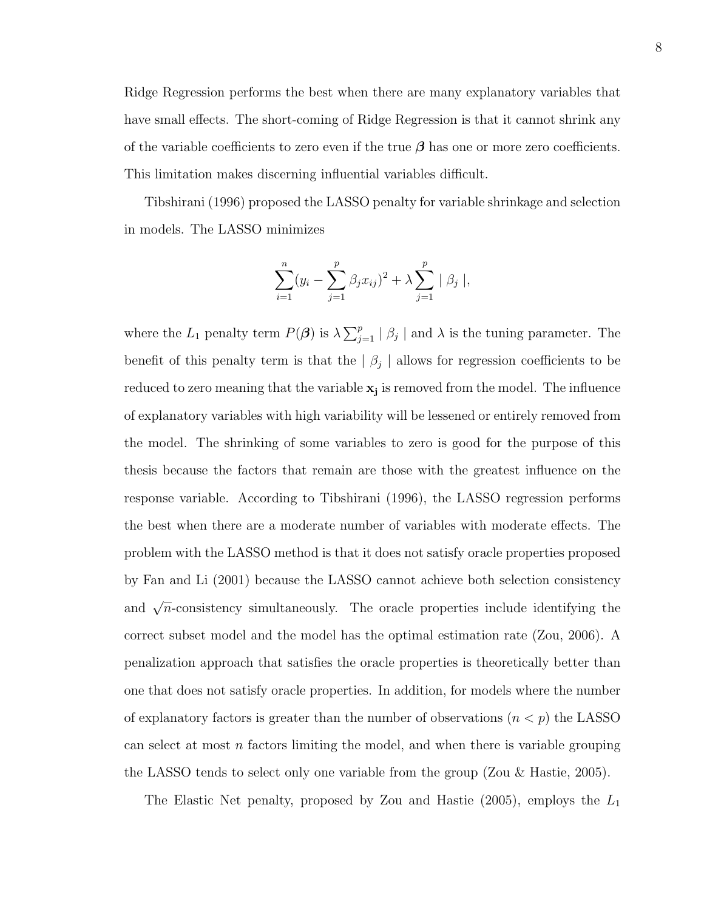Ridge Regression performs the best when there are many explanatory variables that have small effects. The short-coming of Ridge Regression is that it cannot shrink any of the variable coefficients to zero even if the true $\boldsymbol{\beta}$ has one or more zero coefficients. This limitation makes discerning influential variables difficult.

Tibshirani (1996) proposed the LASSO penalty for variable shrinkage and selection in models. The LASSO minimizes

$$\sum_{i=1}^{n}(y_i - \sum_{j=1}^{p} \beta_j x_{ij})^2 + \lambda \sum_{j=1}^{p} \mid \beta_j \mid,$$

where the $L_1$ penalty term $P(\boldsymbol{\beta})$ is $\lambda \sum_{j=1}^{p} \mid \beta_j \mid$ and $\lambda$ is the tuning parameter. The benefit of this penalty term is that the $\mid \beta_j \mid$ allows for regression coefficients to be reduced to zero meaning that the variable $\mathbf{x_j}$ is removed from the model. The influence of explanatory variables with high variability will be lessened or entirely removed from the model. The shrinking of some variables to zero is good for the purpose of this thesis because the factors that remain are those with the greatest influence on the response variable. According to Tibshirani (1996), the LASSO regression performs the best when there are a moderate number of variables with moderate effects. The problem with the LASSO method is that it does not satisfy oracle properties proposed by Fan and Li (2001) because the LASSO cannot achieve both selection consistency and $\sqrt{n}$-consistency simultaneously. The oracle properties include identifying the correct subset model and the model has the optimal estimation rate (Zou, 2006). A penalization approach that satisfies the oracle properties is theoretically better than one that does not satisfy oracle properties. In addition, for models where the number of explanatory factors is greater than the number of observations ($n < p$) the LASSO can select at most $n$ factors limiting the model, and when there is variable grouping the LASSO tends to select only one variable from the group (Zou & Hastie, 2005).

The Elastic Net penalty, proposed by Zou and Hastie (2005), employs the $L_1$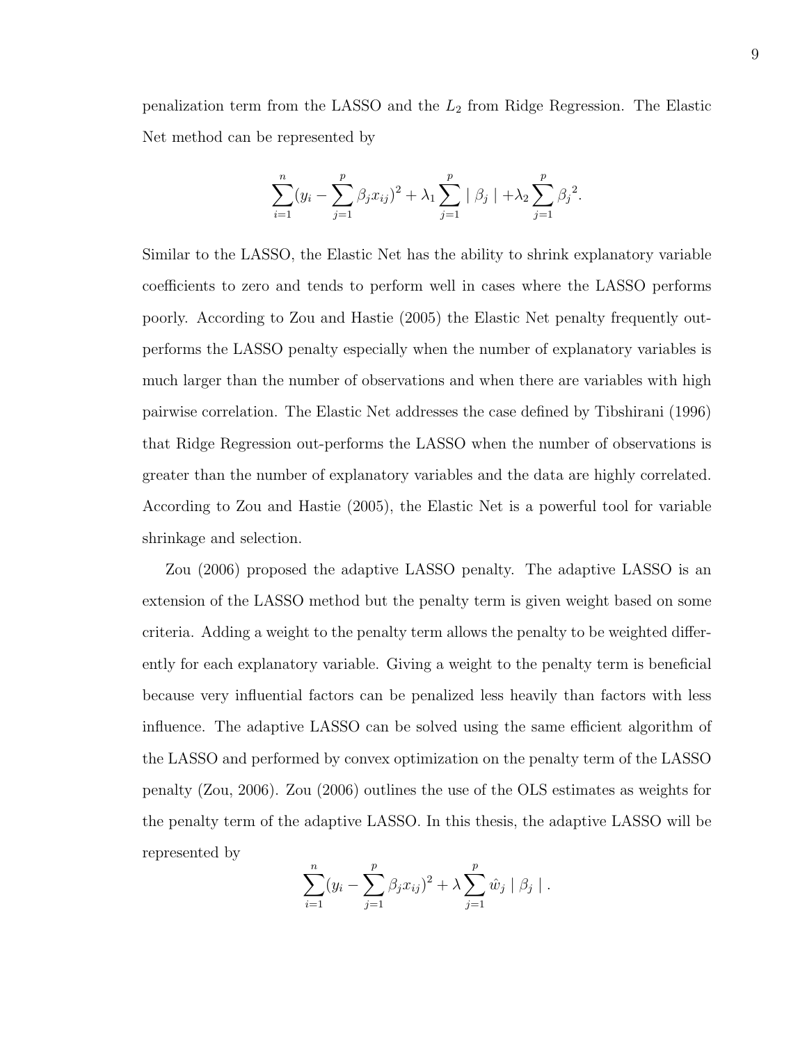penalization term from the LASSO and the $L_2$ from Ridge Regression. The Elastic Net method can be represented by

$$\sum_{i=1}^{n}(y_i - \sum_{j=1}^{p} \beta_j x_{ij})^2 + \lambda_1 \sum_{j=1}^{p} \mid \beta_j \mid + \lambda_2 \sum_{j=1}^{p} {\beta_j}^2.$$

Similar to the LASSO, the Elastic Net has the ability to shrink explanatory variable coefficients to zero and tends to perform well in cases where the LASSO performs poorly. According to Zou and Hastie (2005) the Elastic Net penalty frequently outperforms the LASSO penalty especially when the number of explanatory variables is much larger than the number of observations and when there are variables with high pairwise correlation. The Elastic Net addresses the case defined by Tibshirani (1996) that Ridge Regression out-performs the LASSO when the number of observations is greater than the number of explanatory variables and the data are highly correlated. According to Zou and Hastie (2005), the Elastic Net is a powerful tool for variable shrinkage and selection.

Zou (2006) proposed the adaptive LASSO penalty. The adaptive LASSO is an extension of the LASSO method but the penalty term is given weight based on some criteria. Adding a weight to the penalty term allows the penalty to be weighted differently for each explanatory variable. Giving a weight to the penalty term is beneficial because very influential factors can be penalized less heavily than factors with less influence. The adaptive LASSO can be solved using the same efficient algorithm of the LASSO and performed by convex optimization on the penalty term of the LASSO penalty (Zou, 2006). Zou (2006) outlines the use of the OLS estimates as weights for the penalty term of the adaptive LASSO. In this thesis, the adaptive LASSO will be represented by

$$\sum_{i=1}^{n}(y_i - \sum_{j=1}^{p} \beta_j x_{ij})^2 + \lambda \sum_{j=1}^{p} \hat{w}_j \mid \beta_j \mid .$$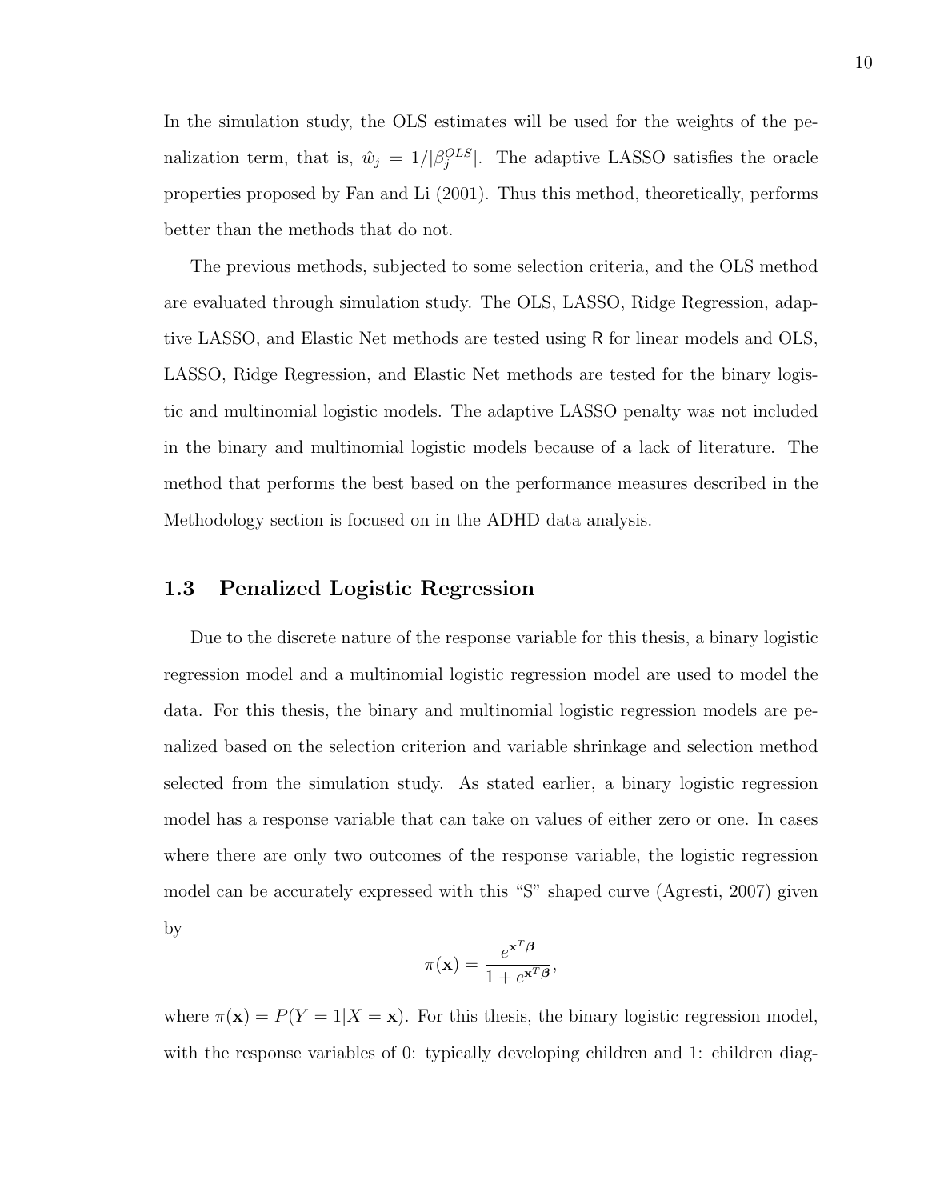In the simulation study, the OLS estimates will be used for the weights of the penalization term, that is, $\hat{w}_j = 1/|\beta_j^{OLS}|$. The adaptive LASSO satisfies the oracle properties proposed by Fan and Li (2001). Thus this method, theoretically, performs better than the methods that do not.

The previous methods, subjected to some selection criteria, and the OLS method are evaluated through simulation study. The OLS, LASSO, Ridge Regression, adaptive LASSO, and Elastic Net methods are tested using R for linear models and OLS, LASSO, Ridge Regression, and Elastic Net methods are tested for the binary logistic and multinomial logistic models. The adaptive LASSO penalty was not included in the binary and multinomial logistic models because of a lack of literature. The method that performs the best based on the performance measures described in the Methodology section is focused on in the ADHD data analysis.

## 1.3 Penalized Logistic Regression

Due to the discrete nature of the response variable for this thesis, a binary logistic regression model and a multinomial logistic regression model are used to model the data. For this thesis, the binary and multinomial logistic regression models are penalized based on the selection criterion and variable shrinkage and selection method selected from the simulation study. As stated earlier, a binary logistic regression model has a response variable that can take on values of either zero or one. In cases where there are only two outcomes of the response variable, the logistic regression model can be accurately expressed with this "S" shaped curve (Agresti, 2007) given by

$$\pi(\mathbf{x}) = \frac{e^{\mathbf{x}^T\boldsymbol{\beta}}}{1 + e^{\mathbf{x}^T\boldsymbol{\beta}}},$$

where $\pi(\mathbf{x}) = P(Y = 1|X = \mathbf{x})$. For this thesis, the binary logistic regression model, with the response variables of 0: typically developing children and 1: children diag-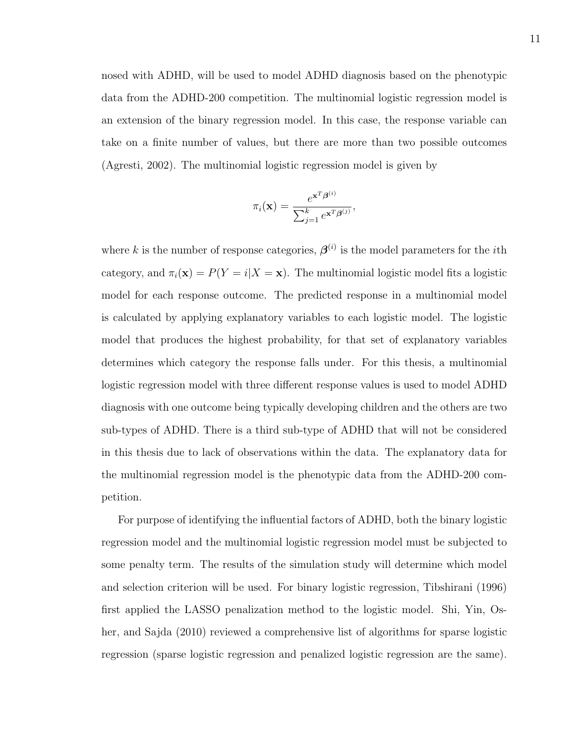nosed with ADHD, will be used to model ADHD diagnosis based on the phenotypic data from the ADHD-200 competition. The multinomial logistic regression model is an extension of the binary regression model. In this case, the response variable can take on a finite number of values, but there are more than two possible outcomes (Agresti, 2002). The multinomial logistic regression model is given by

$$\pi_i(\mathbf{x}) = \frac{e^{\mathbf{x}^T\boldsymbol{\beta}^{(i)}}}{\sum_{j=1}^{k} e^{\mathbf{x}^T\boldsymbol{\beta}^{(j)}}},$$

where $k$ is the number of response categories, $\boldsymbol{\beta}^{(i)}$ is the model parameters for the $i$th category, and $\pi_i(\mathbf{x}) = P(Y = i|X = \mathbf{x})$. The multinomial logistic model fits a logistic model for each response outcome. The predicted response in a multinomial model is calculated by applying explanatory variables to each logistic model. The logistic model that produces the highest probability, for that set of explanatory variables determines which category the response falls under. For this thesis, a multinomial logistic regression model with three different response values is used to model ADHD diagnosis with one outcome being typically developing children and the others are two sub-types of ADHD. There is a third sub-type of ADHD that will not be considered in this thesis due to lack of observations within the data. The explanatory data for the multinomial regression model is the phenotypic data from the ADHD-200 competition.

For purpose of identifying the influential factors of ADHD, both the binary logistic regression model and the multinomial logistic regression model must be subjected to some penalty term. The results of the simulation study will determine which model and selection criterion will be used. For binary logistic regression, Tibshirani (1996) first applied the LASSO penalization method to the logistic model. Shi, Yin, Osher, and Sajda (2010) reviewed a comprehensive list of algorithms for sparse logistic regression (sparse logistic regression and penalized logistic regression are the same).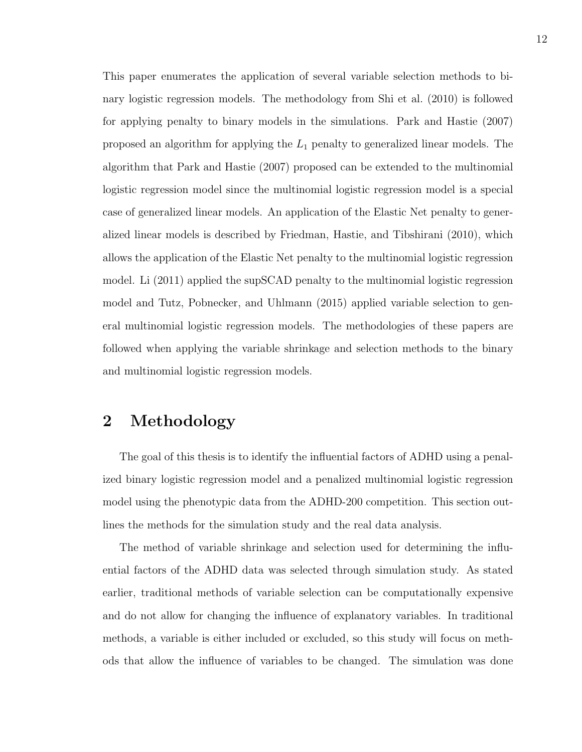This paper enumerates the application of several variable selection methods to binary logistic regression models. The methodology from Shi et al. (2010) is followed for applying penalty to binary models in the simulations. Park and Hastie (2007) proposed an algorithm for applying the $L_1$ penalty to generalized linear models. The algorithm that Park and Hastie (2007) proposed can be extended to the multinomial logistic regression model since the multinomial logistic regression model is a special case of generalized linear models. An application of the Elastic Net penalty to generalized linear models is described by Friedman, Hastie, and Tibshirani (2010), which allows the application of the Elastic Net penalty to the multinomial logistic regression model. Li (2011) applied the supSCAD penalty to the multinomial logistic regression model and Tutz, Pobnecker, and Uhlmann (2015) applied variable selection to general multinomial logistic regression models. The methodologies of these papers are followed when applying the variable shrinkage and selection methods to the binary and multinomial logistic regression models.

# 2 Methodology

The goal of this thesis is to identify the influential factors of ADHD using a penalized binary logistic regression model and a penalized multinomial logistic regression model using the phenotypic data from the ADHD-200 competition. This section outlines the methods for the simulation study and the real data analysis.

The method of variable shrinkage and selection used for determining the influential factors of the ADHD data was selected through simulation study. As stated earlier, traditional methods of variable selection can be computationally expensive and do not allow for changing the influence of explanatory variables. In traditional methods, a variable is either included or excluded, so this study will focus on methods that allow the influence of variables to be changed. The simulation was done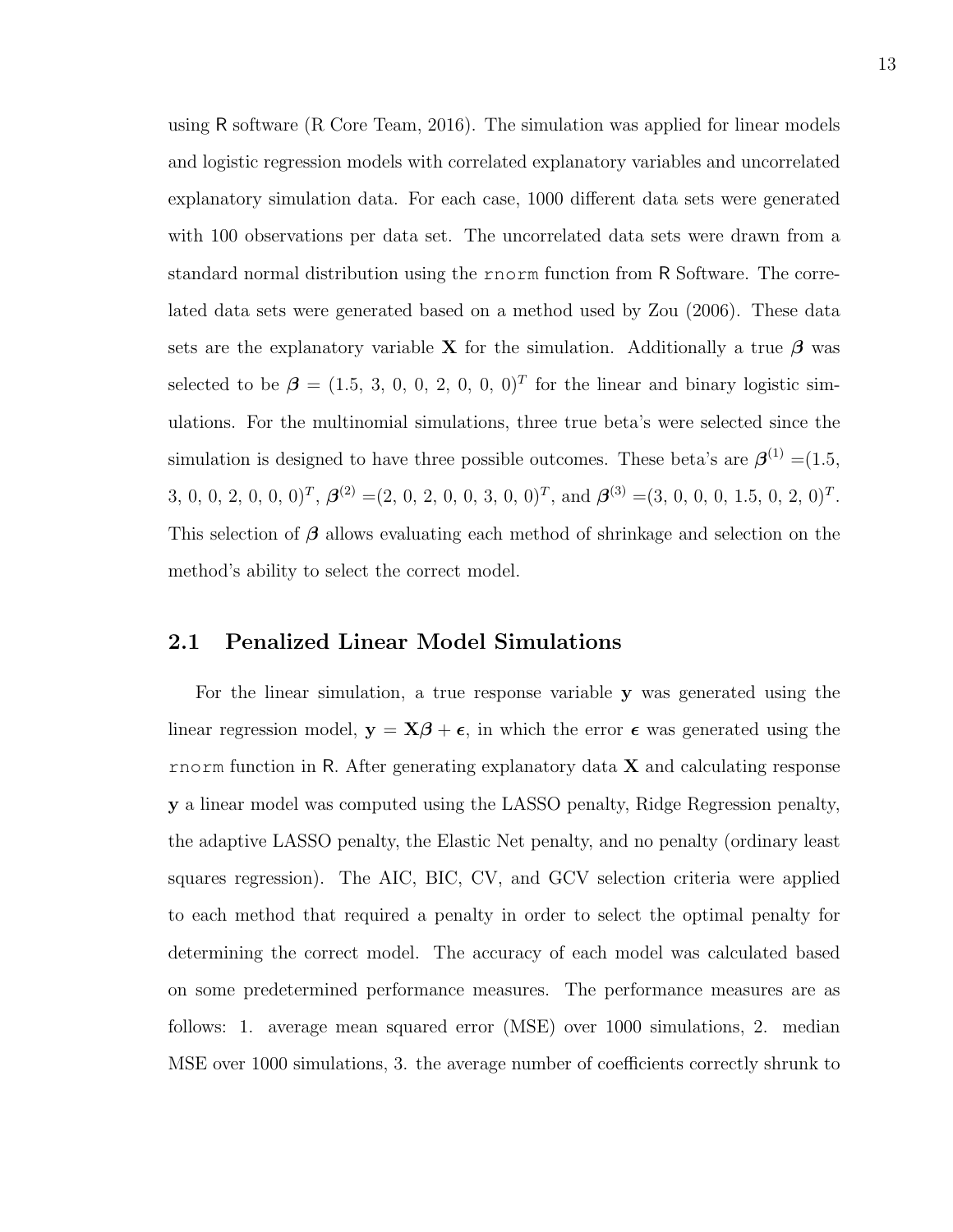using R software (R Core Team, 2016). The simulation was applied for linear models and logistic regression models with correlated explanatory variables and uncorrelated explanatory simulation data. For each case, 1000 different data sets were generated with 100 observations per data set. The uncorrelated data sets were drawn from a standard normal distribution using the `rnorm` function from R Software. The correlated data sets were generated based on a method used by Zou (2006). These data sets are the explanatory variable $\mathbf{X}$ for the simulation. Additionally a true $\boldsymbol{\beta}$ was selected to be $\boldsymbol{\beta} = (1.5, 3, 0, 0, 2, 0, 0, 0)^T$ for the linear and binary logistic simulations. For the multinomial simulations, three true beta's were selected since the simulation is designed to have three possible outcomes. These beta's are $\boldsymbol{\beta}^{(1)} = (1.5, 3, 0, 0, 2, 0, 0, 0)^T$, $\boldsymbol{\beta}^{(2)} = (2, 0, 2, 0, 0, 3, 0, 0)^T$, and $\boldsymbol{\beta}^{(3)} = (3, 0, 0, 0, 1.5, 0, 2, 0)^T$. This selection of $\boldsymbol{\beta}$ allows evaluating each method of shrinkage and selection on the method's ability to select the correct model.

## 2.1 Penalized Linear Model Simulations

For the linear simulation, a true response variable $\mathbf{y}$ was generated using the linear regression model, $\mathbf{y} = \mathbf{X}\boldsymbol{\beta} + \boldsymbol{\epsilon}$, in which the error $\boldsymbol{\epsilon}$ was generated using the `rnorm` function in R. After generating explanatory data $\mathbf{X}$ and calculating response $\mathbf{y}$ a linear model was computed using the LASSO penalty, Ridge Regression penalty, the adaptive LASSO penalty, the Elastic Net penalty, and no penalty (ordinary least squares regression). The AIC, BIC, CV, and GCV selection criteria were applied to each method that required a penalty in order to select the optimal penalty for determining the correct model. The accuracy of each model was calculated based on some predetermined performance measures. The performance measures are as follows: 1. average mean squared error (MSE) over 1000 simulations, 2. median MSE over 1000 simulations, 3. the average number of coefficients correctly shrunk to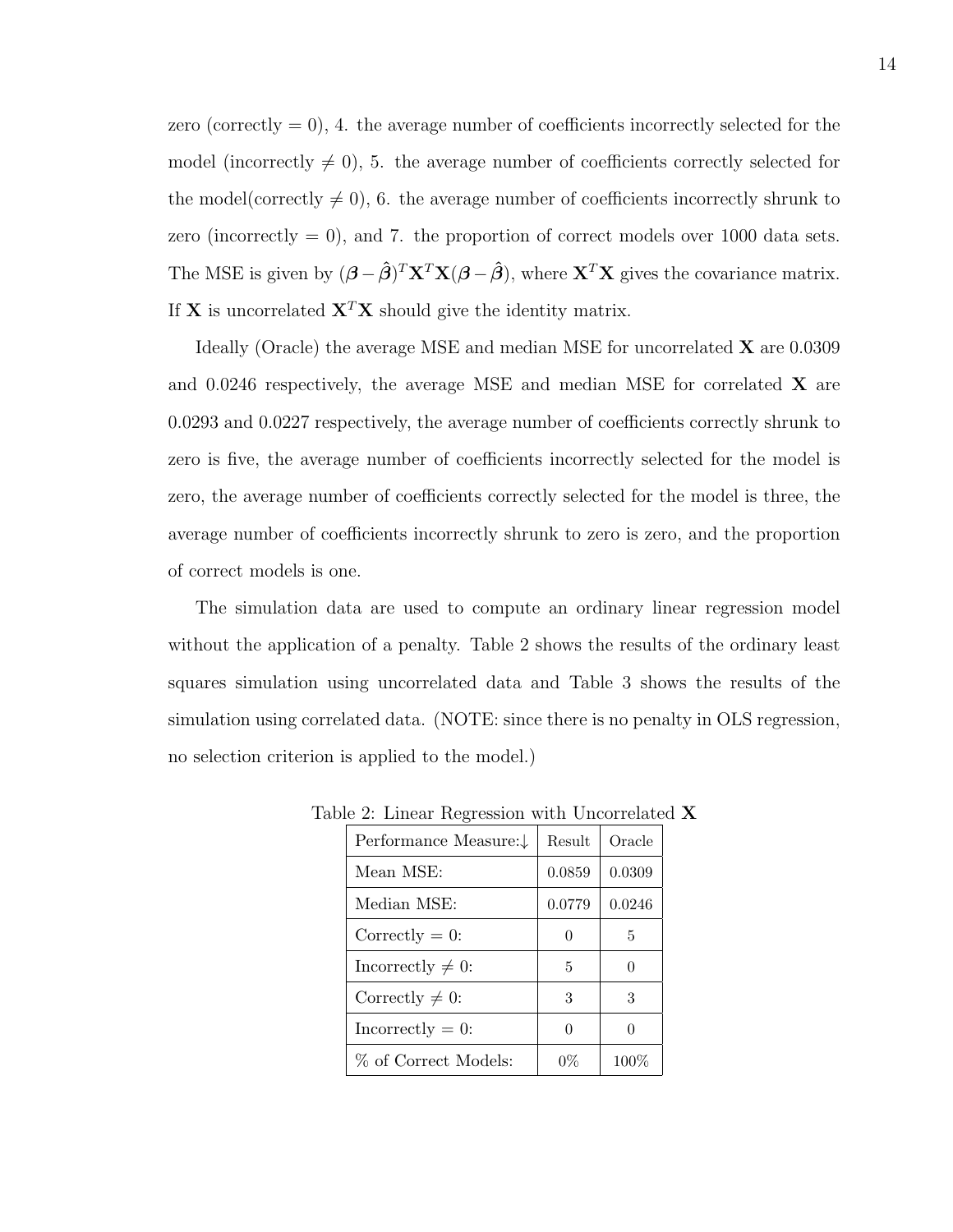zero (correctly = 0), 4. the average number of coefficients incorrectly selected for the model (incorrectly $\neq 0$), 5. the average number of coefficients correctly selected for the model(correctly $\neq 0$), 6. the average number of coefficients incorrectly shrunk to zero (incorrectly = 0), and 7. the proportion of correct models over 1000 data sets. The MSE is given by $(\boldsymbol{\beta} - \hat{\boldsymbol{\beta}})^T \mathbf{X}^T \mathbf{X} (\boldsymbol{\beta} - \hat{\boldsymbol{\beta}})$, where $\mathbf{X}^T \mathbf{X}$ gives the covariance matrix. If $\mathbf{X}$ is uncorrelated $\mathbf{X}^T \mathbf{X}$ should give the identity matrix.

Ideally (Oracle) the average MSE and median MSE for uncorrelated $\mathbf{X}$ are 0.0309 and 0.0246 respectively, the average MSE and median MSE for correlated $\mathbf{X}$ are 0.0293 and 0.0227 respectively, the average number of coefficients correctly shrunk to zero is five, the average number of coefficients incorrectly selected for the model is zero, the average number of coefficients correctly selected for the model is three, the average number of coefficients incorrectly shrunk to zero is zero, and the proportion of correct models is one.

The simulation data are used to compute an ordinary linear regression model without the application of a penalty. Table 2 shows the results of the ordinary least squares simulation using uncorrelated data and Table 3 shows the results of the simulation using correlated data. (NOTE: since there is no penalty in OLS regression, no selection criterion is applied to the model.)

Table 2: Linear Regression with Uncorrelated $\mathbf{X}$

| Performance Measure:↓ | Result | Oracle |
|---|---|---|
| Mean MSE: | 0.0859 | 0.0309 |
| Median MSE: | 0.0779 | 0.0246 |
| Correctly = 0: | 0 | 5 |
| Incorrectly $\neq$ 0: | 5 | 0 |
| Correctly $\neq$ 0: | 3 | 3 |
| Incorrectly = 0: | 0 | 0 |
| % of Correct Models: | 0% | 100% |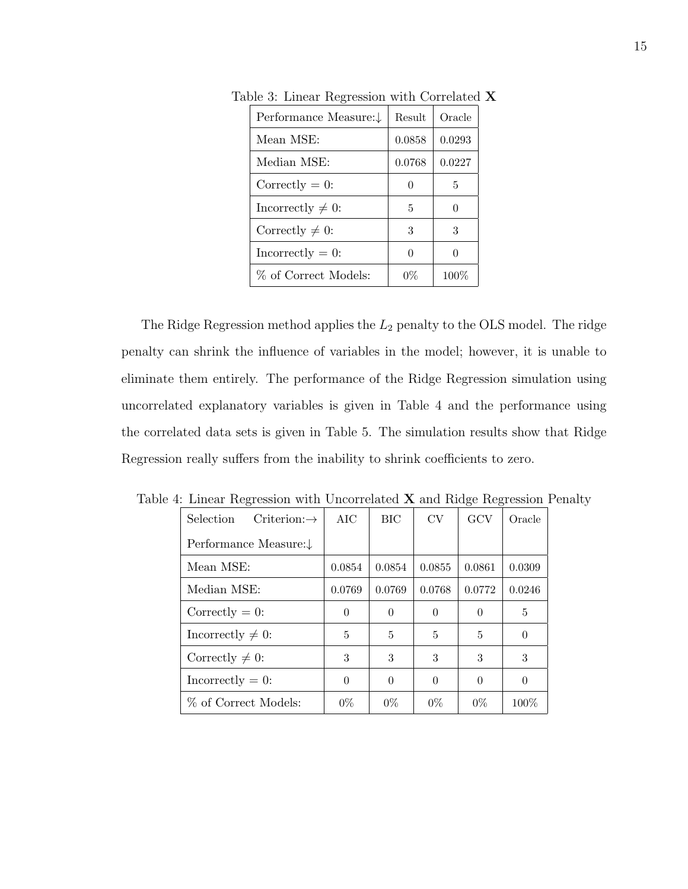Table 3: Linear Regression with Correlated **X**

| Performance Measure:↓ | Result | Oracle |
| --- | --- | --- |
| Mean MSE: | 0.0858 | 0.0293 |
| Median MSE: | 0.0768 | 0.0227 |
| Correctly $= 0$: | 0 | 5 |
| Incorrectly $\neq 0$: | 5 | 0 |
| Correctly $\neq 0$: | 3 | 3 |
| Incorrectly $= 0$: | 0 | 0 |
| % of Correct Models: | 0% | 100% |

The Ridge Regression method applies the $L_2$ penalty to the OLS model. The ridge penalty can shrink the influence of variables in the model; however, it is unable to eliminate them entirely. The performance of the Ridge Regression simulation using uncorrelated explanatory variables is given in Table 4 and the performance using the correlated data sets is given in Table 5. The simulation results show that Ridge Regression really suffers from the inability to shrink coefficients to zero.

Table 4: Linear Regression with Uncorrelated **X** and Ridge Regression Penalty

| Selection Criterion:→ Performance Measure:↓ | AIC | BIC | CV | GCV | Oracle |
| --- | --- | --- | --- | --- | --- |
| Mean MSE: | 0.0854 | 0.0854 | 0.0855 | 0.0861 | 0.0309 |
| Median MSE: | 0.0769 | 0.0769 | 0.0768 | 0.0772 | 0.0246 |
| Correctly $= 0$: | 0 | 0 | 0 | 0 | 5 |
| Incorrectly $\neq 0$: | 5 | 5 | 5 | 5 | 0 |
| Correctly $\neq 0$: | 3 | 3 | 3 | 3 | 3 |
| Incorrectly $= 0$: | 0 | 0 | 0 | 0 | 0 |
| % of Correct Models: | 0% | 0% | 0% | 0% | 100% |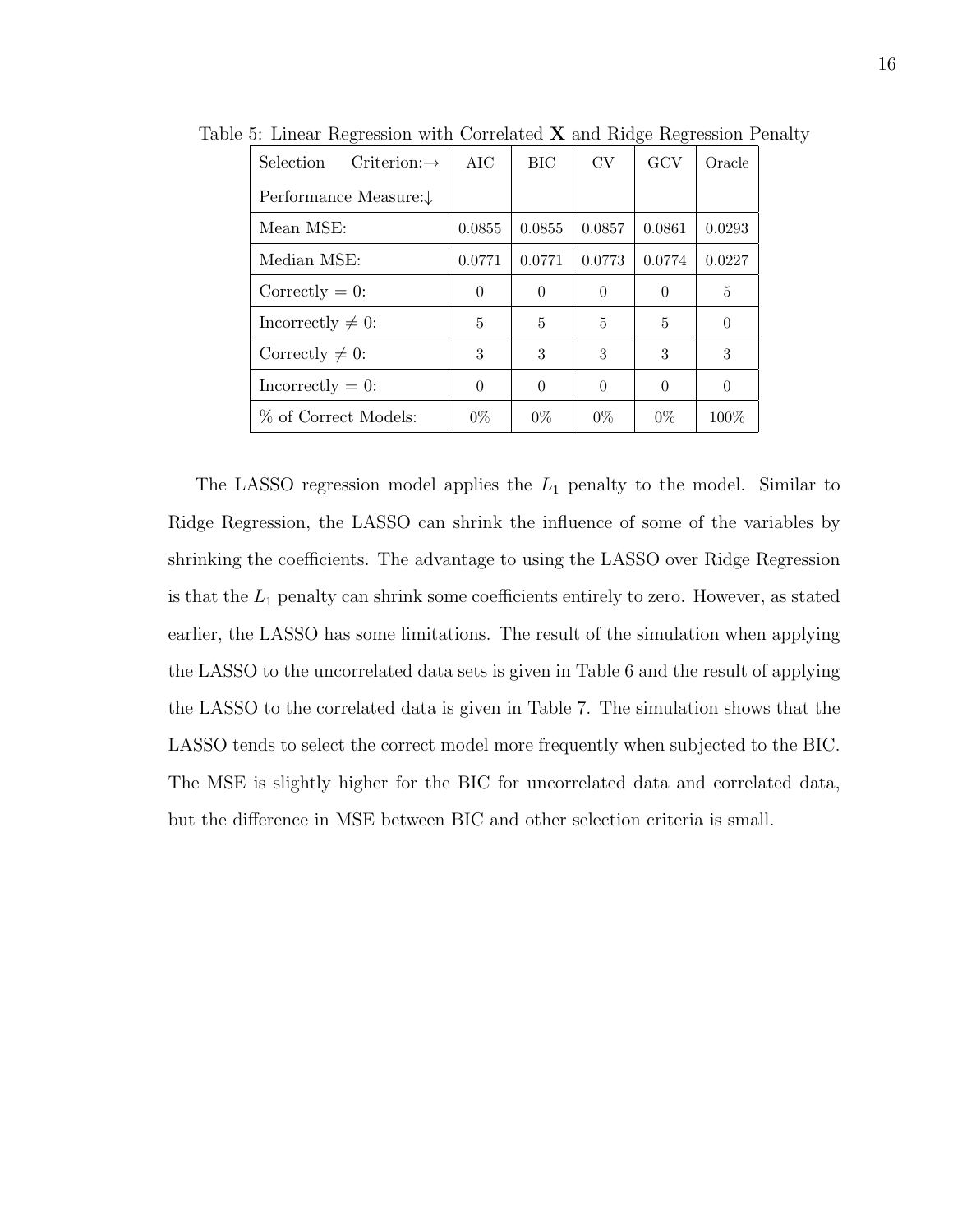Table 5: Linear Regression with Correlated $\mathbf{X}$ and Ridge Regression Penalty

| Selection Criterion:→ Performance Measure:↓ | AIC | BIC | CV | GCV | Oracle |
|---|---|---|---|---|---|
| Mean MSE: | 0.0855 | 0.0855 | 0.0857 | 0.0861 | 0.0293 |
| Median MSE: | 0.0771 | 0.0771 | 0.0773 | 0.0774 | 0.0227 |
| Correctly = 0: | 0 | 0 | 0 | 0 | 5 |
| Incorrectly ≠ 0: | 5 | 5 | 5 | 5 | 0 |
| Correctly ≠ 0: | 3 | 3 | 3 | 3 | 3 |
| Incorrectly = 0: | 0 | 0 | 0 | 0 | 0 |
| % of Correct Models: | 0% | 0% | 0% | 0% | 100% |

The LASSO regression model applies the $L_1$ penalty to the model. Similar to Ridge Regression, the LASSO can shrink the influence of some of the variables by shrinking the coefficients. The advantage to using the LASSO over Ridge Regression is that the $L_1$ penalty can shrink some coefficients entirely to zero. However, as stated earlier, the LASSO has some limitations. The result of the simulation when applying the LASSO to the uncorrelated data sets is given in Table 6 and the result of applying the LASSO to the correlated data is given in Table 7. The simulation shows that the LASSO tends to select the correct model more frequently when subjected to the BIC. The MSE is slightly higher for the BIC for uncorrelated data and correlated data, but the difference in MSE between BIC and other selection criteria is small.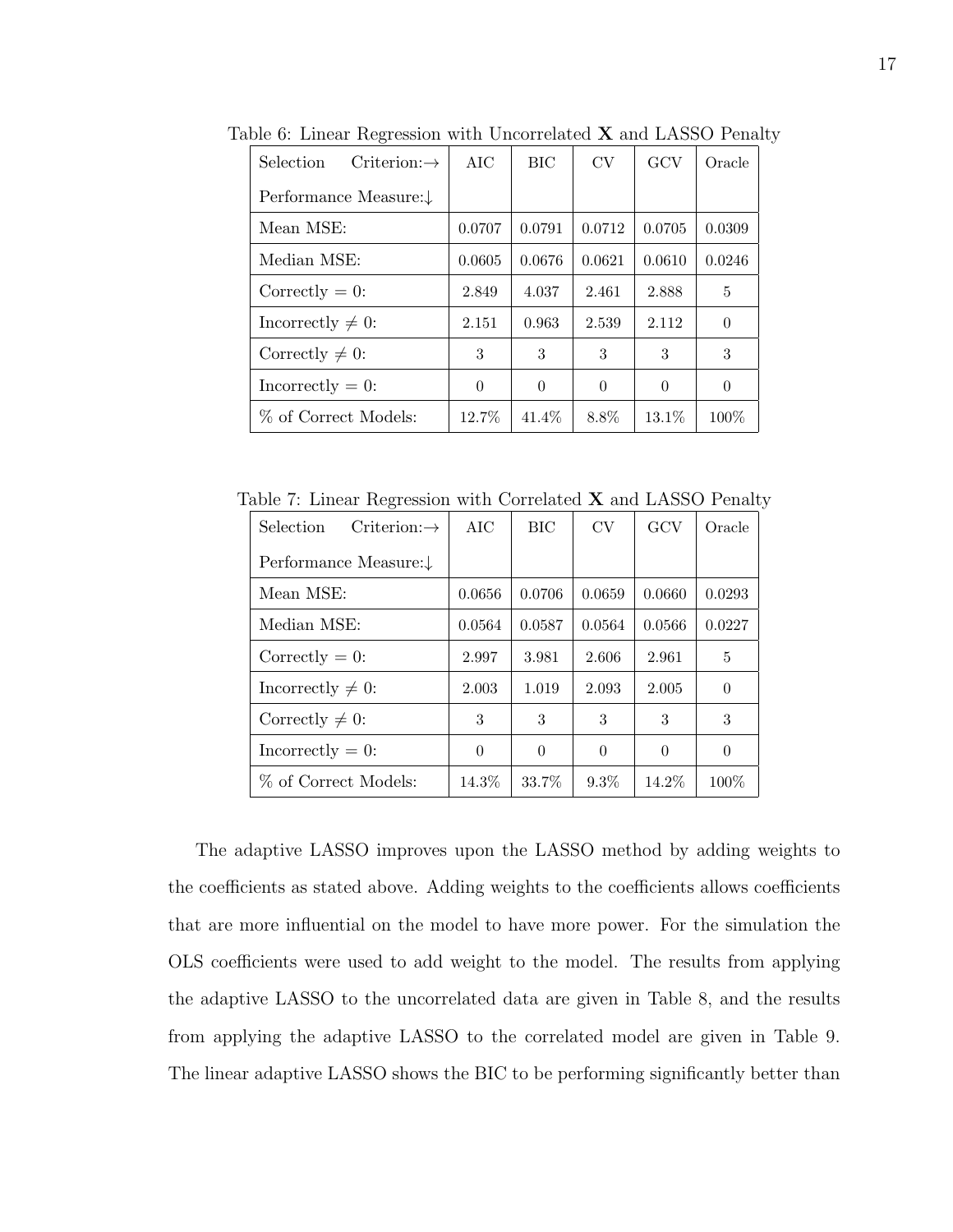Table 6: Linear Regression with Uncorrelated **X** and LASSO Penalty

| Selection Criterion:→ Performance Measure:↓ | AIC | BIC | CV | GCV | Oracle |
|---|---|---|---|---|---|
| Mean MSE: | 0.0707 | 0.0791 | 0.0712 | 0.0705 | 0.0309 |
| Median MSE: | 0.0605 | 0.0676 | 0.0621 | 0.0610 | 0.0246 |
| Correctly = 0: | 2.849 | 4.037 | 2.461 | 2.888 | 5 |
| Incorrectly ≠ 0: | 2.151 | 0.963 | 2.539 | 2.112 | 0 |
| Correctly ≠ 0: | 3 | 3 | 3 | 3 | 3 |
| Incorrectly = 0: | 0 | 0 | 0 | 0 | 0 |
| % of Correct Models: | 12.7% | 41.4% | 8.8% | 13.1% | 100% |

Table 7: Linear Regression with Correlated **X** and LASSO Penalty

| Selection Criterion:→ Performance Measure:↓ | AIC | BIC | CV | GCV | Oracle |
|---|---|---|---|---|---|
| Mean MSE: | 0.0656 | 0.0706 | 0.0659 | 0.0660 | 0.0293 |
| Median MSE: | 0.0564 | 0.0587 | 0.0564 | 0.0566 | 0.0227 |
| Correctly = 0: | 2.997 | 3.981 | 2.606 | 2.961 | 5 |
| Incorrectly ≠ 0: | 2.003 | 1.019 | 2.093 | 2.005 | 0 |
| Correctly ≠ 0: | 3 | 3 | 3 | 3 | 3 |
| Incorrectly = 0: | 0 | 0 | 0 | 0 | 0 |
| % of Correct Models: | 14.3% | 33.7% | 9.3% | 14.2% | 100% |

The adaptive LASSO improves upon the LASSO method by adding weights to the coefficients as stated above. Adding weights to the coefficients allows coefficients that are more influential on the model to have more power. For the simulation the OLS coefficients were used to add weight to the model. The results from applying the adaptive LASSO to the uncorrelated data are given in Table 8, and the results from applying the adaptive LASSO to the correlated model are given in Table 9. The linear adaptive LASSO shows the BIC to be performing significantly better than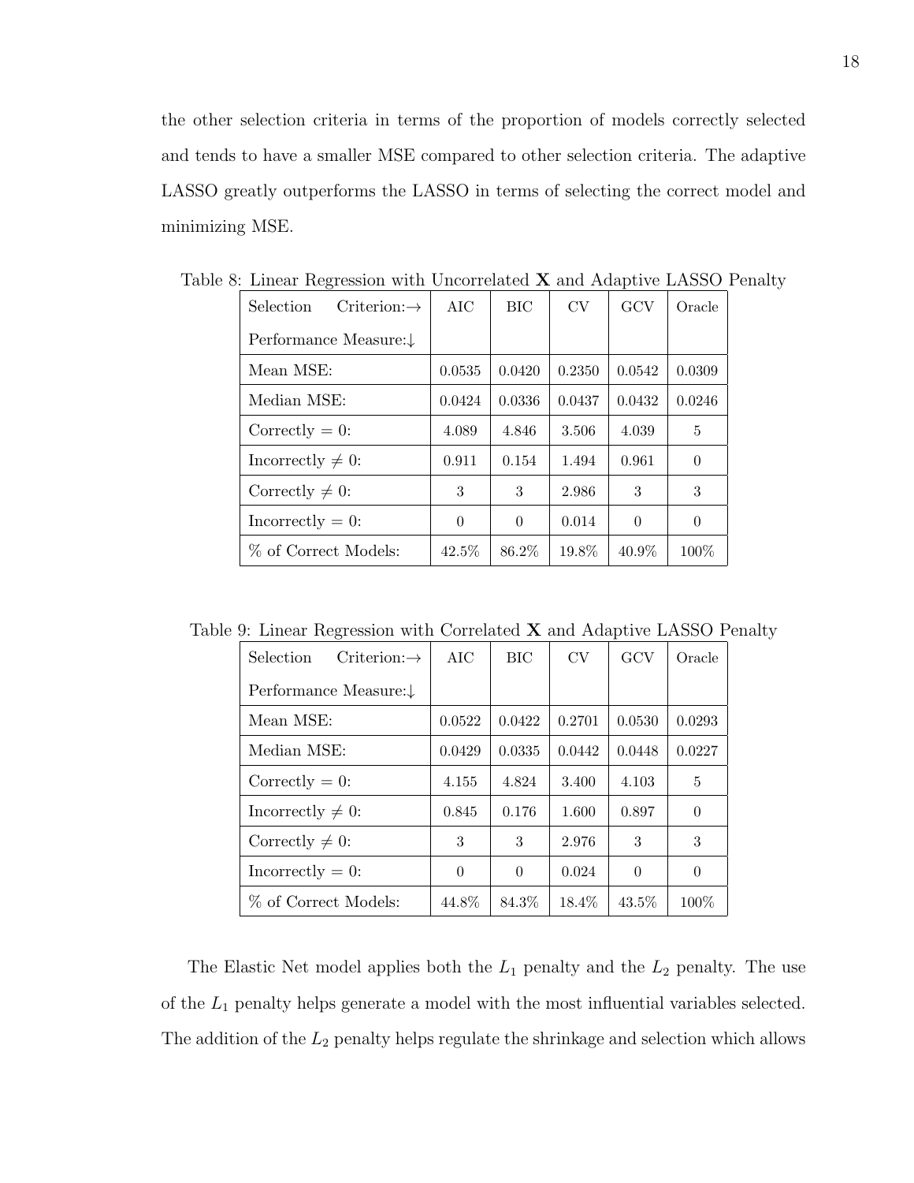the other selection criteria in terms of the proportion of models correctly selected and tends to have a smaller MSE compared to other selection criteria. The adaptive LASSO greatly outperforms the LASSO in terms of selecting the correct model and minimizing MSE.

Table 8: Linear Regression with Uncorrelated **X** and Adaptive LASSO Penalty

| Selection Criterion:→ Performance Measure:↓ | AIC | BIC | CV | GCV | Oracle |
|---|---|---|---|---|---|
| Mean MSE: | 0.0535 | 0.0420 | 0.2350 | 0.0542 | 0.0309 |
| Median MSE: | 0.0424 | 0.0336 | 0.0437 | 0.0432 | 0.0246 |
| Correctly = 0: | 4.089 | 4.846 | 3.506 | 4.039 | 5 |
| Incorrectly ≠ 0: | 0.911 | 0.154 | 1.494 | 0.961 | 0 |
| Correctly ≠ 0: | 3 | 3 | 2.986 | 3 | 3 |
| Incorrectly = 0: | 0 | 0 | 0.014 | 0 | 0 |
| % of Correct Models: | 42.5% | 86.2% | 19.8% | 40.9% | 100% |

Table 9: Linear Regression with Correlated **X** and Adaptive LASSO Penalty

| Selection Criterion:→ Performance Measure:↓ | AIC | BIC | CV | GCV | Oracle |
|---|---|---|---|---|---|
| Mean MSE: | 0.0522 | 0.0422 | 0.2701 | 0.0530 | 0.0293 |
| Median MSE: | 0.0429 | 0.0335 | 0.0442 | 0.0448 | 0.0227 |
| Correctly = 0: | 4.155 | 4.824 | 3.400 | 4.103 | 5 |
| Incorrectly ≠ 0: | 0.845 | 0.176 | 1.600 | 0.897 | 0 |
| Correctly ≠ 0: | 3 | 3 | 2.976 | 3 | 3 |
| Incorrectly = 0: | 0 | 0 | 0.024 | 0 | 0 |
| % of Correct Models: | 44.8% | 84.3% | 18.4% | 43.5% | 100% |

The Elastic Net model applies both the $L_1$ penalty and the $L_2$ penalty. The use of the $L_1$ penalty helps generate a model with the most influential variables selected. The addition of the $L_2$ penalty helps regulate the shrinkage and selection which allows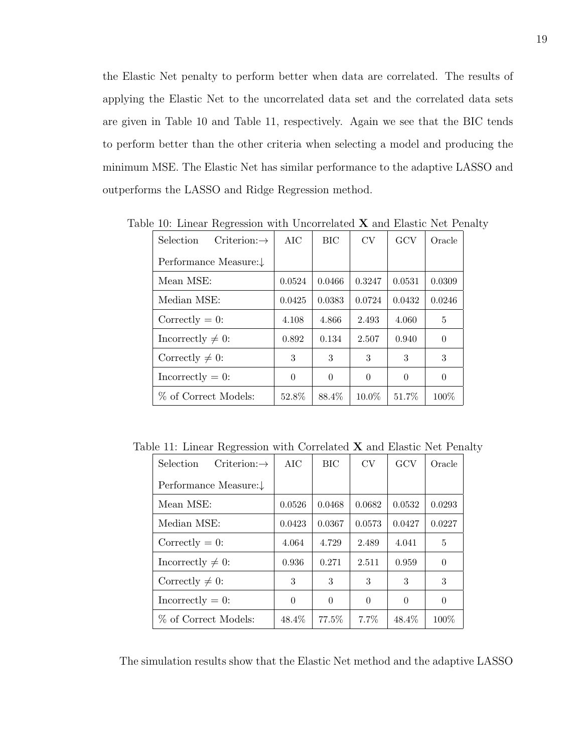the Elastic Net penalty to perform better when data are correlated. The results of applying the Elastic Net to the uncorrelated data set and the correlated data sets are given in Table 10 and Table 11, respectively. Again we see that the BIC tends to perform better than the other criteria when selecting a model and producing the minimum MSE. The Elastic Net has similar performance to the adaptive LASSO and outperforms the LASSO and Ridge Regression method.

Table 10: Linear Regression with Uncorrelated **X** and Elastic Net Penalty

| Selection Criterion:→ Performance Measure:↓ | AIC | BIC | CV | GCV | Oracle |
|---|---|---|---|---|---|
| Mean MSE: | 0.0524 | 0.0466 | 0.3247 | 0.0531 | 0.0309 |
| Median MSE: | 0.0425 | 0.0383 | 0.0724 | 0.0432 | 0.0246 |
| Correctly = 0: | 4.108 | 4.866 | 2.493 | 4.060 | 5 |
| Incorrectly ≠ 0: | 0.892 | 0.134 | 2.507 | 0.940 | 0 |
| Correctly ≠ 0: | 3 | 3 | 3 | 3 | 3 |
| Incorrectly = 0: | 0 | 0 | 0 | 0 | 0 |
| % of Correct Models: | 52.8% | 88.4% | 10.0% | 51.7% | 100% |

Table 11: Linear Regression with Correlated **X** and Elastic Net Penalty

| Selection Criterion:→ Performance Measure:↓ | AIC | BIC | CV | GCV | Oracle |
|---|---|---|---|---|---|
| Mean MSE: | 0.0526 | 0.0468 | 0.0682 | 0.0532 | 0.0293 |
| Median MSE: | 0.0423 | 0.0367 | 0.0573 | 0.0427 | 0.0227 |
| Correctly = 0: | 4.064 | 4.729 | 2.489 | 4.041 | 5 |
| Incorrectly ≠ 0: | 0.936 | 0.271 | 2.511 | 0.959 | 0 |
| Correctly ≠ 0: | 3 | 3 | 3 | 3 | 3 |
| Incorrectly = 0: | 0 | 0 | 0 | 0 | 0 |
| % of Correct Models: | 48.4% | 77.5% | 7.7% | 48.4% | 100% |

The simulation results show that the Elastic Net method and the adaptive LASSO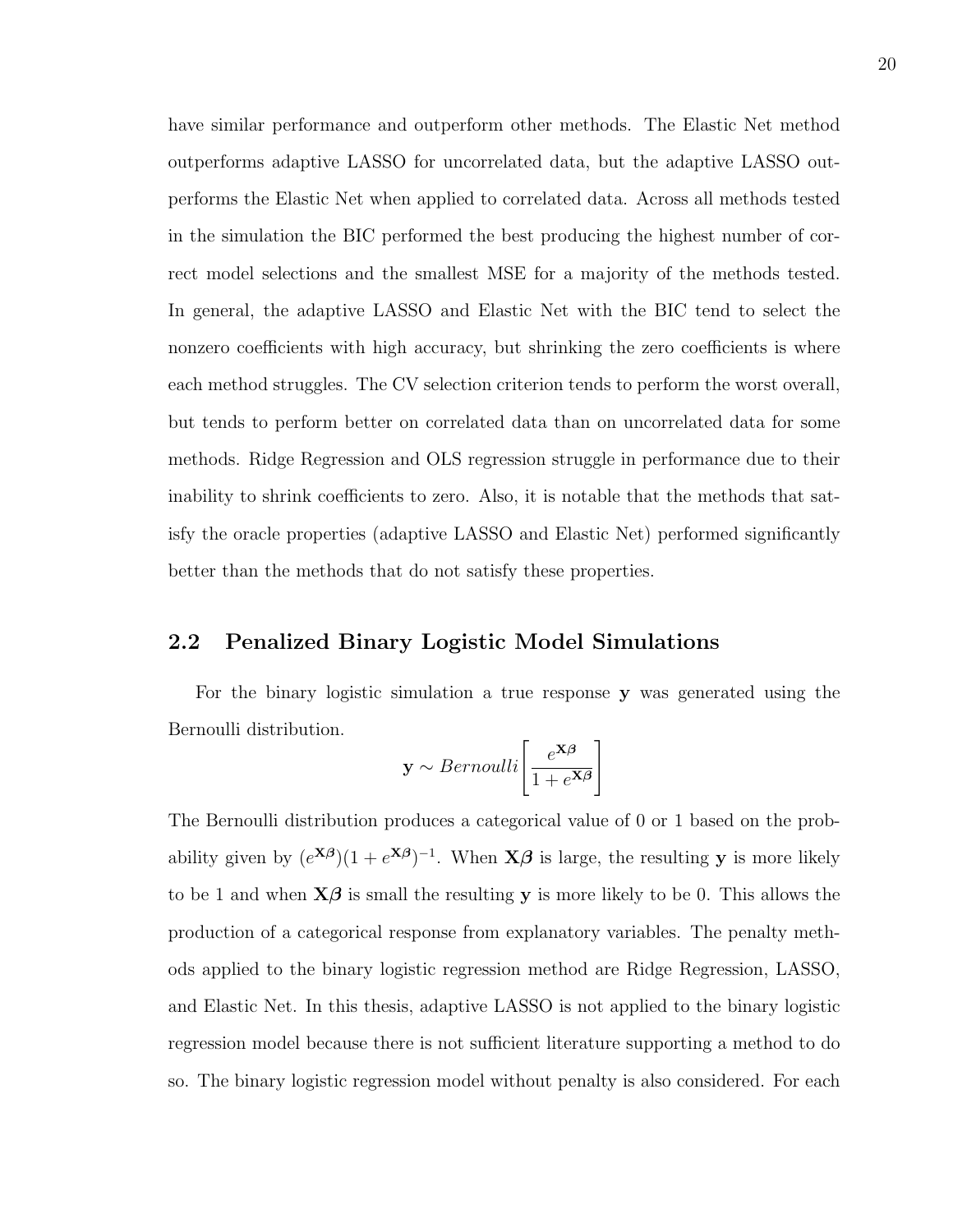have similar performance and outperform other methods. The Elastic Net method outperforms adaptive LASSO for uncorrelated data, but the adaptive LASSO outperforms the Elastic Net when applied to correlated data. Across all methods tested in the simulation the BIC performed the best producing the highest number of correct model selections and the smallest MSE for a majority of the methods tested. In general, the adaptive LASSO and Elastic Net with the BIC tend to select the nonzero coefficients with high accuracy, but shrinking the zero coefficients is where each method struggles. The CV selection criterion tends to perform the worst overall, but tends to perform better on correlated data than on uncorrelated data for some methods. Ridge Regression and OLS regression struggle in performance due to their inability to shrink coefficients to zero. Also, it is notable that the methods that satisfy the oracle properties (adaptive LASSO and Elastic Net) performed significantly better than the methods that do not satisfy these properties.

## 2.2 Penalized Binary Logistic Model Simulations

For the binary logistic simulation a true response $\mathbf{y}$ was generated using the Bernoulli distribution.

$$\mathbf{y} \sim Bernoulli\left[\frac{e^{\mathbf{X}\boldsymbol{\beta}}}{1+e^{\mathbf{X}\boldsymbol{\beta}}}\right]$$

The Bernoulli distribution produces a categorical value of 0 or 1 based on the probability given by $(e^{\mathbf{X}\boldsymbol{\beta}})(1+e^{\mathbf{X}\boldsymbol{\beta}})^{-1}$. When $\mathbf{X}\boldsymbol{\beta}$ is large, the resulting $\mathbf{y}$ is more likely to be 1 and when $\mathbf{X}\boldsymbol{\beta}$ is small the resulting $\mathbf{y}$ is more likely to be 0. This allows the production of a categorical response from explanatory variables. The penalty methods applied to the binary logistic regression method are Ridge Regression, LASSO, and Elastic Net. In this thesis, adaptive LASSO is not applied to the binary logistic regression model because there is not sufficient literature supporting a method to do so. The binary logistic regression model without penalty is also considered. For each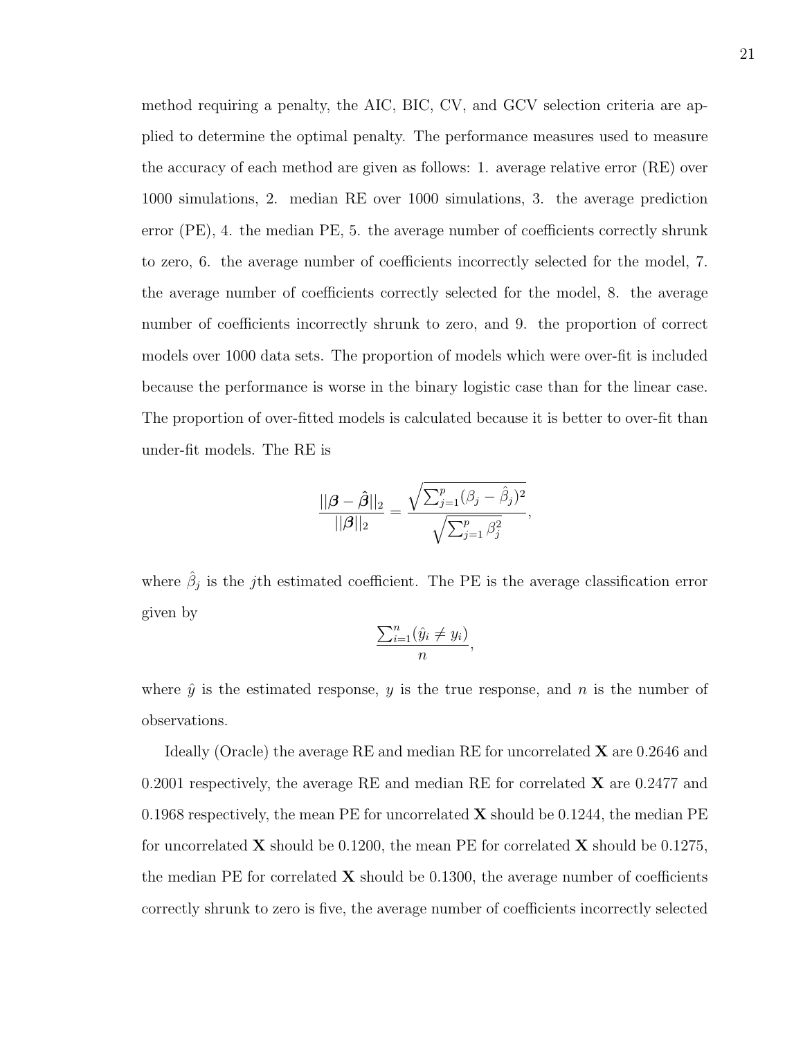method requiring a penalty, the AIC, BIC, CV, and GCV selection criteria are applied to determine the optimal penalty. The performance measures used to measure the accuracy of each method are given as follows: 1. average relative error (RE) over 1000 simulations, 2. median RE over 1000 simulations, 3. the average prediction error (PE), 4. the median PE, 5. the average number of coefficients correctly shrunk to zero, 6. the average number of coefficients incorrectly selected for the model, 7. the average number of coefficients correctly selected for the model, 8. the average number of coefficients incorrectly shrunk to zero, and 9. the proportion of correct models over 1000 data sets. The proportion of models which were over-fit is included because the performance is worse in the binary logistic case than for the linear case. The proportion of over-fitted models is calculated because it is better to over-fit than under-fit models. The RE is

$$\frac{||\boldsymbol{\beta} - \hat{\boldsymbol{\beta}}||_2}{||\boldsymbol{\beta}||_2} = \frac{\sqrt{\sum_{j=1}^{p}(\beta_j - \hat{\beta}_j)^2}}{\sqrt{\sum_{j=1}^{p}\beta_j^2}},$$

where $\hat{\beta}_j$ is the $j$th estimated coefficient. The PE is the average classification error given by

$$\frac{\sum_{i=1}^{n}(\hat{y}_i \neq y_i)}{n},$$

where $\hat{y}$ is the estimated response, $y$ is the true response, and $n$ is the number of observations.

Ideally (Oracle) the average RE and median RE for uncorrelated $\mathbf{X}$ are 0.2646 and 0.2001 respectively, the average RE and median RE for correlated $\mathbf{X}$ are 0.2477 and 0.1968 respectively, the mean PE for uncorrelated $\mathbf{X}$ should be 0.1244, the median PE for uncorrelated $\mathbf{X}$ should be 0.1200, the mean PE for correlated $\mathbf{X}$ should be 0.1275, the median PE for correlated $\mathbf{X}$ should be 0.1300, the average number of coefficients correctly shrunk to zero is five, the average number of coefficients incorrectly selected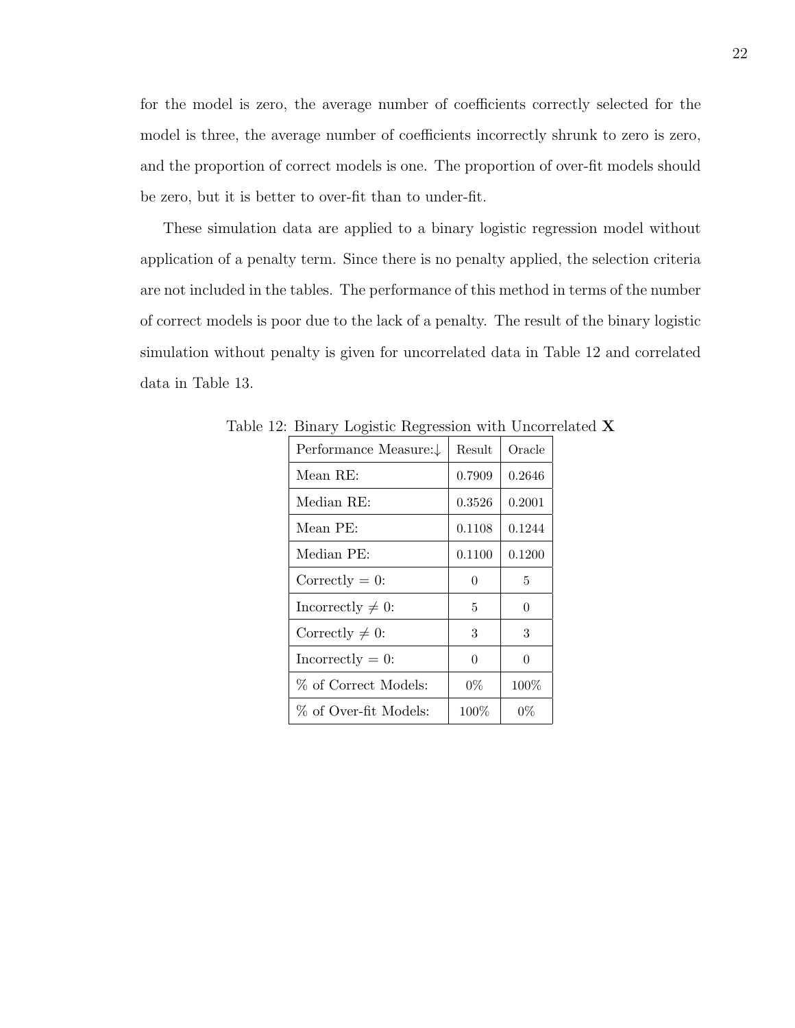for the model is zero, the average number of coefficients correctly selected for the model is three, the average number of coefficients incorrectly shrunk to zero is zero, and the proportion of correct models is one. The proportion of over-fit models should be zero, but it is better to over-fit than to under-fit.

These simulation data are applied to a binary logistic regression model without application of a penalty term. Since there is no penalty applied, the selection criteria are not included in the tables. The performance of this method in terms of the number of correct models is poor due to the lack of a penalty. The result of the binary logistic simulation without penalty is given for uncorrelated data in Table 12 and correlated data in Table 13.

Table 12: Binary Logistic Regression with Uncorrelated $\mathbf{X}$

| Performance Measure:↓ | Result | Oracle |
|---|---|---|
| Mean RE: | 0.7909 | 0.2646 |
| Median RE: | 0.3526 | 0.2001 |
| Mean PE: | 0.1108 | 0.1244 |
| Median PE: | 0.1100 | 0.1200 |
| Correctly $= 0$: | 0 | 5 |
| Incorrectly $\neq 0$: | 5 | 0 |
| Correctly $\neq 0$: | 3 | 3 |
| Incorrectly $= 0$: | 0 | 0 |
| % of Correct Models: | 0% | 100% |
| % of Over-fit Models: | 100% | 0% |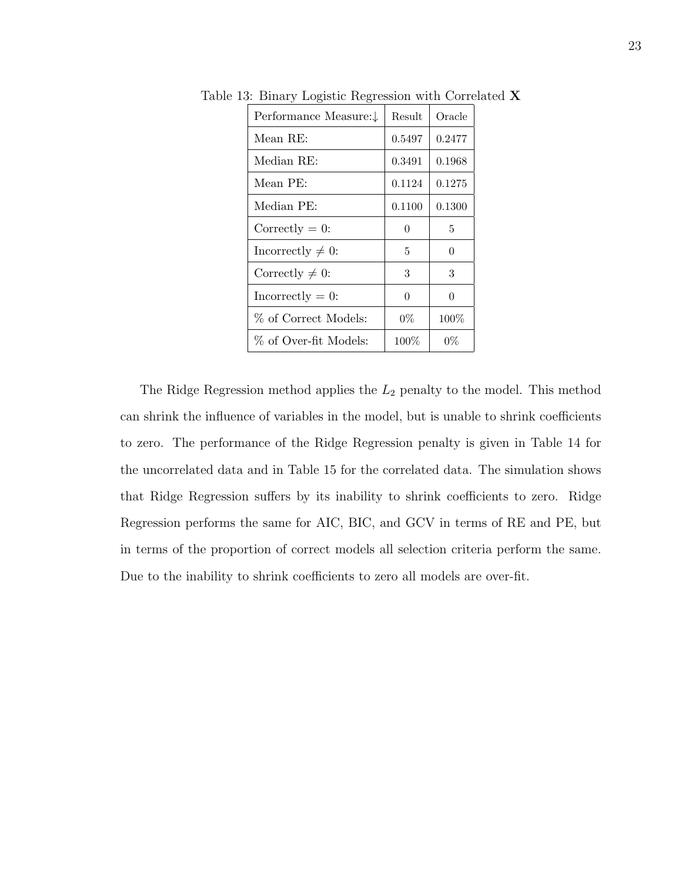Table 13: Binary Logistic Regression with Correlated **X**

| Performance Measure:↓ | Result | Oracle |
|---|---|---|
| Mean RE: | 0.5497 | 0.2477 |
| Median RE: | 0.3491 | 0.1968 |
| Mean PE: | 0.1124 | 0.1275 |
| Median PE: | 0.1100 | 0.1300 |
| Correctly = 0: | 0 | 5 |
| Incorrectly ≠ 0: | 5 | 0 |
| Correctly ≠ 0: | 3 | 3 |
| Incorrectly = 0: | 0 | 0 |
| % of Correct Models: | 0% | 100% |
| % of Over-fit Models: | 100% | 0% |

The Ridge Regression method applies the $L_2$ penalty to the model. This method can shrink the influence of variables in the model, but is unable to shrink coefficients to zero. The performance of the Ridge Regression penalty is given in Table 14 for the uncorrelated data and in Table 15 for the correlated data. The simulation shows that Ridge Regression suffers by its inability to shrink coefficients to zero. Ridge Regression performs the same for AIC, BIC, and GCV in terms of RE and PE, but in terms of the proportion of correct models all selection criteria perform the same. Due to the inability to shrink coefficients to zero all models are over-fit.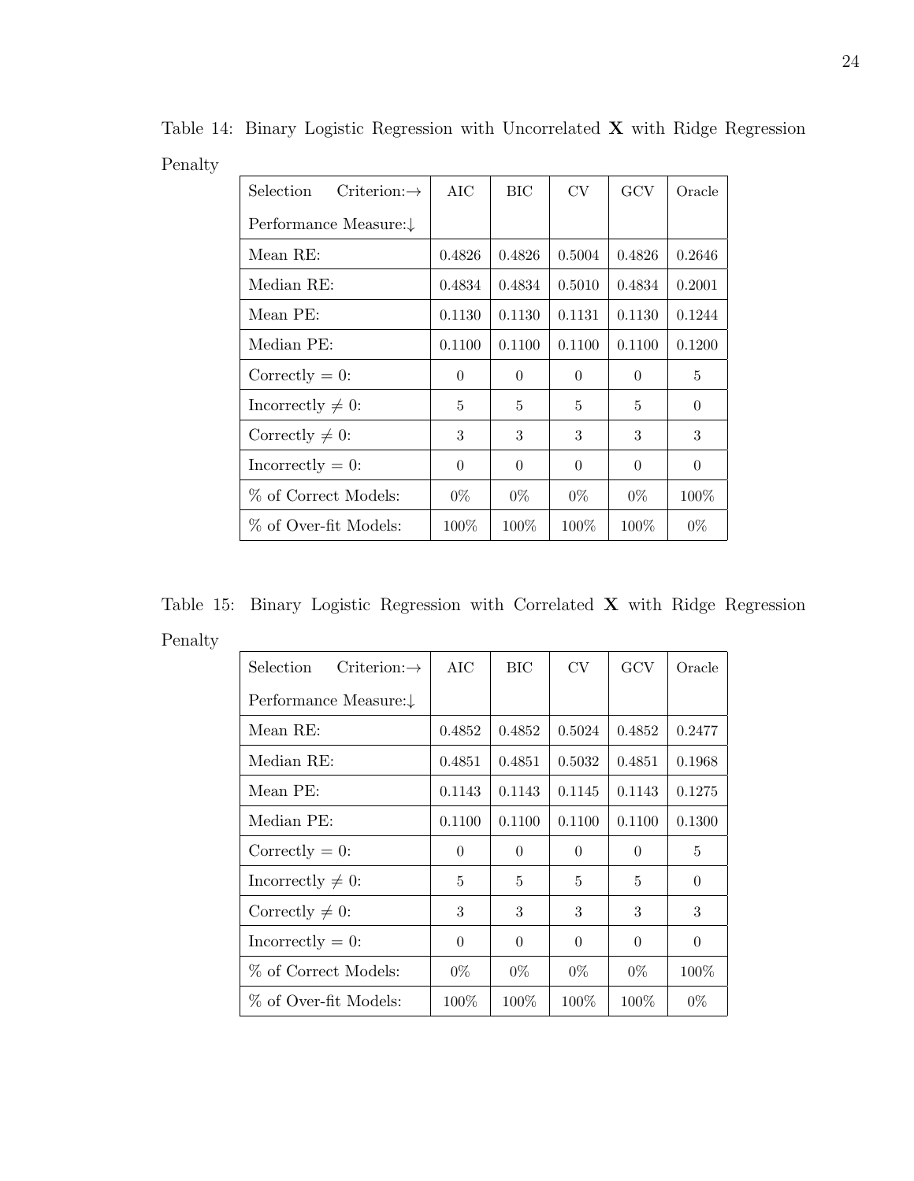Table 14: Binary Logistic Regression with Uncorrelated **X** with Ridge Regression Penalty

| Selection Criterion:→ Performance Measure:↓ | AIC | BIC | CV | GCV | Oracle |
|---|---|---|---|---|---|
| Mean RE: | 0.4826 | 0.4826 | 0.5004 | 0.4826 | 0.2646 |
| Median RE: | 0.4834 | 0.4834 | 0.5010 | 0.4834 | 0.2001 |
| Mean PE: | 0.1130 | 0.1130 | 0.1131 | 0.1130 | 0.1244 |
| Median PE: | 0.1100 | 0.1100 | 0.1100 | 0.1100 | 0.1200 |
| Correctly $= 0$: | 0 | 0 | 0 | 0 | 5 |
| Incorrectly $\neq 0$: | 5 | 5 | 5 | 5 | 0 |
| Correctly $\neq 0$: | 3 | 3 | 3 | 3 | 3 |
| Incorrectly $= 0$: | 0 | 0 | 0 | 0 | 0 |
| % of Correct Models: | 0% | 0% | 0% | 0% | 100% |
| % of Over-fit Models: | 100% | 100% | 100% | 100% | 0% |

Table 15: Binary Logistic Regression with Correlated **X** with Ridge Regression Penalty

| Selection Criterion:→ Performance Measure:↓ | AIC | BIC | CV | GCV | Oracle |
|---|---|---|---|---|---|
| Mean RE: | 0.4852 | 0.4852 | 0.5024 | 0.4852 | 0.2477 |
| Median RE: | 0.4851 | 0.4851 | 0.5032 | 0.4851 | 0.1968 |
| Mean PE: | 0.1143 | 0.1143 | 0.1145 | 0.1143 | 0.1275 |
| Median PE: | 0.1100 | 0.1100 | 0.1100 | 0.1100 | 0.1300 |
| Correctly $= 0$: | 0 | 0 | 0 | 0 | 5 |
| Incorrectly $\neq 0$: | 5 | 5 | 5 | 5 | 0 |
| Correctly $\neq 0$: | 3 | 3 | 3 | 3 | 3 |
| Incorrectly $= 0$: | 0 | 0 | 0 | 0 | 0 |
| % of Correct Models: | 0% | 0% | 0% | 0% | 100% |
| % of Over-fit Models: | 100% | 100% | 100% | 100% | 0% |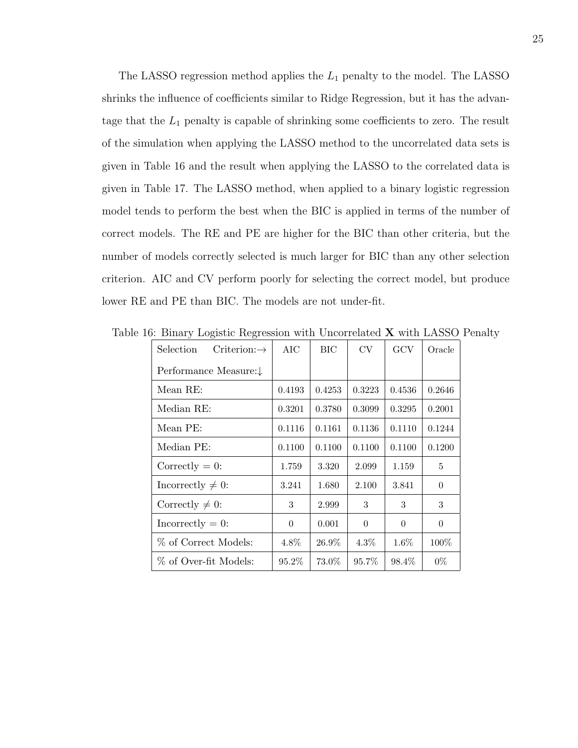The LASSO regression method applies the $L_1$ penalty to the model. The LASSO shrinks the influence of coefficients similar to Ridge Regression, but it has the advantage that the $L_1$ penalty is capable of shrinking some coefficients to zero. The result of the simulation when applying the LASSO method to the uncorrelated data sets is given in Table 16 and the result when applying the LASSO to the correlated data is given in Table 17. The LASSO method, when applied to a binary logistic regression model tends to perform the best when the BIC is applied in terms of the number of correct models. The RE and PE are higher for the BIC than other criteria, but the number of models correctly selected is much larger for BIC than any other selection criterion. AIC and CV perform poorly for selecting the correct model, but produce lower RE and PE than BIC. The models are not under-fit.

Table 16: Binary Logistic Regression with Uncorrelated **X** with LASSO Penalty

| Selection Criterion:→ Performance Measure:↓ | AIC | BIC | CV | GCV | Oracle |
|---|---|---|---|---|---|
| Mean RE: | 0.4193 | 0.4253 | 0.3223 | 0.4536 | 0.2646 |
| Median RE: | 0.3201 | 0.3780 | 0.3099 | 0.3295 | 0.2001 |
| Mean PE: | 0.1116 | 0.1161 | 0.1136 | 0.1110 | 0.1244 |
| Median PE: | 0.1100 | 0.1100 | 0.1100 | 0.1100 | 0.1200 |
| Correctly $= 0$: | 1.759 | 3.320 | 2.099 | 1.159 | 5 |
| Incorrectly $\neq 0$: | 3.241 | 1.680 | 2.100 | 3.841 | 0 |
| Correctly $\neq 0$: | 3 | 2.999 | 3 | 3 | 3 |
| Incorrectly $= 0$: | 0 | 0.001 | 0 | 0 | 0 |
| % of Correct Models: | 4.8% | 26.9% | 4.3% | 1.6% | 100% |
| % of Over-fit Models: | 95.2% | 73.0% | 95.7% | 98.4% | 0% |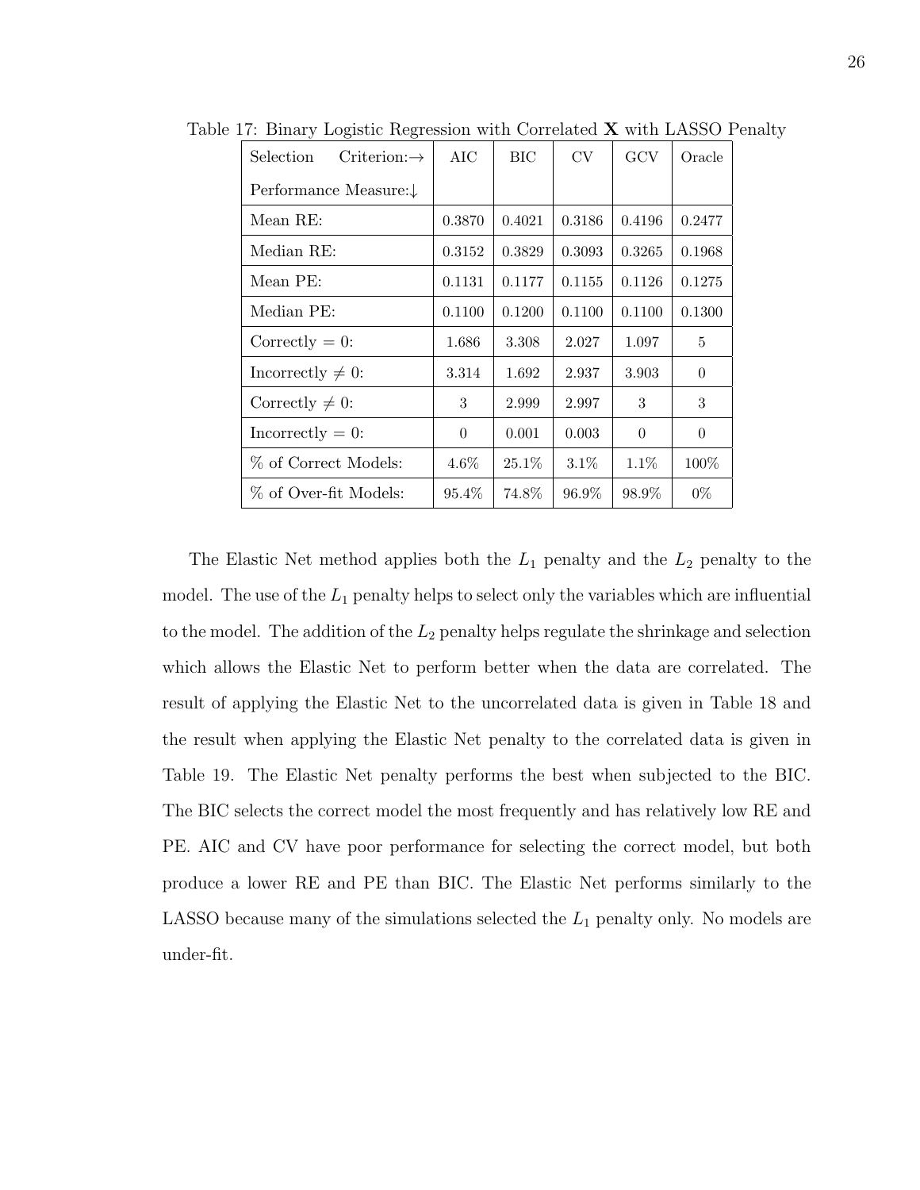Table 17: Binary Logistic Regression with Correlated $\mathbf{X}$ with LASSO Penalty

| Selection Criterion:→ Performance Measure:↓ | AIC | BIC | CV | GCV | Oracle |
|---|---|---|---|---|---|
| Mean RE: | 0.3870 | 0.4021 | 0.3186 | 0.4196 | 0.2477 |
| Median RE: | 0.3152 | 0.3829 | 0.3093 | 0.3265 | 0.1968 |
| Mean PE: | 0.1131 | 0.1177 | 0.1155 | 0.1126 | 0.1275 |
| Median PE: | 0.1100 | 0.1200 | 0.1100 | 0.1100 | 0.1300 |
| Correctly = 0: | 1.686 | 3.308 | 2.027 | 1.097 | 5 |
| Incorrectly ≠ 0: | 3.314 | 1.692 | 2.937 | 3.903 | 0 |
| Correctly ≠ 0: | 3 | 2.999 | 2.997 | 3 | 3 |
| Incorrectly = 0: | 0 | 0.001 | 0.003 | 0 | 0 |
| % of Correct Models: | 4.6% | 25.1% | 3.1% | 1.1% | 100% |
| % of Over-fit Models: | 95.4% | 74.8% | 96.9% | 98.9% | 0% |

The Elastic Net method applies both the $L_1$ penalty and the $L_2$ penalty to the model. The use of the $L_1$ penalty helps to select only the variables which are influential to the model. The addition of the $L_2$ penalty helps regulate the shrinkage and selection which allows the Elastic Net to perform better when the data are correlated. The result of applying the Elastic Net to the uncorrelated data is given in Table 18 and the result when applying the Elastic Net penalty to the correlated data is given in Table 19. The Elastic Net penalty performs the best when subjected to the BIC. The BIC selects the correct model the most frequently and has relatively low RE and PE. AIC and CV have poor performance for selecting the correct model, but both produce a lower RE and PE than BIC. The Elastic Net performs similarly to the LASSO because many of the simulations selected the $L_1$ penalty only. No models are under-fit.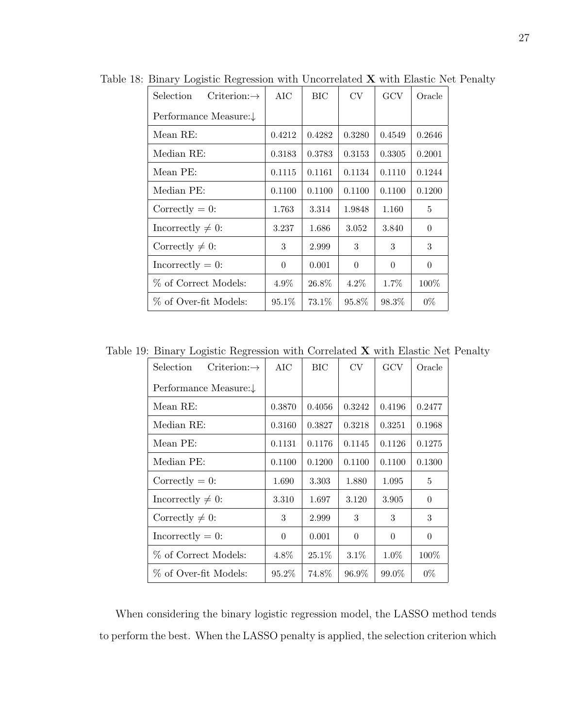Table 18: Binary Logistic Regression with Uncorrelated **X** with Elastic Net Penalty

| Selection Criterion:→ Performance Measure:↓ | AIC | BIC | CV | GCV | Oracle |
|---|---|---|---|---|---|
| Mean RE: | 0.4212 | 0.4282 | 0.3280 | 0.4549 | 0.2646 |
| Median RE: | 0.3183 | 0.3783 | 0.3153 | 0.3305 | 0.2001 |
| Mean PE: | 0.1115 | 0.1161 | 0.1134 | 0.1110 | 0.1244 |
| Median PE: | 0.1100 | 0.1100 | 0.1100 | 0.1100 | 0.1200 |
| Correctly = 0: | 1.763 | 3.314 | 1.9848 | 1.160 | 5 |
| Incorrectly ≠ 0: | 3.237 | 1.686 | 3.052 | 3.840 | 0 |
| Correctly ≠ 0: | 3 | 2.999 | 3 | 3 | 3 |
| Incorrectly = 0: | 0 | 0.001 | 0 | 0 | 0 |
| % of Correct Models: | 4.9% | 26.8% | 4.2% | 1.7% | 100% |
| % of Over-fit Models: | 95.1% | 73.1% | 95.8% | 98.3% | 0% |

Table 19: Binary Logistic Regression with Correlated **X** with Elastic Net Penalty

| Selection Criterion:→ Performance Measure:↓ | AIC | BIC | CV | GCV | Oracle |
|---|---|---|---|---|---|
| Mean RE: | 0.3870 | 0.4056 | 0.3242 | 0.4196 | 0.2477 |
| Median RE: | 0.3160 | 0.3827 | 0.3218 | 0.3251 | 0.1968 |
| Mean PE: | 0.1131 | 0.1176 | 0.1145 | 0.1126 | 0.1275 |
| Median PE: | 0.1100 | 0.1200 | 0.1100 | 0.1100 | 0.1300 |
| Correctly = 0: | 1.690 | 3.303 | 1.880 | 1.095 | 5 |
| Incorrectly ≠ 0: | 3.310 | 1.697 | 3.120 | 3.905 | 0 |
| Correctly ≠ 0: | 3 | 2.999 | 3 | 3 | 3 |
| Incorrectly = 0: | 0 | 0.001 | 0 | 0 | 0 |
| % of Correct Models: | 4.8% | 25.1% | 3.1% | 1.0% | 100% |
| % of Over-fit Models: | 95.2% | 74.8% | 96.9% | 99.0% | 0% |

When considering the binary logistic regression model, the LASSO method tends to perform the best. When the LASSO penalty is applied, the selection criterion which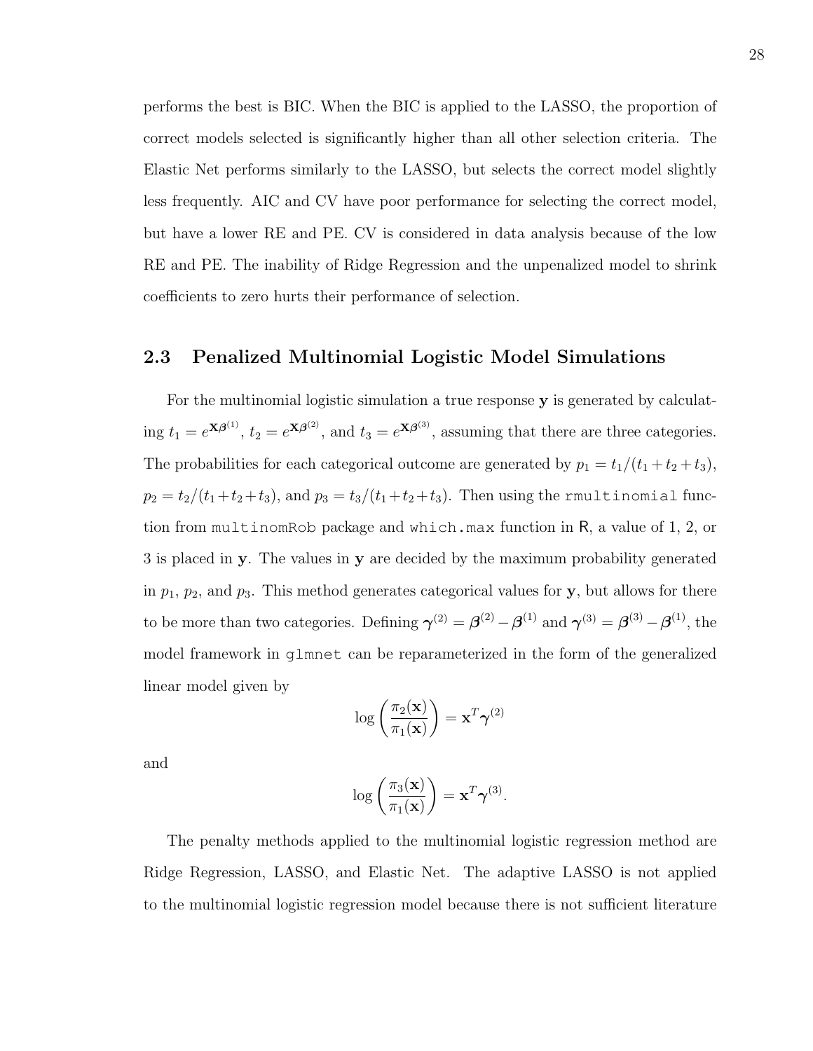performs the best is BIC. When the BIC is applied to the LASSO, the proportion of correct models selected is significantly higher than all other selection criteria. The Elastic Net performs similarly to the LASSO, but selects the correct model slightly less frequently. AIC and CV have poor performance for selecting the correct model, but have a lower RE and PE. CV is considered in data analysis because of the low RE and PE. The inability of Ridge Regression and the unpenalized model to shrink coefficients to zero hurts their performance of selection.

## 2.3 Penalized Multinomial Logistic Model Simulations

For the multinomial logistic simulation a true response $\mathbf{y}$ is generated by calculating $t_1 = e^{\mathbf{X}\boldsymbol{\beta}^{(1)}}$, $t_2 = e^{\mathbf{X}\boldsymbol{\beta}^{(2)}}$, and $t_3 = e^{\mathbf{X}\boldsymbol{\beta}^{(3)}}$, assuming that there are three categories. The probabilities for each categorical outcome are generated by $p_1 = t_1/(t_1+t_2+t_3)$, $p_2 = t_2/(t_1+t_2+t_3)$, and $p_3 = t_3/(t_1+t_2+t_3)$. Then using the `rmultinomial` function from `multinomRob` package and `which.max` function in R, a value of 1, 2, or 3 is placed in $\mathbf{y}$. The values in $\mathbf{y}$ are decided by the maximum probability generated in $p_1$, $p_2$, and $p_3$. This method generates categorical values for $\mathbf{y}$, but allows for there to be more than two categories. Defining $\boldsymbol{\gamma}^{(2)} = \boldsymbol{\beta}^{(2)} - \boldsymbol{\beta}^{(1)}$ and $\boldsymbol{\gamma}^{(3)} = \boldsymbol{\beta}^{(3)} - \boldsymbol{\beta}^{(1)}$, the model framework in `glmnet` can be reparameterized in the form of the generalized linear model given by

$$\log\left(\frac{\pi_2(\mathbf{x})}{\pi_1(\mathbf{x})}\right) = \mathbf{x}^T\boldsymbol{\gamma}^{(2)}$$

and

$$\log\left(\frac{\pi_3(\mathbf{x})}{\pi_1(\mathbf{x})}\right) = \mathbf{x}^T\boldsymbol{\gamma}^{(3)}.$$

The penalty methods applied to the multinomial logistic regression method are Ridge Regression, LASSO, and Elastic Net. The adaptive LASSO is not applied to the multinomial logistic regression model because there is not sufficient literature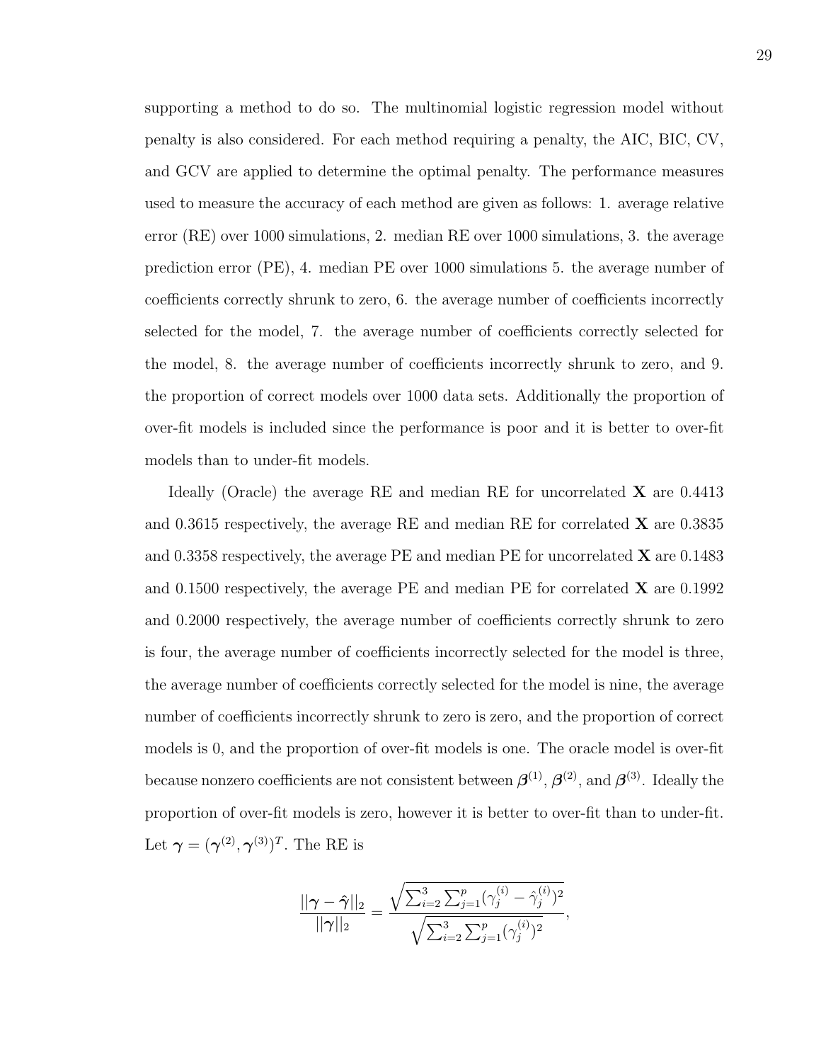supporting a method to do so. The multinomial logistic regression model without penalty is also considered. For each method requiring a penalty, the AIC, BIC, CV, and GCV are applied to determine the optimal penalty. The performance measures used to measure the accuracy of each method are given as follows: 1. average relative error (RE) over 1000 simulations, 2. median RE over 1000 simulations, 3. the average prediction error (PE), 4. median PE over 1000 simulations 5. the average number of coefficients correctly shrunk to zero, 6. the average number of coefficients incorrectly selected for the model, 7. the average number of coefficients correctly selected for the model, 8. the average number of coefficients incorrectly shrunk to zero, and 9. the proportion of correct models over 1000 data sets. Additionally the proportion of over-fit models is included since the performance is poor and it is better to over-fit models than to under-fit models.

Ideally (Oracle) the average RE and median RE for uncorrelated $\mathbf{X}$ are 0.4413 and 0.3615 respectively, the average RE and median RE for correlated $\mathbf{X}$ are 0.3835 and 0.3358 respectively, the average PE and median PE for uncorrelated $\mathbf{X}$ are 0.1483 and 0.1500 respectively, the average PE and median PE for correlated $\mathbf{X}$ are 0.1992 and 0.2000 respectively, the average number of coefficients correctly shrunk to zero is four, the average number of coefficients incorrectly selected for the model is three, the average number of coefficients correctly selected for the model is nine, the average number of coefficients incorrectly shrunk to zero is zero, and the proportion of correct models is 0, and the proportion of over-fit models is one. The oracle model is over-fit because nonzero coefficients are not consistent between $\boldsymbol{\beta}^{(1)}$, $\boldsymbol{\beta}^{(2)}$, and $\boldsymbol{\beta}^{(3)}$. Ideally the proportion of over-fit models is zero, however it is better to over-fit than to under-fit. Let $\boldsymbol{\gamma} = (\boldsymbol{\gamma}^{(2)}, \boldsymbol{\gamma}^{(3)})^T$. The RE is

$$\frac{||\boldsymbol{\gamma} - \hat{\boldsymbol{\gamma}}||_2}{||\boldsymbol{\gamma}||_2} = \frac{\sqrt{\sum_{i=2}^{3}\sum_{j=1}^{p}(\gamma_j^{(i)} - \hat{\gamma}_j^{(i)})^2}}{\sqrt{\sum_{i=2}^{3}\sum_{j=1}^{p}(\gamma_j^{(i)})^2}},$$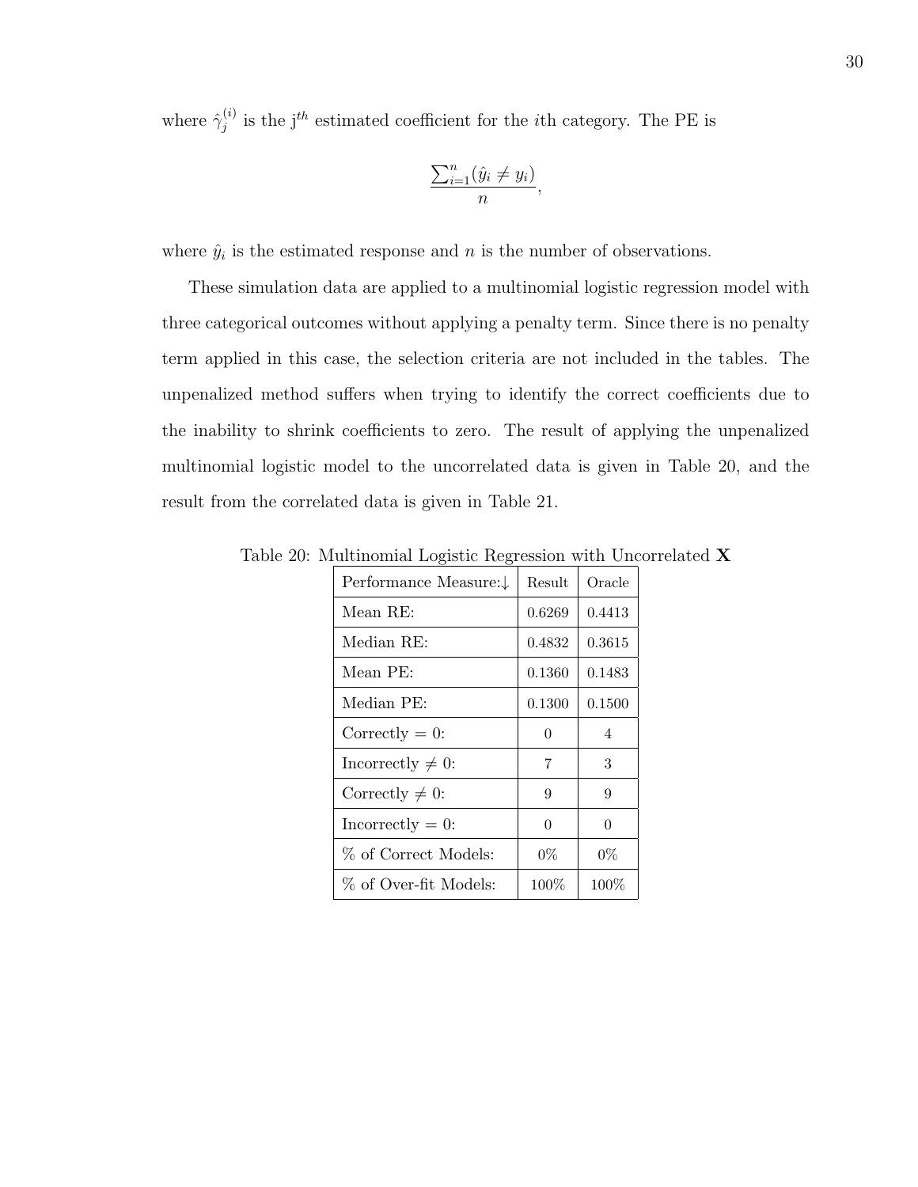where $\hat{\gamma}_j^{(i)}$ is the j$^{th}$ estimated coefficient for the $i$th category. The PE is

$$\frac{\sum_{i=1}^{n}(\hat{y}_i \neq y_i)}{n},$$

where $\hat{y}_i$ is the estimated response and $n$ is the number of observations.

These simulation data are applied to a multinomial logistic regression model with three categorical outcomes without applying a penalty term. Since there is no penalty term applied in this case, the selection criteria are not included in the tables. The unpenalized method suffers when trying to identify the correct coefficients due to the inability to shrink coefficients to zero. The result of applying the unpenalized multinomial logistic model to the uncorrelated data is given in Table 20, and the result from the correlated data is given in Table 21.

Table 20: Multinomial Logistic Regression with Uncorrelated **X**

| Performance Measure:↓ | Result | Oracle |
|---|---|---|
| Mean RE: | 0.6269 | 0.4413 |
| Median RE: | 0.4832 | 0.3615 |
| Mean PE: | 0.1360 | 0.1483 |
| Median PE: | 0.1300 | 0.1500 |
| Correctly $= 0$: | 0 | 4 |
| Incorrectly $\neq 0$: | 7 | 3 |
| Correctly $\neq 0$: | 9 | 9 |
| Incorrectly $= 0$: | 0 | 0 |
| % of Correct Models: | 0% | 0% |
| % of Over-fit Models: | 100% | 100% |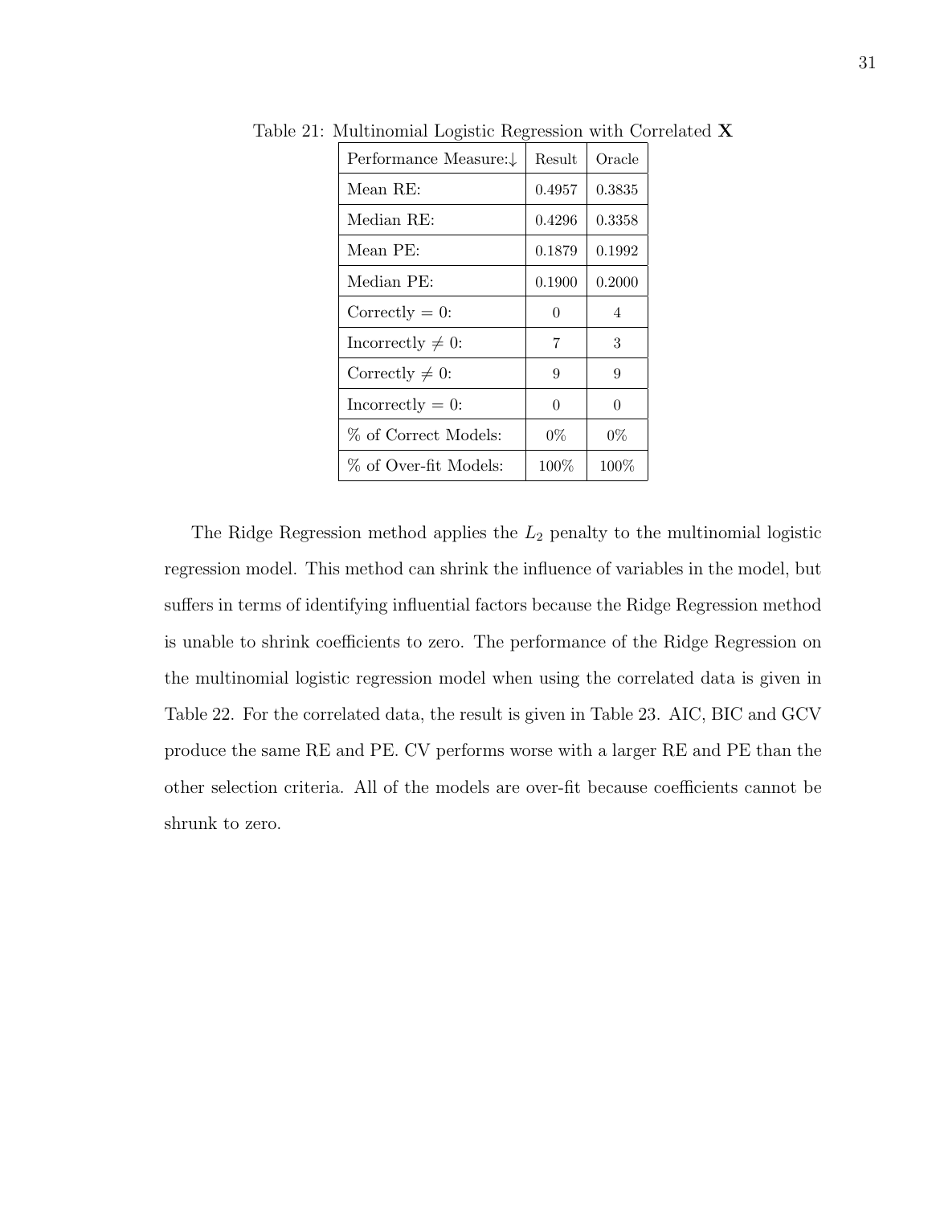Table 21: Multinomial Logistic Regression with Correlated $\mathbf{X}$

| Performance Measure:↓ | Result | Oracle |
|---|---|---|
| Mean RE: | 0.4957 | 0.3835 |
| Median RE: | 0.4296 | 0.3358 |
| Mean PE: | 0.1879 | 0.1992 |
| Median PE: | 0.1900 | 0.2000 |
| Correctly $= 0$: | 0 | 4 |
| Incorrectly $\neq 0$: | 7 | 3 |
| Correctly $\neq 0$: | 9 | 9 |
| Incorrectly $= 0$: | 0 | 0 |
| % of Correct Models: | 0% | 0% |
| % of Over-fit Models: | 100% | 100% |

The Ridge Regression method applies the $L_2$ penalty to the multinomial logistic regression model. This method can shrink the influence of variables in the model, but suffers in terms of identifying influential factors because the Ridge Regression method is unable to shrink coefficients to zero. The performance of the Ridge Regression on the multinomial logistic regression model when using the correlated data is given in Table 22. For the correlated data, the result is given in Table 23. AIC, BIC and GCV produce the same RE and PE. CV performs worse with a larger RE and PE than the other selection criteria. All of the models are over-fit because coefficients cannot be shrunk to zero.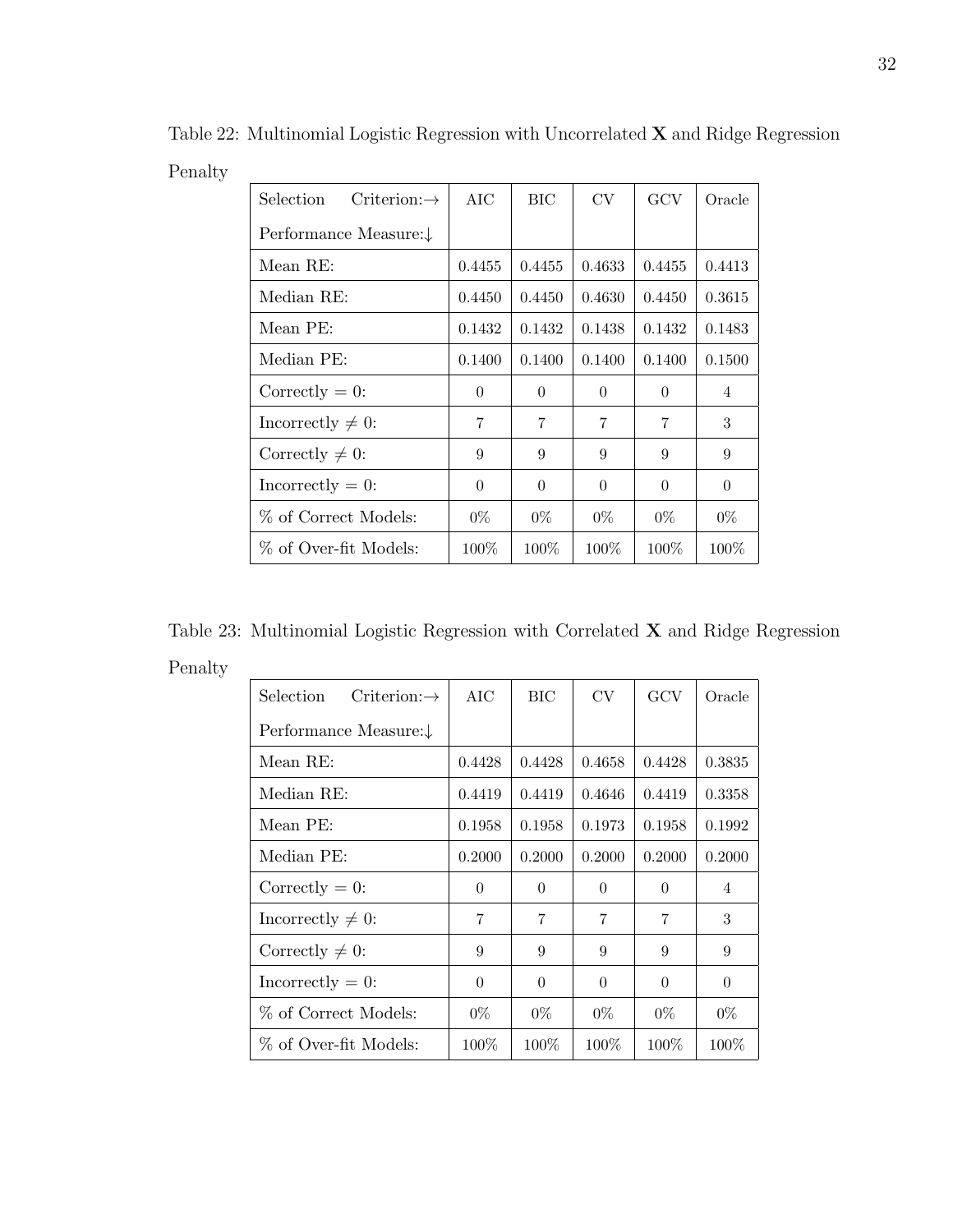Table 22: Multinomial Logistic Regression with Uncorrelated **X** and Ridge Regression Penalty

| Selection Criterion:→ Performance Measure:↓ | AIC | BIC | CV | GCV | Oracle |
|---|---|---|---|---|---|
| Mean RE: | 0.4455 | 0.4455 | 0.4633 | 0.4455 | 0.4413 |
| Median RE: | 0.4450 | 0.4450 | 0.4630 | 0.4450 | 0.3615 |
| Mean PE: | 0.1432 | 0.1432 | 0.1438 | 0.1432 | 0.1483 |
| Median PE: | 0.1400 | 0.1400 | 0.1400 | 0.1400 | 0.1500 |
| Correctly $= 0$: | 0 | 0 | 0 | 0 | 4 |
| Incorrectly $\neq 0$: | 7 | 7 | 7 | 7 | 3 |
| Correctly $\neq 0$: | 9 | 9 | 9 | 9 | 9 |
| Incorrectly $= 0$: | 0 | 0 | 0 | 0 | 0 |
| % of Correct Models: | 0% | 0% | 0% | 0% | 0% |
| % of Over-fit Models: | 100% | 100% | 100% | 100% | 100% |

Table 23: Multinomial Logistic Regression with Correlated **X** and Ridge Regression Penalty

| Selection Criterion:→ Performance Measure:↓ | AIC | BIC | CV | GCV | Oracle |
|---|---|---|---|---|---|
| Mean RE: | 0.4428 | 0.4428 | 0.4658 | 0.4428 | 0.3835 |
| Median RE: | 0.4419 | 0.4419 | 0.4646 | 0.4419 | 0.3358 |
| Mean PE: | 0.1958 | 0.1958 | 0.1973 | 0.1958 | 0.1992 |
| Median PE: | 0.2000 | 0.2000 | 0.2000 | 0.2000 | 0.2000 |
| Correctly $= 0$: | 0 | 0 | 0 | 0 | 4 |
| Incorrectly $\neq 0$: | 7 | 7 | 7 | 7 | 3 |
| Correctly $\neq 0$: | 9 | 9 | 9 | 9 | 9 |
| Incorrectly $= 0$: | 0 | 0 | 0 | 0 | 0 |
| % of Correct Models: | 0% | 0% | 0% | 0% | 0% |
| % of Over-fit Models: | 100% | 100% | 100% | 100% | 100% |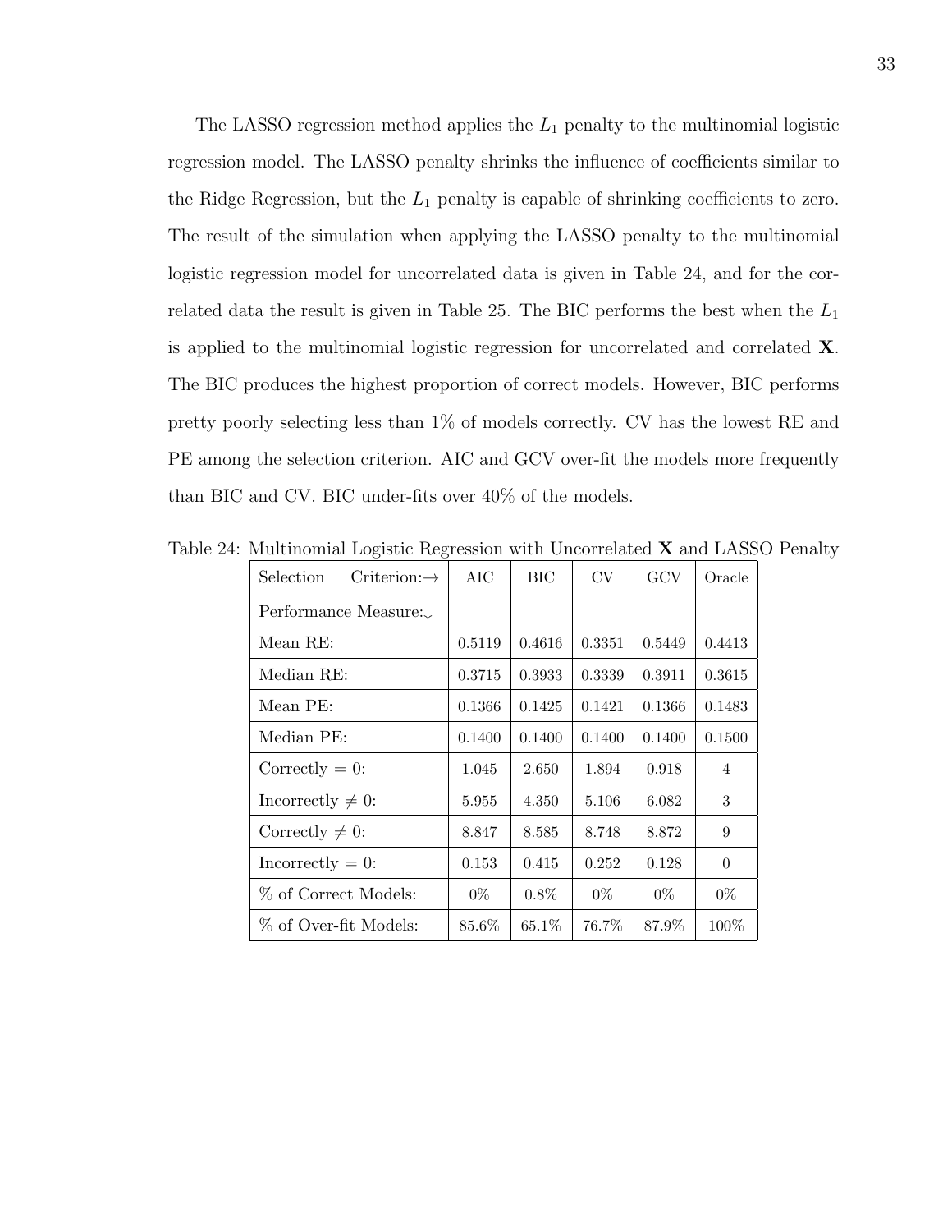The LASSO regression method applies the $L_1$ penalty to the multinomial logistic regression model. The LASSO penalty shrinks the influence of coefficients similar to the Ridge Regression, but the $L_1$ penalty is capable of shrinking coefficients to zero. The result of the simulation when applying the LASSO penalty to the multinomial logistic regression model for uncorrelated data is given in Table 24, and for the correlated data the result is given in Table 25. The BIC performs the best when the $L_1$ is applied to the multinomial logistic regression for uncorrelated and correlated $\mathbf{X}$. The BIC produces the highest proportion of correct models. However, BIC performs pretty poorly selecting less than 1% of models correctly. CV has the lowest RE and PE among the selection criterion. AIC and GCV over-fit the models more frequently than BIC and CV. BIC under-fits over 40% of the models.

Table 24: Multinomial Logistic Regression with Uncorrelated $\mathbf{X}$ and LASSO Penalty

| Selection Criterion:→ Performance Measure:↓ | AIC | BIC | CV | GCV | Oracle |
|---|---|---|---|---|---|
| Mean RE: | 0.5119 | 0.4616 | 0.3351 | 0.5449 | 0.4413 |
| Median RE: | 0.3715 | 0.3933 | 0.3339 | 0.3911 | 0.3615 |
| Mean PE: | 0.1366 | 0.1425 | 0.1421 | 0.1366 | 0.1483 |
| Median PE: | 0.1400 | 0.1400 | 0.1400 | 0.1400 | 0.1500 |
| Correctly $= 0$: | 1.045 | 2.650 | 1.894 | 0.918 | 4 |
| Incorrectly $\neq 0$: | 5.955 | 4.350 | 5.106 | 6.082 | 3 |
| Correctly $\neq 0$: | 8.847 | 8.585 | 8.748 | 8.872 | 9 |
| Incorrectly $= 0$: | 0.153 | 0.415 | 0.252 | 0.128 | 0 |
| % of Correct Models: | 0% | 0.8% | 0% | 0% | 0% |
| % of Over-fit Models: | 85.6% | 65.1% | 76.7% | 87.9% | 100% |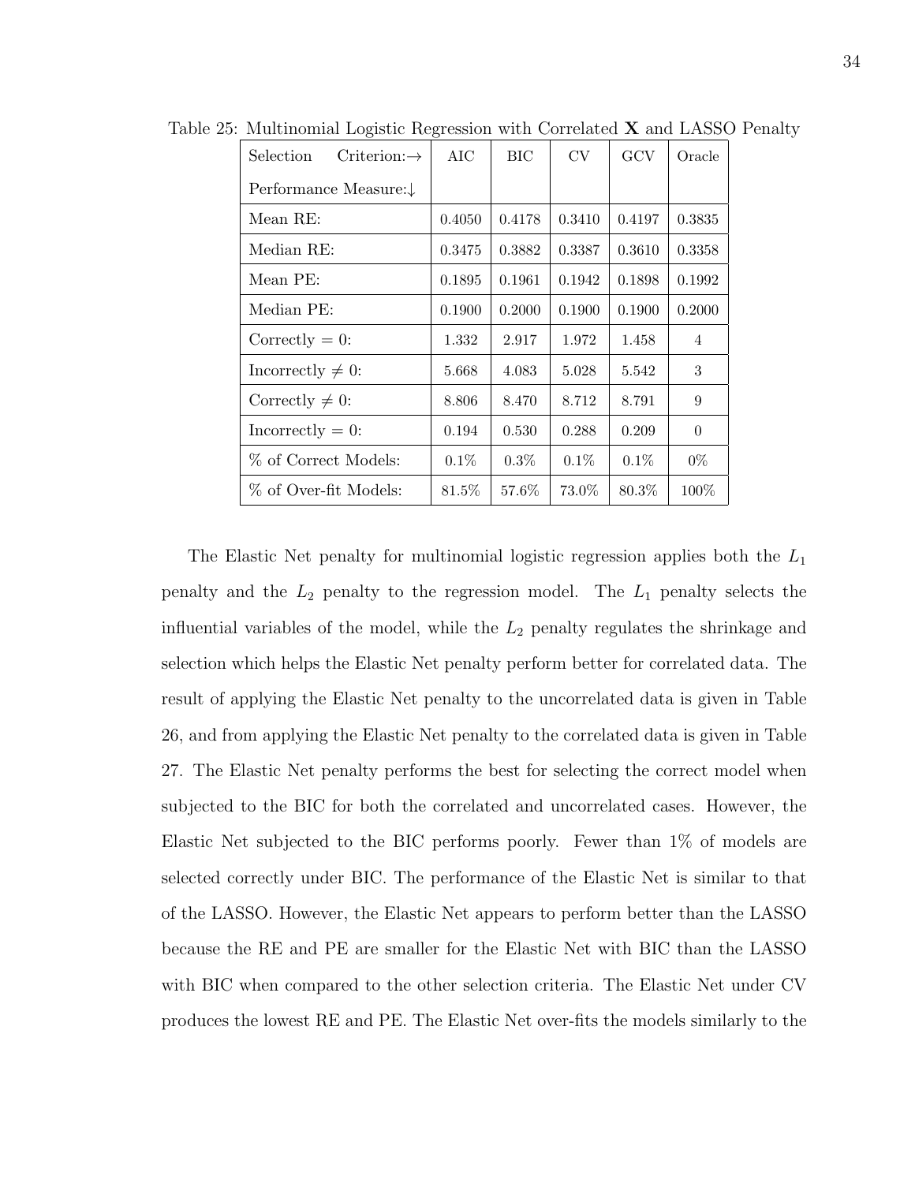Table 25: Multinomial Logistic Regression with Correlated **X** and LASSO Penalty

| Selection Criterion:→ Performance Measure:↓ | AIC | BIC | CV | GCV | Oracle |
|---|---|---|---|---|---|
| Mean RE: | 0.4050 | 0.4178 | 0.3410 | 0.4197 | 0.3835 |
| Median RE: | 0.3475 | 0.3882 | 0.3387 | 0.3610 | 0.3358 |
| Mean PE: | 0.1895 | 0.1961 | 0.1942 | 0.1898 | 0.1992 |
| Median PE: | 0.1900 | 0.2000 | 0.1900 | 0.1900 | 0.2000 |
| Correctly $= 0$: | 1.332 | 2.917 | 1.972 | 1.458 | 4 |
| Incorrectly $\neq 0$: | 5.668 | 4.083 | 5.028 | 5.542 | 3 |
| Correctly $\neq 0$: | 8.806 | 8.470 | 8.712 | 8.791 | 9 |
| Incorrectly $= 0$: | 0.194 | 0.530 | 0.288 | 0.209 | 0 |
| % of Correct Models: | 0.1% | 0.3% | 0.1% | 0.1% | 0% |
| % of Over-fit Models: | 81.5% | 57.6% | 73.0% | 80.3% | 100% |

The Elastic Net penalty for multinomial logistic regression applies both the $L_1$ penalty and the $L_2$ penalty to the regression model. The $L_1$ penalty selects the influential variables of the model, while the $L_2$ penalty regulates the shrinkage and selection which helps the Elastic Net penalty perform better for correlated data. The result of applying the Elastic Net penalty to the uncorrelated data is given in Table 26, and from applying the Elastic Net penalty to the correlated data is given in Table 27. The Elastic Net penalty performs the best for selecting the correct model when subjected to the BIC for both the correlated and uncorrelated cases. However, the Elastic Net subjected to the BIC performs poorly. Fewer than 1% of models are selected correctly under BIC. The performance of the Elastic Net is similar to that of the LASSO. However, the Elastic Net appears to perform better than the LASSO because the RE and PE are smaller for the Elastic Net with BIC than the LASSO with BIC when compared to the other selection criteria. The Elastic Net under CV produces the lowest RE and PE. The Elastic Net over-fits the models similarly to the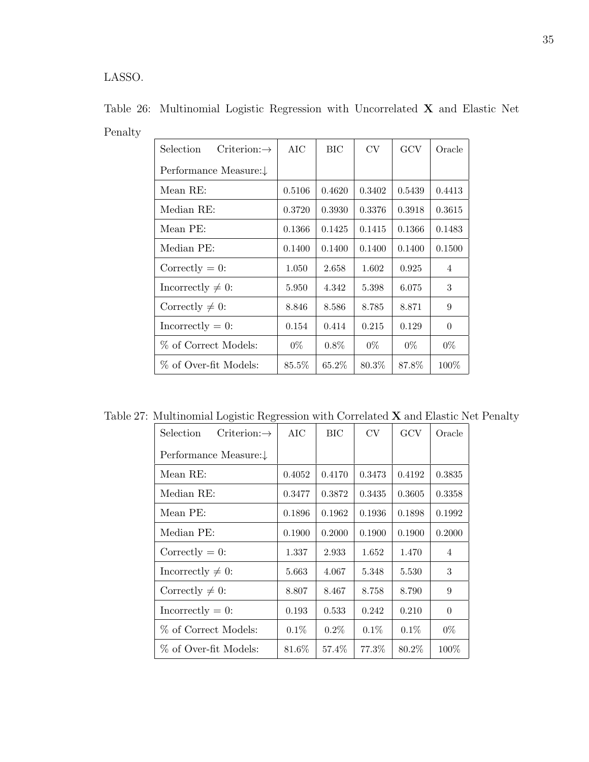LASSO.

Table 26: Multinomial Logistic Regression with Uncorrelated $\mathbf{X}$ and Elastic Net Penalty

| Selection Criterion:→ Performance Measure:↓ | AIC | BIC | CV | GCV | Oracle |
|---|---|---|---|---|---|
| Mean RE: | 0.5106 | 0.4620 | 0.3402 | 0.5439 | 0.4413 |
| Median RE: | 0.3720 | 0.3930 | 0.3376 | 0.3918 | 0.3615 |
| Mean PE: | 0.1366 | 0.1425 | 0.1415 | 0.1366 | 0.1483 |
| Median PE: | 0.1400 | 0.1400 | 0.1400 | 0.1400 | 0.1500 |
| Correctly = 0: | 1.050 | 2.658 | 1.602 | 0.925 | 4 |
| Incorrectly ≠ 0: | 5.950 | 4.342 | 5.398 | 6.075 | 3 |
| Correctly ≠ 0: | 8.846 | 8.586 | 8.785 | 8.871 | 9 |
| Incorrectly = 0: | 0.154 | 0.414 | 0.215 | 0.129 | 0 |
| % of Correct Models: | 0% | 0.8% | 0% | 0% | 0% |
| % of Over-fit Models: | 85.5% | 65.2% | 80.3% | 87.8% | 100% |

Table 27: Multinomial Logistic Regression with Correlated $\mathbf{X}$ and Elastic Net Penalty

| Selection Criterion:→ Performance Measure:↓ | AIC | BIC | CV | GCV | Oracle |
|---|---|---|---|---|---|
| Mean RE: | 0.4052 | 0.4170 | 0.3473 | 0.4192 | 0.3835 |
| Median RE: | 0.3477 | 0.3872 | 0.3435 | 0.3605 | 0.3358 |
| Mean PE: | 0.1896 | 0.1962 | 0.1936 | 0.1898 | 0.1992 |
| Median PE: | 0.1900 | 0.2000 | 0.1900 | 0.1900 | 0.2000 |
| Correctly = 0: | 1.337 | 2.933 | 1.652 | 1.470 | 4 |
| Incorrectly ≠ 0: | 5.663 | 4.067 | 5.348 | 5.530 | 3 |
| Correctly ≠ 0: | 8.807 | 8.467 | 8.758 | 8.790 | 9 |
| Incorrectly = 0: | 0.193 | 0.533 | 0.242 | 0.210 | 0 |
| % of Correct Models: | 0.1% | 0.2% | 0.1% | 0.1% | 0% |
| % of Over-fit Models: | 81.6% | 57.4% | 77.3% | 80.2% | 100% |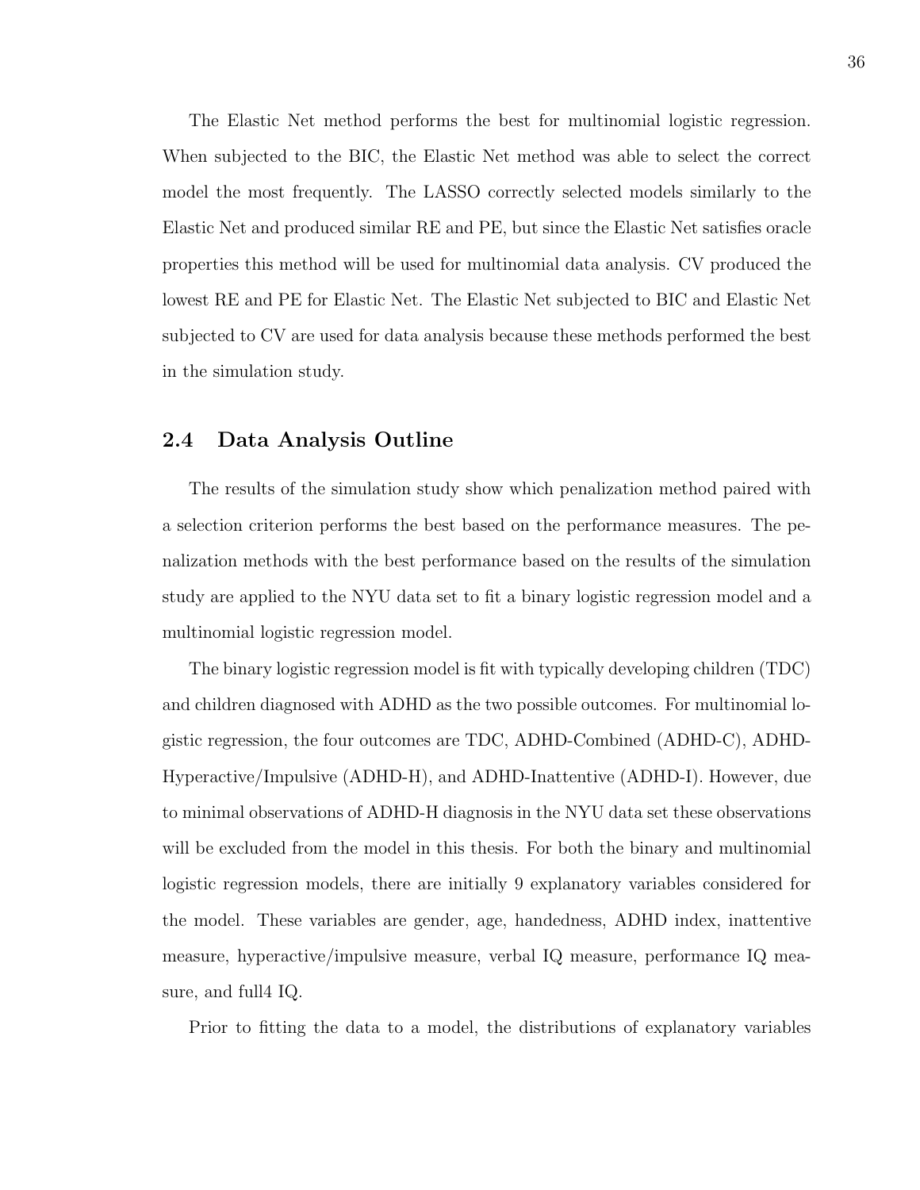The Elastic Net method performs the best for multinomial logistic regression. When subjected to the BIC, the Elastic Net method was able to select the correct model the most frequently. The LASSO correctly selected models similarly to the Elastic Net and produced similar RE and PE, but since the Elastic Net satisfies oracle properties this method will be used for multinomial data analysis. CV produced the lowest RE and PE for Elastic Net. The Elastic Net subjected to BIC and Elastic Net subjected to CV are used for data analysis because these methods performed the best in the simulation study.

## 2.4 Data Analysis Outline

The results of the simulation study show which penalization method paired with a selection criterion performs the best based on the performance measures. The penalization methods with the best performance based on the results of the simulation study are applied to the NYU data set to fit a binary logistic regression model and a multinomial logistic regression model.

The binary logistic regression model is fit with typically developing children (TDC) and children diagnosed with ADHD as the two possible outcomes. For multinomial logistic regression, the four outcomes are TDC, ADHD-Combined (ADHD-C), ADHD-Hyperactive/Impulsive (ADHD-H), and ADHD-Inattentive (ADHD-I). However, due to minimal observations of ADHD-H diagnosis in the NYU data set these observations will be excluded from the model in this thesis. For both the binary and multinomial logistic regression models, there are initially 9 explanatory variables considered for the model. These variables are gender, age, handedness, ADHD index, inattentive measure, hyperactive/impulsive measure, verbal IQ measure, performance IQ measure, and full4 IQ.

Prior to fitting the data to a model, the distributions of explanatory variables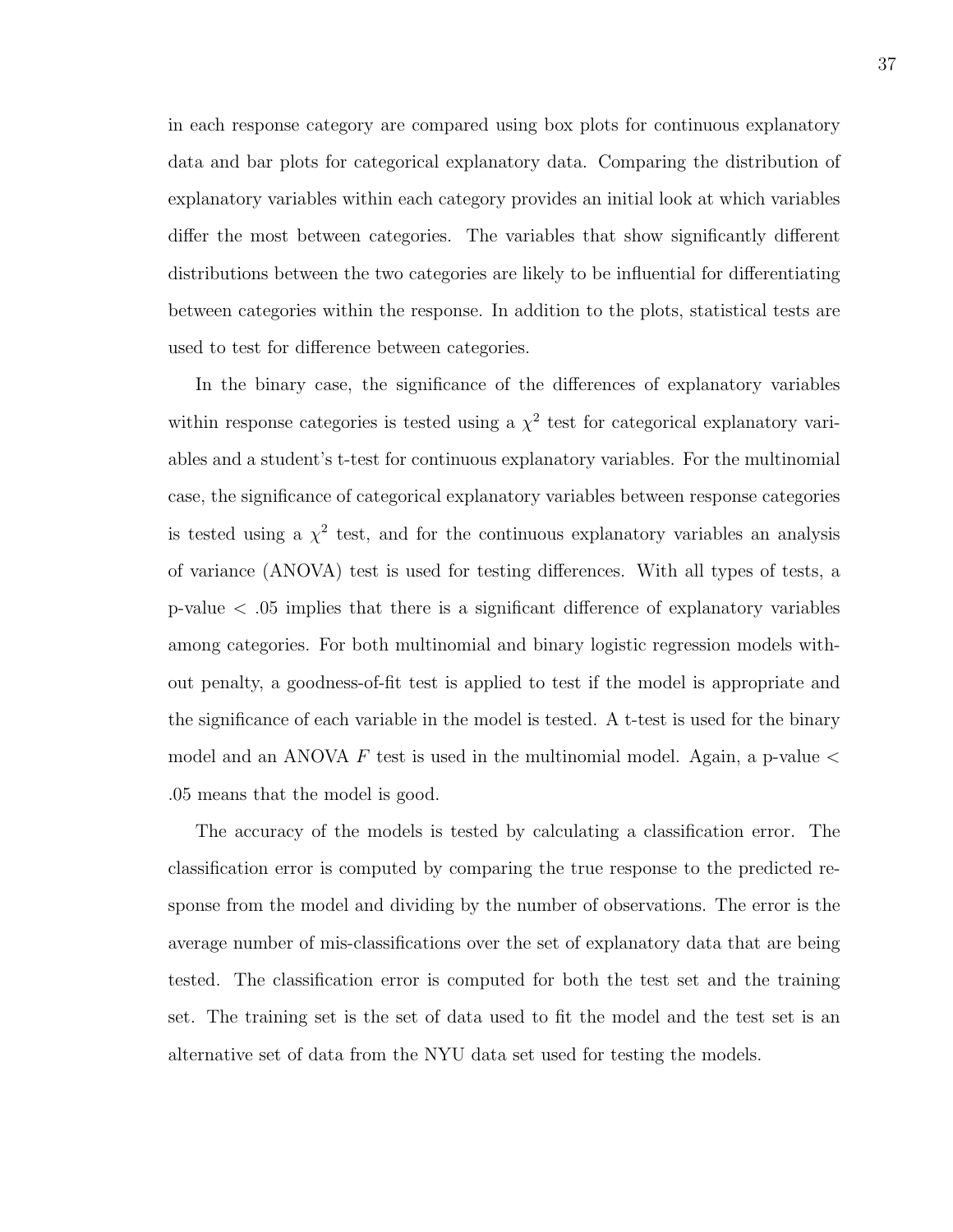in each response category are compared using box plots for continuous explanatory data and bar plots for categorical explanatory data. Comparing the distribution of explanatory variables within each category provides an initial look at which variables differ the most between categories. The variables that show significantly different distributions between the two categories are likely to be influential for differentiating between categories within the response. In addition to the plots, statistical tests are used to test for difference between categories.

In the binary case, the significance of the differences of explanatory variables within response categories is tested using a $\chi^2$ test for categorical explanatory variables and a student's t-test for continuous explanatory variables. For the multinomial case, the significance of categorical explanatory variables between response categories is tested using a $\chi^2$ test, and for the continuous explanatory variables an analysis of variance (ANOVA) test is used for testing differences. With all types of tests, a p-value $< .05$ implies that there is a significant difference of explanatory variables among categories. For both multinomial and binary logistic regression models without penalty, a goodness-of-fit test is applied to test if the model is appropriate and the significance of each variable in the model is tested. A t-test is used for the binary model and an ANOVA $F$ test is used in the multinomial model. Again, a p-value $<$ .05 means that the model is good.

The accuracy of the models is tested by calculating a classification error. The classification error is computed by comparing the true response to the predicted response from the model and dividing by the number of observations. The error is the average number of mis-classifications over the set of explanatory data that are being tested. The classification error is computed for both the test set and the training set. The training set is the set of data used to fit the model and the test set is an alternative set of data from the NYU data set used for testing the models.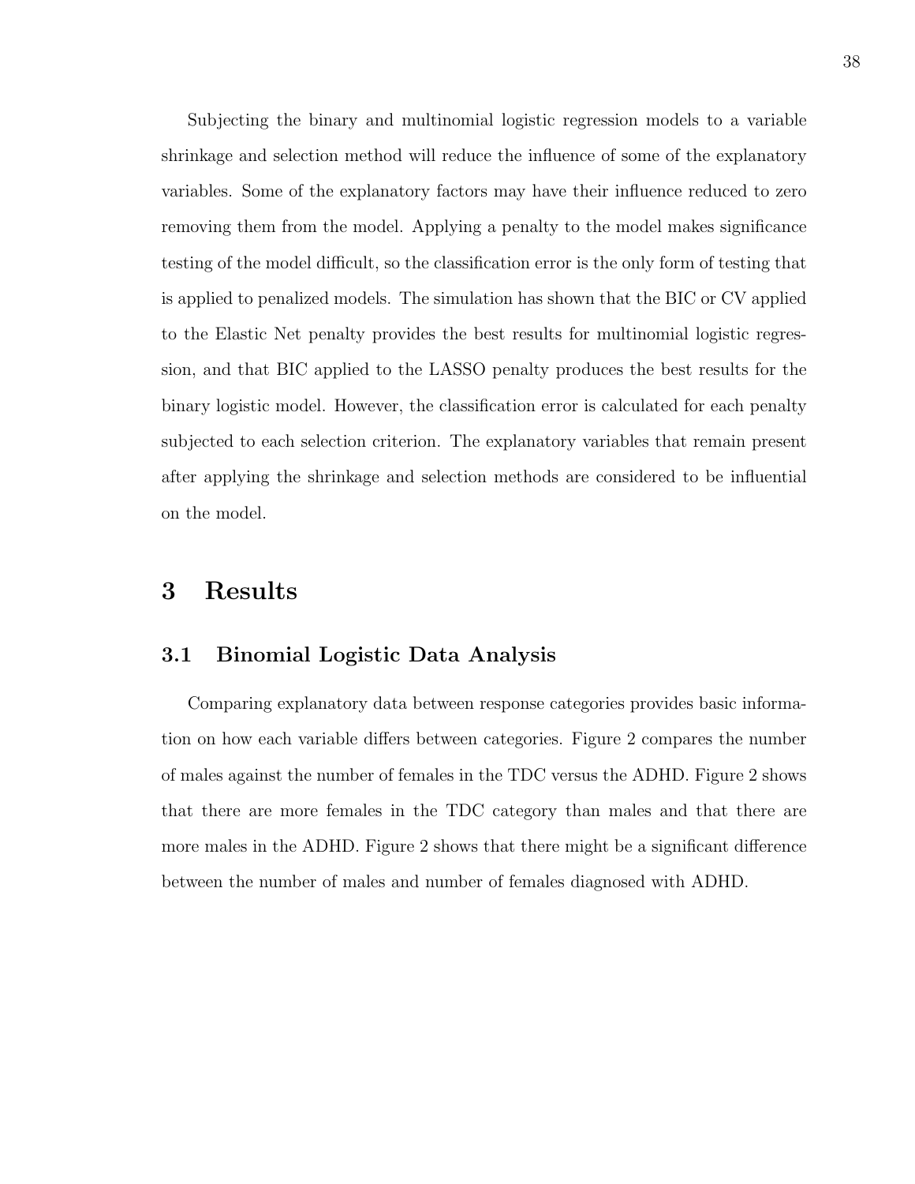Subjecting the binary and multinomial logistic regression models to a variable shrinkage and selection method will reduce the influence of some of the explanatory variables. Some of the explanatory factors may have their influence reduced to zero removing them from the model. Applying a penalty to the model makes significance testing of the model difficult, so the classification error is the only form of testing that is applied to penalized models. The simulation has shown that the BIC or CV applied to the Elastic Net penalty provides the best results for multinomial logistic regression, and that BIC applied to the LASSO penalty produces the best results for the binary logistic model. However, the classification error is calculated for each penalty subjected to each selection criterion. The explanatory variables that remain present after applying the shrinkage and selection methods are considered to be influential on the model.

# 3 Results

## 3.1 Binomial Logistic Data Analysis

Comparing explanatory data between response categories provides basic information on how each variable differs between categories. Figure 2 compares the number of males against the number of females in the TDC versus the ADHD. Figure 2 shows that there are more females in the TDC category than males and that there are more males in the ADHD. Figure 2 shows that there might be a significant difference between the number of males and number of females diagnosed with ADHD.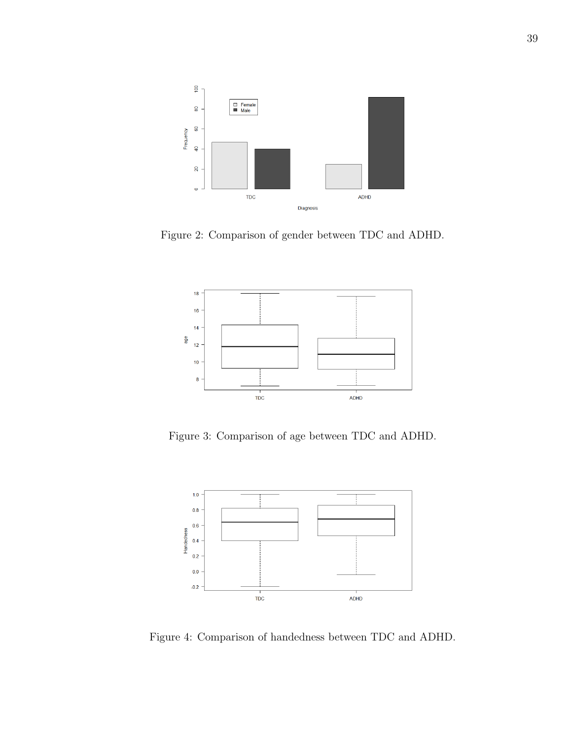Figure 2: Comparison of gender between TDC and ADHD.

Figure 3: Comparison of age between TDC and ADHD.

Figure 4: Comparison of handedness between TDC and ADHD.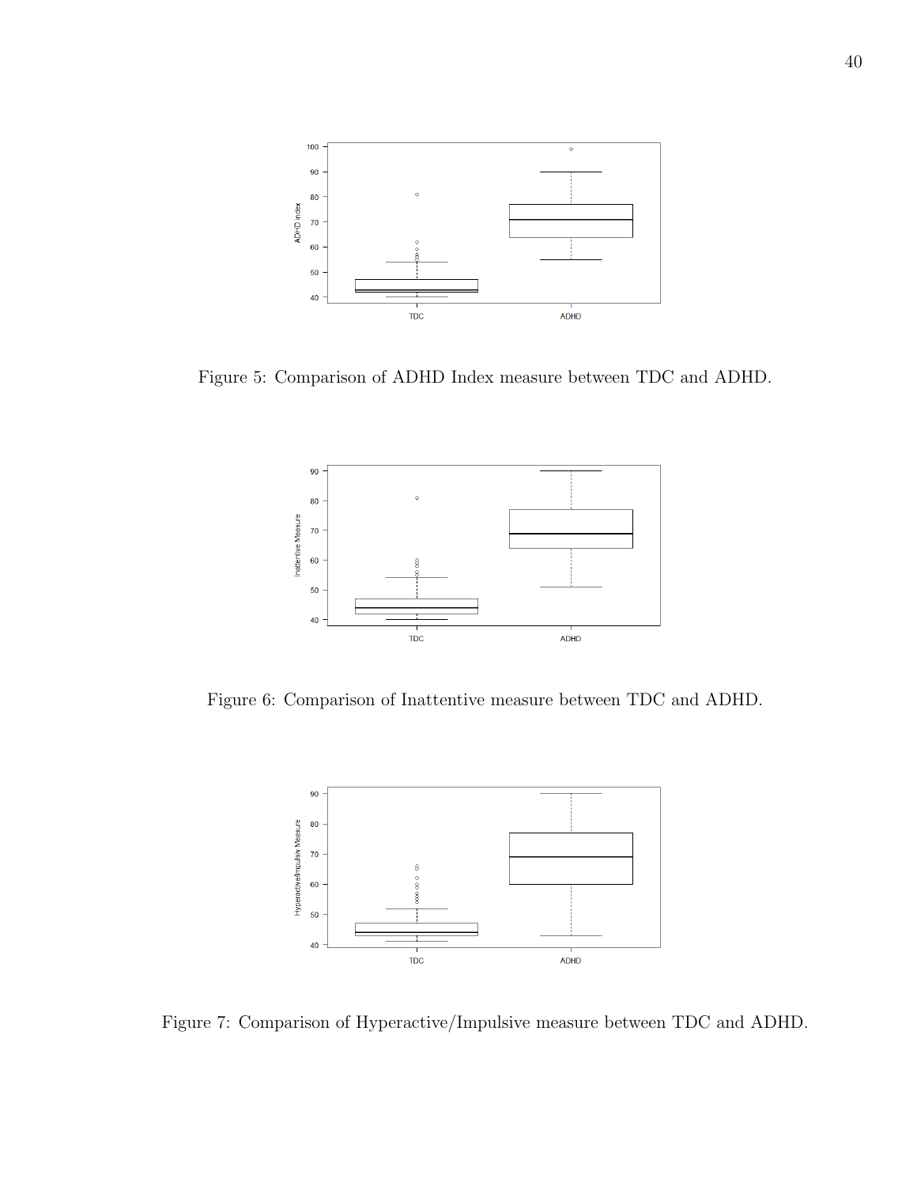Figure 5: Comparison of ADHD Index measure between TDC and ADHD.

Figure 6: Comparison of Inattentive measure between TDC and ADHD.

Figure 7: Comparison of Hyperactive/Impulsive measure between TDC and ADHD.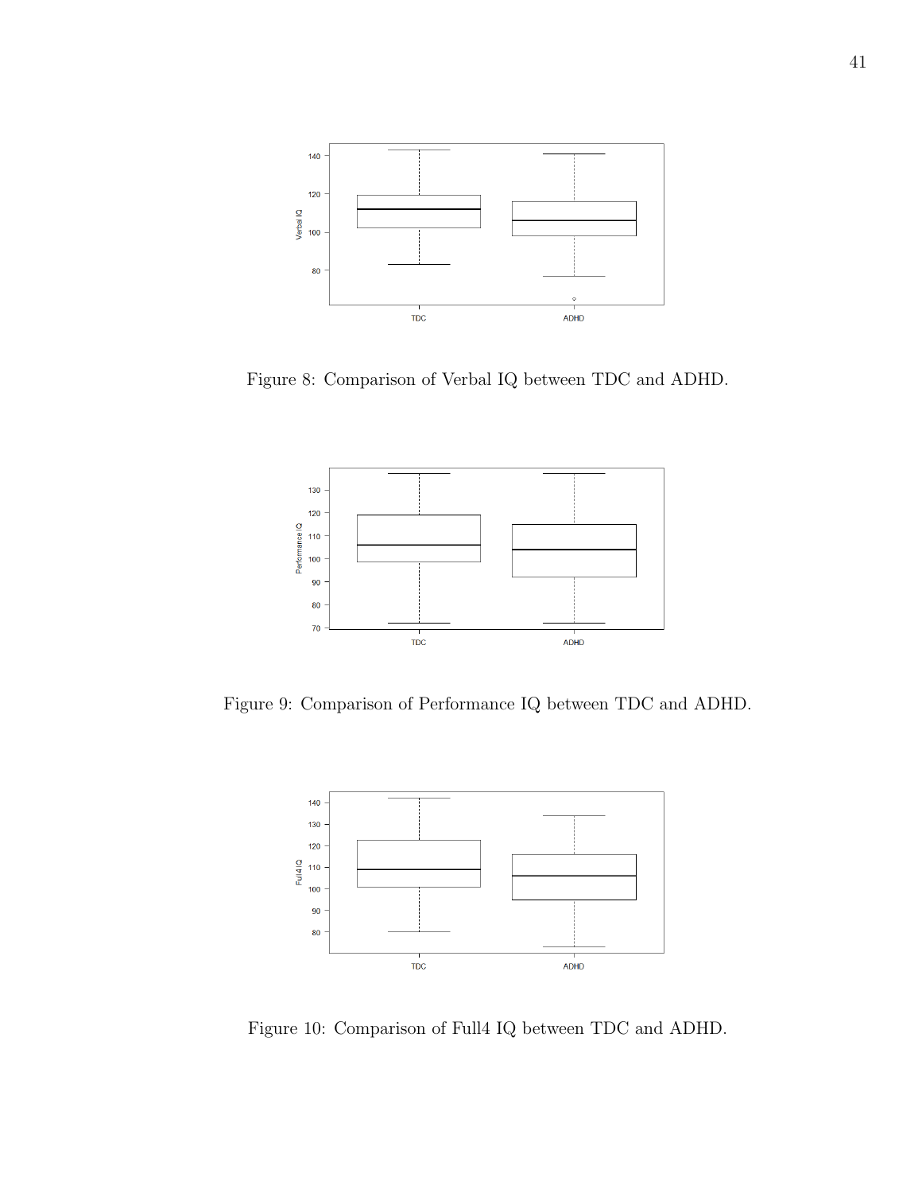Figure 8: Comparison of Verbal IQ between TDC and ADHD.

Figure 9: Comparison of Performance IQ between TDC and ADHD.

Figure 10: Comparison of Full4 IQ between TDC and ADHD.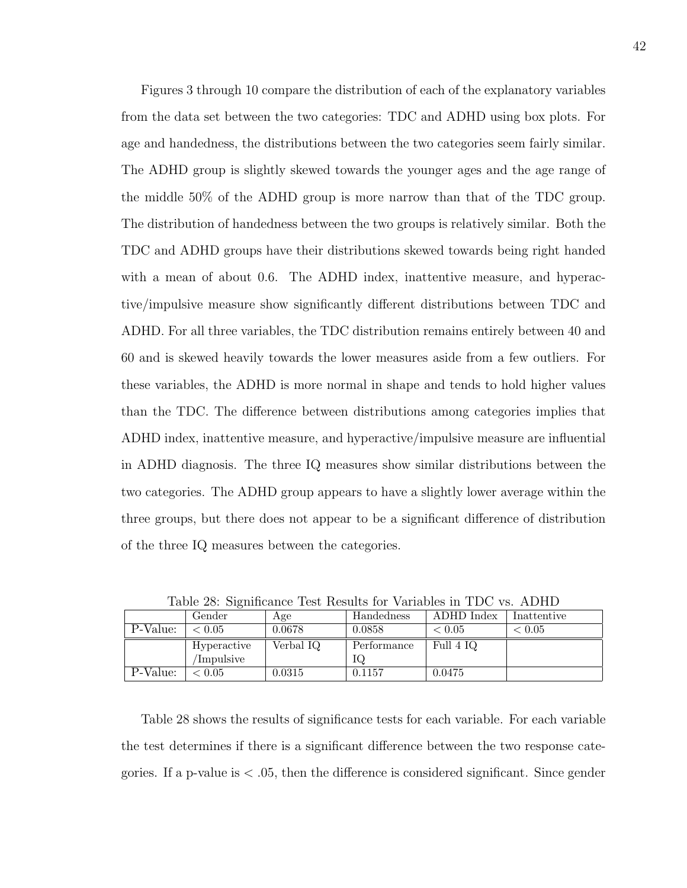Figures 3 through 10 compare the distribution of each of the explanatory variables from the data set between the two categories: TDC and ADHD using box plots. For age and handedness, the distributions between the two categories seem fairly similar. The ADHD group is slightly skewed towards the younger ages and the age range of the middle 50% of the ADHD group is more narrow than that of the TDC group. The distribution of handedness between the two groups is relatively similar. Both the TDC and ADHD groups have their distributions skewed towards being right handed with a mean of about 0.6. The ADHD index, inattentive measure, and hyperactive/impulsive measure show significantly different distributions between TDC and ADHD. For all three variables, the TDC distribution remains entirely between 40 and 60 and is skewed heavily towards the lower measures aside from a few outliers. For these variables, the ADHD is more normal in shape and tends to hold higher values than the TDC. The difference between distributions among categories implies that ADHD index, inattentive measure, and hyperactive/impulsive measure are influential in ADHD diagnosis. The three IQ measures show similar distributions between the two categories. The ADHD group appears to have a slightly lower average within the three groups, but there does not appear to be a significant difference of distribution of the three IQ measures between the categories.

Table 28: Significance Test Results for Variables in TDC vs. ADHD

| | Gender | Age | Handedness | ADHD Index | Inattentive |
|---|---|---|---|---|---|
| P-Value: | $< 0.05$ | 0.0678 | 0.0858 | $< 0.05$ | $< 0.05$ |
| | Hyperactive /Impulsive | Verbal IQ | Performance IQ | Full 4 IQ | |
| P-Value: | $< 0.05$ | 0.0315 | 0.1157 | 0.0475 | |

Table 28 shows the results of significance tests for each variable. For each variable the test determines if there is a significant difference between the two response categories. If a p-value is $< .05$, then the difference is considered significant. Since gender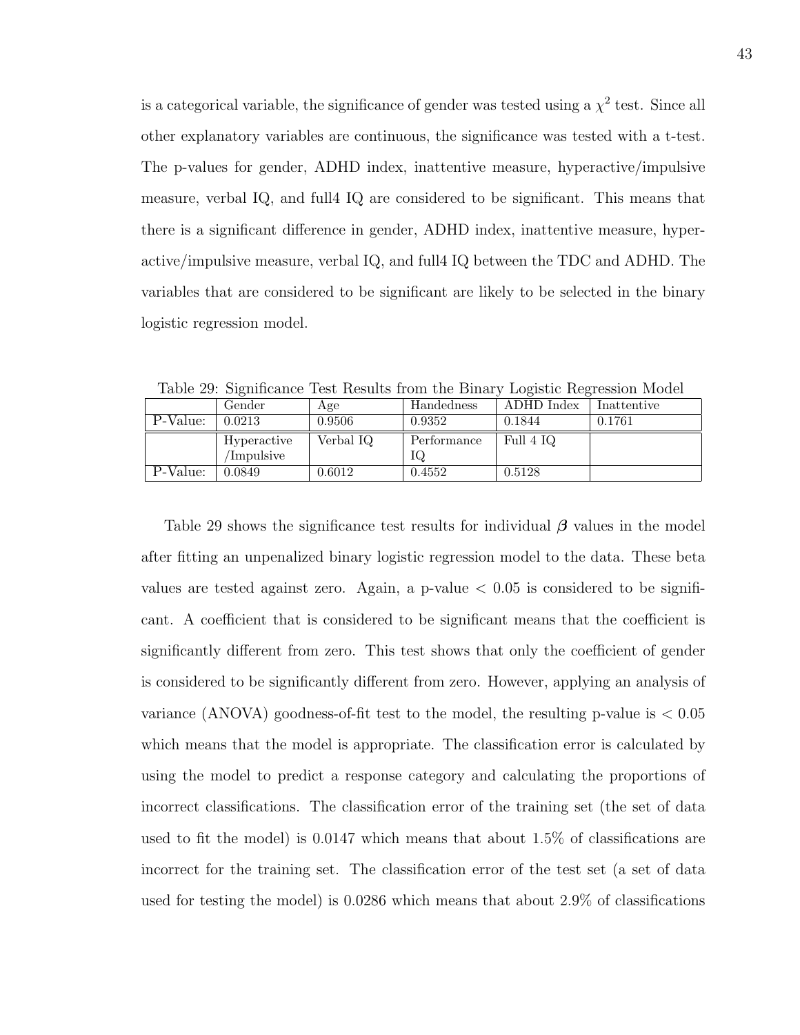is a categorical variable, the significance of gender was tested using a $\chi^2$ test. Since all other explanatory variables are continuous, the significance was tested with a t-test. The p-values for gender, ADHD index, inattentive measure, hyperactive/impulsive measure, verbal IQ, and full4 IQ are considered to be significant. This means that there is a significant difference in gender, ADHD index, inattentive measure, hyperactive/impulsive measure, verbal IQ, and full4 IQ between the TDC and ADHD. The variables that are considered to be significant are likely to be selected in the binary logistic regression model.

Table 29: Significance Test Results from the Binary Logistic Regression Model

| | Gender | Age | Handedness | ADHD Index | Inattentive |
|---|---|---|---|---|---|
| P-Value: | 0.0213 | 0.9506 | 0.9352 | 0.1844 | 0.1761 |
| | Hyperactive /Impulsive | Verbal IQ | Performance IQ | Full 4 IQ | |
| P-Value: | 0.0849 | 0.6012 | 0.4552 | 0.5128 | |

Table 29 shows the significance test results for individual $\boldsymbol{\beta}$ values in the model after fitting an unpenalized binary logistic regression model to the data. These beta values are tested against zero. Again, a p-value $< 0.05$ is considered to be significant. A coefficient that is considered to be significant means that the coefficient is significantly different from zero. This test shows that only the coefficient of gender is considered to be significantly different from zero. However, applying an analysis of variance (ANOVA) goodness-of-fit test to the model, the resulting p-value is $< 0.05$ which means that the model is appropriate. The classification error is calculated by using the model to predict a response category and calculating the proportions of incorrect classifications. The classification error of the training set (the set of data used to fit the model) is 0.0147 which means that about 1.5% of classifications are incorrect for the training set. The classification error of the test set (a set of data used for testing the model) is 0.0286 which means that about 2.9% of classifications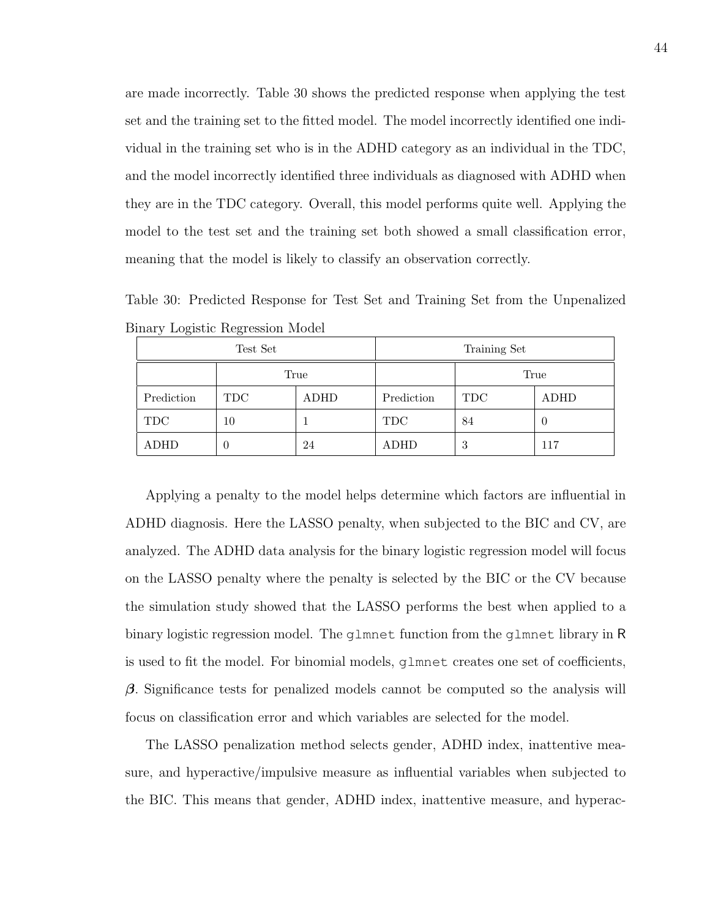are made incorrectly. Table 30 shows the predicted response when applying the test set and the training set to the fitted model. The model incorrectly identified one individual in the training set who is in the ADHD category as an individual in the TDC, and the model incorrectly identified three individuals as diagnosed with ADHD when they are in the TDC category. Overall, this model performs quite well. Applying the model to the test set and the training set both showed a small classification error, meaning that the model is likely to classify an observation correctly.

Table 30: Predicted Response for Test Set and Training Set from the Unpenalized Binary Logistic Regression Model

| Test Set | | | Training Set | | |
|---|---|---|---|---|---|
| | True | | | True | |
| Prediction | TDC | ADHD | Prediction | TDC | ADHD |
| TDC | 10 | 1 | TDC | 84 | 0 |
| ADHD | 0 | 24 | ADHD | 3 | 117 |

Applying a penalty to the model helps determine which factors are influential in ADHD diagnosis. Here the LASSO penalty, when subjected to the BIC and CV, are analyzed. The ADHD data analysis for the binary logistic regression model will focus on the LASSO penalty where the penalty is selected by the BIC or the CV because the simulation study showed that the LASSO performs the best when applied to a binary logistic regression model. The `glmnet` function from the `glmnet` library in R is used to fit the model. For binomial models, `glmnet` creates one set of coefficients, $\boldsymbol{\beta}$. Significance tests for penalized models cannot be computed so the analysis will focus on classification error and which variables are selected for the model.

The LASSO penalization method selects gender, ADHD index, inattentive measure, and hyperactive/impulsive measure as influential variables when subjected to the BIC. This means that gender, ADHD index, inattentive measure, and hyperac-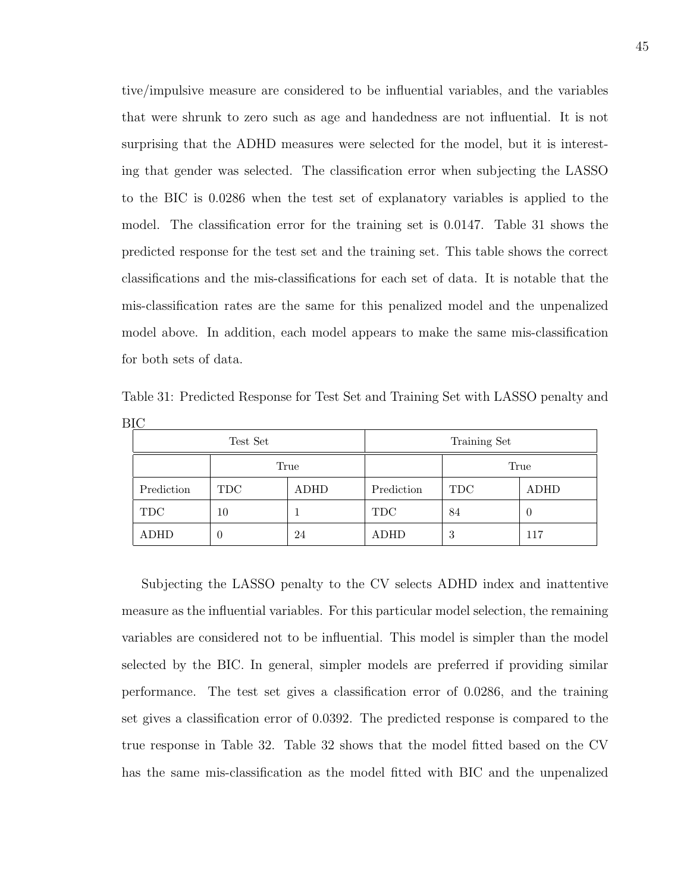tive/impulsive measure are considered to be influential variables, and the variables that were shrunk to zero such as age and handedness are not influential. It is not surprising that the ADHD measures were selected for the model, but it is interesting that gender was selected. The classification error when subjecting the LASSO to the BIC is 0.0286 when the test set of explanatory variables is applied to the model. The classification error for the training set is 0.0147. Table 31 shows the predicted response for the test set and the training set. This table shows the correct classifications and the mis-classifications for each set of data. It is notable that the mis-classification rates are the same for this penalized model and the unpenalized model above. In addition, each model appears to make the same mis-classification for both sets of data.

Table 31: Predicted Response for Test Set and Training Set with LASSO penalty and BIC

| Test Set | | | Training Set | | |
|---|---|---|---|---|---|
| | True | | | True | |
| Prediction | TDC | ADHD | Prediction | TDC | ADHD |
| TDC | 10 | 1 | TDC | 84 | 0 |
| ADHD | 0 | 24 | ADHD | 3 | 117 |

Subjecting the LASSO penalty to the CV selects ADHD index and inattentive measure as the influential variables. For this particular model selection, the remaining variables are considered not to be influential. This model is simpler than the model selected by the BIC. In general, simpler models are preferred if providing similar performance. The test set gives a classification error of 0.0286, and the training set gives a classification error of 0.0392. The predicted response is compared to the true response in Table 32. Table 32 shows that the model fitted based on the CV has the same mis-classification as the model fitted with BIC and the unpenalized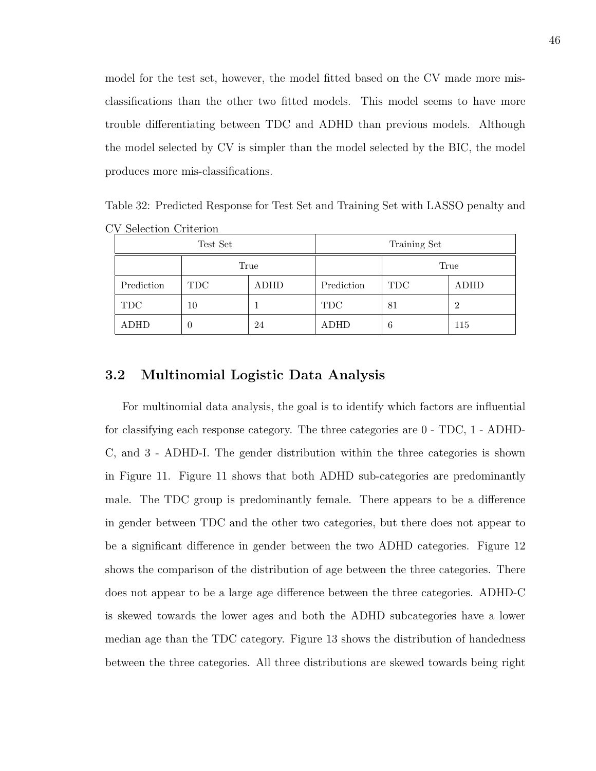model for the test set, however, the model fitted based on the CV made more mis-classifications than the other two fitted models. This model seems to have more trouble differentiating between TDC and ADHD than previous models. Although the model selected by CV is simpler than the model selected by the BIC, the model produces more mis-classifications.

Table 32: Predicted Response for Test Set and Training Set with LASSO penalty and CV Selection Criterion

| Test Set | | | Training Set | | |
|---|---|---|---|---|---|
| | True | | | True | |
| Prediction | TDC | ADHD | Prediction | TDC | ADHD |
| TDC | 10 | 1 | TDC | 81 | 2 |
| ADHD | 0 | 24 | ADHD | 6 | 115 |

## 3.2 Multinomial Logistic Data Analysis

For multinomial data analysis, the goal is to identify which factors are influential for classifying each response category. The three categories are 0 - TDC, 1 - ADHD-C, and 3 - ADHD-I. The gender distribution within the three categories is shown in Figure 11. Figure 11 shows that both ADHD sub-categories are predominantly male. The TDC group is predominantly female. There appears to be a difference in gender between TDC and the other two categories, but there does not appear to be a significant difference in gender between the two ADHD categories. Figure 12 shows the comparison of the distribution of age between the three categories. There does not appear to be a large age difference between the three categories. ADHD-C is skewed towards the lower ages and both the ADHD subcategories have a lower median age than the TDC category. Figure 13 shows the distribution of handedness between the three categories. All three distributions are skewed towards being right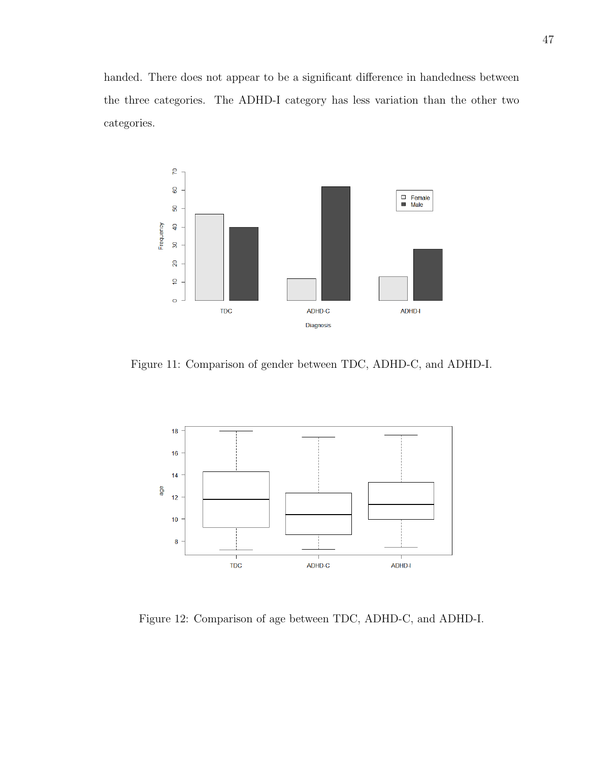handed. There does not appear to be a significant difference in handedness between the three categories. The ADHD-I category has less variation than the other two categories.

Figure 11: Comparison of gender between TDC, ADHD-C, and ADHD-I.

Figure 12: Comparison of age between TDC, ADHD-C, and ADHD-I.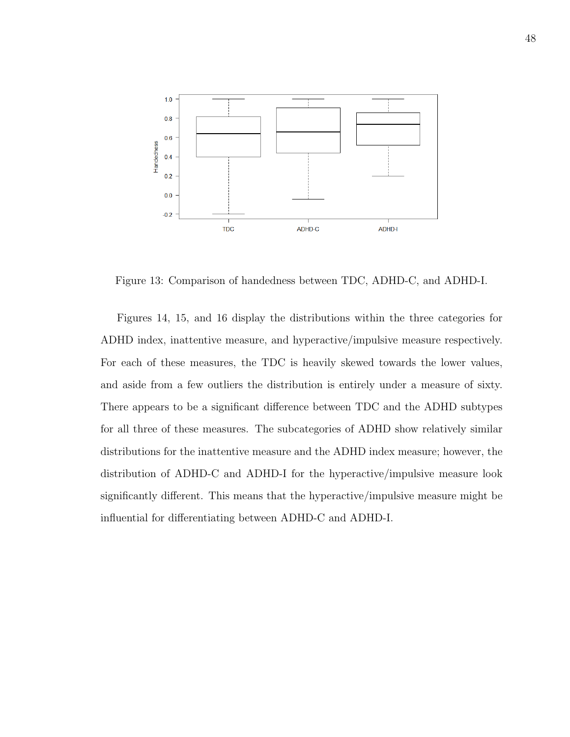Figure 13: Comparison of handedness between TDC, ADHD-C, and ADHD-I.

Figures 14, 15, and 16 display the distributions within the three categories for ADHD index, inattentive measure, and hyperactive/impulsive measure respectively. For each of these measures, the TDC is heavily skewed towards the lower values, and aside from a few outliers the distribution is entirely under a measure of sixty. There appears to be a significant difference between TDC and the ADHD subtypes for all three of these measures. The subcategories of ADHD show relatively similar distributions for the inattentive measure and the ADHD index measure; however, the distribution of ADHD-C and ADHD-I for the hyperactive/impulsive measure look significantly different. This means that the hyperactive/impulsive measure might be influential for differentiating between ADHD-C and ADHD-I.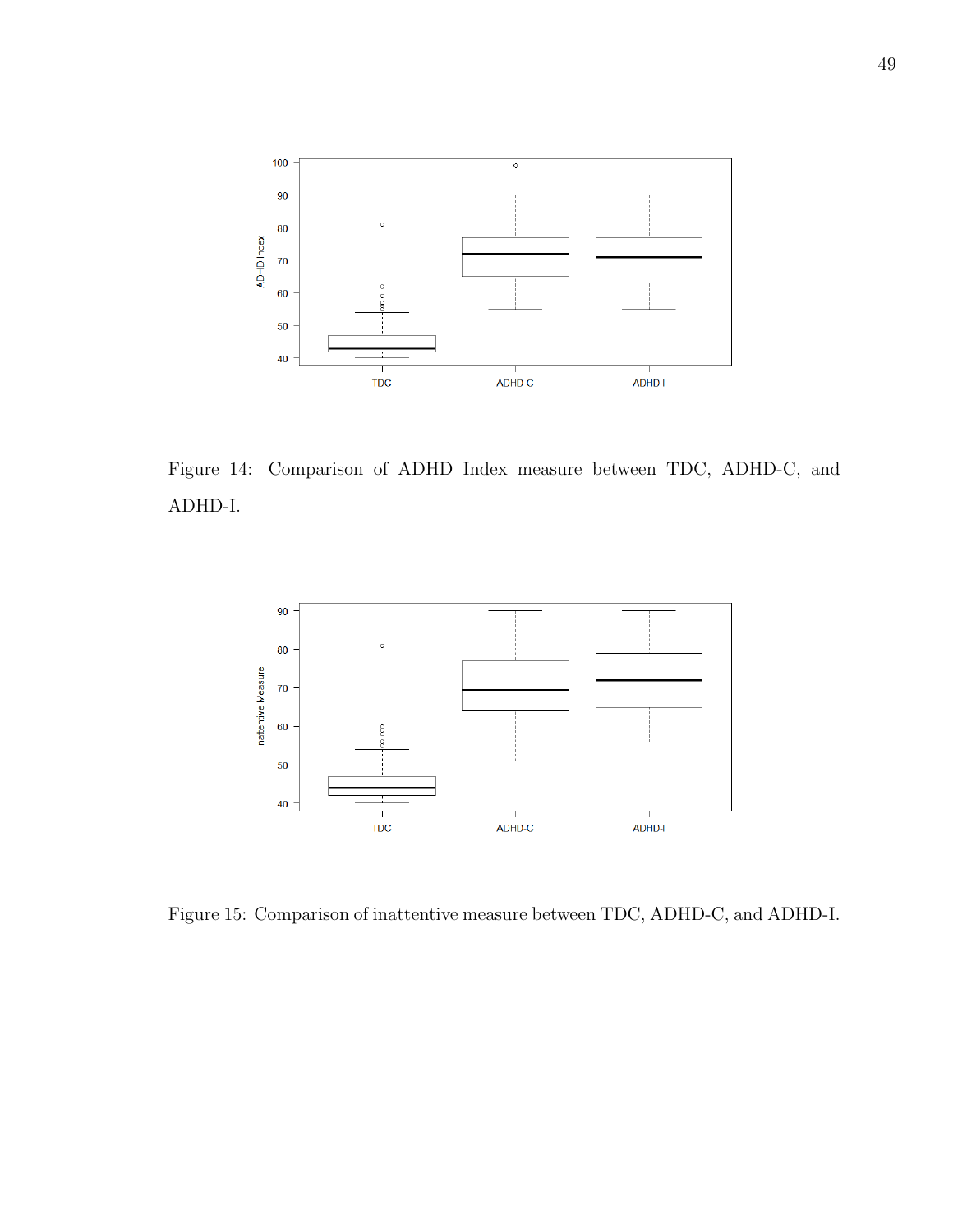Figure 14: Comparison of ADHD Index measure between TDC, ADHD-C, and ADHD-I.

Figure 15: Comparison of inattentive measure between TDC, ADHD-C, and ADHD-I.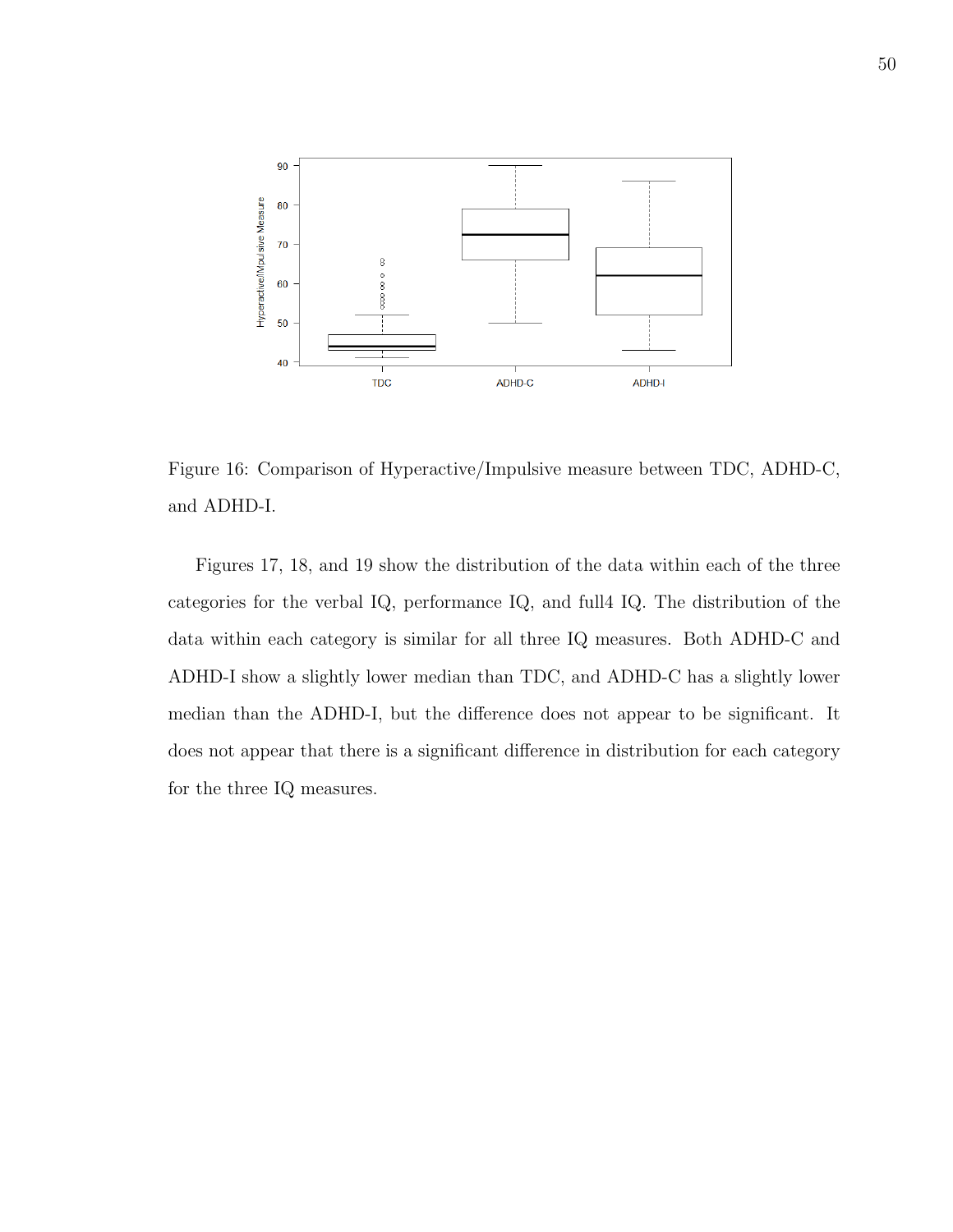Figure 16: Comparison of Hyperactive/Impulsive measure between TDC, ADHD-C, and ADHD-I.

Figures 17, 18, and 19 show the distribution of the data within each of the three categories for the verbal IQ, performance IQ, and full4 IQ. The distribution of the data within each category is similar for all three IQ measures. Both ADHD-C and ADHD-I show a slightly lower median than TDC, and ADHD-C has a slightly lower median than the ADHD-I, but the difference does not appear to be significant. It does not appear that there is a significant difference in distribution for each category for the three IQ measures.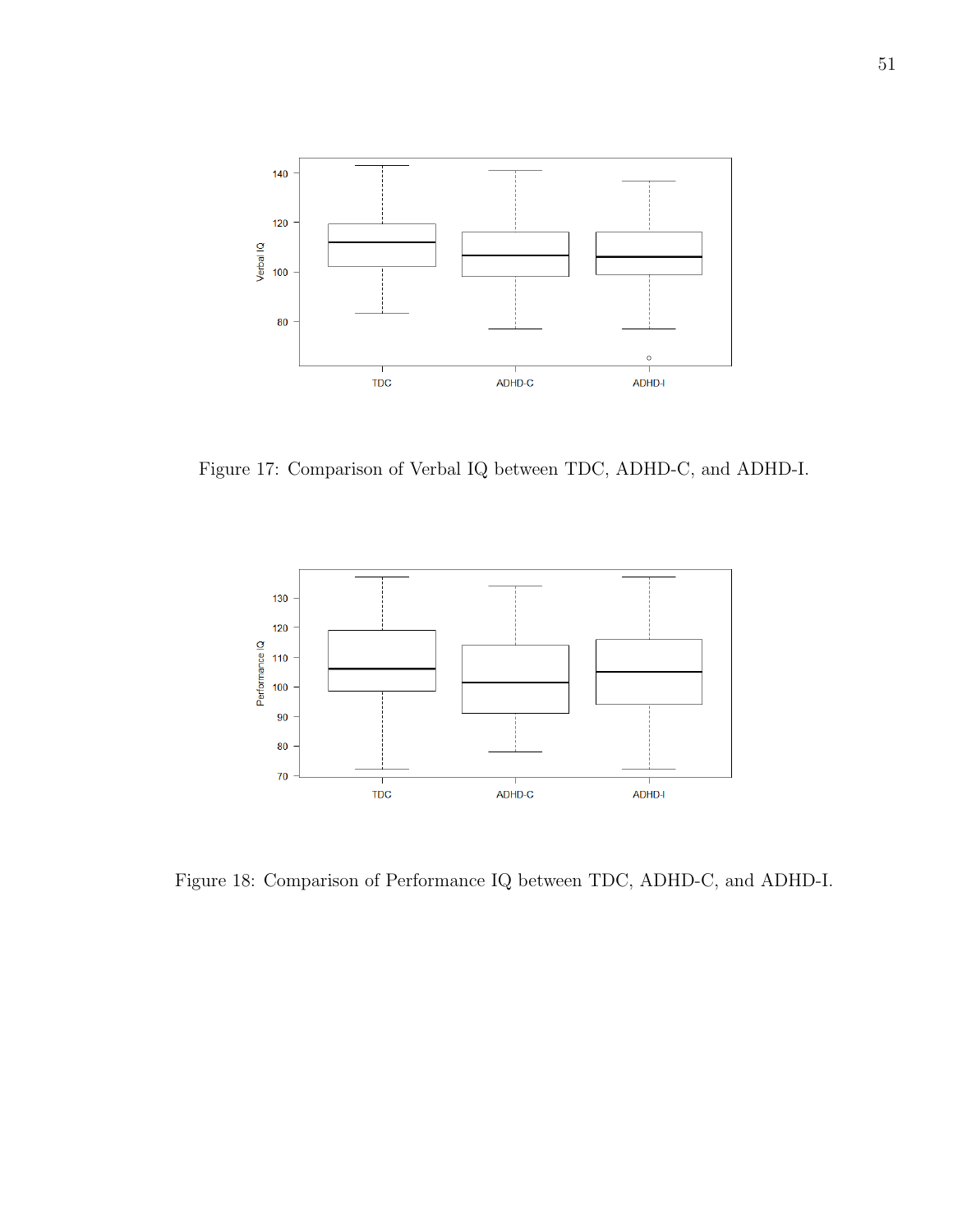Figure 17: Comparison of Verbal IQ between TDC, ADHD-C, and ADHD-I.

Figure 18: Comparison of Performance IQ between TDC, ADHD-C, and ADHD-I.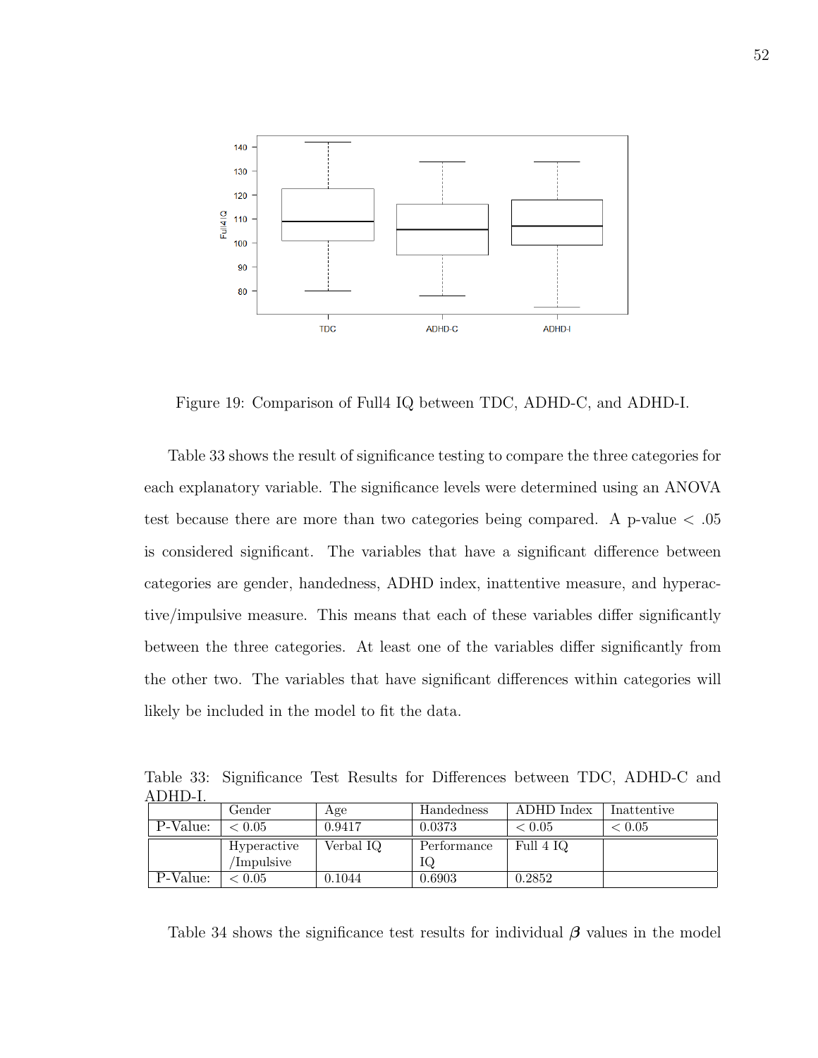Figure 19: Comparison of Full4 IQ between TDC, ADHD-C, and ADHD-I.

Table 33 shows the result of significance testing to compare the three categories for each explanatory variable. The significance levels were determined using an ANOVA test because there are more than two categories being compared. A p-value $< .05$ is considered significant. The variables that have a significant difference between categories are gender, handedness, ADHD index, inattentive measure, and hyperactive/impulsive measure. This means that each of these variables differ significantly between the three categories. At least one of the variables differ significantly from the other two. The variables that have significant differences within categories will likely be included in the model to fit the data.

Table 33: Significance Test Results for Differences between TDC, ADHD-C and ADHD-I.

| | Gender | Age | Handedness | ADHD Index | Inattentive |
|---|---|---|---|---|---|
| P-Value: | $< 0.05$ | 0.9417 | 0.0373 | $< 0.05$ | $< 0.05$ |
| | Hyperactive /Impulsive | Verbal IQ | Performance IQ | Full 4 IQ | |
| P-Value: | $< 0.05$ | 0.1044 | 0.6903 | 0.2852 | |

Table 34 shows the significance test results for individual $\boldsymbol{\beta}$ values in the model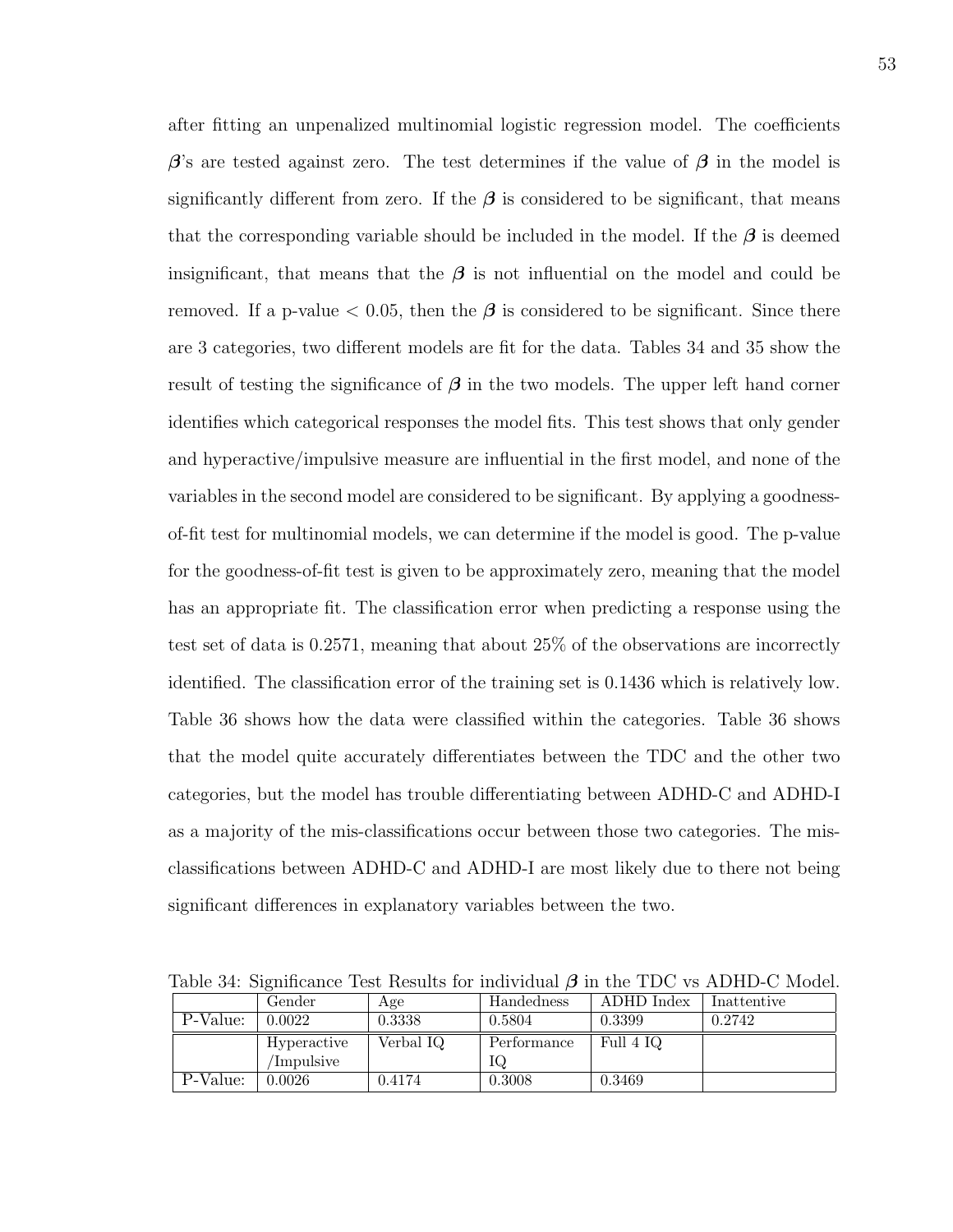after fitting an unpenalized multinomial logistic regression model. The coefficients $\boldsymbol{\beta}$'s are tested against zero. The test determines if the value of $\boldsymbol{\beta}$ in the model is significantly different from zero. If the $\boldsymbol{\beta}$ is considered to be significant, that means that the corresponding variable should be included in the model. If the $\boldsymbol{\beta}$ is deemed insignificant, that means that the $\boldsymbol{\beta}$ is not influential on the model and could be removed. If a p-value $< 0.05$, then the $\boldsymbol{\beta}$ is considered to be significant. Since there are 3 categories, two different models are fit for the data. Tables 34 and 35 show the result of testing the significance of $\boldsymbol{\beta}$ in the two models. The upper left hand corner identifies which categorical responses the model fits. This test shows that only gender and hyperactive/impulsive measure are influential in the first model, and none of the variables in the second model are considered to be significant. By applying a goodness-of-fit test for multinomial models, we can determine if the model is good. The p-value for the goodness-of-fit test is given to be approximately zero, meaning that the model has an appropriate fit. The classification error when predicting a response using the test set of data is 0.2571, meaning that about 25% of the observations are incorrectly identified. The classification error of the training set is 0.1436 which is relatively low. Table 36 shows how the data were classified within the categories. Table 36 shows that the model quite accurately differentiates between the TDC and the other two categories, but the model has trouble differentiating between ADHD-C and ADHD-I as a majority of the mis-classifications occur between those two categories. The mis-classifications between ADHD-C and ADHD-I are most likely due to there not being significant differences in explanatory variables between the two.

Table 34: Significance Test Results for individual $\boldsymbol{\beta}$ in the TDC vs ADHD-C Model.

| | Gender | Age | Handedness | ADHD Index | Inattentive |
|---|---|---|---|---|---|
| P-Value: | 0.0022 | 0.3338 | 0.5804 | 0.3399 | 0.2742 |
| | Hyperactive /Impulsive | Verbal IQ | Performance IQ | Full 4 IQ | |
| P-Value: | 0.0026 | 0.4174 | 0.3008 | 0.3469 | |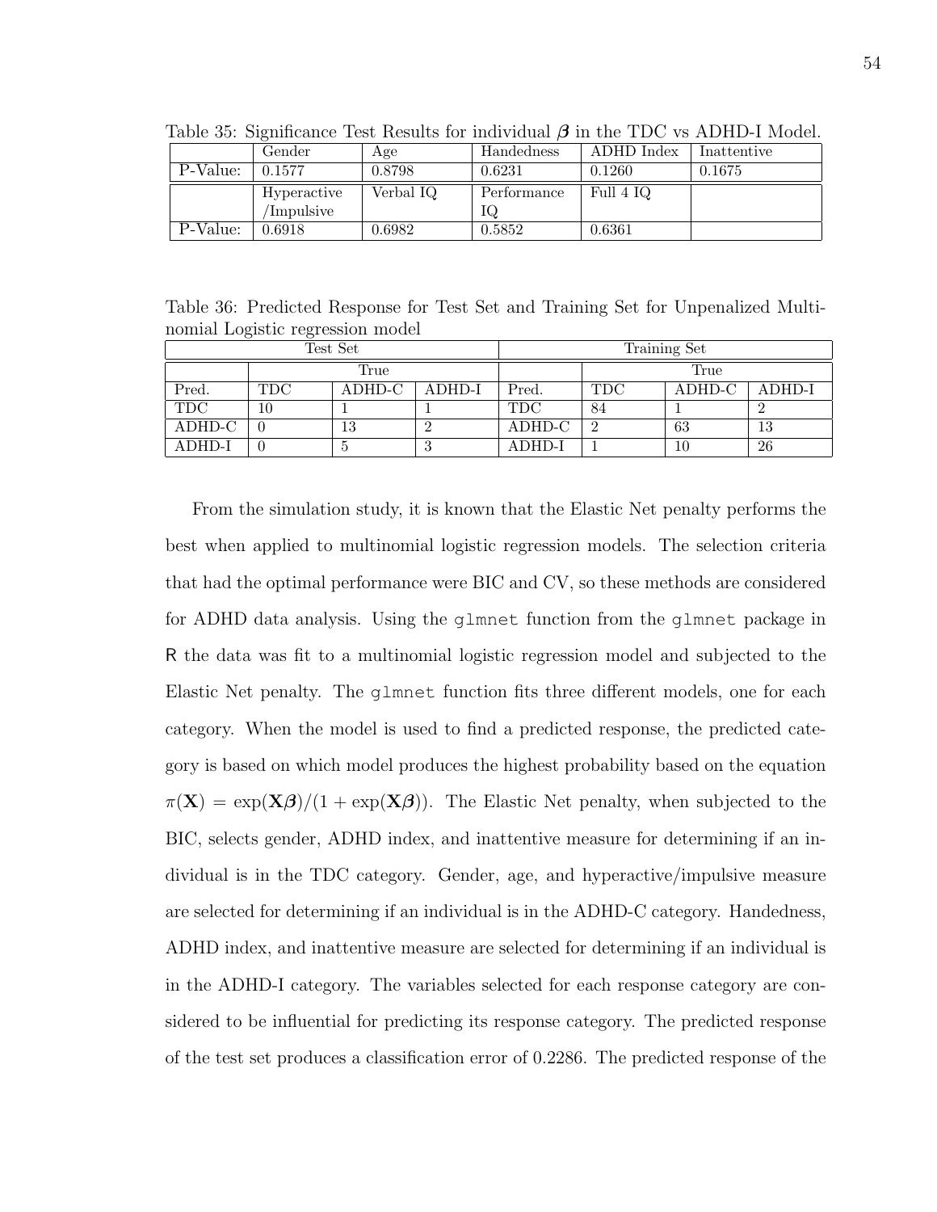Table 35: Significance Test Results for individual $\boldsymbol{\beta}$ in the TDC vs ADHD-I Model.

| | Gender | Age | Handedness | ADHD Index | Inattentive |
|---|---|---|---|---|---|
| P-Value: | 0.1577 | 0.8798 | 0.6231 | 0.1260 | 0.1675 |
| | Hyperactive /Impulsive | Verbal IQ | Performance IQ | Full 4 IQ | |
| P-Value: | 0.6918 | 0.6982 | 0.5852 | 0.6361 | |

Table 36: Predicted Response for Test Set and Training Set for Unpenalized Multinomial Logistic regression model

| Test Set | | | | Training Set | | | |
|---|---|---|---|---|---|---|---|
| | True | | | | True | | |
| Pred. | TDC | ADHD-C | ADHD-I | Pred. | TDC | ADHD-C | ADHD-I |
| TDC | 10 | 1 | 1 | TDC | 84 | 1 | 2 |
| ADHD-C | 0 | 13 | 2 | ADHD-C | 2 | 63 | 13 |
| ADHD-I | 0 | 5 | 3 | ADHD-I | 1 | 10 | 26 |

From the simulation study, it is known that the Elastic Net penalty performs the best when applied to multinomial logistic regression models. The selection criteria that had the optimal performance were BIC and CV, so these methods are considered for ADHD data analysis. Using the `glmnet` function from the `glmnet` package in R the data was fit to a multinomial logistic regression model and subjected to the Elastic Net penalty. The `glmnet` function fits three different models, one for each category. When the model is used to find a predicted response, the predicted category is based on which model produces the highest probability based on the equation $\pi(\mathbf{X}) = \exp(\mathbf{X}\boldsymbol{\beta})/(1 + \exp(\mathbf{X}\boldsymbol{\beta}))$. The Elastic Net penalty, when subjected to the BIC, selects gender, ADHD index, and inattentive measure for determining if an individual is in the TDC category. Gender, age, and hyperactive/impulsive measure are selected for determining if an individual is in the ADHD-C category. Handedness, ADHD index, and inattentive measure are selected for determining if an individual is in the ADHD-I category. The variables selected for each response category are considered to be influential for predicting its response category. The predicted response of the test set produces a classification error of 0.2286. The predicted response of the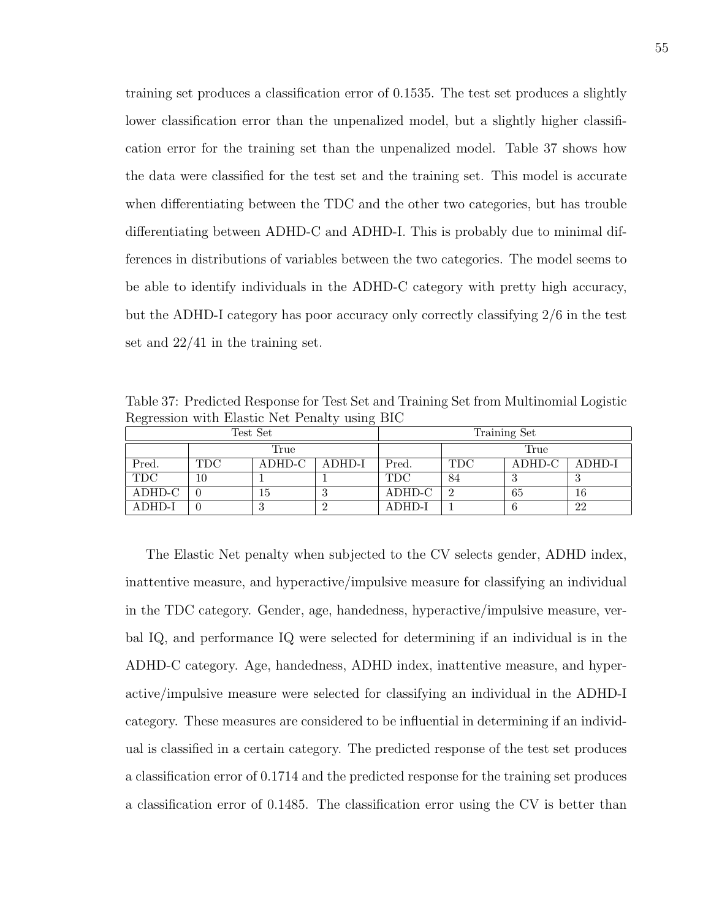training set produces a classification error of 0.1535. The test set produces a slightly lower classification error than the unpenalized model, but a slightly higher classification error for the training set than the unpenalized model. Table 37 shows how the data were classified for the test set and the training set. This model is accurate when differentiating between the TDC and the other two categories, but has trouble differentiating between ADHD-C and ADHD-I. This is probably due to minimal differences in distributions of variables between the two categories. The model seems to be able to identify individuals in the ADHD-C category with pretty high accuracy, but the ADHD-I category has poor accuracy only correctly classifying 2/6 in the test set and 22/41 in the training set.

Table 37: Predicted Response for Test Set and Training Set from Multinomial Logistic Regression with Elastic Net Penalty using BIC

| Test Set | | | | Training Set | | | |
|---|---|---|---|---|---|---|---|
| | True | | | | True | | |
| Pred. | TDC | ADHD-C | ADHD-I | Pred. | TDC | ADHD-C | ADHD-I |
| TDC | 10 | 1 | 1 | TDC | 84 | 3 | 3 |
| ADHD-C | 0 | 15 | 3 | ADHD-C | 2 | 65 | 16 |
| ADHD-I | 0 | 3 | 2 | ADHD-I | 1 | 6 | 22 |

The Elastic Net penalty when subjected to the CV selects gender, ADHD index, inattentive measure, and hyperactive/impulsive measure for classifying an individual in the TDC category. Gender, age, handedness, hyperactive/impulsive measure, verbal IQ, and performance IQ were selected for determining if an individual is in the ADHD-C category. Age, handedness, ADHD index, inattentive measure, and hyperactive/impulsive measure were selected for classifying an individual in the ADHD-I category. These measures are considered to be influential in determining if an individual is classified in a certain category. The predicted response of the test set produces a classification error of 0.1714 and the predicted response for the training set produces a classification error of 0.1485. The classification error using the CV is better than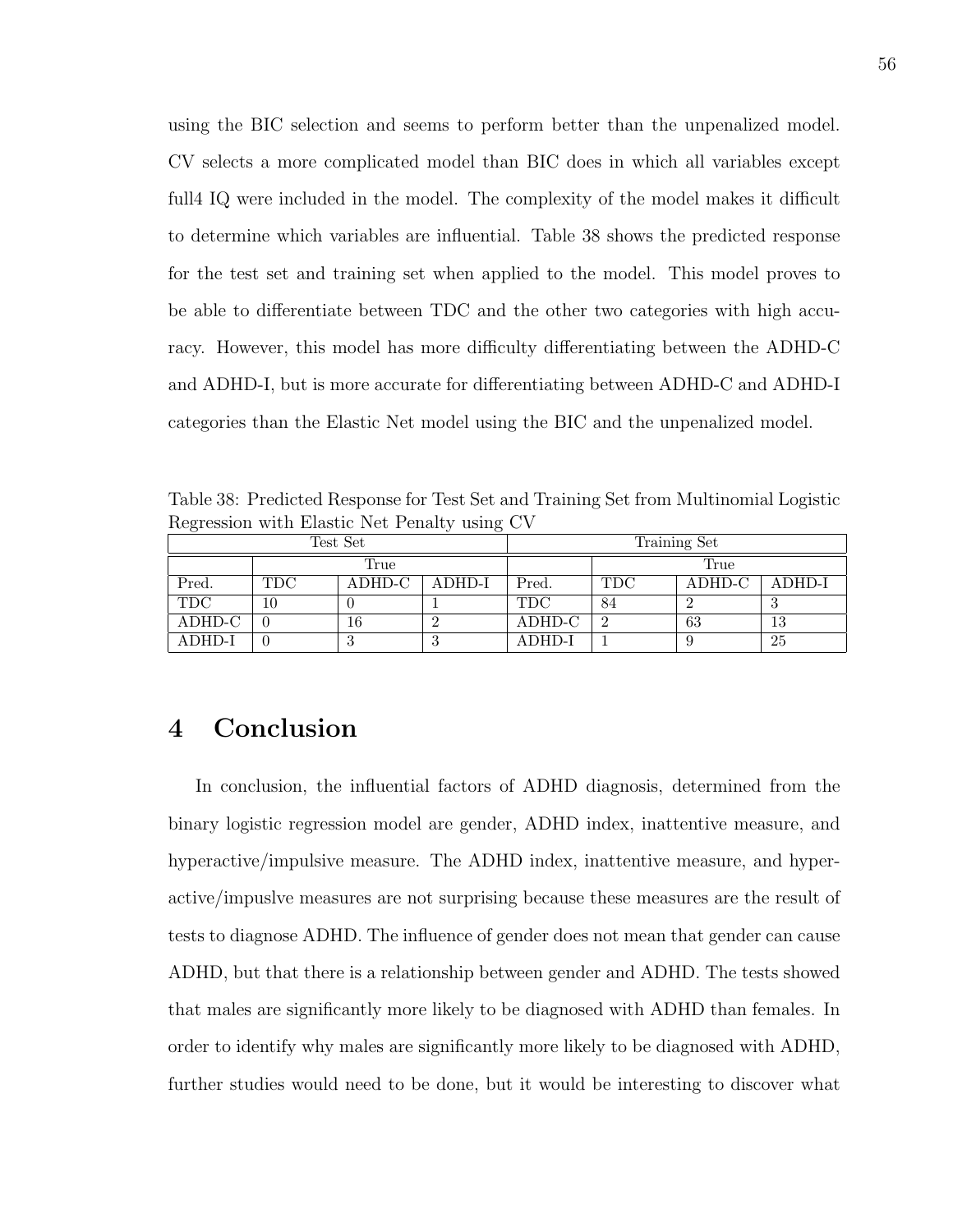using the BIC selection and seems to perform better than the unpenalized model. CV selects a more complicated model than BIC does in which all variables except full4 IQ were included in the model. The complexity of the model makes it difficult to determine which variables are influential. Table 38 shows the predicted response for the test set and training set when applied to the model. This model proves to be able to differentiate between TDC and the other two categories with high accuracy. However, this model has more difficulty differentiating between the ADHD-C and ADHD-I, but is more accurate for differentiating between ADHD-C and ADHD-I categories than the Elastic Net model using the BIC and the unpenalized model.

Table 38: Predicted Response for Test Set and Training Set from Multinomial Logistic Regression with Elastic Net Penalty using CV

| Test Set | | | | Training Set | | | |
|---|---|---|---|---|---|---|---|
| | True | | | | True | | |
| Pred. | TDC | ADHD-C | ADHD-I | Pred. | TDC | ADHD-C | ADHD-I |
| TDC | 10 | 0 | 1 | TDC | 84 | 2 | 3 |
| ADHD-C | 0 | 16 | 2 | ADHD-C | 2 | 63 | 13 |
| ADHD-I | 0 | 3 | 3 | ADHD-I | 1 | 9 | 25 |

# 4 Conclusion

In conclusion, the influential factors of ADHD diagnosis, determined from the binary logistic regression model are gender, ADHD index, inattentive measure, and hyperactive/impulsive measure. The ADHD index, inattentive measure, and hyperactive/impuslve measures are not surprising because these measures are the result of tests to diagnose ADHD. The influence of gender does not mean that gender can cause ADHD, but that there is a relationship between gender and ADHD. The tests showed that males are significantly more likely to be diagnosed with ADHD than females. In order to identify why males are significantly more likely to be diagnosed with ADHD, further studies would need to be done, but it would be interesting to discover what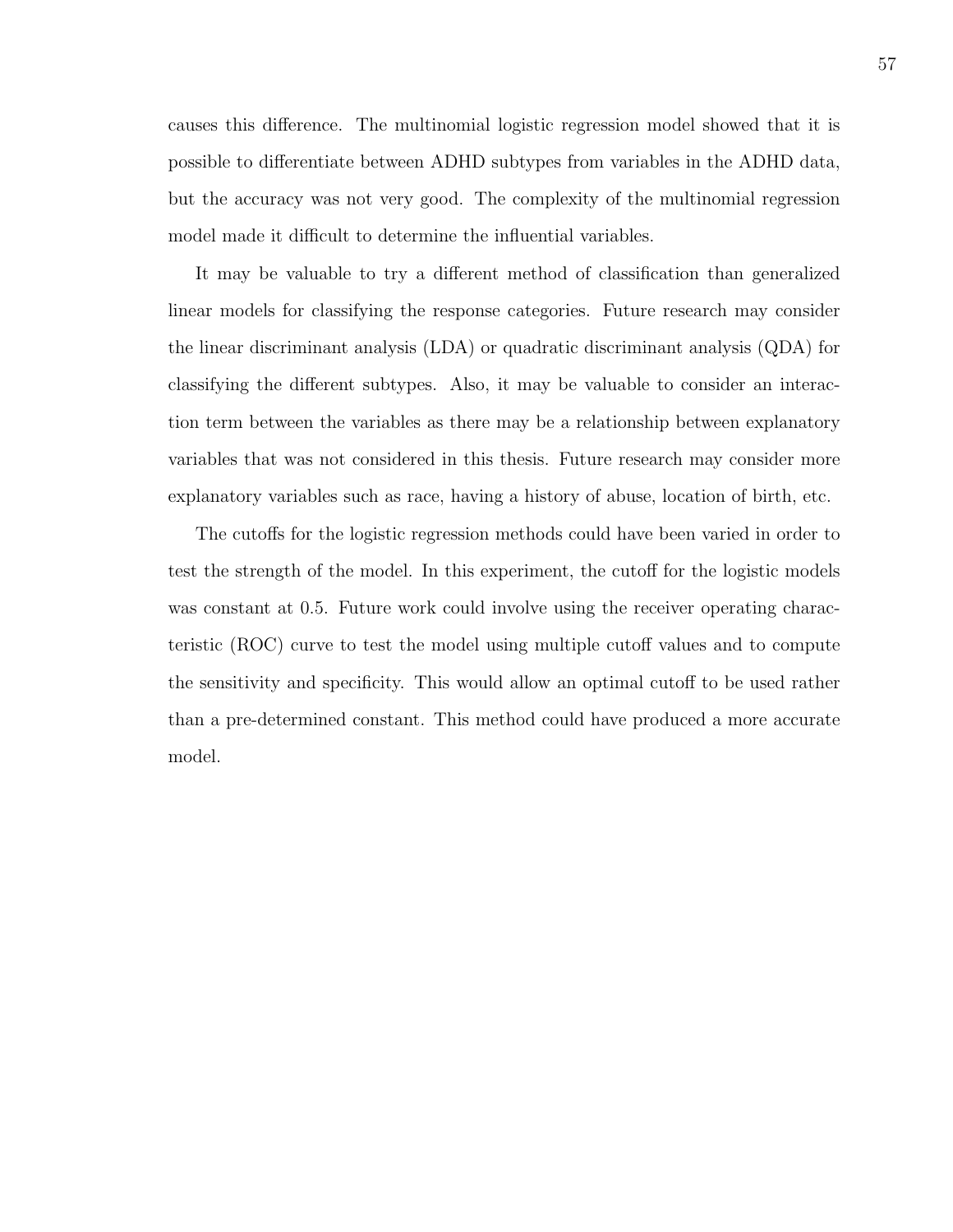causes this difference. The multinomial logistic regression model showed that it is possible to differentiate between ADHD subtypes from variables in the ADHD data, but the accuracy was not very good. The complexity of the multinomial regression model made it difficult to determine the influential variables.

It may be valuable to try a different method of classification than generalized linear models for classifying the response categories. Future research may consider the linear discriminant analysis (LDA) or quadratic discriminant analysis (QDA) for classifying the different subtypes. Also, it may be valuable to consider an interaction term between the variables as there may be a relationship between explanatory variables that was not considered in this thesis. Future research may consider more explanatory variables such as race, having a history of abuse, location of birth, etc.

The cutoffs for the logistic regression methods could have been varied in order to test the strength of the model. In this experiment, the cutoff for the logistic models was constant at 0.5. Future work could involve using the receiver operating characteristic (ROC) curve to test the model using multiple cutoff values and to compute the sensitivity and specificity. This would allow an optimal cutoff to be used rather than a pre-determined constant. This method could have produced a more accurate model.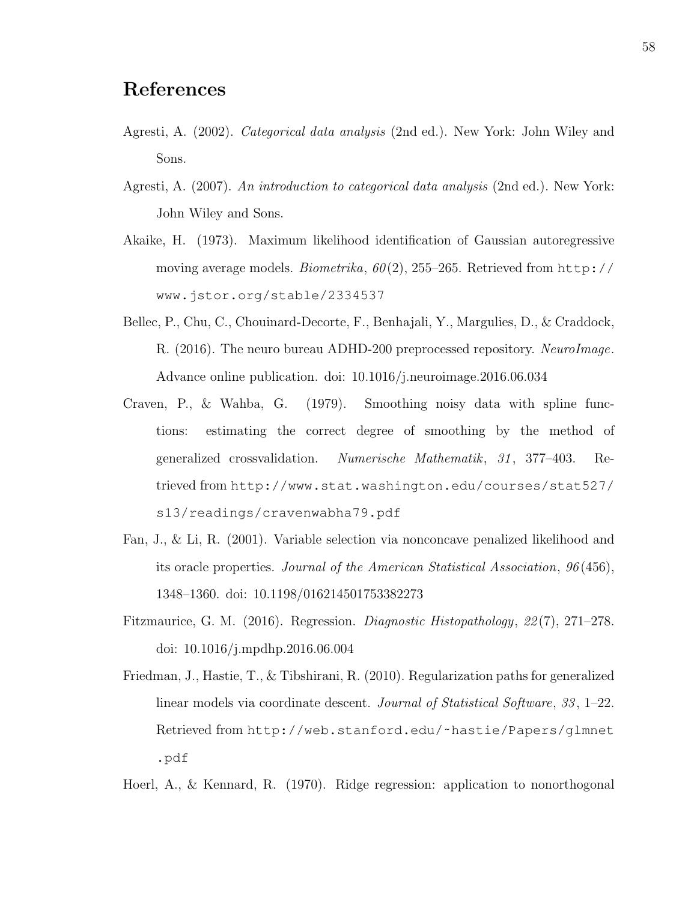# References

Agresti, A. (2002). *Categorical data analysis* (2nd ed.). New York: John Wiley and Sons.

Agresti, A. (2007). *An introduction to categorical data analysis* (2nd ed.). New York: John Wiley and Sons.

Akaike, H. (1973). Maximum likelihood identification of Gaussian autoregressive moving average models. *Biometrika*, *60*(2), 255–265. Retrieved from http://www.jstor.org/stable/2334537

Bellec, P., Chu, C., Chouinard-Decorte, F., Benhajali, Y., Margulies, D., & Craddock, R. (2016). The neuro bureau ADHD-200 preprocessed repository. *NeuroImage*. Advance online publication. doi: 10.1016/j.neuroimage.2016.06.034

Craven, P., & Wahba, G. (1979). Smoothing noisy data with spline functions: estimating the correct degree of smoothing by the method of generalized crossvalidation. *Numerische Mathematik*, *31*, 377–403. Retrieved from http://www.stat.washington.edu/courses/stat527/s13/readings/cravenwabha79.pdf

Fan, J., & Li, R. (2001). Variable selection via nonconcave penalized likelihood and its oracle properties. *Journal of the American Statistical Association*, *96*(456), 1348–1360. doi: 10.1198/016214501753382273

Fitzmaurice, G. M. (2016). Regression. *Diagnostic Histopathology*, *22*(7), 271–278. doi: 10.1016/j.mpdhp.2016.06.004

Friedman, J., Hastie, T., & Tibshirani, R. (2010). Regularization paths for generalized linear models via coordinate descent. *Journal of Statistical Software*, *33*, 1–22. Retrieved from http://web.stanford.edu/~hastie/Papers/glmnet.pdf

Hoerl, A., & Kennard, R. (1970). Ridge regression: application to nonorthogonal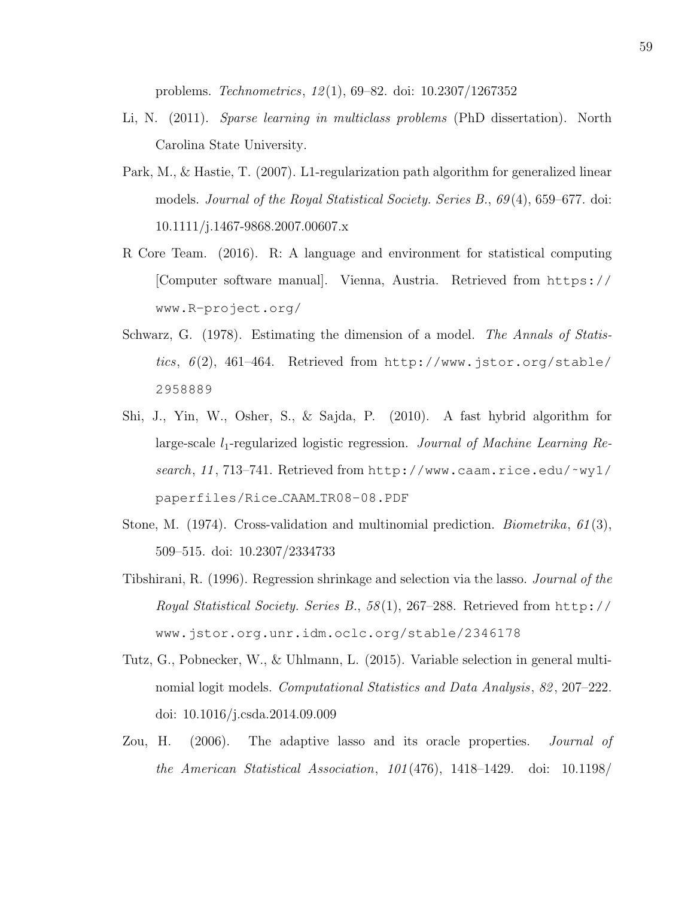problems. *Technometrics*, *12*(1), 69–82. doi: 10.2307/1267352

Li, N. (2011). *Sparse learning in multiclass problems* (PhD dissertation). North Carolina State University.

Park, M., & Hastie, T. (2007). L1-regularization path algorithm for generalized linear models. *Journal of the Royal Statistical Society. Series B.*, *69*(4), 659–677. doi: 10.1111/j.1467-9868.2007.00607.x

R Core Team. (2016). R: A language and environment for statistical computing [Computer software manual]. Vienna, Austria. Retrieved from https://www.R-project.org/

Schwarz, G. (1978). Estimating the dimension of a model. *The Annals of Statistics*, *6*(2), 461–464. Retrieved from http://www.jstor.org/stable/2958889

Shi, J., Yin, W., Osher, S., & Sajda, P. (2010). A fast hybrid algorithm for large-scale $l_1$-regularized logistic regression. *Journal of Machine Learning Research*, *11*, 713–741. Retrieved from http://www.caam.rice.edu/~wy1/paperfiles/Rice_CAAM_TR08-08.PDF

Stone, M. (1974). Cross-validation and multinomial prediction. *Biometrika*, *61*(3), 509–515. doi: 10.2307/2334733

Tibshirani, R. (1996). Regression shrinkage and selection via the lasso. *Journal of the Royal Statistical Society. Series B.*, *58*(1), 267–288. Retrieved from http://www.jstor.org.unr.idm.oclc.org/stable/2346178

Tutz, G., Pobnecker, W., & Uhlmann, L. (2015). Variable selection in general multinomial logit models. *Computational Statistics and Data Analysis*, *82*, 207–222. doi: 10.1016/j.csda.2014.09.009

Zou, H. (2006). The adaptive lasso and its oracle properties. *Journal of the American Statistical Association*, *101*(476), 1418–1429. doi: 10.1198/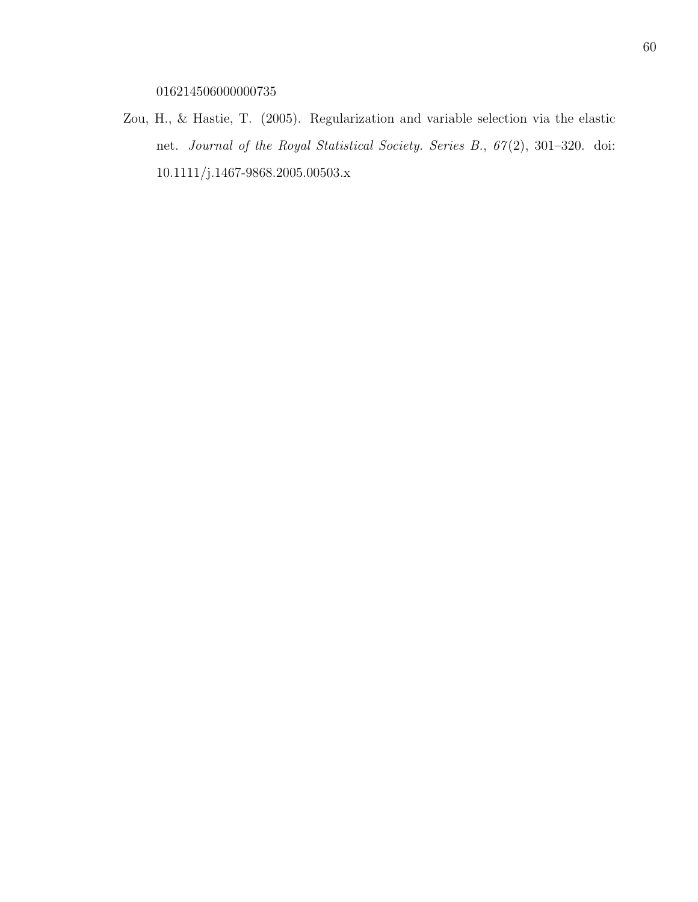016214506000000735

Zou, H., & Hastie, T. (2005). Regularization and variable selection via the elastic net. *Journal of the Royal Statistical Society. Series B.*, *67*(2), 301–320. doi: 10.1111/j.1467-9868.2005.00503.x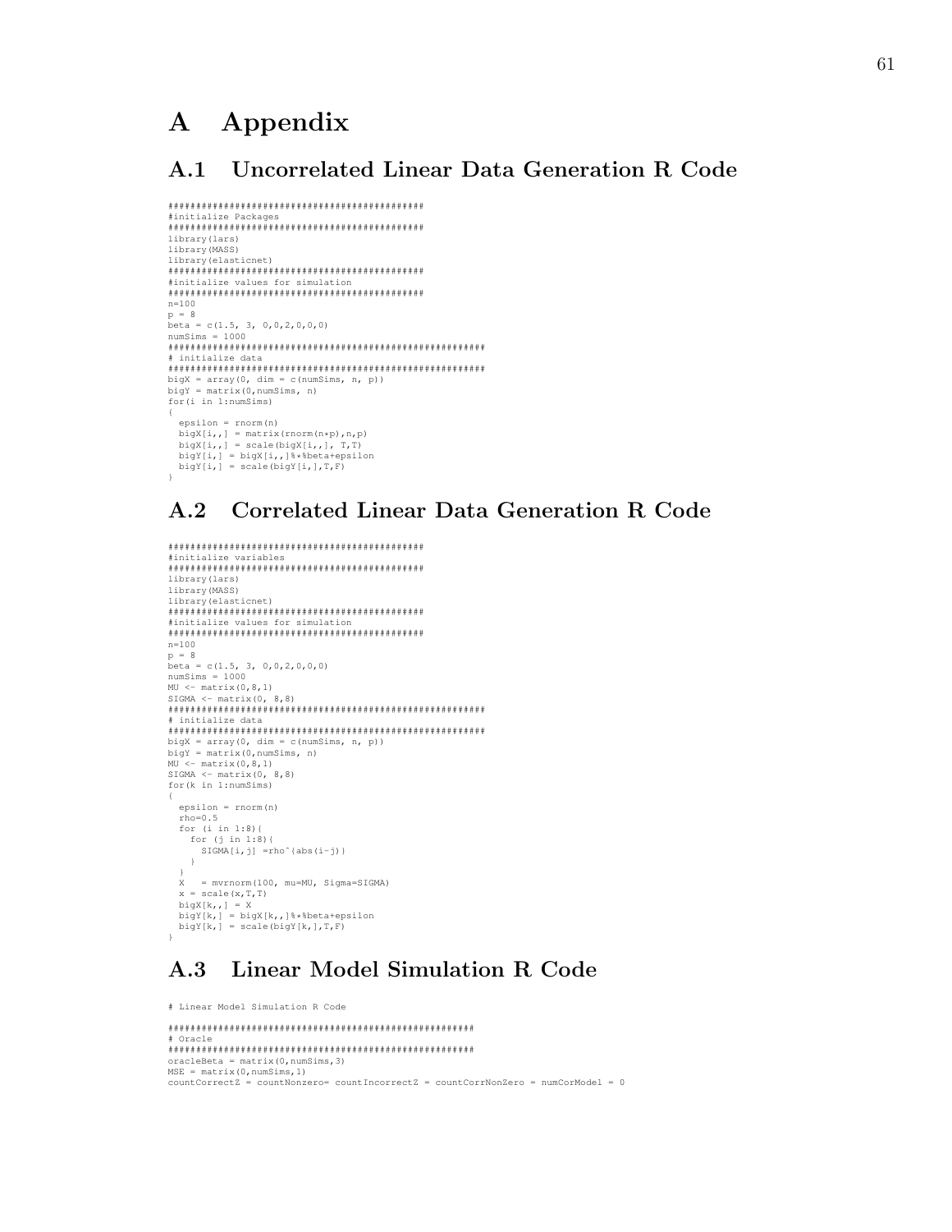# A Appendix

## A.1 Uncorrelated Linear Data Generation R Code

```
############################################
#initialize Packages
############################################
library(lars)
library(MASS)
library(elasticnet)
############################################
#initialize values for simulation
############################################
n=100
p = 8
beta = c(1.5, 3, 0,0,2,0,0,0)
numSims = 1000
#####################################################
# initialize data
#####################################################
bigX = array(0, dim = c(numSims, n, p))
bigY = matrix(0,numSims, n)
for(i in 1:numSims)
{
  epsilon = rnorm(n)
  bigX[i,,] = matrix(rnorm(n*p),n,p)
  bigX[i,,] = scale(bigX[i,,], T,T)
  bigY[i,] = bigX[i,,]%*%beta+epsilon
  bigY[i,] = scale(bigY[i,],T,F)
}
```

## A.2 Correlated Linear Data Generation R Code

```
############################################
#initialize variables
############################################
library(lars)
library(MASS)
library(elasticnet)
############################################
#initialize values for simulation
############################################
n=100
p = 8
beta = c(1.5, 3, 0,0,2,0,0,0)
numSims = 1000
MU <- matrix(0,8,1)
SIGMA <- matrix(0, 8,8)
#####################################################
# initialize data
#####################################################
bigX = array(0, dim = c(numSims, n, p))
bigY = matrix(0,numSims, n)
MU <- matrix(0,8,1)
SIGMA <- matrix(0, 8,8)
for(k in 1:numSims)
{
  epsilon = rnorm(n)
  rho=0.5
  for (i in 1:8){
    for (j in 1:8){
      SIGMA[i,j] =rho^(abs(i-j))
    }
  }
  X   = mvrnorm(100, mu=MU, Sigma=SIGMA)
  x = scale(x,T,T)
  bigX[k,,] = X
  bigY[k,] = bigX[k,,]%*%beta+epsilon
  bigY[k,] = scale(bigY[k,],T,F)
}
```

## A.3 Linear Model Simulation R Code

```
# Linear Model Simulation R Code

###################################################
# Oracle
###################################################
oracleBeta = matrix(0,numSims,3)
MSE = matrix(0,numSims,1)
countCorrectZ = countNonzero= countIncorrectZ = countCorrNonZero = numCorModel = 0
```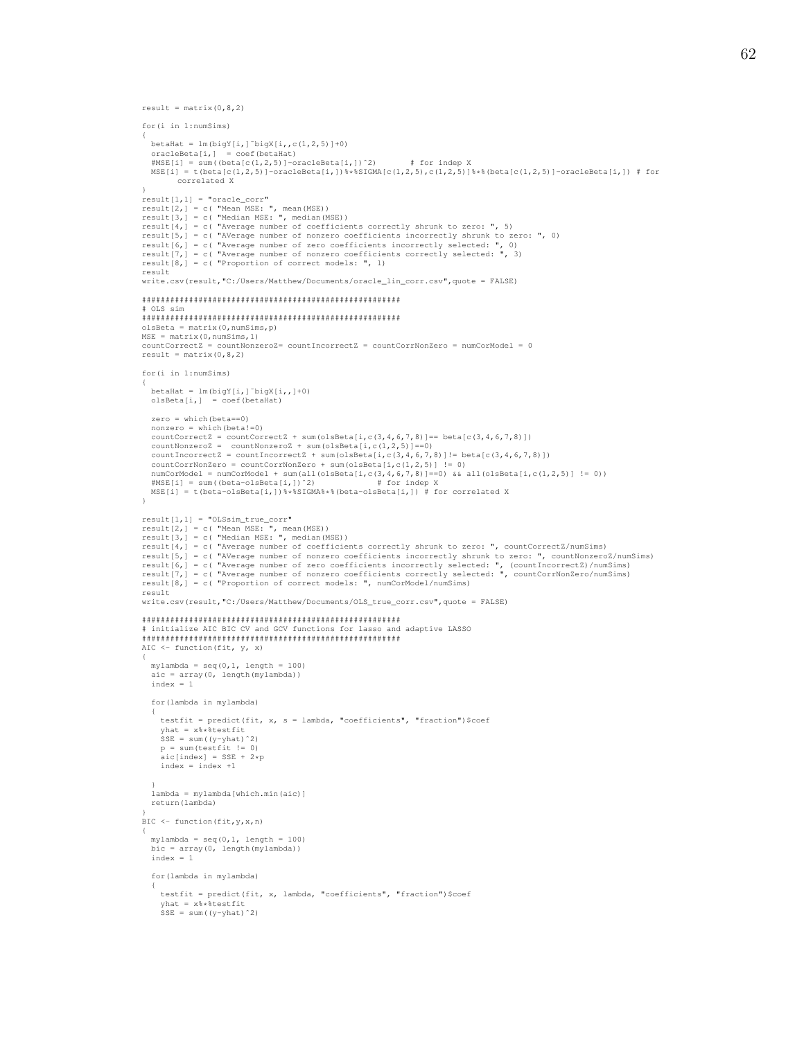```
result = matrix(0,8,2)

for(i in 1:numSims)
{
  betaHat = lm(bigY[i,]~bigX[i,,c(1,2,5)]+0)
  oracleBeta[i,]  = coef(betaHat)
  #MSE[i] = sum((beta[c(1,2,5)]-oracleBeta[i,])^2)       # for indep X
  MSE[i] = t(beta[c(1,2,5)]-oracleBeta[i,])%*%SIGMA[c(1,2,5),c(1,2,5)]%*%(beta[c(1,2,5)]-oracleBeta[i,]) # for
       correlated X
}
result[1,1] = "oracle_corr"
result[2,] = c( "Mean MSE: ", mean(MSE))
result[3,] = c( "Median MSE: ", median(MSE))
result[4,] = c( "Average number of coefficients correctly shrunk to zero: ", 5)
result[5,] = c( "AVerage number of nonzero coefficients incorrectly shrunk to zero: ", 0)
result[6,] = c( "Average number of zero coefficients incorrectly selected: ", 0)
result[7,] = c( "Average number of nonzero coefficients correctly selected: ", 3)
result[8,] = c( "Proportion of correct models: ", 1)
result
write.csv(result,"C:/Users/Matthew/Documents/oracle_lin_corr.csv",quote = FALSE)

######################################################
# OLS sim
######################################################
olsBeta = matrix(0,numSims,p)
MSE = matrix(0,numSims,1)
countCorrectZ = countNonzeroZ= countIncorrectZ = countCorrNonZero = numCorModel = 0
result = matrix(0,8,2)

for(i in 1:numSims)
{
  betaHat = lm(bigY[i,]~bigX[i,,]+0)
  olsBeta[i,]  = coef(betaHat)

  zero = which(beta==0)
  nonzero = which(beta!=0)
  countCorrectZ = countCorrectZ + sum(olsBeta[i,c(3,4,6,7,8)]== beta[c(3,4,6,7,8)])
  countNonzeroZ =  countNonzeroZ + sum(olsBeta[i,c(1,2,5)]==0)
  countIncorrectZ = countIncorrectZ + sum(olsBeta[i,c(3,4,6,7,8)]!= beta[c(3,4,6,7,8)])
  countCorrNonZero = countCorrNonZero + sum(olsBeta[i,c(1,2,5)] != 0)
  numCorModel = numCorModel + sum(all(olsBeta[i,c(3,4,6,7,8)]==0) && all(olsBeta[i,c(1,2,5)] != 0))
  #MSE[i] = sum((beta-olsBeta[i,])^2)            # for indep X
  MSE[i] = t(beta-olsBeta[i,])%*%SIGMA%*%(beta-olsBeta[i,]) # for correlated X
}

result[1,1] = "OLSsim_true_corr"
result[2,] = c( "Mean MSE: ", mean(MSE))
result[3,] = c( "Median MSE: ", median(MSE))
result[4,] = c( "Average number of coefficients correctly shrunk to zero: ", countCorrectZ/numSims)
result[5,] = c( "AVerage number of nonzero coefficients incorrectly shrunk to zero: ", countNonzeroZ/numSims)
result[6,] = c( "Average number of zero coefficients incorrectly selected: ", (countIncorrectZ)/numSims)
result[7,] = c( "Average number of nonzero coefficients correctly selected: ", countCorrNonZero/numSims)
result[8,] = c( "Proportion of correct models: ", numCorModel/numSims)
result
write.csv(result,"C:/Users/Matthew/Documents/OLS_true_corr.csv",quote = FALSE)

######################################################
# initialize AIC BIC CV and GCV functions for lasso and adaptive LASSO
######################################################
AIC <- function(fit, y, x)
{
  mylambda = seq(0,1, length = 100)
  aic = array(0, length(mylambda))
  index = 1

  for(lambda in mylambda)
  {
    testfit = predict(fit, x, s = lambda, "coefficients", "fraction")$coef
    yhat = x%*%testfit
    SSE = sum((y-yhat)^2)
    p = sum(testfit != 0)
    aic[index] = SSE + 2*p
    index = index +1

  }
  lambda = mylambda[which.min(aic)]
  return(lambda)
}
BIC <- function(fit,y,x,n)
{
  mylambda = seq(0,1, length = 100)
  bic = array(0, length(mylambda))
  index = 1

  for(lambda in mylambda)
  {
    testfit = predict(fit, x, lambda, "coefficients", "fraction")$coef
    yhat = x%*%testfit
    SSE = sum((y-yhat)^2)
```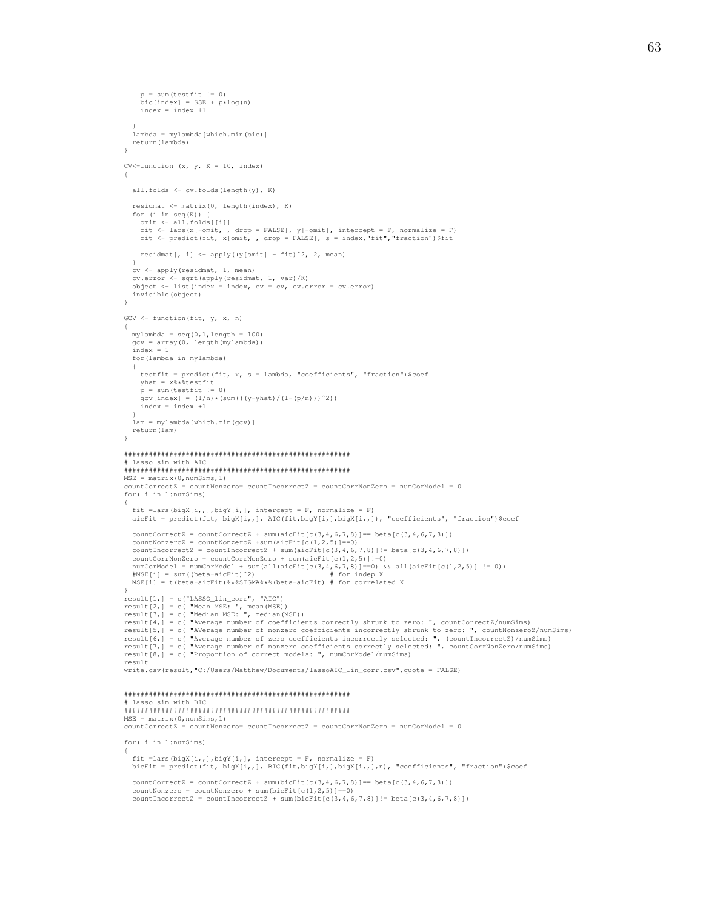```
    p = sum(testfit != 0)
    bic[index] = SSE + p*log(n)
    index = index +1

  }
  lambda = mylambda[which.min(bic)]
  return(lambda)
}

CV<-function (x, y, K = 10, index)
{

  all.folds <- cv.folds(length(y), K)

  residmat <- matrix(0, length(index), K)
  for (i in seq(K)) {
    omit <- all.folds[[i]]
    fit <- lars(x[-omit, , drop = FALSE], y[-omit], intercept = F, normalize = F)
    fit <- predict(fit, x[omit, , drop = FALSE], s = index,"fit","fraction")$fit

    residmat[, i] <- apply((y[omit] - fit)^2, 2, mean)
  }
  cv <- apply(residmat, 1, mean)
  cv.error <- sqrt(apply(residmat, 1, var)/K)
  object <- list(index = index, cv = cv, cv.error = cv.error)
  invisible(object)
}

GCV <- function(fit, y, x, n)
{
  mylambda = seq(0,1,length = 100)
  gcv = array(0, length(mylambda))
  index = 1
  for(lambda in mylambda)
  {
    testfit = predict(fit, x, s = lambda, "coefficients", "fraction")$coef
    yhat = x%*%testfit
    p = sum(testfit != 0)
    gcv[index] = (1/n)*(sum(((y-yhat)/(1-(p/n)))^2))
    index = index +1
  }
  lam = mylambda[which.min(gcv)]
  return(lam)
}

######################################################
# lasso sim with AIC
######################################################
MSE = matrix(0,numSims,1)
countCorrectZ = countNonzero= countIncorrectZ = countCorrNonZero = numCorModel = 0
for( i in 1:numSims)
{
  fit =lars(bigX[i,,],bigY[i,], intercept = F, normalize = F)
  aicFit = predict(fit, bigX[i,,], AIC(fit,bigY[i,],bigX[i,,]), "coefficients", "fraction")$coef

  countCorrectZ = countCorrectZ + sum(aicFit[c(3,4,6,7,8)]== beta[c(3,4,6,7,8)])
  countNonzeroZ = countNonzeroZ +sum(aicFit[c(1,2,5)]==0)
  countIncorrectZ = countIncorrectZ + sum(aicFit[c(3,4,6,7,8)]!= beta[c(3,4,6,7,8)])
  countCorrNonZero = countCorrNonZero + sum(aicFit[c(1,2,5)]!=0)
  numCorModel = numCorModel + sum(all(aicFit[c(3,4,6,7,8)]==0) && all(aicFit[c(1,2,5)] != 0))
  #MSE[i] = sum((beta-aicFit)^2)                  # for indep X
  MSE[i] = t(beta-aicFit)%*%SIGMA%*%(beta-aicFit) # for correlated X
}
result[1,] = c("LASSO_lin_corr", "AIC")
result[2,] = c( "Mean MSE: ", mean(MSE))
result[3,] = c( "Median MSE: ", median(MSE))
result[4,] = c( "Average number of coefficients correctly shrunk to zero: ", countCorrectZ/numSims)
result[5,] = c( "AVerage number of nonzero coefficients incorrectly shrunk to zero: ", countNonzeroZ/numSims)
result[6,] = c( "Average number of zero coefficients incorrectly selected: ", (countIncorrectZ)/numSims)
result[7,] = c( "Average number of nonzero coefficients correctly selected: ", countCorrNonZero/numSims)
result[8,] = c( "Proportion of correct models: ", numCorModel/numSims)
result
write.csv(result,"C:/Users/Matthew/Documents/lassoAIC_lin_corr.csv",quote = FALSE)


######################################################
# lasso sim with BIC
######################################################
MSE = matrix(0,numSims,1)
countCorrectZ = countNonzero= countIncorrectZ = countCorrNonZero = numCorModel = 0

for( i in 1:numSims)
{
  fit =lars(bigX[i,,],bigY[i,], intercept = F, normalize = F)
  bicFit = predict(fit, bigX[i,,], BIC(fit,bigY[i,],bigX[i,,],n), "coefficients", "fraction")$coef

  countCorrectZ = countCorrectZ + sum(bicFit[c(3,4,6,7,8)]== beta[c(3,4,6,7,8)])
  countNonzero = countNonzero + sum(bicFit[c(1,2,5)]==0)
  countIncorrectZ = countIncorrectZ + sum(bicFit[c(3,4,6,7,8)]!= beta[c(3,4,6,7,8)])
```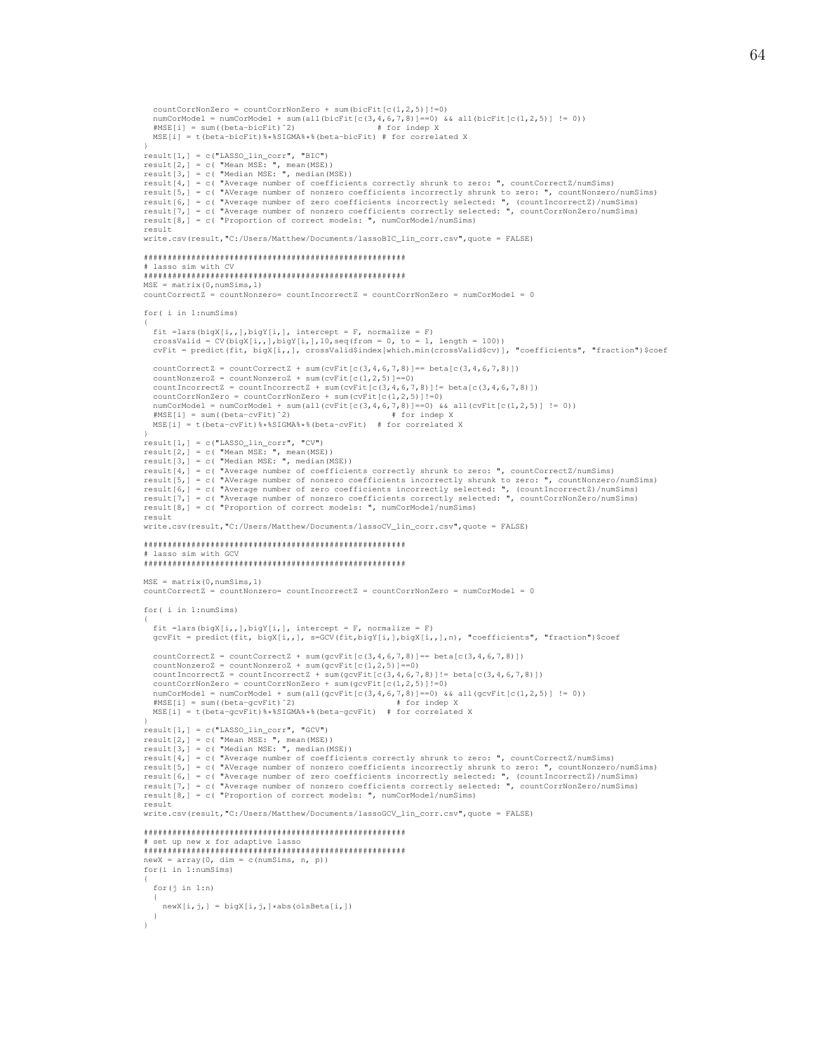```
  countCorrNonZero = countCorrNonZero + sum(bicFit[c(1,2,5)]!=0)
  numCorModel = numCorModel + sum(all(bicFit[c(3,4,6,7,8)]==0) && all(bicFit[c(1,2,5)] != 0))
  #MSE[i] = sum((beta-bicFit)^2)                    # for indep X
  MSE[i] = t(beta-bicFit)%*%SIGMA%*%(beta-bicFit) # for correlated X
}
result[1,] = c("LASSO_lin_corr", "BIC")
result[2,] = c( "Mean MSE: ", mean(MSE))
result[3,] = c( "Median MSE: ", median(MSE))
result[4,] = c( "Average number of coefficients correctly shrunk to zero: ", countCorrectZ/numSims)
result[5,] = c( "AVerage number of nonzero coefficients incorrectly shrunk to zero: ", countNonzero/numSims)
result[6,] = c( "Average number of zero coefficients incorrectly selected: ", (countIncorrectZ)/numSims)
result[7,] = c( "Average number of nonzero coefficients correctly selected: ", countCorrNonZero/numSims)
result[8,] = c( "Proportion of correct models: ", numCorModel/numSims)
result
write.csv(result,"C:/Users/Matthew/Documents/lassoBIC_lin_corr.csv",quote = FALSE)

#####################################################
# lasso sim with CV
#####################################################
MSE = matrix(0,numSims,1)
countCorrectZ = countNonzero= countIncorrectZ = countCorrNonZero = numCorModel = 0

for( i in 1:numSims)
{
  fit =lars(bigX[i,,],bigY[i,], intercept = F, normalize = F)
  crossValid = CV(bigX[i,,],bigY[i,],10,seq(from = 0, to = 1, length = 100))
  cvFit = predict(fit, bigX[i,,], crossValid$index[which.min(crossValid$cv)], "coefficients", "fraction")$coef

  countCorrectZ = countCorrectZ + sum(cvFit[c(3,4,6,7,8)]== beta[c(3,4,6,7,8)])
  countNonzeroZ = countNonzeroZ + sum(cvFit[c(1,2,5)]==0)
  countIncorrectZ = countIncorrectZ + sum(cvFit[c(3,4,6,7,8)]!= beta[c(3,4,6,7,8)])
  countCorrNonZero = countCorrNonZero + sum(cvFit[c(1,2,5)]!=0)
  numCorModel = numCorModel + sum(all(cvFit[c(3,4,6,7,8)]==0) && all(cvFit[c(1,2,5)] != 0))
  #MSE[i] = sum((beta-cvFit)^2)                    # for indep X
  MSE[i] = t(beta-cvFit)%*%SIGMA%*%(beta-cvFit)  # for correlated X
}
result[1,] = c("LASSO_lin_corr", "CV")
result[2,] = c( "Mean MSE: ", mean(MSE))
result[3,] = c( "Median MSE: ", median(MSE))
result[4,] = c( "Average number of coefficients correctly shrunk to zero: ", countCorrectZ/numSims)
result[5,] = c( "AVerage number of nonzero coefficients incorrectly shrunk to zero: ", countNonzero/numSims)
result[6,] = c( "Average number of zero coefficients incorrectly selected: ", (countIncorrectZ)/numSims)
result[7,] = c( "Average number of nonzero coefficients correctly selected: ", countCorrNonZero/numSims)
result[8,] = c( "Proportion of correct models: ", numCorModel/numSims)
result
write.csv(result,"C:/Users/Matthew/Documents/lassoCV_lin_corr.csv",quote = FALSE)

#####################################################
# lasso sim with GCV
#####################################################

MSE = matrix(0,numSims,1)
countCorrectZ = countNonzero= countIncorrectZ = countCorrNonZero = numCorModel = 0

for( i in 1:numSims)
{
  fit =lars(bigX[i,,],bigY[i,], intercept = F, normalize = F)
  gcvFit = predict(fit, bigX[i,,], s=GCV(fit,bigY[i,],bigX[i,,],n), "coefficients", "fraction")$coef

  countCorrectZ = countCorrectZ + sum(gcvFit[c(3,4,6,7,8)]== beta[c(3,4,6,7,8)])
  countNonzeroZ = countNonzeroZ + sum(gcvFit[c(1,2,5)]==0)
  countIncorrectZ = countIncorrectZ + sum(gcvFit[c(3,4,6,7,8)]!= beta[c(3,4,6,7,8)])
  countCorrNonZero = countCorrNonZero + sum(gcvFit[c(1,2,5)]!=0)
  numCorModel = numCorModel + sum(all(gcvFit[c(3,4,6,7,8)]==0) && all(gcvFit[c(1,2,5)] != 0))
  #MSE[i] = sum((beta-gcvFit)^2)                    # for indep X
  MSE[i] = t(beta-gcvFit)%*%SIGMA%*%(beta-gcvFit)  # for correlated X
}
result[1,] = c("LASSO_lin_corr", "GCV")
result[2,] = c( "Mean MSE: ", mean(MSE))
result[3,] = c( "Median MSE: ", median(MSE))
result[4,] = c( "Average number of coefficients correctly shrunk to zero: ", countCorrectZ/numSims)
result[5,] = c( "AVerage number of nonzero coefficients incorrectly shrunk to zero: ", countNonzero/numSims)
result[6,] = c( "Average number of zero coefficients incorrectly selected: ", (countIncorrectZ)/numSims)
result[7,] = c( "Average number of nonzero coefficients correctly selected: ", countCorrNonZero/numSims)
result[8,] = c( "Proportion of correct models: ", numCorModel/numSims)
result
write.csv(result,"C:/Users/Matthew/Documents/lassoGCV_lin_corr.csv",quote = FALSE)

#####################################################
# set up new x for adaptive lasso
#####################################################
newX = array(0, dim = c(numSims, n, p))
for(i in 1:numSims)
{
  for(j in 1:n)
  {
    newX[i,j,] = bigX[i,j,]*abs(olsBeta[i,])
  }
}
```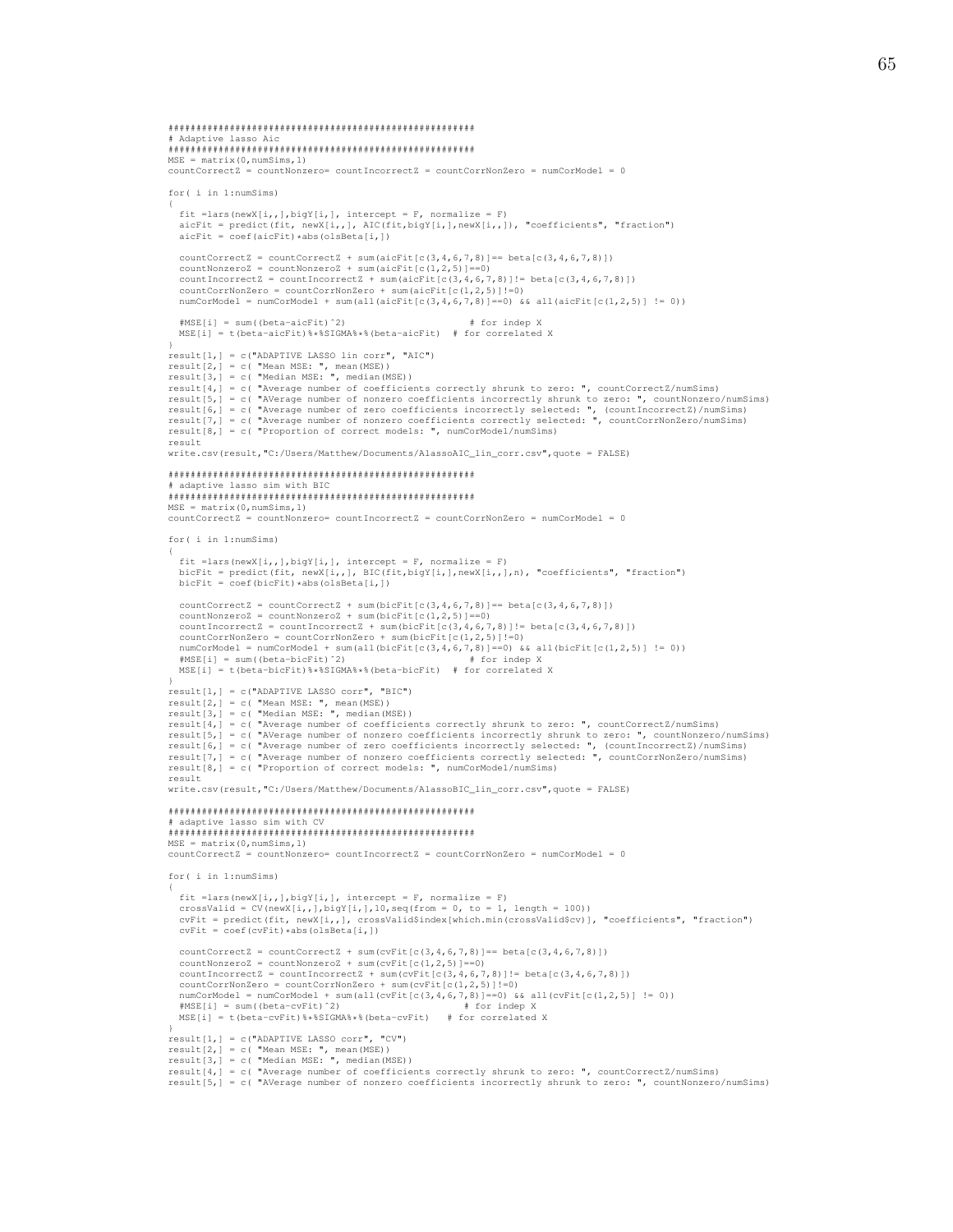```
########################################################
# Adaptive lasso Aic
########################################################
MSE = matrix(0,numSims,1)
countCorrectZ = countNonzero= countIncorrectZ = countCorrNonZero = numCorModel = 0

for( i in 1:numSims)
{
  fit =lars(newX[i,,],bigY[i,], intercept = F, normalize = F)
  aicFit = predict(fit, newX[i,,], AIC(fit,bigY[i,],newX[i,,]), "coefficients", "fraction")
  aicFit = coef(aicFit)*abs(olsBeta[i,])

  countCorrectZ = countCorrectZ + sum(aicFit[c(3,4,6,7,8)]== beta[c(3,4,6,7,8)])
  countNonzeroZ = countNonzeroZ + sum(aicFit[c(1,2,5)]==0)
  countIncorrectZ = countIncorrectZ + sum(aicFit[c(3,4,6,7,8)]!= beta[c(3,4,6,7,8)])
  countCorrNonZero = countCorrNonZero + sum(aicFit[c(1,2,5)]!=0)
  numCorModel = numCorModel + sum(all(aicFit[c(3,4,6,7,8)]==0) && all(aicFit[c(1,2,5)] != 0))

  #MSE[i] = sum((beta-aicFit)^2)                    # for indep X
  MSE[i] = t(beta-aicFit)%*%SIGMA%*%(beta-aicFit)  # for correlated X
}
result[1,] = c("ADAPTIVE LASSO lin corr", "AIC")
result[2,] = c( "Mean MSE: ", mean(MSE))
result[3,] = c( "Median MSE: ", median(MSE))
result[4,] = c( "Average number of coefficients correctly shrunk to zero: ", countCorrectZ/numSims)
result[5,] = c( "AVerage number of nonzero coefficients incorrectly shrunk to zero: ", countNonzero/numSims)
result[6,] = c( "Average number of zero coefficients incorrectly selected: ", (countIncorrectZ)/numSims)
result[7,] = c( "Average number of nonzero coefficients correctly selected: ", countCorrNonZero/numSims)
result[8,] = c( "Proportion of correct models: ", numCorModel/numSims)
result
write.csv(result,"C:/Users/Matthew/Documents/AlassoAIC_lin_corr.csv",quote = FALSE)

########################################################
# adaptive lasso sim with BIC
########################################################
MSE = matrix(0,numSims,1)
countCorrectZ = countNonzero= countIncorrectZ = countCorrNonZero = numCorModel = 0

for( i in 1:numSims)
{
  fit =lars(newX[i,,],bigY[i,], intercept = F, normalize = F)
  bicFit = predict(fit, newX[i,,], BIC(fit,bigY[i,],newX[i,,],n), "coefficients", "fraction")
  bicFit = coef(bicFit)*abs(olsBeta[i,])

  countCorrectZ = countCorrectZ + sum(bicFit[c(3,4,6,7,8)]== beta[c(3,4,6,7,8)])
  countNonzeroZ = countNonzeroZ + sum(bicFit[c(1,2,5)]==0)
  countIncorrectZ = countIncorrectZ + sum(bicFit[c(3,4,6,7,8)]!= beta[c(3,4,6,7,8)])
  countCorrNonZero = countCorrNonZero + sum(bicFit[c(1,2,5)]!=0)
  numCorModel = numCorModel + sum(all(bicFit[c(3,4,6,7,8)]==0) && all(bicFit[c(1,2,5)] != 0))
  #MSE[i] = sum((beta-bicFit)^2)                    # for indep X
  MSE[i] = t(beta-bicFit)%*%SIGMA%*%(beta-bicFit)  # for correlated X
}
result[1,] = c("ADAPTIVE LASSO corr", "BIC")
result[2,] = c( "Mean MSE: ", mean(MSE))
result[3,] = c( "Median MSE: ", median(MSE))
result[4,] = c( "Average number of coefficients correctly shrunk to zero: ", countCorrectZ/numSims)
result[5,] = c( "AVerage number of nonzero coefficients incorrectly shrunk to zero: ", countNonzero/numSims)
result[6,] = c( "Average number of zero coefficients incorrectly selected: ", (countIncorrectZ)/numSims)
result[7,] = c( "Average number of nonzero coefficients correctly selected: ", countCorrNonZero/numSims)
result[8,] = c( "Proportion of correct models: ", numCorModel/numSims)
result
write.csv(result,"C:/Users/Matthew/Documents/AlassoBIC_lin_corr.csv",quote = FALSE)

########################################################
# adaptive lasso sim with CV
########################################################
MSE = matrix(0,numSims,1)
countCorrectZ = countNonzero= countIncorrectZ = countCorrNonZero = numCorModel = 0

for( i in 1:numSims)
{
  fit =lars(newX[i,,],bigY[i,], intercept = F, normalize = F)
  crossValid = CV(newX[i,,],bigY[i,],10,seq(from = 0, to = 1, length = 100))
  cvFit = predict(fit, newX[i,,], crossValid$index[which.min(crossValid$cv)], "coefficients", "fraction")
  cvFit = coef(cvFit)*abs(olsBeta[i,])

  countCorrectZ = countCorrectZ + sum(cvFit[c(3,4,6,7,8)]== beta[c(3,4,6,7,8)])
  countNonzeroZ = countNonzeroZ + sum(cvFit[c(1,2,5)]==0)
  countIncorrectZ = countIncorrectZ + sum(cvFit[c(3,4,6,7,8)]!= beta[c(3,4,6,7,8)])
  countCorrNonZero = countCorrNonZero + sum(cvFit[c(1,2,5)]!=0)
  numCorModel = numCorModel + sum(all(cvFit[c(3,4,6,7,8)]==0) && all(cvFit[c(1,2,5)] != 0))
  #MSE[i] = sum((beta-cvFit)^2)                    # for indep X
  MSE[i] = t(beta-cvFit)%*%SIGMA%*%(beta-cvFit)   # for correlated X
}
result[1,] = c("ADAPTIVE LASSO corr", "CV")
result[2,] = c( "Mean MSE: ", mean(MSE))
result[3,] = c( "Median MSE: ", median(MSE))
result[4,] = c( "Average number of coefficients correctly shrunk to zero: ", countCorrectZ/numSims)
result[5,] = c( "AVerage number of nonzero coefficients incorrectly shrunk to zero: ", countNonzero/numSims)
```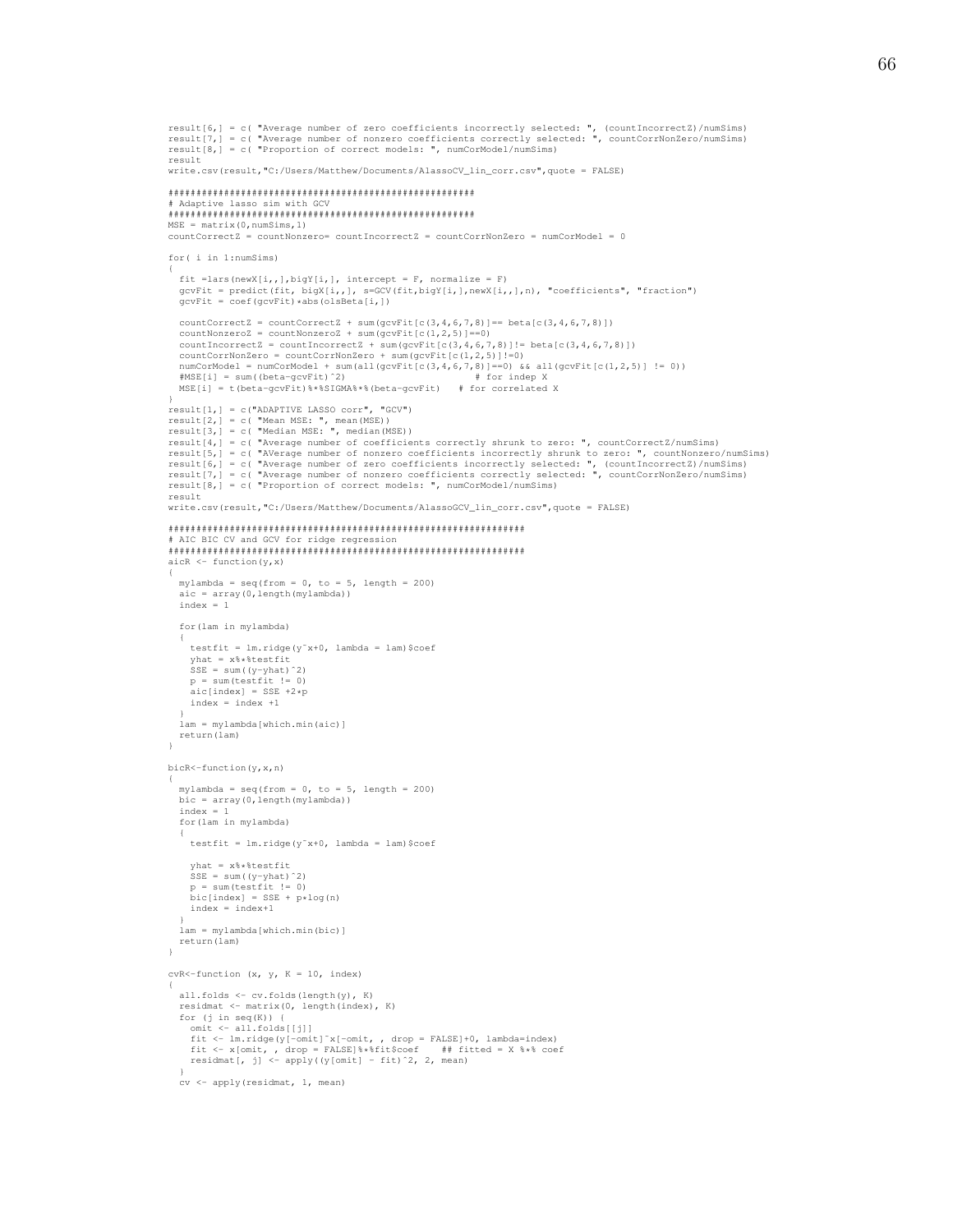```
result[6,] = c( "Average number of zero coefficients incorrectly selected: ", (countIncorrectZ)/numSims)
result[7,] = c( "Average number of nonzero coefficients correctly selected: ", countCorrNonZero/numSims)
result[8,] = c( "Proportion of correct models: ", numCorModel/numSims)
result
write.csv(result,"C:/Users/Matthew/Documents/AlassoCV_lin_corr.csv",quote = FALSE)

########################################################
# Adaptive lasso sim with GCV
########################################################
MSE = matrix(0,numSims,1)
countCorrectZ = countNonzero= countIncorrectZ = countCorrNonZero = numCorModel = 0

for( i in 1:numSims)
{
  fit =lars(newX[i,,],bigY[i,], intercept = F, normalize = F)
  gcvFit = predict(fit, bigX[i,,], s=GCV(fit,bigY[i,],newX[i,,],n), "coefficients", "fraction")
  gcvFit = coef(gcvFit)*abs(olsBeta[i,])

  countCorrectZ = countCorrectZ + sum(gcvFit[c(3,4,6,7,8)]== beta[c(3,4,6,7,8)])
  countNonzeroZ = countNonzeroZ + sum(gcvFit[c(1,2,5)]==0)
  countIncorrectZ = countIncorrectZ + sum(gcvFit[c(3,4,6,7,8)]!= beta[c(3,4,6,7,8)])
  countCorrNonZero = countCorrNonZero + sum(gcvFit[c(1,2,5)]!=0)
  numCorModel = numCorModel + sum(all(gcvFit[c(3,4,6,7,8)]==0) && all(gcvFit[c(1,2,5)] != 0))
  #MSE[i] = sum((beta-gcvFit)^2)                         # for indep X
  MSE[i] = t(beta-gcvFit)%*%SIGMA%*%(beta-gcvFit)   # for correlated X
}
result[1,] = c("ADAPTIVE LASSO corr", "GCV")
result[2,] = c( "Mean MSE: ", mean(MSE))
result[3,] = c( "Median MSE: ", median(MSE))
result[4,] = c( "Average number of coefficients correctly shrunk to zero: ", countCorrectZ/numSims)
result[5,] = c( "AVerage number of nonzero coefficients incorrectly shrunk to zero: ", countNonzero/numSims)
result[6,] = c( "Average number of zero coefficients incorrectly selected: ", (countIncorrectZ)/numSims)
result[7,] = c( "Average number of nonzero coefficients correctly selected: ", countCorrNonZero/numSims)
result[8,] = c( "Proportion of correct models: ", numCorModel/numSims)
result
write.csv(result,"C:/Users/Matthew/Documents/AlassoGCV_lin_corr.csv",quote = FALSE)

###############################################################
# AIC BIC CV and GCV for ridge regression
###############################################################
aicR <- function(y,x)
{
  mylambda = seq(from = 0, to = 5, length = 200)
  aic = array(0,length(mylambda))
  index = 1

  for(lam in mylambda)
  {
    testfit = lm.ridge(y~x+0, lambda = lam)$coef
    yhat = x%*%testfit
    SSE = sum((y-yhat)^2)
    p = sum(testfit != 0)
    aic[index] = SSE +2*p
    index = index +1
  }
  lam = mylambda[which.min(aic)]
  return(lam)
}

bicR<-function(y,x,n)
{
  mylambda = seq(from = 0, to = 5, length = 200)
  bic = array(0,length(mylambda))
  index = 1
  for(lam in mylambda)
  {
    testfit = lm.ridge(y~x+0, lambda = lam)$coef

    yhat = x%*%testfit
    SSE = sum((y-yhat)^2)
    p = sum(testfit != 0)
    bic[index] = SSE + p*log(n)
    index = index+1
  }
  lam = mylambda[which.min(bic)]
  return(lam)
}

cvR<-function (x, y, K = 10, index)
{
  all.folds <- cv.folds(length(y), K)
  residmat <- matrix(0, length(index), K)
  for (j in seq(K)) {
    omit <- all.folds[[j]]
    fit <- lm.ridge(y[-omit]~x[-omit, , drop = FALSE]+0, lambda=index)
    fit <- x[omit, , drop = FALSE]%*%fit$coef    ## fitted = X %*% coef
    residmat[, j] <- apply((y[omit] - fit)^2, 2, mean)
  }
  cv <- apply(residmat, 1, mean)
```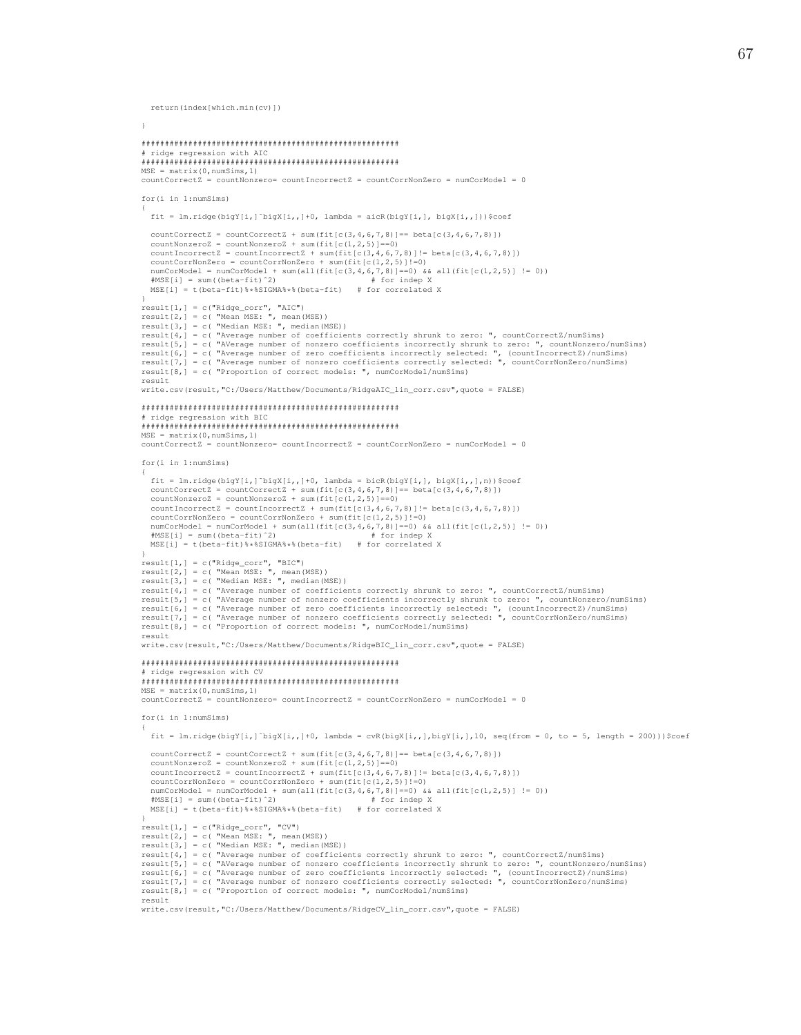```
  return(index[which.min(cv)])

}

#####################################################
# ridge regression with AIC
#####################################################
MSE = matrix(0,numSims,1)
countCorrectZ = countNonzero= countIncorrectZ = countCorrNonZero = numCorModel = 0

for(i in 1:numSims)
{
  fit = lm.ridge(bigY[i,]~bigX[i,,]+0, lambda = aicR(bigY[i,], bigX[i,,]))$coef

  countCorrectZ = countCorrectZ + sum(fit[c(3,4,6,7,8)]== beta[c(3,4,6,7,8)])
  countNonzeroZ = countNonzeroZ + sum(fit[c(1,2,5)]==0)
  countIncorrectZ = countIncorrectZ + sum(fit[c(3,4,6,7,8)]!= beta[c(3,4,6,7,8)])
  countCorrNonZero = countCorrNonZero + sum(fit[c(1,2,5)]!=0)
  numCorModel = numCorModel + sum(all(fit[c(3,4,6,7,8)]==0) && all(fit[c(1,2,5)] != 0))
  #MSE[i] = sum((beta-fit)^2)                    # for indep X
  MSE[i] = t(beta-fit)%*%SIGMA%*%(beta-fit)   # for correlated X
}
result[1,] = c("Ridge_corr", "AIC")
result[2,] = c( "Mean MSE: ", mean(MSE))
result[3,] = c( "Median MSE: ", median(MSE))
result[4,] = c( "Average number of coefficients correctly shrunk to zero: ", countCorrectZ/numSims)
result[5,] = c( "AVerage number of nonzero coefficients incorrectly shrunk to zero: ", countNonzero/numSims)
result[6,] = c( "Average number of zero coefficients incorrectly selected: ", (countIncorrectZ)/numSims)
result[7,] = c( "Average number of nonzero coefficients correctly selected: ", countCorrNonZero/numSims)
result[8,] = c( "Proportion of correct models: ", numCorModel/numSims)
result
write.csv(result,"C:/Users/Matthew/Documents/RidgeAIC_lin_corr.csv",quote = FALSE)

#####################################################
# ridge regression with BIC
#####################################################
MSE = matrix(0,numSims,1)
countCorrectZ = countNonzero= countIncorrectZ = countCorrNonZero = numCorModel = 0

for(i in 1:numSims)
{
  fit = lm.ridge(bigY[i,]~bigX[i,,]+0, lambda = bicR(bigY[i,], bigX[i,,],n))$coef
  countCorrectZ = countCorrectZ + sum(fit[c(3,4,6,7,8)]== beta[c(3,4,6,7,8)])
  countNonzeroZ = countNonzeroZ + sum(fit[c(1,2,5)]==0)
  countIncorrectZ = countIncorrectZ + sum(fit[c(3,4,6,7,8)]!= beta[c(3,4,6,7,8)])
  countCorrNonZero = countCorrNonZero + sum(fit[c(1,2,5)]!=0)
  numCorModel = numCorModel + sum(all(fit[c(3,4,6,7,8)]==0) && all(fit[c(1,2,5)] != 0))
  #MSE[i] = sum((beta-fit)^2)                    # for indep X
  MSE[i] = t(beta-fit)%*%SIGMA%*%(beta-fit)   # for correlated X
}
result[1,] = c("Ridge_corr", "BIC")
result[2,] = c( "Mean MSE: ", mean(MSE))
result[3,] = c( "Median MSE: ", median(MSE))
result[4,] = c( "Average number of coefficients correctly shrunk to zero: ", countCorrectZ/numSims)
result[5,] = c( "AVerage number of nonzero coefficients incorrectly shrunk to zero: ", countNonzero/numSims)
result[6,] = c( "Average number of zero coefficients incorrectly selected: ", (countIncorrectZ)/numSims)
result[7,] = c( "Average number of nonzero coefficients correctly selected: ", countCorrNonZero/numSims)
result[8,] = c( "Proportion of correct models: ", numCorModel/numSims)
result
write.csv(result,"C:/Users/Matthew/Documents/RidgeBIC_lin_corr.csv",quote = FALSE)

#####################################################
# ridge regression with CV
#####################################################
MSE = matrix(0,numSims,1)
countCorrectZ = countNonzero= countIncorrectZ = countCorrNonZero = numCorModel = 0

for(i in 1:numSims)
{
  fit = lm.ridge(bigY[i,]~bigX[i,,]+0, lambda = cvR(bigX[i,,],bigY[i,],10, seq(from = 0, to = 5, length = 200)))$coef

  countCorrectZ = countCorrectZ + sum(fit[c(3,4,6,7,8)]== beta[c(3,4,6,7,8)])
  countNonzeroZ = countNonzeroZ + sum(fit[c(1,2,5)]==0)
  countIncorrectZ = countIncorrectZ + sum(fit[c(3,4,6,7,8)]!= beta[c(3,4,6,7,8)])
  countCorrNonZero = countCorrNonZero + sum(fit[c(1,2,5)]!=0)
  numCorModel = numCorModel + sum(all(fit[c(3,4,6,7,8)]==0) && all(fit[c(1,2,5)] != 0))
  #MSE[i] = sum((beta-fit)^2)                    # for indep X
  MSE[i] = t(beta-fit)%*%SIGMA%*%(beta-fit)   # for correlated X
}
result[1,] = c("Ridge_corr", "CV")
result[2,] = c( "Mean MSE: ", mean(MSE))
result[3,] = c( "Median MSE: ", median(MSE))
result[4,] = c( "Average number of coefficients correctly shrunk to zero: ", countCorrectZ/numSims)
result[5,] = c( "AVerage number of nonzero coefficients incorrectly shrunk to zero: ", countNonzero/numSims)
result[6,] = c( "Average number of zero coefficients incorrectly selected: ", (countIncorrectZ)/numSims)
result[7,] = c( "Average number of nonzero coefficients correctly selected: ", countCorrNonZero/numSims)
result[8,] = c( "Proportion of correct models: ", numCorModel/numSims)
result
write.csv(result,"C:/Users/Matthew/Documents/RidgeCV_lin_corr.csv",quote = FALSE)
```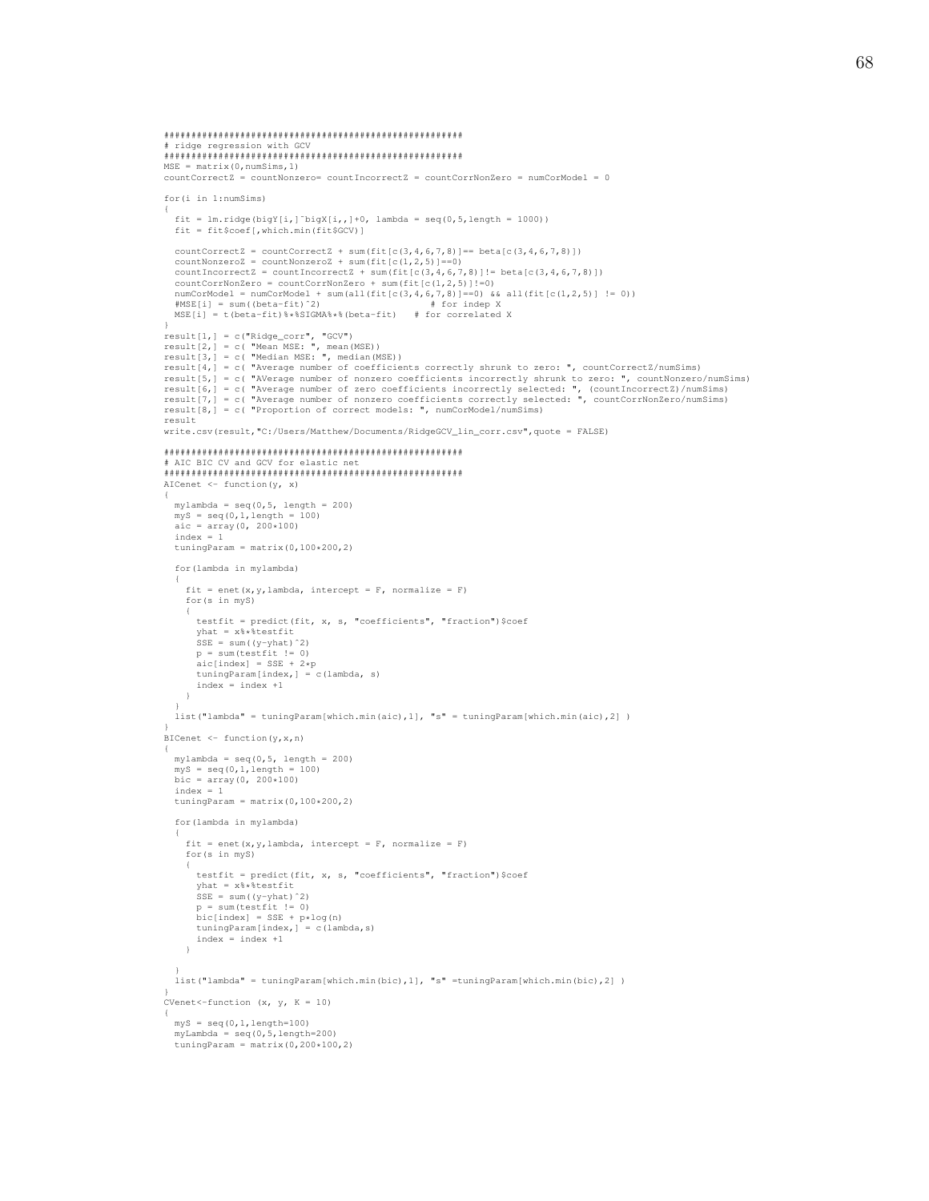```
########################################################
# ridge regression with GCV
########################################################
MSE = matrix(0,numSims,1)
countCorrectZ = countNonzero= countIncorrectZ = countCorrNonZero = numCorModel = 0

for(i in 1:numSims)
{
  fit = lm.ridge(bigY[i,]~bigX[i,,]+0, lambda = seq(0,5,length = 1000))
  fit = fit$coef[,which.min(fit$GCV)]

  countCorrectZ = countCorrectZ + sum(fit[c(3,4,6,7,8)]== beta[c(3,4,6,7,8)])
  countNonzeroZ = countNonzeroZ + sum(fit[c(1,2,5)]==0)
  countIncorrectZ = countIncorrectZ + sum(fit[c(3,4,6,7,8)]!= beta[c(3,4,6,7,8)])
  countCorrNonZero = countCorrNonZero + sum(fit[c(1,2,5)]!=0)
  numCorModel = numCorModel + sum(all(fit[c(3,4,6,7,8)]==0) && all(fit[c(1,2,5)] != 0))
  #MSE[i] = sum((beta-fit)^2)                    # for indep X
  MSE[i] = t(beta-fit)%*%SIGMA%*%(beta-fit)   # for correlated X
}
result[1,] = c("Ridge_corr", "GCV")
result[2,] = c( "Mean MSE: ", mean(MSE))
result[3,] = c( "Median MSE: ", median(MSE))
result[4,] = c( "Average number of coefficients correctly shrunk to zero: ", countCorrectZ/numSims)
result[5,] = c( "AVerage number of nonzero coefficients incorrectly shrunk to zero: ", countNonzero/numSims)
result[6,] = c( "Average number of zero coefficients incorrectly selected: ", (countIncorrectZ)/numSims)
result[7,] = c( "Average number of nonzero coefficients correctly selected: ", countCorrNonZero/numSims)
result[8,] = c( "Proportion of correct models: ", numCorModel/numSims)
result
write.csv(result,"C:/Users/Matthew/Documents/RidgeGCV_lin_corr.csv",quote = FALSE)

########################################################
# AIC BIC CV and GCV for elastic net
########################################################
AICenet <- function(y, x)
{
  mylambda = seq(0,5, length = 200)
  myS = seq(0,1,length = 100)
  aic = array(0, 200*100)
  index = 1
  tuningParam = matrix(0,100*200,2)

  for(lambda in mylambda)
  {
    fit = enet(x,y,lambda, intercept = F, normalize = F)
    for(s in myS)
    {
      testfit = predict(fit, x, s, "coefficients", "fraction")$coef
      yhat = x%*%testfit
      SSE = sum((y-yhat)^2)
      p = sum(testfit != 0)
      aic[index] = SSE + 2*p
      tuningParam[index,] = c(lambda, s)
      index = index +1
    }
  }
  list("lambda" = tuningParam[which.min(aic),1], "s" = tuningParam[which.min(aic),2] )
}
BICenet <- function(y,x,n)
{
  mylambda = seq(0,5, length = 200)
  myS = seq(0,1,length = 100)
  bic = array(0, 200*100)
  index = 1
  tuningParam = matrix(0,100*200,2)

  for(lambda in mylambda)
  {
    fit = enet(x,y,lambda, intercept = F, normalize = F)
    for(s in myS)
    {
      testfit = predict(fit, x, s, "coefficients", "fraction")$coef
      yhat = x%*%testfit
      SSE = sum((y-yhat)^2)
      p = sum(testfit != 0)
      bic[index] = SSE + p*log(n)
      tuningParam[index,] = c(lambda,s)
      index = index +1
    }

  }
  list("lambda" = tuningParam[which.min(bic),1], "s" =tuningParam[which.min(bic),2] )
}
CVenet<-function (x, y, K = 10)
{
  myS = seq(0,1,length=100)
  myLambda = seq(0,5,length=200)
  tuningParam = matrix(0,200*100,2)
```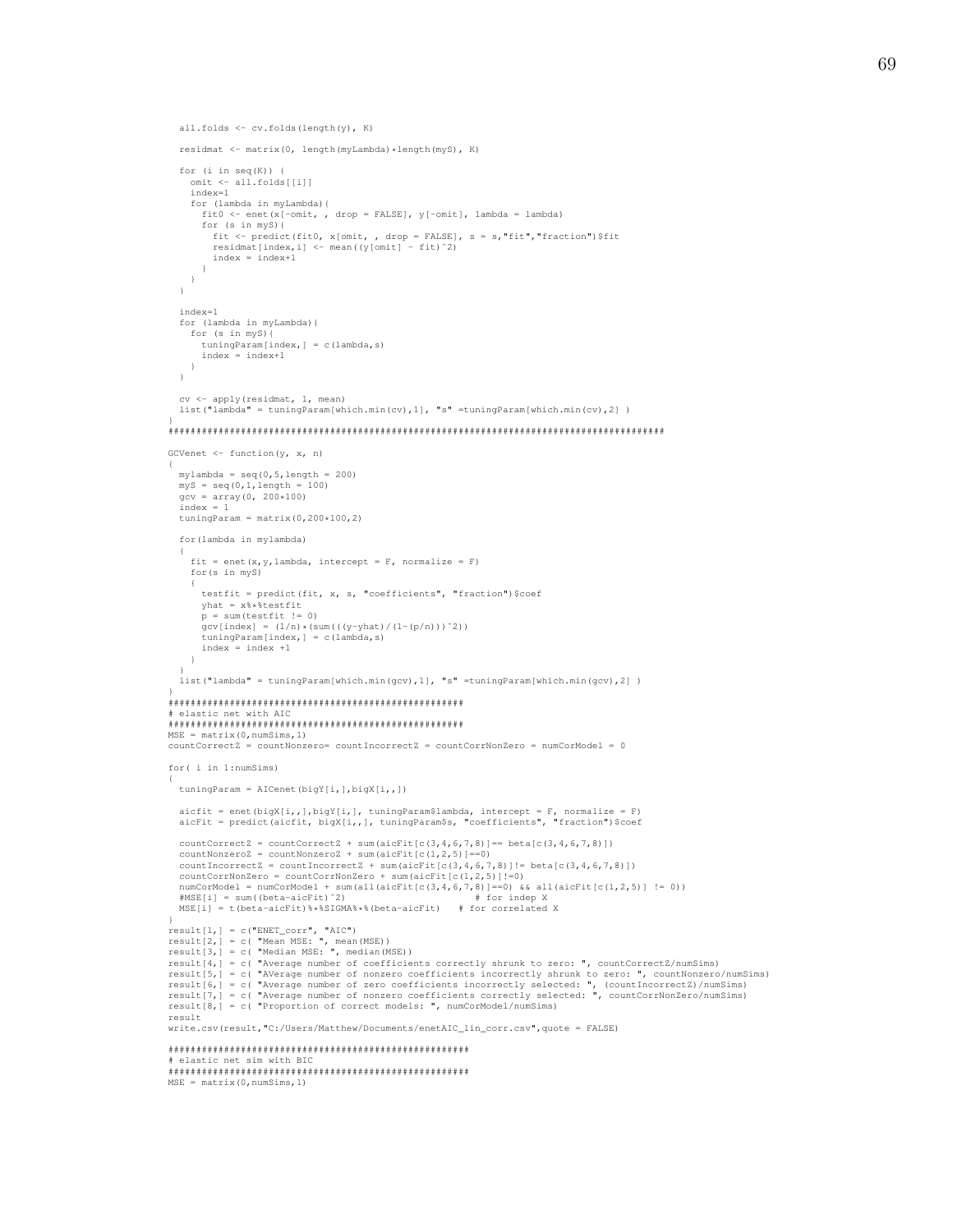```
  all.folds <- cv.folds(length(y), K)

  residmat <- matrix(0, length(myLambda)*length(myS), K)

  for (i in seq(K)) {
    omit <- all.folds[[i]]
    index=1
    for (lambda in myLambda){
      fit0 <- enet(x[-omit, , drop = FALSE], y[-omit], lambda = lambda)
      for (s in myS){
        fit <- predict(fit0, x[omit, , drop = FALSE], s = s,"fit","fraction")$fit
        residmat[index,i] <- mean((y[omit] - fit)^2)
        index = index+1
      }
    }
  }

  index=1
  for (lambda in myLambda){
    for (s in myS){
      tuningParam[index,] = c(lambda,s)
      index = index+1
    }
  }

  cv <- apply(residmat, 1, mean)
  list("lambda" = tuningParam[which.min(cv),1], "s" =tuningParam[which.min(cv),2] )
}
#########################################################################################

GCVenet <- function(y, x, n)
{
  mylambda = seq(0,5,length = 200)
  myS = seq(0,1,length = 100)
  gcv = array(0, 200*100)
  index = 1
  tuningParam = matrix(0,200*100,2)

  for(lambda in mylambda)
  {
    fit = enet(x,y,lambda, intercept = F, normalize = F)
    for(s in myS)
    {
      testfit = predict(fit, x, s, "coefficients", "fraction")$coef
      yhat = x%*%testfit
      p = sum(testfit != 0)
      gcv[index] = (1/n)*(sum(((y-yhat)/(1-(p/n)))^2))
      tuningParam[index,] = c(lambda,s)
      index = index +1
    }
  }
  list("lambda" = tuningParam[which.min(gcv),1], "s" =tuningParam[which.min(gcv),2] )
}
####################################################
# elastic net with AIC
####################################################
MSE = matrix(0,numSims,1)
countCorrectZ = countNonzero= countIncorrectZ = countCorrNonZero = numCorModel = 0

for( i in 1:numSims)
{
  tuningParam = AICenet(bigY[i,],bigX[i,,])

  aicfit = enet(bigX[i,,],bigY[i,], tuningParam$lambda, intercept = F, normalize = F)
  aicFit = predict(aicfit, bigX[i,,], tuningParam$s, "coefficients", "fraction")$coef

  countCorrectZ = countCorrectZ + sum(aicFit[c(3,4,6,7,8)]== beta[c(3,4,6,7,8)])
  countNonzeroZ = countNonzeroZ + sum(aicFit[c(1,2,5)]==0)
  countIncorrectZ = countIncorrectZ + sum(aicFit[c(3,4,6,7,8)]!= beta[c(3,4,6,7,8)])
  countCorrNonZero = countCorrNonZero + sum(aicFit[c(1,2,5)]!=0)
  numCorModel = numCorModel + sum(all(aicFit[c(3,4,6,7,8)]==0) && all(aicFit[c(1,2,5)] != 0))
  #MSE[i] = sum((beta-aicFit)^2)                    # for indep X
  MSE[i] = t(beta-aicFit)%*%SIGMA%*%(beta-aicFit)   # for correlated X
}
result[1,] = c("ENET_corr", "AIC")
result[2,] = c( "Mean MSE: ", mean(MSE))
result[3,] = c( "Median MSE: ", median(MSE))
result[4,] = c( "Average number of coefficients correctly shrunk to zero: ", countCorrectZ/numSims)
result[5,] = c( "AVerage number of nonzero coefficients incorrectly shrunk to zero: ", countNonzero/numSims)
result[6,] = c( "Average number of zero coefficients incorrectly selected: ", (countIncorrectZ)/numSims)
result[7,] = c( "Average number of nonzero coefficients correctly selected: ", countCorrNonZero/numSims)
result[8,] = c( "Proportion of correct models: ", numCorModel/numSims)
result
write.csv(result,"C:/Users/Matthew/Documents/enetAIC_lin_corr.csv",quote = FALSE)

####################################################
# elastic net sim with BIC
####################################################
MSE = matrix(0,numSims,1)
```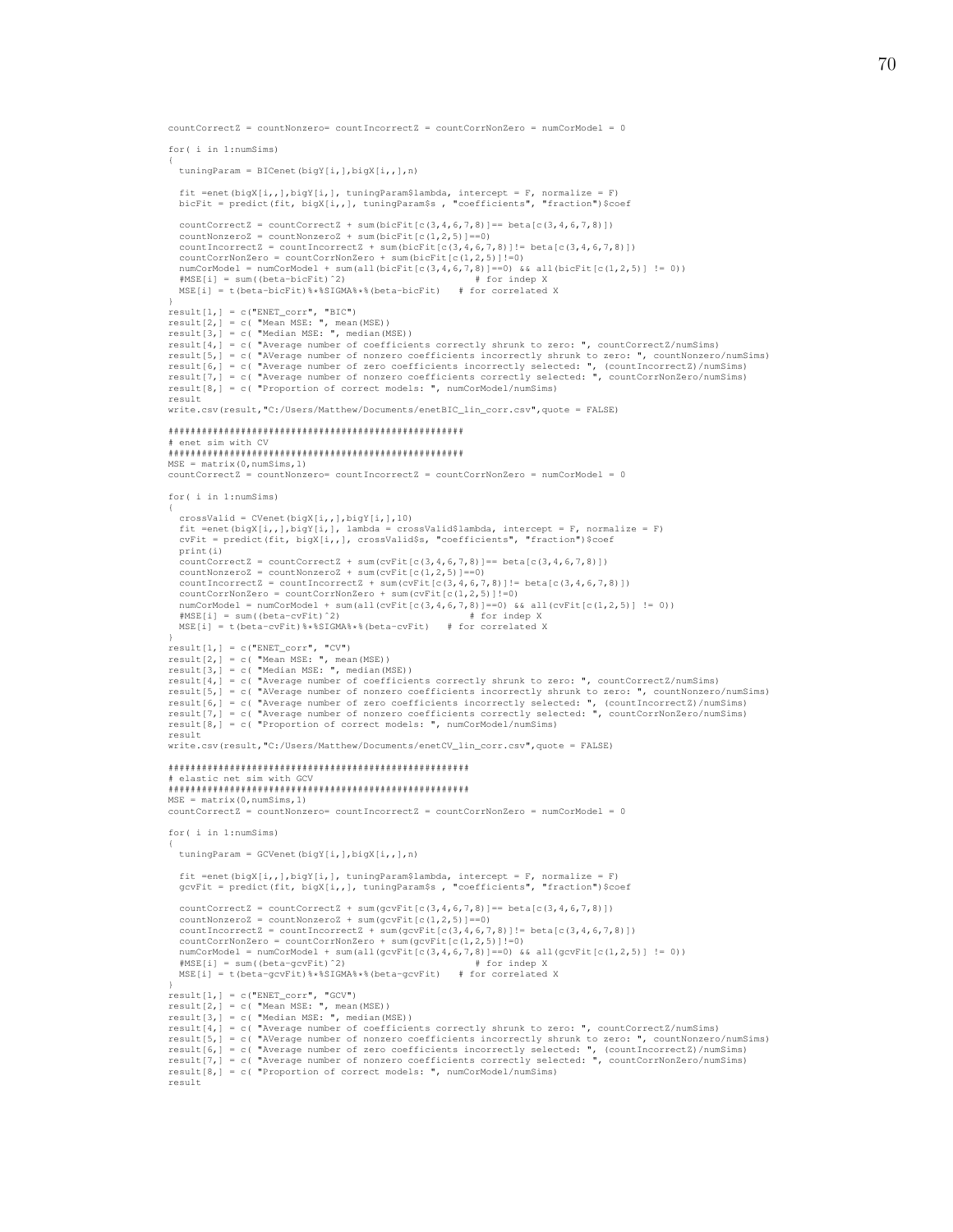```
countCorrectZ = countNonzero= countIncorrectZ = countCorrNonZero = numCorModel = 0

for( i in 1:numSims)
{
  tuningParam = BICenet(bigY[i,],bigX[i,,],n)

  fit =enet(bigX[i,,],bigY[i,], tuningParam$lambda, intercept = F, normalize = F)
  bicFit = predict(fit, bigX[i,,], tuningParam$s , "coefficients", "fraction")$coef

  countCorrectZ = countCorrectZ + sum(bicFit[c(3,4,6,7,8)]== beta[c(3,4,6,7,8)])
  countNonzeroZ = countNonzeroZ + sum(bicFit[c(1,2,5)]==0)
  countIncorrectZ = countIncorrectZ + sum(bicFit[c(3,4,6,7,8)]!= beta[c(3,4,6,7,8)])
  countCorrNonZero = countCorrNonZero + sum(bicFit[c(1,2,5)]!=0)
  numCorModel = numCorModel + sum(all(bicFit[c(3,4,6,7,8)]==0) && all(bicFit[c(1,2,5)] != 0))
  #MSE[i] = sum((beta-bicFit)^2)                        # for indep X
  MSE[i] = t(beta-bicFit)%*%SIGMA%*%(beta-bicFit)   # for correlated X
}
result[1,] = c("ENET_corr", "BIC")
result[2,] = c( "Mean MSE: ", mean(MSE))
result[3,] = c( "Median MSE: ", median(MSE))
result[4,] = c( "Average number of coefficients correctly shrunk to zero: ", countCorrectZ/numSims)
result[5,] = c( "AVerage number of nonzero coefficients incorrectly shrunk to zero: ", countNonzero/numSims)
result[6,] = c( "Average number of zero coefficients incorrectly selected: ", (countIncorrectZ)/numSims)
result[7,] = c( "Average number of nonzero coefficients correctly selected: ", countCorrNonZero/numSims)
result[8,] = c( "Proportion of correct models: ", numCorModel/numSims)
result
write.csv(result,"C:/Users/Matthew/Documents/enetBIC_lin_corr.csv",quote = FALSE)

####################################################
# enet sim with CV
####################################################
MSE = matrix(0,numSims,1)
countCorrectZ = countNonzero= countIncorrectZ = countCorrNonZero = numCorModel = 0

for( i in 1:numSims)
{
  crossValid = CVenet(bigX[i,,],bigY[i,],10)
  fit =enet(bigX[i,,],bigY[i,], lambda = crossValid$lambda, intercept = F, normalize = F)
  cvFit = predict(fit, bigX[i,,], crossValid$s, "coefficients", "fraction")$coef
  print(i)
  countCorrectZ = countCorrectZ + sum(cvFit[c(3,4,6,7,8)]== beta[c(3,4,6,7,8)])
  countNonzeroZ = countNonzeroZ + sum(cvFit[c(1,2,5)]==0)
  countIncorrectZ = countIncorrectZ + sum(cvFit[c(3,4,6,7,8)]!= beta[c(3,4,6,7,8)])
  countCorrNonZero = countCorrNonZero + sum(cvFit[c(1,2,5)]!=0)
  numCorModel = numCorModel + sum(all(cvFit[c(3,4,6,7,8)]==0) && all(cvFit[c(1,2,5)] != 0))
  #MSE[i] = sum((beta-cvFit)^2)                        # for indep X
  MSE[i] = t(beta-cvFit)%*%SIGMA%*%(beta-cvFit)   # for correlated X
}
result[1,] = c("ENET_corr", "CV")
result[2,] = c( "Mean MSE: ", mean(MSE))
result[3,] = c( "Median MSE: ", median(MSE))
result[4,] = c( "Average number of coefficients correctly shrunk to zero: ", countCorrectZ/numSims)
result[5,] = c( "AVerage number of nonzero coefficients incorrectly shrunk to zero: ", countNonzero/numSims)
result[6,] = c( "Average number of zero coefficients incorrectly selected: ", (countIncorrectZ)/numSims)
result[7,] = c( "Average number of nonzero coefficients correctly selected: ", countCorrNonZero/numSims)
result[8,] = c( "Proportion of correct models: ", numCorModel/numSims)
result
write.csv(result,"C:/Users/Matthew/Documents/enetCV_lin_corr.csv",quote = FALSE)

#####################################################
# elastic net sim with GCV
#####################################################
MSE = matrix(0,numSims,1)
countCorrectZ = countNonzero= countIncorrectZ = countCorrNonZero = numCorModel = 0

for( i in 1:numSims)
{
  tuningParam = GCVenet(bigY[i,],bigX[i,,],n)

  fit =enet(bigX[i,,],bigY[i,], tuningParam$lambda, intercept = F, normalize = F)
  gcvFit = predict(fit, bigX[i,,], tuningParam$s , "coefficients", "fraction")$coef

  countCorrectZ = countCorrectZ + sum(gcvFit[c(3,4,6,7,8)]== beta[c(3,4,6,7,8)])
  countNonzeroZ = countNonzeroZ + sum(gcvFit[c(1,2,5)]==0)
  countIncorrectZ = countIncorrectZ + sum(gcvFit[c(3,4,6,7,8)]!= beta[c(3,4,6,7,8)])
  countCorrNonZero = countCorrNonZero + sum(gcvFit[c(1,2,5)]!=0)
  numCorModel = numCorModel + sum(all(gcvFit[c(3,4,6,7,8)]==0) && all(gcvFit[c(1,2,5)] != 0))
  #MSE[i] = sum((beta-gcvFit)^2)                        # for indep X
  MSE[i] = t(beta-gcvFit)%*%SIGMA%*%(beta-gcvFit)   # for correlated X
}
result[1,] = c("ENET_corr", "GCV")
result[2,] = c( "Mean MSE: ", mean(MSE))
result[3,] = c( "Median MSE: ", median(MSE))
result[4,] = c( "Average number of coefficients correctly shrunk to zero: ", countCorrectZ/numSims)
result[5,] = c( "AVerage number of nonzero coefficients incorrectly shrunk to zero: ", countNonzero/numSims)
result[6,] = c( "Average number of zero coefficients incorrectly selected: ", (countIncorrectZ)/numSims)
result[7,] = c( "Average number of nonzero coefficients correctly selected: ", countCorrNonZero/numSims)
result[8,] = c( "Proportion of correct models: ", numCorModel/numSims)
result
```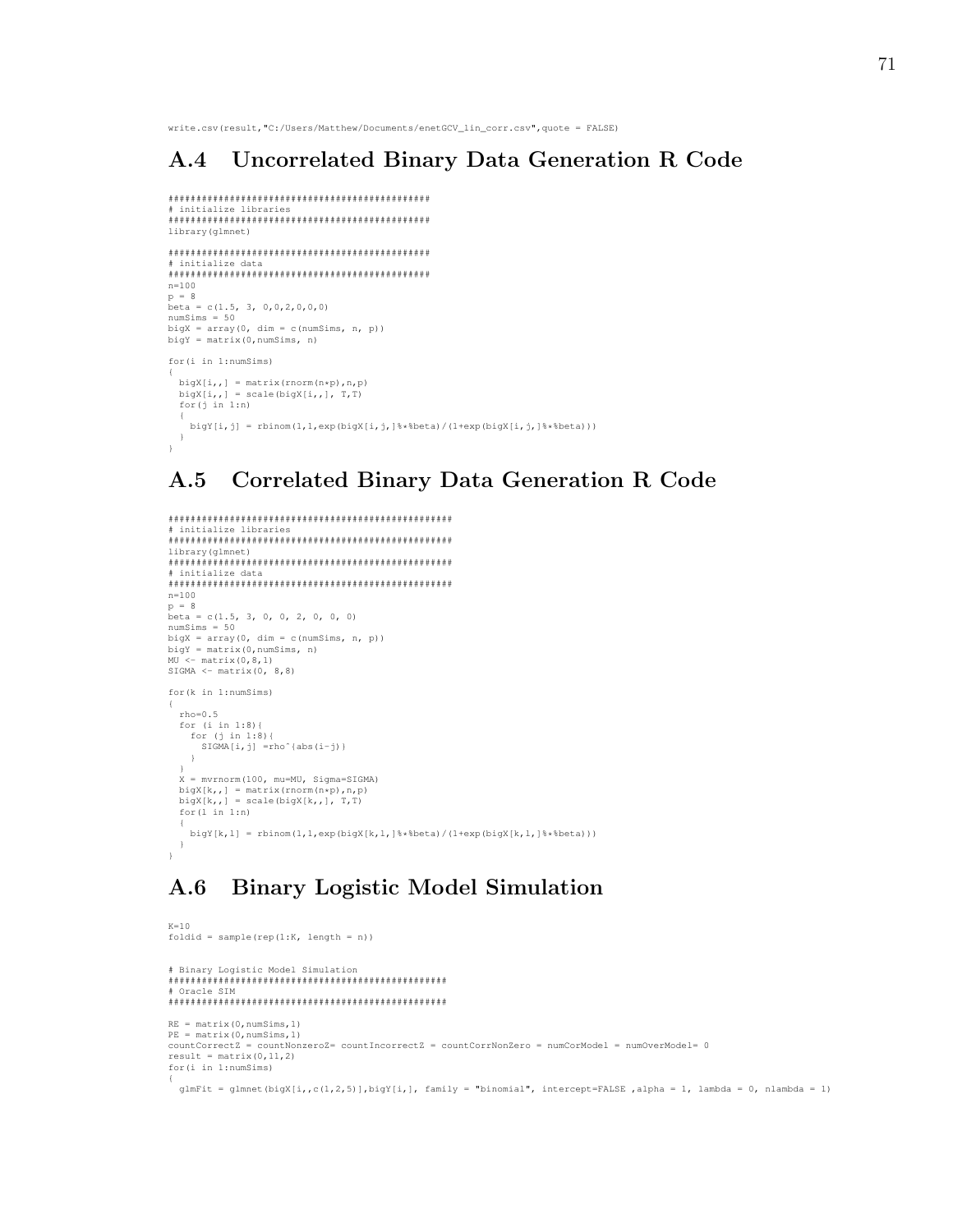```
write.csv(result,"C:/Users/Matthew/Documents/enetGCV_lin_corr.csv",quote = FALSE)
```

## A.4 Uncorrelated Binary Data Generation R Code

```
##############################################
# initialize libraries
##############################################
library(glmnet)

##############################################
# initialize data
##############################################
n=100
p = 8
beta = c(1.5, 3, 0,0,2,0,0,0)
numSims = 50
bigX = array(0, dim = c(numSims, n, p))
bigY = matrix(0,numSims, n)

for(i in 1:numSims)
{
  bigX[i,,] = matrix(rnorm(n*p),n,p)
  bigX[i,,] = scale(bigX[i,,], T,T)
  for(j in 1:n)
  {
    bigY[i,j] = rbinom(1,1,exp(bigX[i,j,]%*%beta)/(1+exp(bigX[i,j,]%*%beta)))
  }
}
```

## A.5 Correlated Binary Data Generation R Code

```
################################################
# initialize libraries
################################################
library(glmnet)
################################################
# initialize data
################################################
n=100
p = 8
beta = c(1.5, 3, 0, 0, 2, 0, 0, 0)
numSims = 50
bigX = array(0, dim = c(numSims, n, p))
bigY = matrix(0,numSims, n)
MU <- matrix(0,8,1)
SIGMA <- matrix(0, 8,8)

for(k in 1:numSims)
{
  rho=0.5
  for (i in 1:8){
    for (j in 1:8){
      SIGMA[i,j] =rho^(abs(i-j))
    }
  }
  X = mvrnorm(100, mu=MU, Sigma=SIGMA)
  bigX[k,,] = matrix(rnorm(n*p),n,p)
  bigX[k,,] = scale(bigX[k,,], T,T)
  for(l in 1:n)
  {
    bigY[k,l] = rbinom(1,1,exp(bigX[k,l,]%*%beta)/(1+exp(bigX[k,l,]%*%beta)))
  }
}
```

## A.6 Binary Logistic Model Simulation

```
K=10
foldid = sample(rep(1:K, length = n))


# Binary Logistic Model Simulation
###############################################
# Oracle SIM
###############################################

RE = matrix(0,numSims,1)
PE = matrix(0,numSims,1)
countCorrectZ = countNonzeroZ= countIncorrectZ = countCorrNonZero = numCorModel = numOverModel= 0
result = matrix(0,11,2)
for(i in 1:numSims)
{
  glmFit = glmnet(bigX[i,,c(1,2,5)],bigY[i,], family = "binomial", intercept=FALSE ,alpha = 1, lambda = 0, nlambda = 1)
```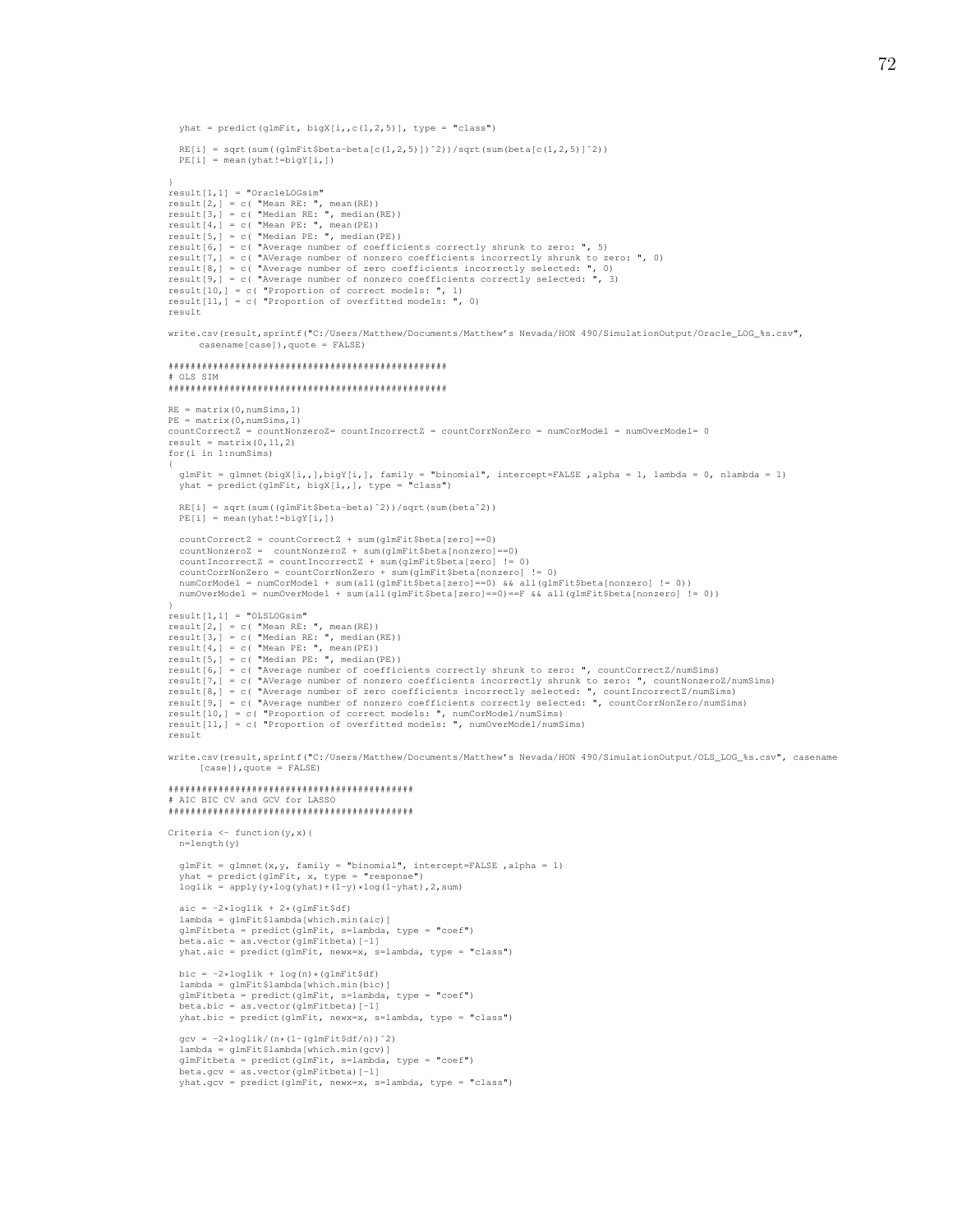```
  yhat = predict(glmFit, bigX[i,,c(1,2,5)], type = "class")

  RE[i] = sqrt(sum((glmFit$beta-beta[c(1,2,5)])^2))/sqrt(sum(beta[c(1,2,5)]^2))
  PE[i] = mean(yhat!=bigY[i,])

}
result[1,1] = "OracleLOGsim"
result[2,] = c( "Mean RE: ", mean(RE))
result[3,] = c( "Median RE: ", median(RE))
result[4,] = c( "Mean PE: ", mean(PE))
result[5,] = c( "Median PE: ", median(PE))
result[6,] = c( "Average number of coefficients correctly shrunk to zero: ", 5)
result[7,] = c( "AVerage number of nonzero coefficients incorrectly shrunk to zero: ", 0)
result[8,] = c( "Average number of zero coefficients incorrectly selected: ", 0)
result[9,] = c( "Average number of nonzero coefficients correctly selected: ", 3)
result[10,] = c( "Proportion of correct models: ", 1)
result[11,] = c( "Proportion of overfitted models: ", 0)
result

write.csv(result,sprintf("C:/Users/Matthew/Documents/Matthew's Nevada/HON 490/SimulationOutput/Oracle_LOG_%s.csv",
     casename[case]),quote = FALSE)

##################################################
# OLS SIM
##################################################

RE = matrix(0,numSims,1)
PE = matrix(0,numSims,1)
countCorrectZ = countNonzeroZ= countIncorrectZ = countCorrNonZero = numCorModel = numOverModel= 0
result = matrix(0,11,2)
for(i in 1:numSims)
{
  glmFit = glmnet(bigX[i,,],bigY[i,], family = "binomial", intercept=FALSE ,alpha = 1, lambda = 0, nlambda = 1)
  yhat = predict(glmFit, bigX[i,,], type = "class")

  RE[i] = sqrt(sum((glmFit$beta-beta)^2))/sqrt(sum(beta^2))
  PE[i] = mean(yhat!=bigY[i,])

  countCorrectZ = countCorrectZ + sum(glmFit$beta[zero]==0)
  countNonzeroZ =  countNonzeroZ + sum(glmFit$beta[nonzero]==0)
  countIncorrectZ = countIncorrectZ + sum(glmFit$beta[zero] != 0)
  countCorrNonZero = countCorrNonZero + sum(glmFit$beta[nonzero] != 0)
  numCorModel = numCorModel + sum(all(glmFit$beta[zero]==0) && all(glmFit$beta[nonzero] != 0))
  numOverModel = numOverModel + sum(all(glmFit$beta[zero]==0)==F && all(glmFit$beta[nonzero] != 0))
}
result[1,1] = "OLSLOGsim"
result[2,] = c( "Mean RE: ", mean(RE))
result[3,] = c( "Median RE: ", median(RE))
result[4,] = c( "Mean PE: ", mean(PE))
result[5,] = c( "Median PE: ", median(PE))
result[6,] = c( "Average number of coefficients correctly shrunk to zero: ", countCorrectZ/numSims)
result[7,] = c( "AVerage number of nonzero coefficients incorrectly shrunk to zero: ", countNonzeroZ/numSims)
result[8,] = c( "Average number of zero coefficients incorrectly selected: ", countIncorrectZ/numSims)
result[9,] = c( "Average number of nonzero coefficients correctly selected: ", countCorrNonZero/numSims)
result[10,] = c( "Proportion of correct models: ", numCorModel/numSims)
result[11,] = c( "Proportion of overfitted models: ", numOverModel/numSims)
result

write.csv(result,sprintf("C:/Users/Matthew/Documents/Matthew's Nevada/HON 490/SimulationOutput/OLS_LOG_%s.csv", casename
     [case]),quote = FALSE)

###########################################
# AIC BIC CV and GCV for LASSO
###########################################

Criteria <- function(y,x){
  n=length(y)

  glmFit = glmnet(x,y, family = "binomial", intercept=FALSE ,alpha = 1)
  yhat = predict(glmFit, x, type = "response")
  loglik = apply(y*log(yhat)+(1-y)*log(1-yhat),2,sum)

  aic = -2*loglik + 2*(glmFit$df)
  lambda = glmFit$lambda[which.min(aic)]
  glmFitbeta = predict(glmFit, s=lambda, type = "coef")
  beta.aic = as.vector(glmFitbeta)[-1]
  yhat.aic = predict(glmFit, newx=x, s=lambda, type = "class")

  bic = -2*loglik + log(n)*(glmFit$df)
  lambda = glmFit$lambda[which.min(bic)]
  glmFitbeta = predict(glmFit, s=lambda, type = "coef")
  beta.bic = as.vector(glmFitbeta)[-1]
  yhat.bic = predict(glmFit, newx=x, s=lambda, type = "class")

  gcv = -2*loglik/(n*(1-(glmFit$df/n))^2)
  lambda = glmFit$lambda[which.min(gcv)]
  glmFitbeta = predict(glmFit, s=lambda, type = "coef")
  beta.gcv = as.vector(glmFitbeta)[-1]
  yhat.gcv = predict(glmFit, newx=x, s=lambda, type = "class")
```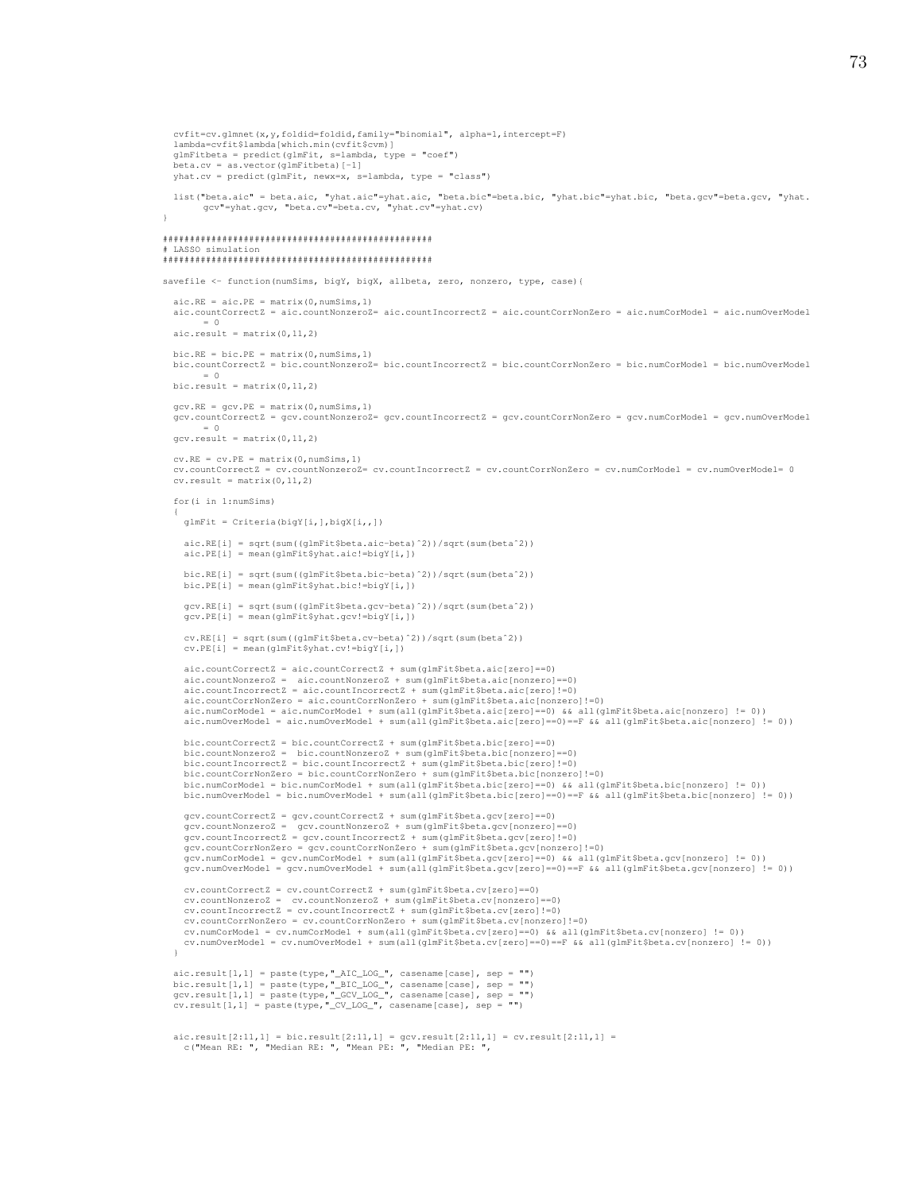```
  cvfit=cv.glmnet(x,y,foldid=foldid,family="binomial", alpha=1,intercept=F)
  lambda=cvfit$lambda[which.min(cvfit$cvm)]
  glmFitbeta = predict(glmFit, s=lambda, type = "coef")
  beta.cv = as.vector(glmFitbeta)[-1]
  yhat.cv = predict(glmFit, newx=x, s=lambda, type = "class")

  list("beta.aic" = beta.aic, "yhat.aic"=yhat.aic, "beta.bic"=beta.bic, "yhat.bic"=yhat.bic, "beta.gcv"=beta.gcv, "yhat.
       gcv"=yhat.gcv, "beta.cv"=beta.cv, "yhat.cv"=yhat.cv)
}

##################################################
# LASSO simulation
##################################################

savefile <- function(numSims, bigY, bigX, allbeta, zero, nonzero, type, case){

  aic.RE = aic.PE = matrix(0,numSims,1)
  aic.countCorrectZ = aic.countNonzeroZ= aic.countIncorrectZ = aic.countCorrNonZero = aic.numCorModel = aic.numOverModel
       = 0
  aic.result = matrix(0,11,2)

  bic.RE = bic.PE = matrix(0,numSims,1)
  bic.countCorrectZ = bic.countNonzeroZ= bic.countIncorrectZ = bic.countCorrNonZero = bic.numCorModel = bic.numOverModel
       = 0
  bic.result = matrix(0,11,2)

  gcv.RE = gcv.PE = matrix(0,numSims,1)
  gcv.countCorrectZ = gcv.countNonzeroZ= gcv.countIncorrectZ = gcv.countCorrNonZero = gcv.numCorModel = gcv.numOverModel
       = 0
  gcv.result = matrix(0,11,2)

  cv.RE = cv.PE = matrix(0,numSims,1)
  cv.countCorrectZ = cv.countNonzeroZ= cv.countIncorrectZ = cv.countCorrNonZero = cv.numCorModel = cv.numOverModel= 0
  cv.result = matrix(0,11,2)

  for(i in 1:numSims)
  {
    glmFit = Criteria(bigY[i,],bigX[i,,])

    aic.RE[i] = sqrt(sum((glmFit$beta.aic-beta)^2))/sqrt(sum(beta^2))
    aic.PE[i] = mean(glmFit$yhat.aic!=bigY[i,])

    bic.RE[i] = sqrt(sum((glmFit$beta.bic-beta)^2))/sqrt(sum(beta^2))
    bic.PE[i] = mean(glmFit$yhat.bic!=bigY[i,])

    gcv.RE[i] = sqrt(sum((glmFit$beta.gcv-beta)^2))/sqrt(sum(beta^2))
    gcv.PE[i] = mean(glmFit$yhat.gcv!=bigY[i,])

    cv.RE[i] = sqrt(sum((glmFit$beta.cv-beta)^2))/sqrt(sum(beta^2))
    cv.PE[i] = mean(glmFit$yhat.cv!=bigY[i,])

    aic.countCorrectZ = aic.countCorrectZ + sum(glmFit$beta.aic[zero]==0)
    aic.countNonzeroZ =  aic.countNonzeroZ + sum(glmFit$beta.aic[nonzero]==0)
    aic.countIncorrectZ = aic.countIncorrectZ + sum(glmFit$beta.aic[zero]!=0)
    aic.countCorrNonZero = aic.countCorrNonZero + sum(glmFit$beta.aic[nonzero]!=0)
    aic.numCorModel = aic.numCorModel + sum(all(glmFit$beta.aic[zero]==0) && all(glmFit$beta.aic[nonzero] != 0))
    aic.numOverModel = aic.numOverModel + sum(all(glmFit$beta.aic[zero]==0)==F && all(glmFit$beta.aic[nonzero] != 0))

    bic.countCorrectZ = bic.countCorrectZ + sum(glmFit$beta.bic[zero]==0)
    bic.countNonzeroZ =  bic.countNonzeroZ + sum(glmFit$beta.bic[nonzero]==0)
    bic.countIncorrectZ = bic.countIncorrectZ + sum(glmFit$beta.bic[zero]!=0)
    bic.countCorrNonZero = bic.countCorrNonZero + sum(glmFit$beta.bic[nonzero]!=0)
    bic.numCorModel = bic.numCorModel + sum(all(glmFit$beta.bic[zero]==0) && all(glmFit$beta.bic[nonzero] != 0))
    bic.numOverModel = bic.numOverModel + sum(all(glmFit$beta.bic[zero]==0)==F && all(glmFit$beta.bic[nonzero] != 0))

    gcv.countCorrectZ = gcv.countCorrectZ + sum(glmFit$beta.gcv[zero]==0)
    gcv.countNonzeroZ =  gcv.countNonzeroZ + sum(glmFit$beta.gcv[nonzero]==0)
    gcv.countIncorrectZ = gcv.countIncorrectZ + sum(glmFit$beta.gcv[zero]!=0)
    gcv.countCorrNonZero = gcv.countCorrNonZero + sum(glmFit$beta.gcv[nonzero]!=0)
    gcv.numCorModel = gcv.numCorModel + sum(all(glmFit$beta.gcv[zero]==0) && all(glmFit$beta.gcv[nonzero] != 0))
    gcv.numOverModel = gcv.numOverModel + sum(all(glmFit$beta.gcv[zero]==0)==F && all(glmFit$beta.gcv[nonzero] != 0))

    cv.countCorrectZ = cv.countCorrectZ + sum(glmFit$beta.cv[zero]==0)
    cv.countNonzeroZ =  cv.countNonzeroZ + sum(glmFit$beta.cv[nonzero]==0)
    cv.countIncorrectZ = cv.countIncorrectZ + sum(glmFit$beta.cv[zero]!=0)
    cv.countCorrNonZero = cv.countCorrNonZero + sum(glmFit$beta.cv[nonzero]!=0)
    cv.numCorModel = cv.numCorModel + sum(all(glmFit$beta.cv[zero]==0) && all(glmFit$beta.cv[nonzero] != 0))
    cv.numOverModel = cv.numOverModel + sum(all(glmFit$beta.cv[zero]==0)==F && all(glmFit$beta.cv[nonzero] != 0))
  }

  aic.result[1,1] = paste(type,"_AIC_LOG_", casename[case], sep = "")
  bic.result[1,1] = paste(type,"_BIC_LOG_", casename[case], sep = "")
  gcv.result[1,1] = paste(type,"_GCV_LOG_", casename[case], sep = "")
  cv.result[1,1] = paste(type,"_CV_LOG_", casename[case], sep = "")


  aic.result[2:11,1] = bic.result[2:11,1] = gcv.result[2:11,1] = cv.result[2:11,1] =
    c("Mean RE: ", "Median RE: ", "Mean PE: ", "Median PE: ",
```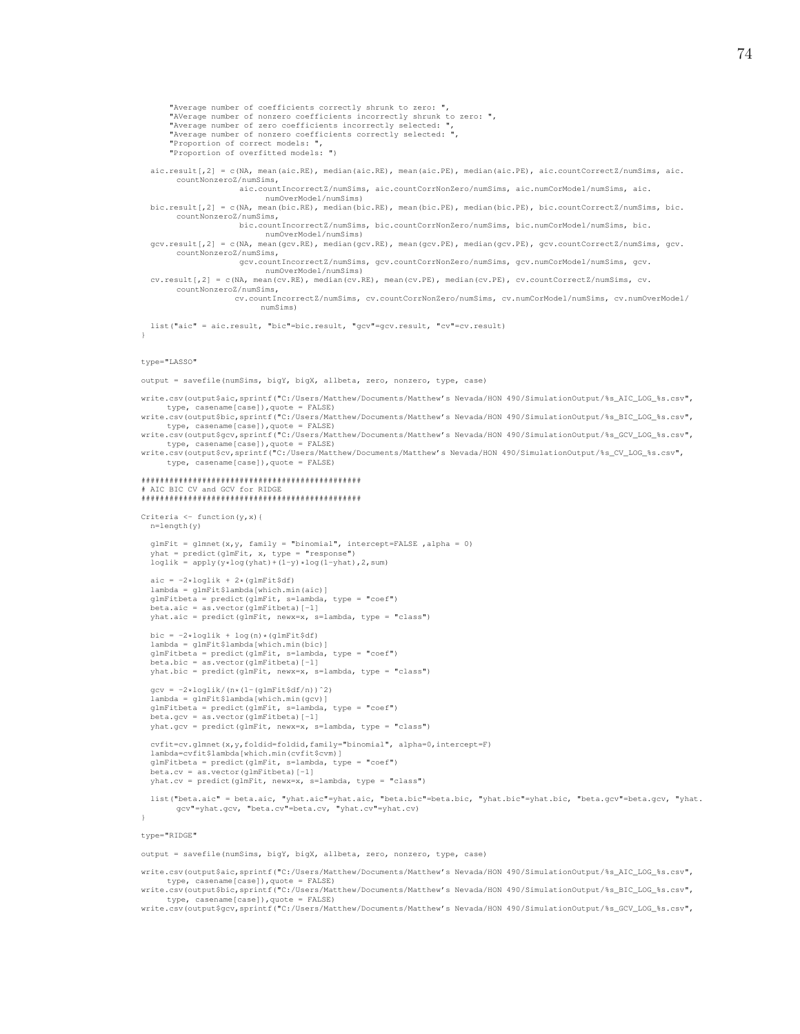```
      "Average number of coefficients correctly shrunk to zero: ",
      "AVerage number of nonzero coefficients incorrectly shrunk to zero: ",
      "Average number of zero coefficients incorrectly selected: ",
      "Average number of nonzero coefficients correctly selected: ",
      "Proportion of correct models: ",
      "Proportion of overfitted models: ")

  aic.result[,2] = c(NA, mean(aic.RE), median(aic.RE), mean(aic.PE), median(aic.PE), aic.countCorrectZ/numSims, aic.
       countNonzeroZ/numSims,
                     aic.countIncorrectZ/numSims, aic.countCorrNonZero/numSims, aic.numCorModel/numSims, aic.
                        numOverModel/numSims)
  bic.result[,2] = c(NA, mean(bic.RE), median(bic.RE), mean(bic.PE), median(bic.PE), bic.countCorrectZ/numSims, bic.
       countNonzeroZ/numSims,
                     bic.countIncorrectZ/numSims, bic.countCorrNonZero/numSims, bic.numCorModel/numSims, bic.
                        numOverModel/numSims)
  gcv.result[,2] = c(NA, mean(gcv.RE), median(gcv.RE), mean(gcv.PE), median(gcv.PE), gcv.countCorrectZ/numSims, gcv.
       countNonzeroZ/numSims,
                     gcv.countIncorrectZ/numSims, gcv.countCorrNonZero/numSims, gcv.numCorModel/numSims, gcv.
                        numOverModel/numSims)
  cv.result[,2] = c(NA, mean(cv.RE), median(cv.RE), mean(cv.PE), median(cv.PE), cv.countCorrectZ/numSims, cv.
       countNonzeroZ/numSims,
                    cv.countIncorrectZ/numSims, cv.countCorrNonZero/numSims, cv.numCorModel/numSims, cv.numOverModel/
                         numSims)

  list("aic" = aic.result, "bic"=bic.result, "gcv"=gcv.result, "cv"=cv.result)
}


type="LASSO"

output = savefile(numSims, bigY, bigX, allbeta, zero, nonzero, type, case)

write.csv(output$aic,sprintf("C:/Users/Matthew/Documents/Matthew's Nevada/HON 490/SimulationOutput/%s_AIC_LOG_%s.csv",
      type, casename[case]),quote = FALSE)
write.csv(output$bic,sprintf("C:/Users/Matthew/Documents/Matthew's Nevada/HON 490/SimulationOutput/%s_BIC_LOG_%s.csv",
      type, casename[case]),quote = FALSE)
write.csv(output$gcv,sprintf("C:/Users/Matthew/Documents/Matthew's Nevada/HON 490/SimulationOutput/%s_GCV_LOG_%s.csv",
      type, casename[case]),quote = FALSE)
write.csv(output$cv,sprintf("C:/Users/Matthew/Documents/Matthew's Nevada/HON 490/SimulationOutput/%s_CV_LOG_%s.csv",
      type, casename[case]),quote = FALSE)

##############################################
# AIC BIC CV and GCV for RIDGE
##############################################

Criteria <- function(y,x){
  n=length(y)

  glmFit = glmnet(x,y, family = "binomial", intercept=FALSE ,alpha = 0)
  yhat = predict(glmFit, x, type = "response")
  loglik = apply(y*log(yhat)+(1-y)*log(1-yhat),2,sum)

  aic = -2*loglik + 2*(glmFit$df)
  lambda = glmFit$lambda[which.min(aic)]
  glmFitbeta = predict(glmFit, s=lambda, type = "coef")
  beta.aic = as.vector(glmFitbeta)[-1]
  yhat.aic = predict(glmFit, newx=x, s=lambda, type = "class")

  bic = -2*loglik + log(n)*(glmFit$df)
  lambda = glmFit$lambda[which.min(bic)]
  glmFitbeta = predict(glmFit, s=lambda, type = "coef")
  beta.bic = as.vector(glmFitbeta)[-1]
  yhat.bic = predict(glmFit, newx=x, s=lambda, type = "class")

  gcv = -2*loglik/(n*(1-(glmFit$df/n))^2)
  lambda = glmFit$lambda[which.min(gcv)]
  glmFitbeta = predict(glmFit, s=lambda, type = "coef")
  beta.gcv = as.vector(glmFitbeta)[-1]
  yhat.gcv = predict(glmFit, newx=x, s=lambda, type = "class")

  cvfit=cv.glmnet(x,y,foldid=foldid,family="binomial", alpha=0,intercept=F)
  lambda=cvfit$lambda[which.min(cvfit$cvm)]
  glmFitbeta = predict(glmFit, s=lambda, type = "coef")
  beta.cv = as.vector(glmFitbeta)[-1]
  yhat.cv = predict(glmFit, newx=x, s=lambda, type = "class")

  list("beta.aic" = beta.aic, "yhat.aic"=yhat.aic, "beta.bic"=beta.bic, "yhat.bic"=yhat.bic, "beta.gcv"=beta.gcv, "yhat.
        gcv"=yhat.gcv, "beta.cv"=beta.cv, "yhat.cv"=yhat.cv)
}

type="RIDGE"

output = savefile(numSims, bigY, bigX, allbeta, zero, nonzero, type, case)

write.csv(output$aic,sprintf("C:/Users/Matthew/Documents/Matthew's Nevada/HON 490/SimulationOutput/%s_AIC_LOG_%s.csv",
      type, casename[case]),quote = FALSE)
write.csv(output$bic,sprintf("C:/Users/Matthew/Documents/Matthew's Nevada/HON 490/SimulationOutput/%s_BIC_LOG_%s.csv",
      type, casename[case]),quote = FALSE)
write.csv(output$gcv,sprintf("C:/Users/Matthew/Documents/Matthew's Nevada/HON 490/SimulationOutput/%s_GCV_LOG_%s.csv",
```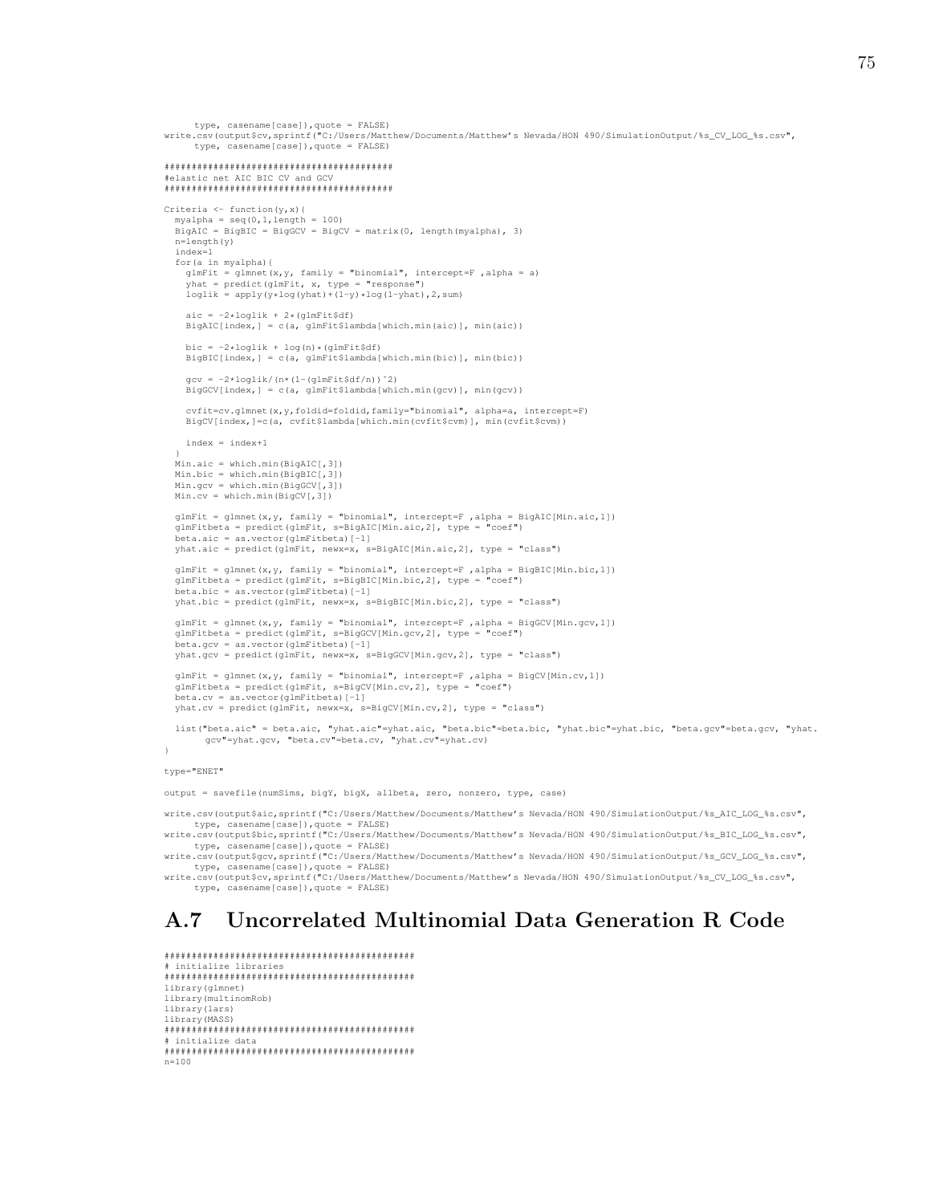```
      type, casename[case]),quote = FALSE)
write.csv(output$cv,sprintf("C:/Users/Matthew/Documents/Matthew's Nevada/HON 490/SimulationOutput/%s_CV_LOG_%s.csv",
      type, casename[case]),quote = FALSE)

##########################################
#elastic net AIC BIC CV and GCV
##########################################

Criteria <- function(y,x){
  myalpha = seq(0,1,length = 100)
  BigAIC = BigBIC = BigGCV = BigCV = matrix(0, length(myalpha), 3)
  n=length(y)
  index=1
  for(a in myalpha){
    glmFit = glmnet(x,y, family = "binomial", intercept=F ,alpha = a)
    yhat = predict(glmFit, x, type = "response")
    loglik = apply(y*log(yhat)+(1-y)*log(1-yhat),2,sum)

    aic = -2*loglik + 2*(glmFit$df)
    BigAIC[index,] = c(a, glmFit$lambda[which.min(aic)], min(aic))

    bic = -2*loglik + log(n)*(glmFit$df)
    BigBIC[index,] = c(a, glmFit$lambda[which.min(bic)], min(bic))

    gcv = -2*loglik/(n*(1-(glmFit$df/n))^2)
    BigGCV[index,] = c(a, glmFit$lambda[which.min(gcv)], min(gcv))

    cvfit=cv.glmnet(x,y,foldid=foldid,family="binomial", alpha=a, intercept=F)
    BigCV[index,]=c(a, cvfit$lambda[which.min(cvfit$cvm)], min(cvfit$cvm))

    index = index+1
  }
  Min.aic = which.min(BigAIC[,3])
  Min.bic = which.min(BigBIC[,3])
  Min.gcv = which.min(BigGCV[,3])
  Min.cv = which.min(BigCV[,3])

  glmFit = glmnet(x,y, family = "binomial", intercept=F ,alpha = BigAIC[Min.aic,1])
  glmFitbeta = predict(glmFit, s=BigAIC[Min.aic,2], type = "coef")
  beta.aic = as.vector(glmFitbeta)[-1]
  yhat.aic = predict(glmFit, newx=x, s=BigAIC[Min.aic,2], type = "class")

  glmFit = glmnet(x,y, family = "binomial", intercept=F ,alpha = BigBIC[Min.bic,1])
  glmFitbeta = predict(glmFit, s=BigBIC[Min.bic,2], type = "coef")
  beta.bic = as.vector(glmFitbeta)[-1]
  yhat.bic = predict(glmFit, newx=x, s=BigBIC[Min.bic,2], type = "class")

  glmFit = glmnet(x,y, family = "binomial", intercept=F ,alpha = BigGCV[Min.gcv,1])
  glmFitbeta = predict(glmFit, s=BigGCV[Min.gcv,2], type = "coef")
  beta.gcv = as.vector(glmFitbeta)[-1]
  yhat.gcv = predict(glmFit, newx=x, s=BigGCV[Min.gcv,2], type = "class")

  glmFit = glmnet(x,y, family = "binomial", intercept=F ,alpha = BigCV[Min.cv,1])
  glmFitbeta = predict(glmFit, s=BigCV[Min.cv,2], type = "coef")
  beta.cv = as.vector(glmFitbeta)[-1]
  yhat.cv = predict(glmFit, newx=x, s=BigCV[Min.cv,2], type = "class")

  list("beta.aic" = beta.aic, "yhat.aic"=yhat.aic, "beta.bic"=beta.bic, "yhat.bic"=yhat.bic, "beta.gcv"=beta.gcv, "yhat.
       gcv"=yhat.gcv, "beta.cv"=beta.cv, "yhat.cv"=yhat.cv)
}

type="ENET"

output = savefile(numSims, bigY, bigX, allbeta, zero, nonzero, type, case)

write.csv(output$aic,sprintf("C:/Users/Matthew/Documents/Matthew's Nevada/HON 490/SimulationOutput/%s_AIC_LOG_%s.csv",
      type, casename[case]),quote = FALSE)
write.csv(output$bic,sprintf("C:/Users/Matthew/Documents/Matthew's Nevada/HON 490/SimulationOutput/%s_BIC_LOG_%s.csv",
      type, casename[case]),quote = FALSE)
write.csv(output$gcv,sprintf("C:/Users/Matthew/Documents/Matthew's Nevada/HON 490/SimulationOutput/%s_GCV_LOG_%s.csv",
      type, casename[case]),quote = FALSE)
write.csv(output$cv,sprintf("C:/Users/Matthew/Documents/Matthew's Nevada/HON 490/SimulationOutput/%s_CV_LOG_%s.csv",
      type, casename[case]),quote = FALSE)
```

## A.7 Uncorrelated Multinomial Data Generation R Code

```
##############################################
# initialize libraries
##############################################
library(glmnet)
library(multinomRob)
library(lars)
library(MASS)
##############################################
# initialize data
##############################################
n=100
```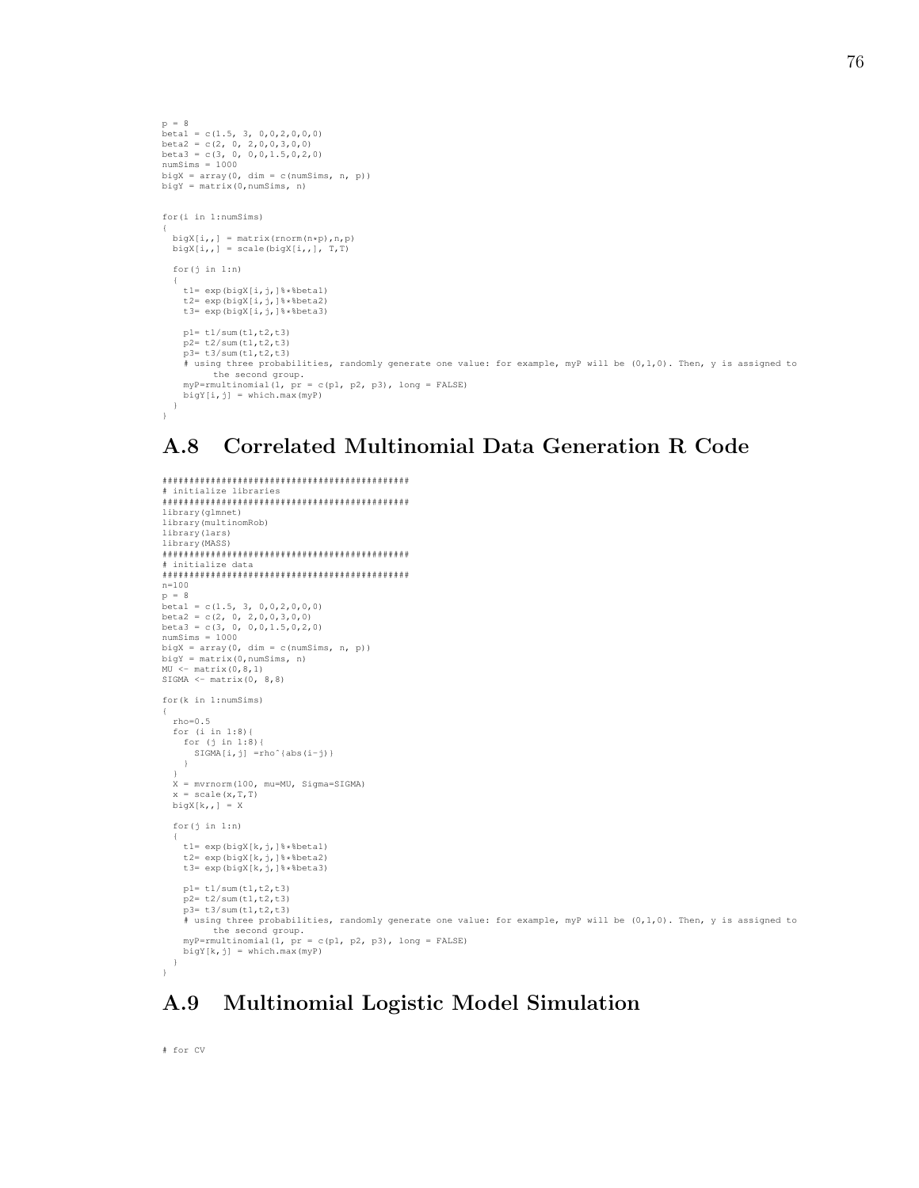```
p = 8
beta1 = c(1.5, 3, 0,0,2,0,0,0)
beta2 = c(2, 0, 2,0,0,3,0,0)
beta3 = c(3, 0, 0,0,1.5,0,2,0)
numSims = 1000
bigX = array(0, dim = c(numSims, n, p))
bigY = matrix(0,numSims, n)


for(i in 1:numSims)
{
  bigX[i,,] = matrix(rnorm(n*p),n,p)
  bigX[i,,] = scale(bigX[i,,], T,T)

  for(j in 1:n)
  {
    t1= exp(bigX[i,j,]%*%beta1)
    t2= exp(bigX[i,j,]%*%beta2)
    t3= exp(bigX[i,j,]%*%beta3)

    p1= t1/sum(t1,t2,t3)
    p2= t2/sum(t1,t2,t3)
    p3= t3/sum(t1,t2,t3)
    # using three probabilities, randomly generate one value: for example, myP will be (0,1,0). Then, y is assigned to
         the second group.
    myP=rmultinomial(1, pr = c(p1, p2, p3), long = FALSE)
    bigY[i,j] = which.max(myP)
  }
}
```

## A.8 Correlated Multinomial Data Generation R Code

```
##############################################
# initialize libraries
##############################################
library(glmnet)
library(multinomRob)
library(lars)
library(MASS)
##############################################
# initialize data
##############################################
n=100
p = 8
beta1 = c(1.5, 3, 0,0,2,0,0,0)
beta2 = c(2, 0, 2,0,0,3,0,0)
beta3 = c(3, 0, 0,0,1.5,0,2,0)
numSims = 1000
bigX = array(0, dim = c(numSims, n, p))
bigY = matrix(0,numSims, n)
MU <- matrix(0,8,1)
SIGMA <- matrix(0, 8,8)

for(k in 1:numSims)
{
  rho=0.5
  for (i in 1:8){
    for (j in 1:8){
      SIGMA[i,j] =rho^(abs(i-j))
    }
  }
  X = mvrnorm(100, mu=MU, Sigma=SIGMA)
  x = scale(x,T,T)
  bigX[k,,] = X

  for(j in 1:n)
  {
    t1= exp(bigX[k,j,]%*%beta1)
    t2= exp(bigX[k,j,]%*%beta2)
    t3= exp(bigX[k,j,]%*%beta3)

    p1= t1/sum(t1,t2,t3)
    p2= t2/sum(t1,t2,t3)
    p3= t3/sum(t1,t2,t3)
    # using three probabilities, randomly generate one value: for example, myP will be (0,1,0). Then, y is assigned to
         the second group.
    myP=rmultinomial(1, pr = c(p1, p2, p3), long = FALSE)
    bigY[k,j] = which.max(myP)
  }
}
```

## A.9 Multinomial Logistic Model Simulation

```
# for CV
```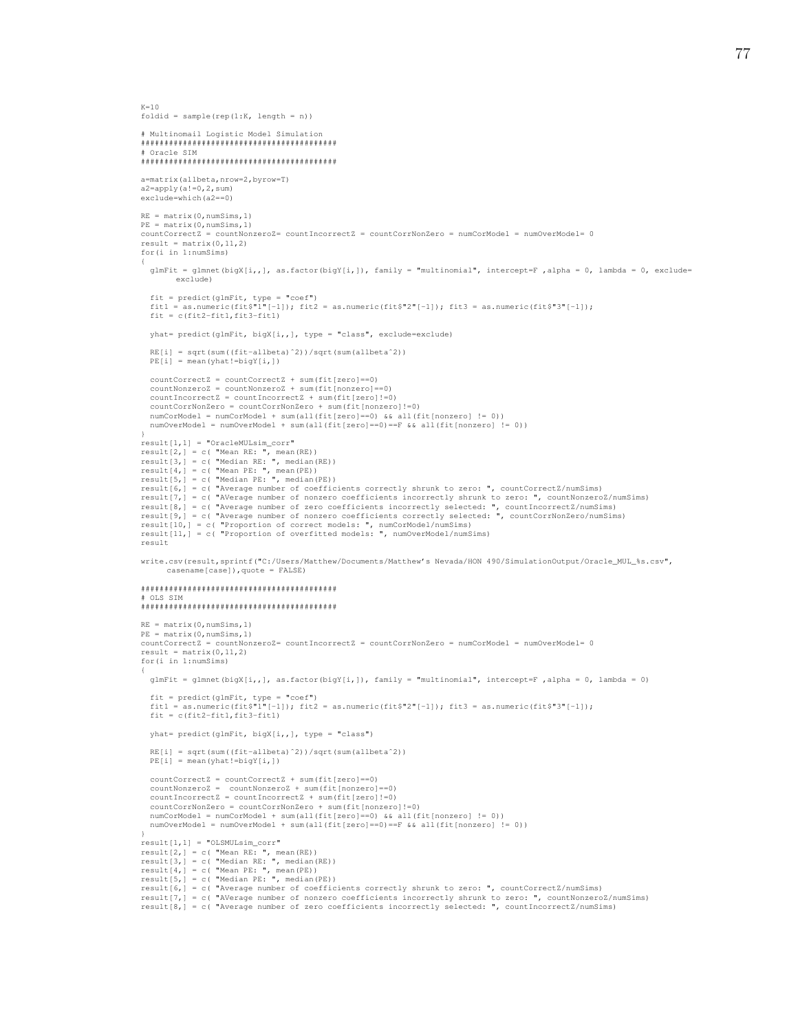```
K=10
foldid = sample(rep(1:K, length = n))

# Multinomail Logistic Model Simulation
#########################################
# Oracle SIM
#########################################

a=matrix(allbeta,nrow=2,byrow=T)
a2=apply(a!=0,2,sum)
exclude=which(a2==0)

RE = matrix(0,numSims,1)
PE = matrix(0,numSims,1)
countCorrectZ = countNonzeroZ= countIncorrectZ = countCorrNonZero = numCorModel = numOverModel= 0
result = matrix(0,11,2)
for(i in 1:numSims)
{
  glmFit = glmnet(bigX[i,,], as.factor(bigY[i,]), family = "multinomial", intercept=F ,alpha = 0, lambda = 0, exclude=
       exclude)

  fit = predict(glmFit, type = "coef")
  fit1 = as.numeric(fit$"1"[-1]); fit2 = as.numeric(fit$"2"[-1]); fit3 = as.numeric(fit$"3"[-1]);
  fit = c(fit2-fit1,fit3-fit1)

  yhat= predict(glmFit, bigX[i,,], type = "class", exclude=exclude)

  RE[i] = sqrt(sum((fit-allbeta)^2))/sqrt(sum(allbeta^2))
  PE[i] = mean(yhat!=bigY[i,])

  countCorrectZ = countCorrectZ + sum(fit[zero]==0)
  countNonzeroZ = countNonzeroZ + sum(fit[nonzero]==0)
  countIncorrectZ = countIncorrectZ + sum(fit[zero]!=0)
  countCorrNonZero = countCorrNonZero + sum(fit[nonzero]!=0)
  numCorModel = numCorModel + sum(all(fit[zero]==0) && all(fit[nonzero] != 0))
  numOverModel = numOverModel + sum(all(fit[zero]==0)==F && all(fit[nonzero] != 0))
}
result[1,1] = "OracleMULsim_corr"
result[2,] = c( "Mean RE: ", mean(RE))
result[3,] = c( "Median RE: ", median(RE))
result[4,] = c( "Mean PE: ", mean(PE))
result[5,] = c( "Median PE: ", median(PE))
result[6,] = c( "Average number of coefficients correctly shrunk to zero: ", countCorrectZ/numSims)
result[7,] = c( "AVerage number of nonzero coefficients incorrectly shrunk to zero: ", countNonzeroZ/numSims)
result[8,] = c( "Average number of zero coefficients incorrectly selected: ", countIncorrectZ/numSims)
result[9,] = c( "Average number of nonzero coefficients correctly selected: ", countCorrNonZero/numSims)
result[10,] = c( "Proportion of correct models: ", numCorModel/numSims)
result[11,] = c( "Proportion of overfitted models: ", numOverModel/numSims)
result

write.csv(result,sprintf("C:/Users/Matthew/Documents/Matthew's Nevada/HON 490/SimulationOutput/Oracle_MUL_%s.csv",
      casename[case]),quote = FALSE)

#########################################
# OLS SIM
#########################################

RE = matrix(0,numSims,1)
PE = matrix(0,numSims,1)
countCorrectZ = countNonzeroZ= countIncorrectZ = countCorrNonZero = numCorModel = numOverModel= 0
result = matrix(0,11,2)
for(i in 1:numSims)
{
  glmFit = glmnet(bigX[i,,], as.factor(bigY[i,]), family = "multinomial", intercept=F ,alpha = 0, lambda = 0)

  fit = predict(glmFit, type = "coef")
  fit1 = as.numeric(fit$"1"[-1]); fit2 = as.numeric(fit$"2"[-1]); fit3 = as.numeric(fit$"3"[-1]);
  fit = c(fit2-fit1,fit3-fit1)

  yhat= predict(glmFit, bigX[i,,], type = "class")

  RE[i] = sqrt(sum((fit-allbeta)^2))/sqrt(sum(allbeta^2))
  PE[i] = mean(yhat!=bigY[i,])

  countCorrectZ = countCorrectZ + sum(fit[zero]==0)
  countNonzeroZ =  countNonzeroZ + sum(fit[nonzero]==0)
  countIncorrectZ = countIncorrectZ + sum(fit[zero]!=0)
  countCorrNonZero = countCorrNonZero + sum(fit[nonzero]!=0)
  numCorModel = numCorModel + sum(all(fit[zero]==0) && all(fit[nonzero] != 0))
  numOverModel = numOverModel + sum(all(fit[zero]==0)==F && all(fit[nonzero] != 0))
}
result[1,1] = "OLSMULsim_corr"
result[2,] = c( "Mean RE: ", mean(RE))
result[3,] = c( "Median RE: ", median(RE))
result[4,] = c( "Mean PE: ", mean(PE))
result[5,] = c( "Median PE: ", median(PE))
result[6,] = c( "Average number of coefficients correctly shrunk to zero: ", countCorrectZ/numSims)
result[7,] = c( "AVerage number of nonzero coefficients incorrectly shrunk to zero: ", countNonzeroZ/numSims)
result[8,] = c( "Average number of zero coefficients incorrectly selected: ", countIncorrectZ/numSims)
```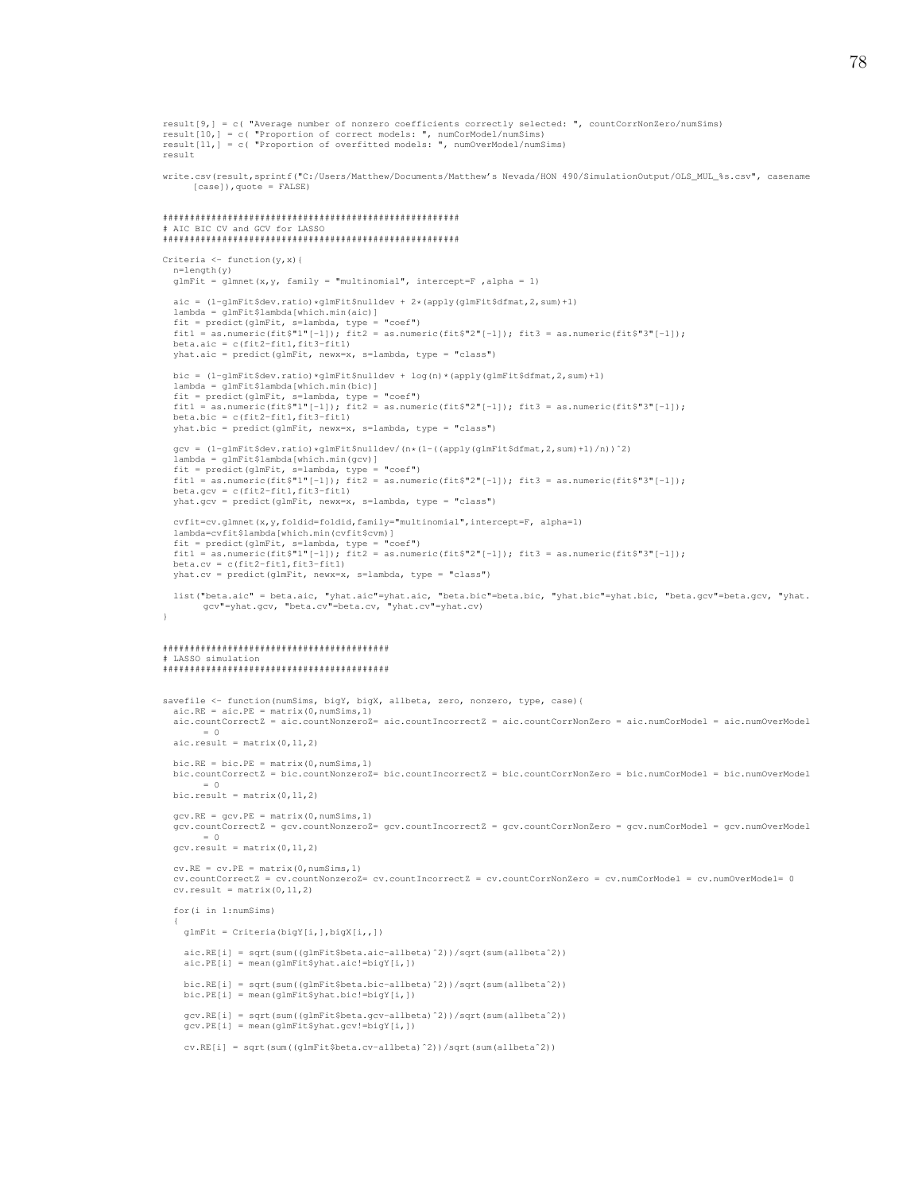```
result[9,] = c( "Average number of nonzero coefficients correctly selected: ", countCorrNonZero/numSims)
result[10,] = c( "Proportion of correct models: ", numCorModel/numSims)
result[11,] = c( "Proportion of overfitted models: ", numOverModel/numSims)
result

write.csv(result,sprintf("C:/Users/Matthew/Documents/Matthew's Nevada/HON 490/SimulationOutput/OLS_MUL_%s.csv", casename
      [case]),quote = FALSE)


######################################################
# AIC BIC CV and GCV for LASSO
######################################################

Criteria <- function(y,x){
  n=length(y)
  glmFit = glmnet(x,y, family = "multinomial", intercept=F ,alpha = 1)

  aic = (1-glmFit$dev.ratio)*glmFit$nulldev + 2*(apply(glmFit$dfmat,2,sum)+1)
  lambda = glmFit$lambda[which.min(aic)]
  fit = predict(glmFit, s=lambda, type = "coef")
  fit1 = as.numeric(fit$"1"[-1]); fit2 = as.numeric(fit$"2"[-1]); fit3 = as.numeric(fit$"3"[-1]);
  beta.aic = c(fit2-fit1,fit3-fit1)
  yhat.aic = predict(glmFit, newx=x, s=lambda, type = "class")

  bic = (1-glmFit$dev.ratio)*glmFit$nulldev + log(n)*(apply(glmFit$dfmat,2,sum)+1)
  lambda = glmFit$lambda[which.min(bic)]
  fit = predict(glmFit, s=lambda, type = "coef")
  fit1 = as.numeric(fit$"1"[-1]); fit2 = as.numeric(fit$"2"[-1]); fit3 = as.numeric(fit$"3"[-1]);
  beta.bic = c(fit2-fit1,fit3-fit1)
  yhat.bic = predict(glmFit, newx=x, s=lambda, type = "class")

  gcv = (1-glmFit$dev.ratio)*glmFit$nulldev/(n*(1-((apply(glmFit$dfmat,2,sum)+1)/n))^2)
  lambda = glmFit$lambda[which.min(gcv)]
  fit = predict(glmFit, s=lambda, type = "coef")
  fit1 = as.numeric(fit$"1"[-1]); fit2 = as.numeric(fit$"2"[-1]); fit3 = as.numeric(fit$"3"[-1]);
  beta.gcv = c(fit2-fit1,fit3-fit1)
  yhat.gcv = predict(glmFit, newx=x, s=lambda, type = "class")

  cvfit=cv.glmnet(x,y,foldid=foldid,family="multinomial",intercept=F, alpha=1)
  lambda=cvfit$lambda[which.min(cvfit$cvm)]
  fit = predict(glmFit, s=lambda, type = "coef")
  fit1 = as.numeric(fit$"1"[-1]); fit2 = as.numeric(fit$"2"[-1]); fit3 = as.numeric(fit$"3"[-1]);
  beta.cv = c(fit2-fit1,fit3-fit1)
  yhat.cv = predict(glmFit, newx=x, s=lambda, type = "class")

  list("beta.aic" = beta.aic, "yhat.aic"=yhat.aic, "beta.bic"=beta.bic, "yhat.bic"=yhat.bic, "beta.gcv"=beta.gcv, "yhat.
       gcv"=yhat.gcv, "beta.cv"=beta.cv, "yhat.cv"=yhat.cv)
}


########################################
# LASSO simulation
########################################


savefile <- function(numSims, bigY, bigX, allbeta, zero, nonzero, type, case){
  aic.RE = aic.PE = matrix(0,numSims,1)
  aic.countCorrectZ = aic.countNonzeroZ= aic.countIncorrectZ = aic.countCorrNonZero = aic.numCorModel = aic.numOverModel
       = 0
  aic.result = matrix(0,11,2)

  bic.RE = bic.PE = matrix(0,numSims,1)
  bic.countCorrectZ = bic.countNonzeroZ= bic.countIncorrectZ = bic.countCorrNonZero = bic.numCorModel = bic.numOverModel
       = 0
  bic.result = matrix(0,11,2)

  gcv.RE = gcv.PE = matrix(0,numSims,1)
  gcv.countCorrectZ = gcv.countNonzeroZ= gcv.countIncorrectZ = gcv.countCorrNonZero = gcv.numCorModel = gcv.numOverModel
       = 0
  gcv.result = matrix(0,11,2)

  cv.RE = cv.PE = matrix(0,numSims,1)
  cv.countCorrectZ = cv.countNonzeroZ= cv.countIncorrectZ = cv.countCorrNonZero = cv.numCorModel = cv.numOverModel= 0
  cv.result = matrix(0,11,2)

  for(i in 1:numSims)
  {
    glmFit = Criteria(bigY[i,],bigX[i,,])

    aic.RE[i] = sqrt(sum((glmFit$beta.aic-allbeta)^2))/sqrt(sum(allbeta^2))
    aic.PE[i] = mean(glmFit$yhat.aic!=bigY[i,])

    bic.RE[i] = sqrt(sum((glmFit$beta.bic-allbeta)^2))/sqrt(sum(allbeta^2))
    bic.PE[i] = mean(glmFit$yhat.bic!=bigY[i,])

    gcv.RE[i] = sqrt(sum((glmFit$beta.gcv-allbeta)^2))/sqrt(sum(allbeta^2))
    gcv.PE[i] = mean(glmFit$yhat.gcv!=bigY[i,])

    cv.RE[i] = sqrt(sum((glmFit$beta.cv-allbeta)^2))/sqrt(sum(allbeta^2))
```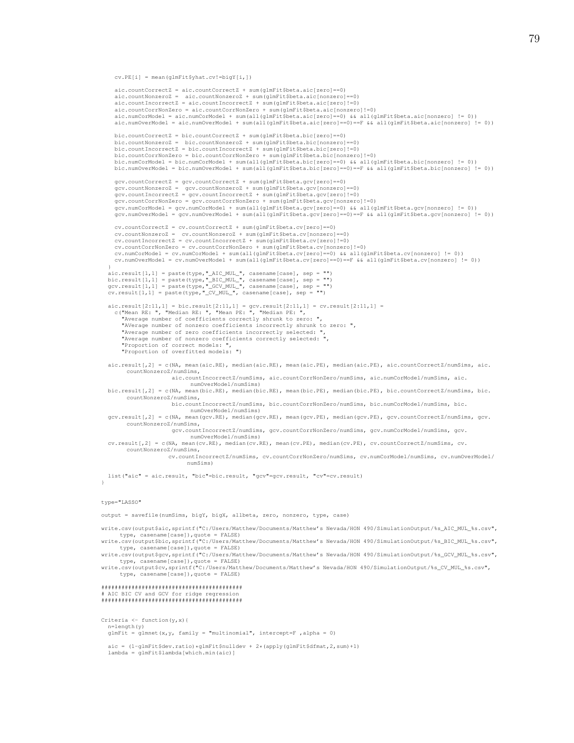```
    cv.PE[i] = mean(glmFit$yhat.cv!=bigY[i,])

    aic.countCorrectZ = aic.countCorrectZ + sum(glmFit$beta.aic[zero]==0)
    aic.countNonzeroZ =  aic.countNonzeroZ + sum(glmFit$beta.aic[nonzero]==0)
    aic.countIncorrectZ = aic.countIncorrectZ + sum(glmFit$beta.aic[zero]!=0)
    aic.countCorrNonZero = aic.countCorrNonZero + sum(glmFit$beta.aic[nonzero]!=0)
    aic.numCorModel = aic.numCorModel + sum(all(glmFit$beta.aic[zero]==0) && all(glmFit$beta.aic[nonzero] != 0))
    aic.numOverModel = aic.numOverModel + sum(all(glmFit$beta.aic[zero]==0)==F && all(glmFit$beta.aic[nonzero] != 0))

    bic.countCorrectZ = bic.countCorrectZ + sum(glmFit$beta.bic[zero]==0)
    bic.countNonzeroZ =  bic.countNonzeroZ + sum(glmFit$beta.bic[nonzero]==0)
    bic.countIncorrectZ = bic.countIncorrectZ + sum(glmFit$beta.bic[zero]!=0)
    bic.countCorrNonZero = bic.countCorrNonZero + sum(glmFit$beta.bic[nonzero]!=0)
    bic.numCorModel = bic.numCorModel + sum(all(glmFit$beta.bic[zero]==0) && all(glmFit$beta.bic[nonzero] != 0))
    bic.numOverModel = bic.numOverModel + sum(all(glmFit$beta.bic[zero]==0)==F && all(glmFit$beta.bic[nonzero] != 0))

    gcv.countCorrectZ = gcv.countCorrectZ + sum(glmFit$beta.gcv[zero]==0)
    gcv.countNonzeroZ =  gcv.countNonzeroZ + sum(glmFit$beta.gcv[nonzero]==0)
    gcv.countIncorrectZ = gcv.countIncorrectZ + sum(glmFit$beta.gcv[zero]!=0)
    gcv.countCorrNonZero = gcv.countCorrNonZero + sum(glmFit$beta.gcv[nonzero]!=0)
    gcv.numCorModel = gcv.numCorModel + sum(all(glmFit$beta.gcv[zero]==0) && all(glmFit$beta.gcv[nonzero] != 0))
    gcv.numOverModel = gcv.numOverModel + sum(all(glmFit$beta.gcv[zero]==0)==F && all(glmFit$beta.gcv[nonzero] != 0))

    cv.countCorrectZ = cv.countCorrectZ + sum(glmFit$beta.cv[zero]==0)
    cv.countNonzeroZ =  cv.countNonzeroZ + sum(glmFit$beta.cv[nonzero]==0)
    cv.countIncorrectZ = cv.countIncorrectZ + sum(glmFit$beta.cv[zero]!=0)
    cv.countCorrNonZero = cv.countCorrNonZero + sum(glmFit$beta.cv[nonzero]!=0)
    cv.numCorModel = cv.numCorModel + sum(all(glmFit$beta.cv[zero]==0) && all(glmFit$beta.cv[nonzero] != 0))
    cv.numOverModel = cv.numOverModel + sum(all(glmFit$beta.cv[zero]==0)==F && all(glmFit$beta.cv[nonzero] != 0))
  }
  aic.result[1,1] = paste(type,"_AIC_MUL_", casename[case], sep = "")
  bic.result[1,1] = paste(type,"_BIC_MUL_", casename[case], sep = "")
  gcv.result[1,1] = paste(type,"_GCV_MUL_", casename[case], sep = "")
  cv.result[1,1] = paste(type,"_CV_MUL_", casename[case], sep = "")

  aic.result[2:11,1] = bic.result[2:11,1] = gcv.result[2:11,1] = cv.result[2:11,1] =
    c("Mean RE: ", "Median RE: ", "Mean PE: ", "Median PE: ",
      "Average number of coefficients correctly shrunk to zero: ",
      "AVerage number of nonzero coefficients incorrectly shrunk to zero: ",
      "Average number of zero coefficients incorrectly selected: ",
      "Average number of nonzero coefficients correctly selected: ",
      "Proportion of correct models: ",
      "Proportion of overfitted models: ")

  aic.result[,2] = c(NA, mean(aic.RE), median(aic.RE), mean(aic.PE), median(aic.PE), aic.countCorrectZ/numSims, aic.
       countNonzeroZ/numSims,
                     aic.countIncorrectZ/numSims, aic.countCorrNonZero/numSims, aic.numCorModel/numSims, aic.
                         numOverModel/numSims)
  bic.result[,2] = c(NA, mean(bic.RE), median(bic.RE), mean(bic.PE), median(bic.PE), bic.countCorrectZ/numSims, bic.
       countNonzeroZ/numSims,
                     bic.countIncorrectZ/numSims, bic.countCorrNonZero/numSims, bic.numCorModel/numSims, bic.
                         numOverModel/numSims)
  gcv.result[,2] = c(NA, mean(gcv.RE), median(gcv.RE), mean(gcv.PE), median(gcv.PE), gcv.countCorrectZ/numSims, gcv.
       countNonzeroZ/numSims,
                     gcv.countIncorrectZ/numSims, gcv.countCorrNonZero/numSims, gcv.numCorModel/numSims, gcv.
                         numOverModel/numSims)
  cv.result[,2] = c(NA, mean(cv.RE), median(cv.RE), mean(cv.PE), median(cv.PE), cv.countCorrectZ/numSims, cv.
       countNonzeroZ/numSims,
                    cv.countIncorrectZ/numSims, cv.countCorrNonZero/numSims, cv.numCorModel/numSims, cv.numOverModel/
                        numSims)

  list("aic" = aic.result, "bic"=bic.result, "gcv"=gcv.result, "cv"=cv.result)
}


type="LASSO"

output = savefile(numSims, bigY, bigX, allbeta, zero, nonzero, type, case)

write.csv(output$aic,sprintf("C:/Users/Matthew/Documents/Matthew's Nevada/HON 490/SimulationOutput/%s_AIC_MUL_%s.csv",
      type, casename[case]),quote = FALSE)
write.csv(output$bic,sprintf("C:/Users/Matthew/Documents/Matthew's Nevada/HON 490/SimulationOutput/%s_BIC_MUL_%s.csv",
      type, casename[case]),quote = FALSE)
write.csv(output$gcv,sprintf("C:/Users/Matthew/Documents/Matthew's Nevada/HON 490/SimulationOutput/%s_GCV_MUL_%s.csv",
      type, casename[case]),quote = FALSE)
write.csv(output$cv,sprintf("C:/Users/Matthew/Documents/Matthew's Nevada/HON 490/SimulationOutput/%s_CV_MUL_%s.csv",
      type, casename[case]),quote = FALSE)

#########################################
# AIC BIC CV and GCV for ridge regression
#########################################


Criteria <- function(y,x){
  n=length(y)
  glmFit = glmnet(x,y, family = "multinomial", intercept=F ,alpha = 0)

  aic = (1-glmFit$dev.ratio)*glmFit$nulldev + 2*(apply(glmFit$dfmat,2,sum)+1)
  lambda = glmFit$lambda[which.min(aic)]
```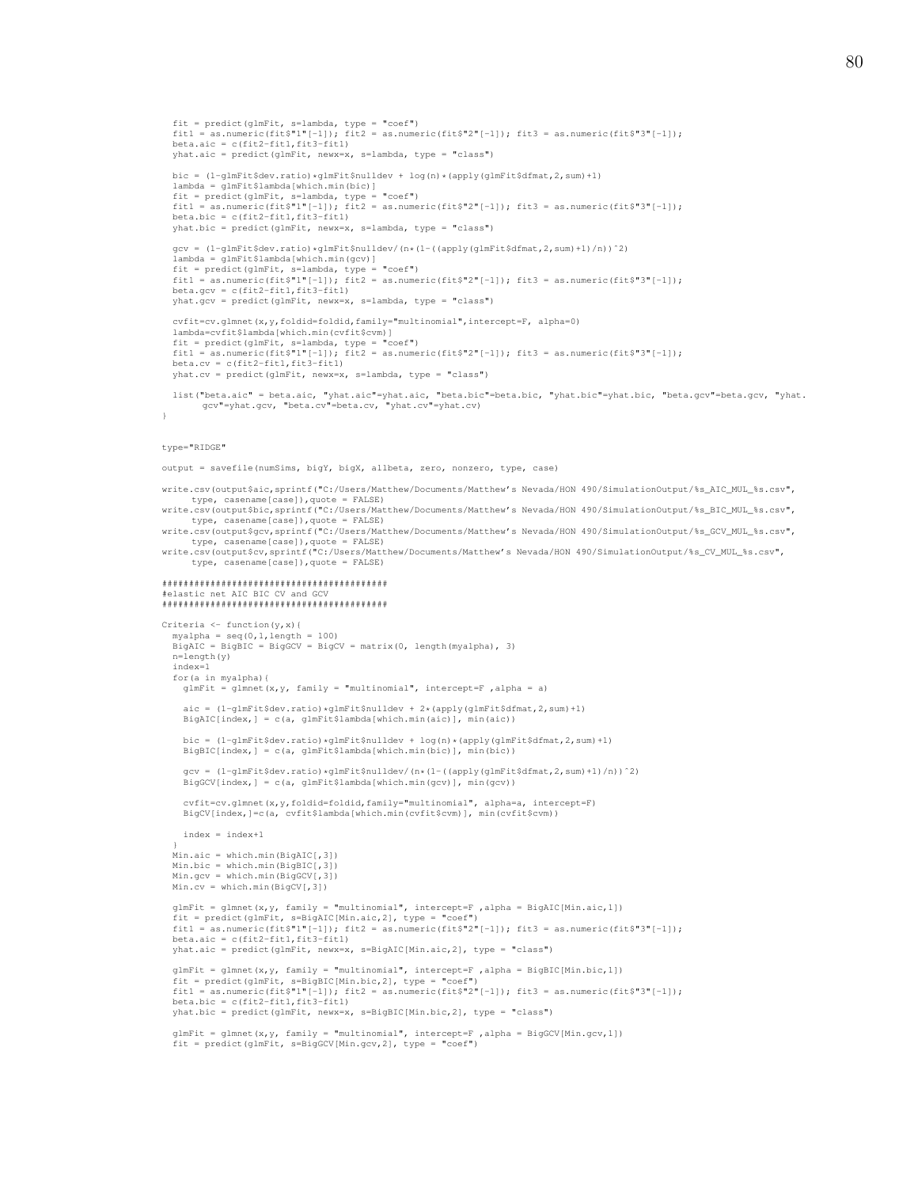```
  fit = predict(glmFit, s=lambda, type = "coef")
  fit1 = as.numeric(fit$"1"[-1]); fit2 = as.numeric(fit$"2"[-1]); fit3 = as.numeric(fit$"3"[-1]);
  beta.aic = c(fit2-fit1,fit3-fit1)
  yhat.aic = predict(glmFit, newx=x, s=lambda, type = "class")

  bic = (1-glmFit$dev.ratio)*glmFit$nulldev + log(n)*(apply(glmFit$dfmat,2,sum)+1)
  lambda = glmFit$lambda[which.min(bic)]
  fit = predict(glmFit, s=lambda, type = "coef")
  fit1 = as.numeric(fit$"1"[-1]); fit2 = as.numeric(fit$"2"[-1]); fit3 = as.numeric(fit$"3"[-1]);
  beta.bic = c(fit2-fit1,fit3-fit1)
  yhat.bic = predict(glmFit, newx=x, s=lambda, type = "class")

  gcv = (1-glmFit$dev.ratio)*glmFit$nulldev/(n*(1-((apply(glmFit$dfmat,2,sum)+1)/n))^2)
  lambda = glmFit$lambda[which.min(gcv)]
  fit = predict(glmFit, s=lambda, type = "coef")
  fit1 = as.numeric(fit$"1"[-1]); fit2 = as.numeric(fit$"2"[-1]); fit3 = as.numeric(fit$"3"[-1]);
  beta.gcv = c(fit2-fit1,fit3-fit1)
  yhat.gcv = predict(glmFit, newx=x, s=lambda, type = "class")

  cvfit=cv.glmnet(x,y,foldid=foldid,family="multinomial",intercept=F, alpha=0)
  lambda=cvfit$lambda[which.min(cvfit$cvm)]
  fit = predict(glmFit, s=lambda, type = "coef")
  fit1 = as.numeric(fit$"1"[-1]); fit2 = as.numeric(fit$"2"[-1]); fit3 = as.numeric(fit$"3"[-1]);
  beta.cv = c(fit2-fit1,fit3-fit1)
  yhat.cv = predict(glmFit, newx=x, s=lambda, type = "class")

  list("beta.aic" = beta.aic, "yhat.aic"=yhat.aic, "beta.bic"=beta.bic, "yhat.bic"=yhat.bic, "beta.gcv"=beta.gcv, "yhat.
       gcv"=yhat.gcv, "beta.cv"=beta.cv, "yhat.cv"=yhat.cv)
}


type="RIDGE"

output = savefile(numSims, bigY, bigX, allbeta, zero, nonzero, type, case)

write.csv(output$aic,sprintf("C:/Users/Matthew/Documents/Matthew's Nevada/HON 490/SimulationOutput/%s_AIC_MUL_%s.csv",
     type, casename[case]),quote = FALSE)
write.csv(output$bic,sprintf("C:/Users/Matthew/Documents/Matthew's Nevada/HON 490/SimulationOutput/%s_BIC_MUL_%s.csv",
     type, casename[case]),quote = FALSE)
write.csv(output$gcv,sprintf("C:/Users/Matthew/Documents/Matthew's Nevada/HON 490/SimulationOutput/%s_GCV_MUL_%s.csv",
     type, casename[case]),quote = FALSE)
write.csv(output$cv,sprintf("C:/Users/Matthew/Documents/Matthew's Nevada/HON 490/SimulationOutput/%s_CV_MUL_%s.csv",
     type, casename[case]),quote = FALSE)

########################################
#elastic net AIC BIC CV and GCV
########################################

Criteria <- function(y,x){
  myalpha = seq(0,1,length = 100)
  BigAIC = BigBIC = BigGCV = BigCV = matrix(0, length(myalpha), 3)
  n=length(y)
  index=1
  for(a in myalpha){
    glmFit = glmnet(x,y, family = "multinomial", intercept=F ,alpha = a)

    aic = (1-glmFit$dev.ratio)*glmFit$nulldev + 2*(apply(glmFit$dfmat,2,sum)+1)
    BigAIC[index,] = c(a, glmFit$lambda[which.min(aic)], min(aic))

    bic = (1-glmFit$dev.ratio)*glmFit$nulldev + log(n)*(apply(glmFit$dfmat,2,sum)+1)
    BigBIC[index,] = c(a, glmFit$lambda[which.min(bic)], min(bic))

    gcv = (1-glmFit$dev.ratio)*glmFit$nulldev/(n*(1-((apply(glmFit$dfmat,2,sum)+1)/n))^2)
    BigGCV[index,] = c(a, glmFit$lambda[which.min(gcv)], min(gcv))

    cvfit=cv.glmnet(x,y,foldid=foldid,family="multinomial", alpha=a, intercept=F)
    BigCV[index,]=c(a, cvfit$lambda[which.min(cvfit$cvm)], min(cvfit$cvm))

    index = index+1
  }
  Min.aic = which.min(BigAIC[,3])
  Min.bic = which.min(BigBIC[,3])
  Min.gcv = which.min(BigGCV[,3])
  Min.cv = which.min(BigCV[,3])

  glmFit = glmnet(x,y, family = "multinomial", intercept=F ,alpha = BigAIC[Min.aic,1])
  fit = predict(glmFit, s=BigAIC[Min.aic,2], type = "coef")
  fit1 = as.numeric(fit$"1"[-1]); fit2 = as.numeric(fit$"2"[-1]); fit3 = as.numeric(fit$"3"[-1]);
  beta.aic = c(fit2-fit1,fit3-fit1)
  yhat.aic = predict(glmFit, newx=x, s=BigAIC[Min.aic,2], type = "class")

  glmFit = glmnet(x,y, family = "multinomial", intercept=F ,alpha = BigBIC[Min.bic,1])
  fit = predict(glmFit, s=BigBIC[Min.bic,2], type = "coef")
  fit1 = as.numeric(fit$"1"[-1]); fit2 = as.numeric(fit$"2"[-1]); fit3 = as.numeric(fit$"3"[-1]);
  beta.bic = c(fit2-fit1,fit3-fit1)
  yhat.bic = predict(glmFit, newx=x, s=BigBIC[Min.bic,2], type = "class")

  glmFit = glmnet(x,y, family = "multinomial", intercept=F ,alpha = BigGCV[Min.gcv,1])
  fit = predict(glmFit, s=BigGCV[Min.gcv,2], type = "coef")
```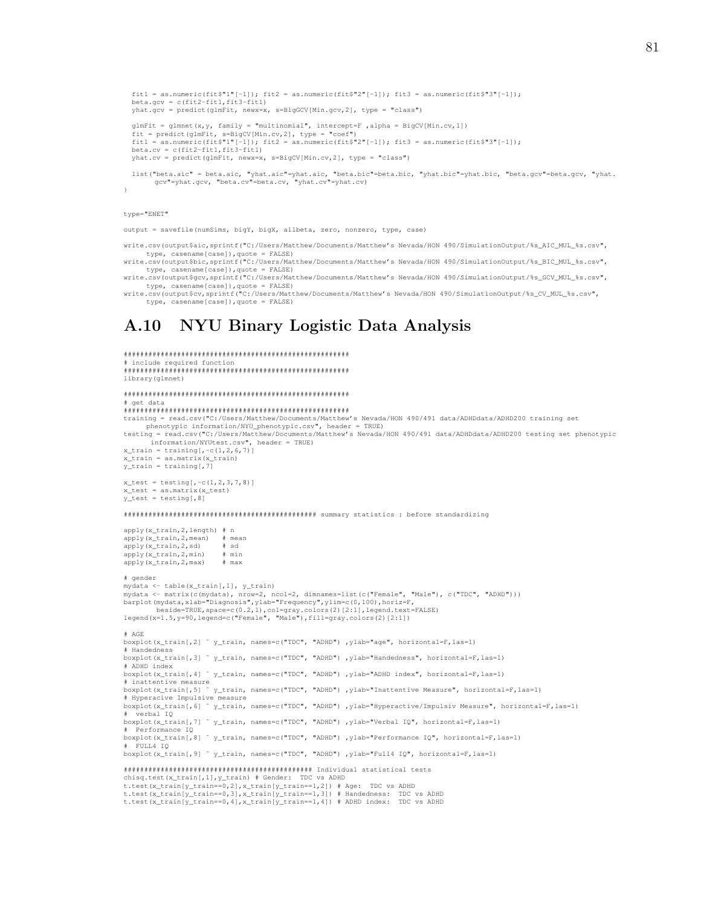```
  fit1 = as.numeric(fit$"1"[-1]); fit2 = as.numeric(fit$"2"[-1]); fit3 = as.numeric(fit$"3"[-1]);
  beta.gcv = c(fit2-fit1,fit3-fit1)
  yhat.gcv = predict(glmFit, newx=x, s=BigGCV[Min.gcv,2], type = "class")

  glmFit = glmnet(x,y, family = "multinomial", intercept=F ,alpha = BigCV[Min.cv,1])
  fit = predict(glmFit, s=BigCV[Min.cv,2], type = "coef")
  fit1 = as.numeric(fit$"1"[-1]); fit2 = as.numeric(fit$"2"[-1]); fit3 = as.numeric(fit$"3"[-1]);
  beta.cv = c(fit2-fit1,fit3-fit1)
  yhat.cv = predict(glmFit, newx=x, s=BigCV[Min.cv,2], type = "class")

  list("beta.aic" = beta.aic, "yhat.aic"=yhat.aic, "beta.bic"=beta.bic, "yhat.bic"=yhat.bic, "beta.gcv"=beta.gcv, "yhat.
       gcv"=yhat.gcv, "beta.cv"=beta.cv, "yhat.cv"=yhat.cv)
}


type="ENET"

output = savefile(numSims, bigY, bigX, allbeta, zero, nonzero, type, case)

write.csv(output$aic,sprintf("C:/Users/Matthew/Documents/Matthew's Nevada/HON 490/SimulationOutput/%s_AIC_MUL_%s.csv",
     type, casename[case]),quote = FALSE)
write.csv(output$bic,sprintf("C:/Users/Matthew/Documents/Matthew's Nevada/HON 490/SimulationOutput/%s_BIC_MUL_%s.csv",
     type, casename[case]),quote = FALSE)
write.csv(output$gcv,sprintf("C:/Users/Matthew/Documents/Matthew's Nevada/HON 490/SimulationOutput/%s_GCV_MUL_%s.csv",
     type, casename[case]),quote = FALSE)
write.csv(output$cv,sprintf("C:/Users/Matthew/Documents/Matthew's Nevada/HON 490/SimulationOutput/%s_CV_MUL_%s.csv",
     type, casename[case]),quote = FALSE)
```

## A.10 NYU Binary Logistic Data Analysis

```
#######################################################
# include required function
#######################################################
library(glmnet)

#######################################################
# get data
#######################################################
training = read.csv("C:/Users/Matthew/Documents/Matthew's Nevada/HON 490/491 data/ADHDdata/ADHD200 training set
     phenotypic information/NYU_phenotypic.csv", header = TRUE)
testing = read.csv("C:/Users/Matthew/Documents/Matthew's Nevada/HON 490/491 data/ADHDdata/ADHD200 testing set phenotypic
      information/NYUtest.csv", header = TRUE)
x_train = training[,-c(1,2,6,7)]
x_train = as.matrix(x_train)
y_train = training[,7]

x_test = testing[,-c(1,2,3,7,8)]
x_test = as.matrix(x_test)
y_test = testing[,8]

############################################### summary statistics : before standardizing

apply(x_train,2,length) # n
apply(x_train,2,mean)   # mean
apply(x_train,2,sd)     # sd
apply(x_train,2,min)    # min
apply(x_train,2,max)    # max

# gender
mydata <- table(x_train[,1], y_train)
mydata <- matrix(c(mydata), nrow=2, ncol=2, dimnames=list(c("Female", "Male"), c("TDC", "ADHD")))
barplot(mydata,xlab="Diagnosis",ylab="Frequency",ylim=c(0,100),horiz=F,
        beside=TRUE,space=c(0.2,1),col=gray.colors(2)[2:1],legend.text=FALSE)
legend(x=1.5,y=90,legend=c("Female", "Male"),fill=gray.colors(2)[2:1])

# AGE
boxplot(x_train[,2] ~ y_train, names=c("TDC", "ADHD") ,ylab="age", horizontal=F,las=1)
# Handedness
boxplot(x_train[,3] ~ y_train, names=c("TDC", "ADHD") ,ylab="Handedness", horizontal=F,las=1)
# ADHD index
boxplot(x_train[,4] ~ y_train, names=c("TDC", "ADHD") ,ylab="ADHD index", horizontal=F,las=1)
# inattentive measure
boxplot(x_train[,5] ~ y_train, names=c("TDC", "ADHD") ,ylab="Inattentive Measure", horizontal=F,las=1)
# Hyperacive Impulsive measure
boxplot(x_train[,6] ~ y_train, names=c("TDC", "ADHD") ,ylab="Hyperactive/Impulsiv Measure", horizontal=F,las=1)
#  verbal IQ
boxplot(x_train[,7] ~ y_train, names=c("TDC", "ADHD") ,ylab="Verbal IQ", horizontal=F,las=1)
#  Performance IQ
boxplot(x_train[,8] ~ y_train, names=c("TDC", "ADHD") ,ylab="Performance IQ", horizontal=F,las=1)
#  FULL4 IQ
boxplot(x_train[,9] ~ y_train, names=c("TDC", "ADHD") ,ylab="Full4 IQ", horizontal=F,las=1)

############################################ Individual statistical tests
chisq.test(x_train[,1],y_train) # Gender:  TDC vs ADHD
t.test(x_train[y_train==0,2],x_train[y_train==1,2]) # Age:  TDC vs ADHD
t.test(x_train[y_train==0,3],x_train[y_train==1,3]) # Handedness:  TDC vs ADHD
t.test(x_train[y_train==0,4],x_train[y_train==1,4]) # ADHD index:  TDC vs ADHD
```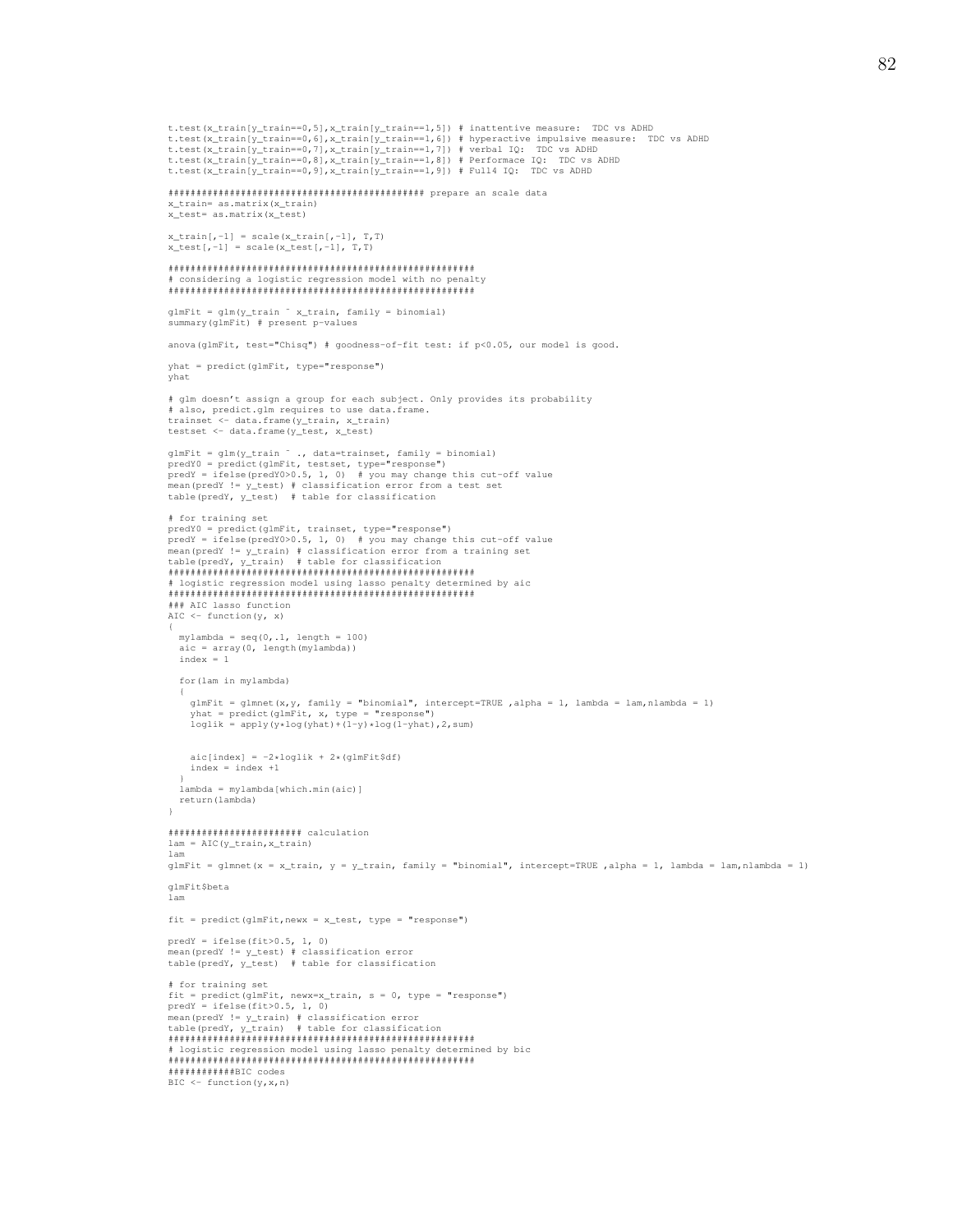```
t.test(x_train[y_train==0,5],x_train[y_train==1,5]) # inattentive measure:  TDC vs ADHD
t.test(x_train[y_train==0,6],x_train[y_train==1,6]) # hyperactive impulsive measure:  TDC vs ADHD
t.test(x_train[y_train==0,7],x_train[y_train==1,7]) # verbal IQ:  TDC vs ADHD
t.test(x_train[y_train==0,8],x_train[y_train==1,8]) # Performace IQ:  TDC vs ADHD
t.test(x_train[y_train==0,9],x_train[y_train==1,9]) # Full4 IQ:  TDC vs ADHD

############################################ prepare an scale data
x_train= as.matrix(x_train)
x_test= as.matrix(x_test)

x_train[,-1] = scale(x_train[,-1], T,T)
x_test[,-1] = scale(x_test[,-1], T,T)

#####################################################
# considering a logistic regression model with no penalty
#####################################################

glmFit = glm(y_train ~ x_train, family = binomial)
summary(glmFit) # present p-values

anova(glmFit, test="Chisq") # goodness-of-fit test: if p<0.05, our model is good.

yhat = predict(glmFit, type="response")
yhat

# glm doesn't assign a group for each subject. Only provides its probability
# also, predict.glm requires to use data.frame.
trainset <- data.frame(y_train, x_train)
testset <- data.frame(y_test, x_test)

glmFit = glm(y_train ~ ., data=trainset, family = binomial)
predY0 = predict(glmFit, testset, type="response")
predY = ifelse(predY0>0.5, 1, 0)  # you may change this cut-off value
mean(predY != y_test) # classification error from a test set
table(predY, y_test)  # table for classification

# for training set
predY0 = predict(glmFit, trainset, type="response")
predY = ifelse(predY0>0.5, 1, 0)  # you may change this cut-off value
mean(predY != y_train) # classification error from a training set
table(predY, y_train)  # table for classification
#####################################################
# logistic regression model using lasso penalty determined by aic
#####################################################
### AIC lasso function
AIC <- function(y, x)
{
  mylambda = seq(0,.1, length = 100)
  aic = array(0, length(mylambda))
  index = 1

  for(lam in mylambda)
  {
    glmFit = glmnet(x,y, family = "binomial", intercept=TRUE ,alpha = 1, lambda = lam,nlambda = 1)
    yhat = predict(glmFit, x, type = "response")
    loglik = apply(y*log(yhat)+(1-y)*log(1-yhat),2,sum)


    aic[index] = -2*loglik + 2*(glmFit$df)
    index = index +1
  }
  lambda = mylambda[which.min(aic)]
  return(lambda)
}

####################### calculation
lam = AIC(y_train,x_train)
lam
glmFit = glmnet(x = x_train, y = y_train, family = "binomial", intercept=TRUE ,alpha = 1, lambda = lam,nlambda = 1)

glmFit$beta
lam

fit = predict(glmFit,newx = x_test, type = "response")

predY = ifelse(fit>0.5, 1, 0)
mean(predY != y_test) # classification error
table(predY, y_test)  # table for classification

# for training set
fit = predict(glmFit, newx=x_train, s = 0, type = "response")
predY = ifelse(fit>0.5, 1, 0)
mean(predY != y_train) # classification error
table(predY, y_train)  # table for classification
#####################################################
# logistic regression model using lasso penalty determined by bic
#####################################################
###########BIC codes
BIC <- function(y,x,n)
```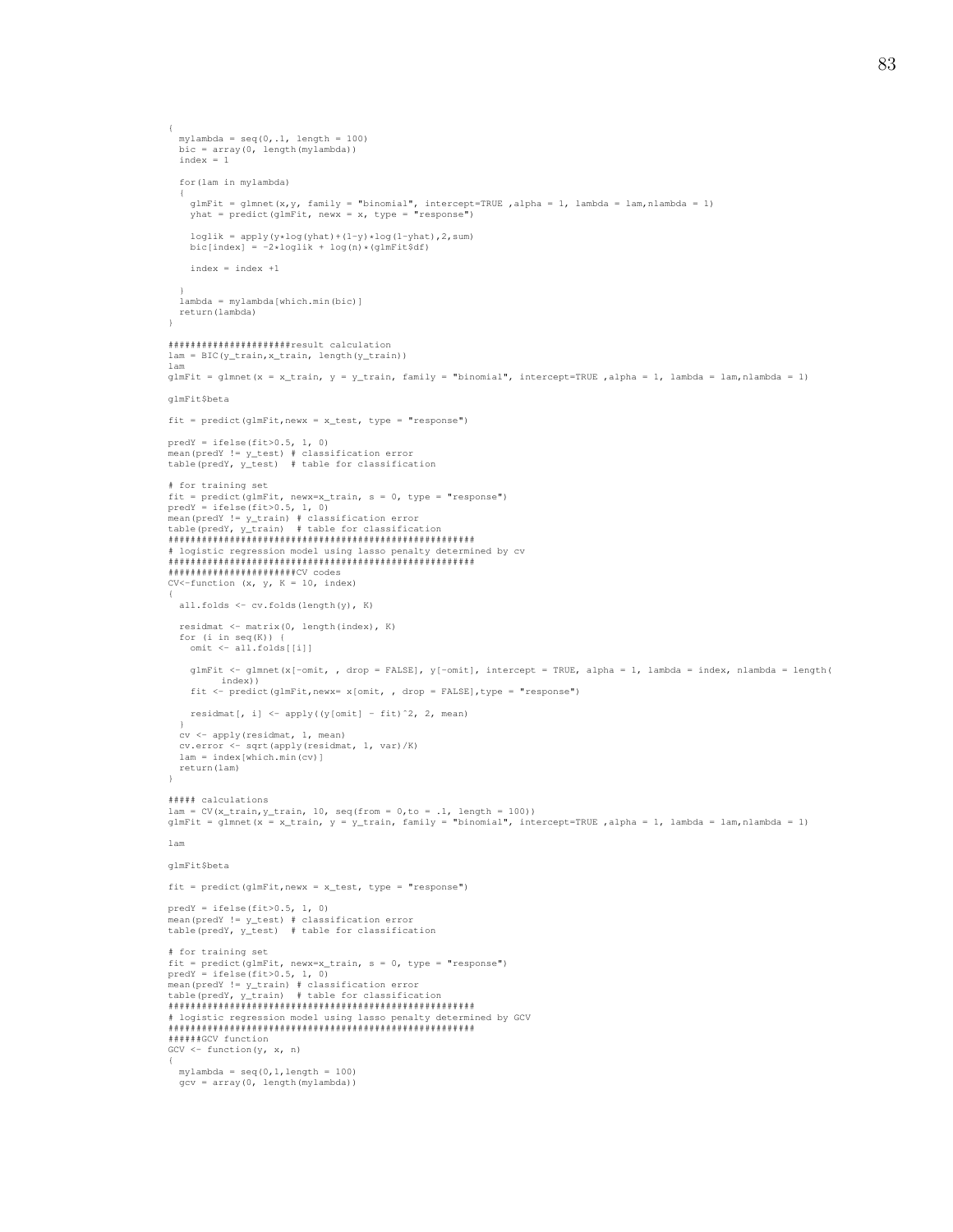```
{
  mylambda = seq(0,.1, length = 100)
  bic = array(0, length(mylambda))
  index = 1

  for(lam in mylambda)
  {
    glmFit = glmnet(x,y, family = "binomial", intercept=TRUE ,alpha = 1, lambda = lam,nlambda = 1)
    yhat = predict(glmFit, newx = x, type = "response")

    loglik = apply(y*log(yhat)+(1-y)*log(1-yhat),2,sum)
    bic[index] = -2*loglik + log(n)*(glmFit$df)

    index = index +1

  }
  lambda = mylambda[which.min(bic)]
  return(lambda)
}

####################result calculation
lam = BIC(y_train,x_train, length(y_train))
lam
glmFit = glmnet(x = x_train, y = y_train, family = "binomial", intercept=TRUE ,alpha = 1, lambda = lam,nlambda = 1)

glmFit$beta

fit = predict(glmFit,newx = x_test, type = "response")

predY = ifelse(fit>0.5, 1, 0)
mean(predY != y_test) # classification error
table(predY, y_test)  # table for classification

# for training set
fit = predict(glmFit, newx=x_train, s = 0, type = "response")
predY = ifelse(fit>0.5, 1, 0)
mean(predY != y_train) # classification error
table(predY, y_train)  # table for classification
#####################################################
# logistic regression model using lasso penalty determined by cv
#####################################################
#####################CV codes
CV<-function (x, y, K = 10, index)
{
  all.folds <- cv.folds(length(y), K)

  residmat <- matrix(0, length(index), K)
  for (i in seq(K)) {
    omit <- all.folds[[i]]

    glmFit <- glmnet(x[-omit, , drop = FALSE], y[-omit], intercept = TRUE, alpha = 1, lambda = index, nlambda = length(
        index))
    fit <- predict(glmFit,newx= x[omit, , drop = FALSE],type = "response")

    residmat[, i] <- apply((y[omit] - fit)^2, 2, mean)
  }
  cv <- apply(residmat, 1, mean)
  cv.error <- sqrt(apply(residmat, 1, var)/K)
  lam = index[which.min(cv)]
  return(lam)
}

##### calculations
lam = CV(x_train,y_train, 10, seq(from = 0,to = .1, length = 100))
glmFit = glmnet(x = x_train, y = y_train, family = "binomial", intercept=TRUE ,alpha = 1, lambda = lam,nlambda = 1)

lam

glmFit$beta

fit = predict(glmFit,newx = x_test, type = "response")

predY = ifelse(fit>0.5, 1, 0)
mean(predY != y_test) # classification error
table(predY, y_test)  # table for classification

# for training set
fit = predict(glmFit, newx=x_train, s = 0, type = "response")
predY = ifelse(fit>0.5, 1, 0)
mean(predY != y_train) # classification error
table(predY, y_train)  # table for classification
#####################################################
# logistic regression model using lasso penalty determined by GCV
#####################################################
#####GCV function
GCV <- function(y, x, n)
{
  mylambda = seq(0,1,length = 100)
  gcv = array(0, length(mylambda))
```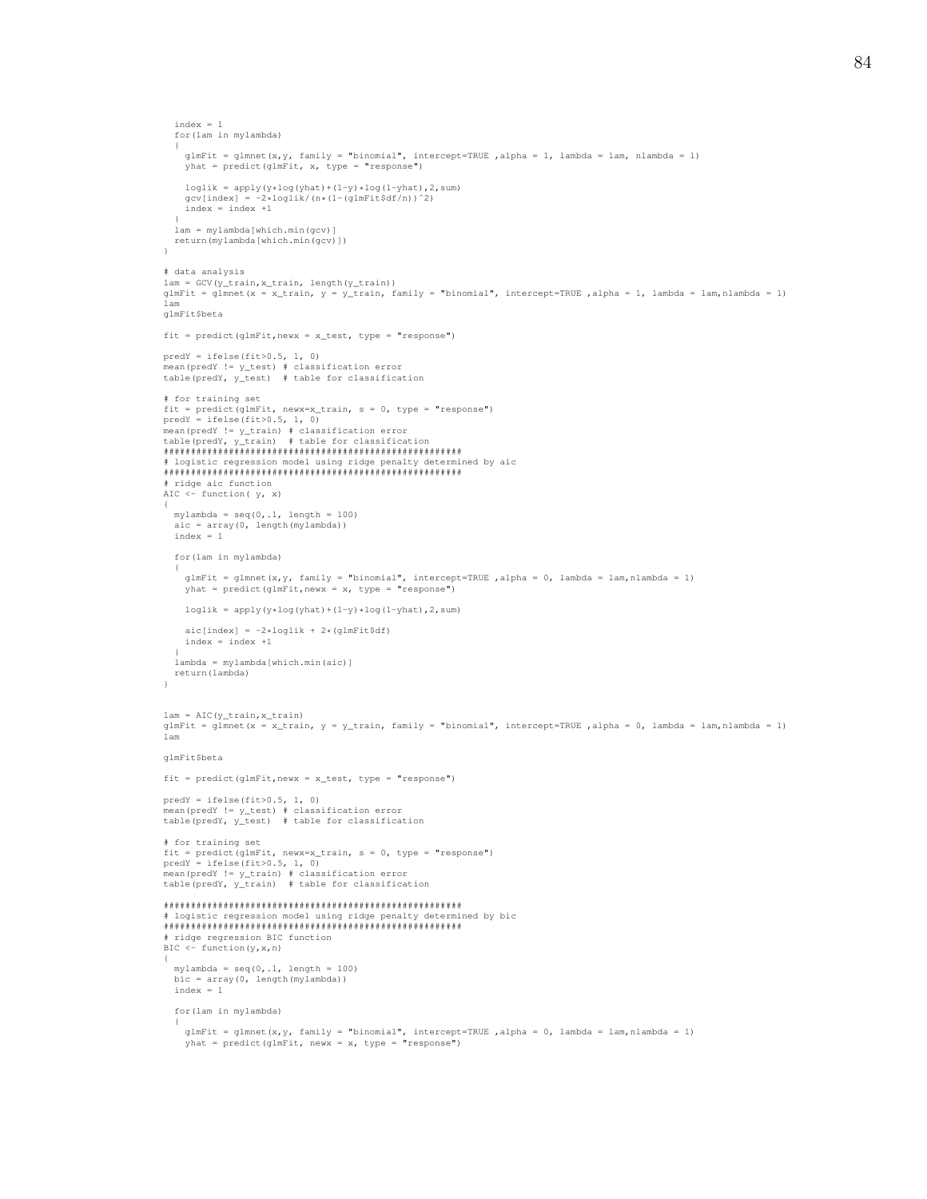```
  index = 1
  for(lam in mylambda)
  {
    glmFit = glmnet(x,y, family = "binomial", intercept=TRUE ,alpha = 1, lambda = lam, nlambda = 1)
    yhat = predict(glmFit, x, type = "response")

    loglik = apply(y*log(yhat)+(1-y)*log(1-yhat),2,sum)
    gcv[index] = -2*loglik/(n*(1-(glmFit$df/n))^2)
    index = index +1
  }
  lam = mylambda[which.min(gcv)]
  return(mylambda[which.min(gcv)])
}

# data analysis
lam = GCV(y_train,x_train, length(y_train))
glmFit = glmnet(x = x_train, y = y_train, family = "binomial", intercept=TRUE ,alpha = 1, lambda = lam,nlambda = 1)
lam
glmFit$beta

fit = predict(glmFit,newx = x_test, type = "response")

predY = ifelse(fit>0.5, 1, 0)
mean(predY != y_test) # classification error
table(predY, y_test)  # table for classification

# for training set
fit = predict(glmFit, newx=x_train, s = 0, type = "response")
predY = ifelse(fit>0.5, 1, 0)
mean(predY != y_train) # classification error
table(predY, y_train)  # table for classification
######################################################
# logistic regression model using ridge penalty determined by aic
######################################################
# ridge aic function
AIC <- function( y, x)
{
  mylambda = seq(0,.1, length = 100)
  aic = array(0, length(mylambda))
  index = 1

  for(lam in mylambda)
  {
    glmFit = glmnet(x,y, family = "binomial", intercept=TRUE ,alpha = 0, lambda = lam,nlambda = 1)
    yhat = predict(glmFit,newx = x, type = "response")

    loglik = apply(y*log(yhat)+(1-y)*log(1-yhat),2,sum)

    aic[index] = -2*loglik + 2*(glmFit$df)
    index = index +1
  }
  lambda = mylambda[which.min(aic)]
  return(lambda)
}


lam = AIC(y_train,x_train)
glmFit = glmnet(x = x_train, y = y_train, family = "binomial", intercept=TRUE ,alpha = 0, lambda = lam,nlambda = 1)
lam

glmFit$beta

fit = predict(glmFit,newx = x_test, type = "response")

predY = ifelse(fit>0.5, 1, 0)
mean(predY != y_test) # classification error
table(predY, y_test)  # table for classification

# for training set
fit = predict(glmFit, newx=x_train, s = 0, type = "response")
predY = ifelse(fit>0.5, 1, 0)
mean(predY != y_train) # classification error
table(predY, y_train)  # table for classification

######################################################
# logistic regression model using ridge penalty determined by bic
######################################################
# ridge regression BIC function
BIC <- function(y,x,n)
{
  mylambda = seq(0,.1, length = 100)
  bic = array(0, length(mylambda))
  index = 1

  for(lam in mylambda)
  {
    glmFit = glmnet(x,y, family = "binomial", intercept=TRUE ,alpha = 0, lambda = lam,nlambda = 1)
    yhat = predict(glmFit, newx = x, type = "response")
```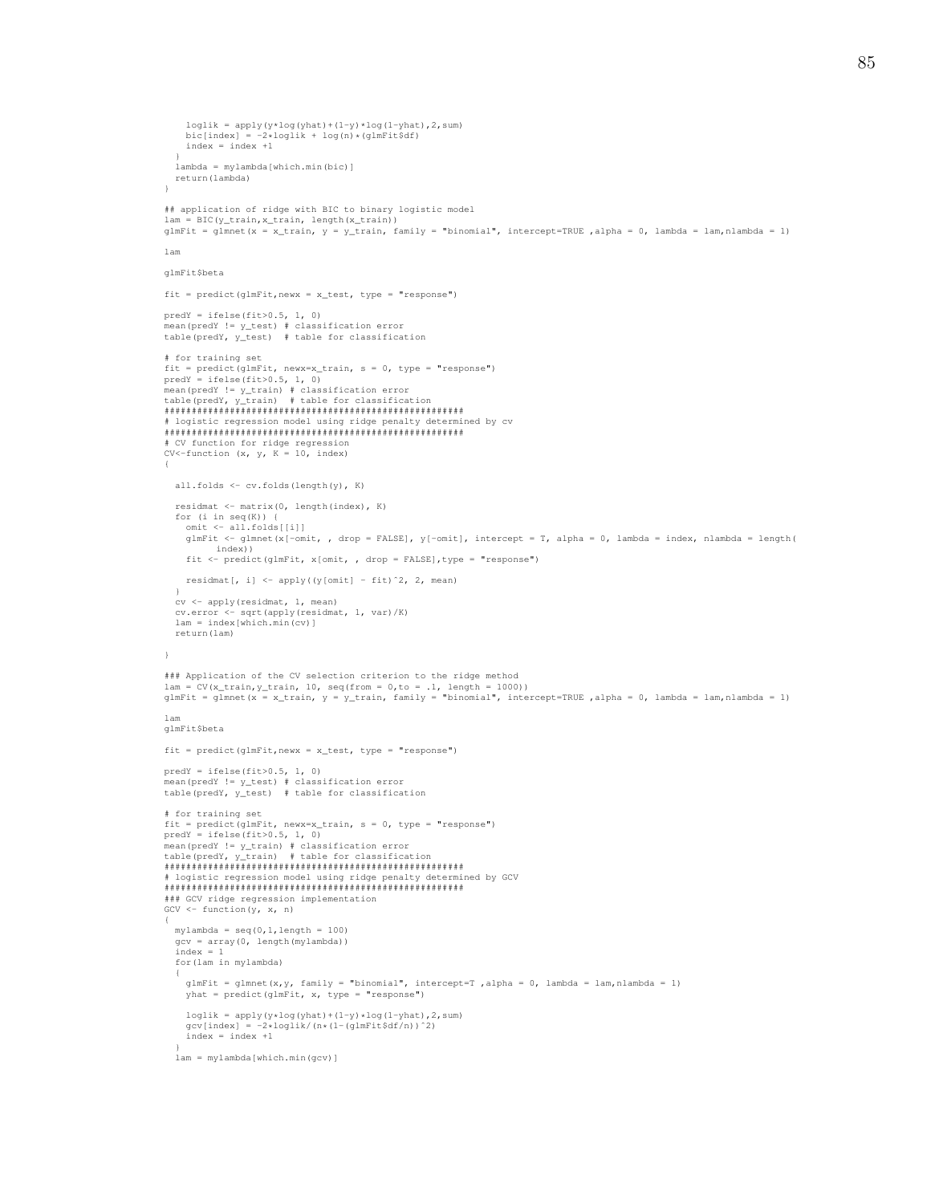```
    loglik = apply(y*log(yhat)+(1-y)*log(1-yhat),2,sum)
    bic[index] = -2*loglik + log(n)*(glmFit$df)
    index = index +1
  }
  lambda = mylambda[which.min(bic)]
  return(lambda)
}

## application of ridge with BIC to binary logistic model
lam = BIC(y_train,x_train, length(x_train))
glmFit = glmnet(x = x_train, y = y_train, family = "binomial", intercept=TRUE ,alpha = 0, lambda = lam,nlambda = 1)

lam

glmFit$beta

fit = predict(glmFit,newx = x_test, type = "response")

predY = ifelse(fit>0.5, 1, 0)
mean(predY != y_test) # classification error
table(predY, y_test)  # table for classification

# for training set
fit = predict(glmFit, newx=x_train, s = 0, type = "response")
predY = ifelse(fit>0.5, 1, 0)
mean(predY != y_train) # classification error
table(predY, y_train)  # table for classification
########################################################
# logistic regression model using ridge penalty determined by cv
########################################################
# CV function for ridge regression
CV<-function (x, y, K = 10, index)
{

  all.folds <- cv.folds(length(y), K)

  residmat <- matrix(0, length(index), K)
  for (i in seq(K)) {
    omit <- all.folds[[i]]
    glmFit <- glmnet(x[-omit, , drop = FALSE], y[-omit], intercept = T, alpha = 0, lambda = index, nlambda = length(
         index))
    fit <- predict(glmFit, x[omit, , drop = FALSE],type = "response")

    residmat[, i] <- apply((y[omit] - fit)^2, 2, mean)
  }
  cv <- apply(residmat, 1, mean)
  cv.error <- sqrt(apply(residmat, 1, var)/K)
  lam = index[which.min(cv)]
  return(lam)

}

### Application of the CV selection criterion to the ridge method
lam = CV(x_train,y_train, 10, seq(from = 0,to = .1, length = 1000))
glmFit = glmnet(x = x_train, y = y_train, family = "binomial", intercept=TRUE ,alpha = 0, lambda = lam,nlambda = 1)

lam
glmFit$beta

fit = predict(glmFit,newx = x_test, type = "response")

predY = ifelse(fit>0.5, 1, 0)
mean(predY != y_test) # classification error
table(predY, y_test)  # table for classification

# for training set
fit = predict(glmFit, newx=x_train, s = 0, type = "response")
predY = ifelse(fit>0.5, 1, 0)
mean(predY != y_train) # classification error
table(predY, y_train)  # table for classification
########################################################
# logistic regression model using ridge penalty determined by GCV
########################################################
### GCV ridge regression implementation
GCV <- function(y, x, n)
{
  mylambda = seq(0,1,length = 100)
  gcv = array(0, length(mylambda))
  index = 1
  for(lam in mylambda)
  {
    glmFit = glmnet(x,y, family = "binomial", intercept=T ,alpha = 0, lambda = lam,nlambda = 1)
    yhat = predict(glmFit, x, type = "response")

    loglik = apply(y*log(yhat)+(1-y)*log(1-yhat),2,sum)
    gcv[index] = -2*loglik/(n*(1-(glmFit$df/n))^2)
    index = index +1
  }
  lam = mylambda[which.min(gcv)]
```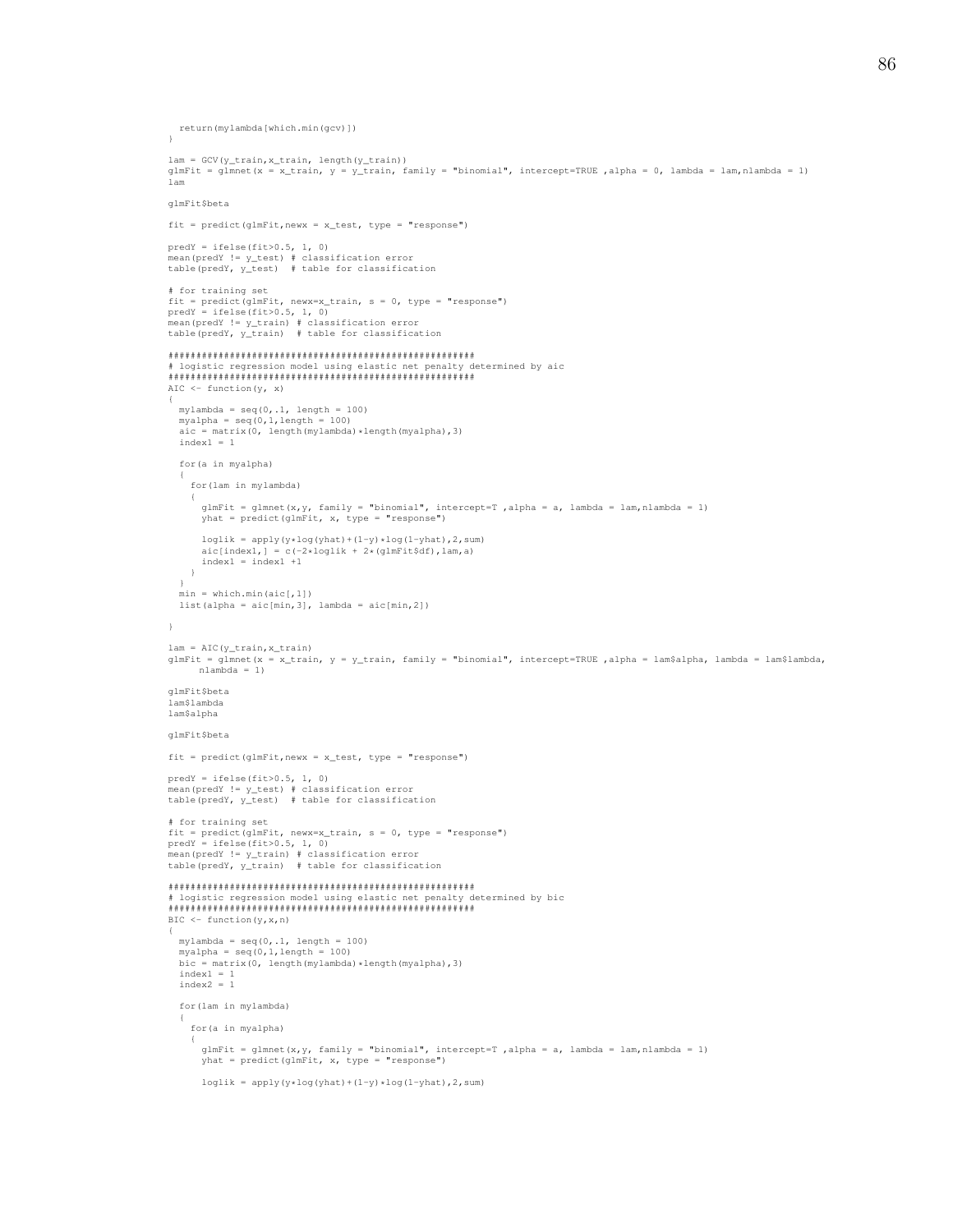```
  return(mylambda[which.min(gcv)])
}

lam = GCV(y_train,x_train, length(y_train))
glmFit = glmnet(x = x_train, y = y_train, family = "binomial", intercept=TRUE ,alpha = 0, lambda = lam,nlambda = 1)
lam

glmFit$beta

fit = predict(glmFit,newx = x_test, type = "response")

predY = ifelse(fit>0.5, 1, 0)
mean(predY != y_test) # classification error
table(predY, y_test)  # table for classification

# for training set
fit = predict(glmFit, newx=x_train, s = 0, type = "response")
predY = ifelse(fit>0.5, 1, 0)
mean(predY != y_train) # classification error
table(predY, y_train)  # table for classification

######################################################
# logistic regression model using elastic net penalty determined by aic
######################################################
AIC <- function(y, x)
{
  mylambda = seq(0,.1, length = 100)
  myalpha = seq(0,1,length = 100)
  aic = matrix(0, length(mylambda)*length(myalpha),3)
  index1 = 1

  for(a in myalpha)
  {
    for(lam in mylambda)
    {
      glmFit = glmnet(x,y, family = "binomial", intercept=T ,alpha = a, lambda = lam,nlambda = 1)
      yhat = predict(glmFit, x, type = "response")

      loglik = apply(y*log(yhat)+(1-y)*log(1-yhat),2,sum)
      aic[index1,] = c(-2*loglik + 2*(glmFit$df),lam,a)
      index1 = index1 +1
    }
  }
  min = which.min(aic[,1])
  list(alpha = aic[min,3], lambda = aic[min,2])

}

lam = AIC(y_train,x_train)
glmFit = glmnet(x = x_train, y = y_train, family = "binomial", intercept=TRUE ,alpha = lam$alpha, lambda = lam$lambda,
     nlambda = 1)

glmFit$beta
lam$lambda
lam$alpha

glmFit$beta

fit = predict(glmFit,newx = x_test, type = "response")

predY = ifelse(fit>0.5, 1, 0)
mean(predY != y_test) # classification error
table(predY, y_test)  # table for classification

# for training set
fit = predict(glmFit, newx=x_train, s = 0, type = "response")
predY = ifelse(fit>0.5, 1, 0)
mean(predY != y_train) # classification error
table(predY, y_train)  # table for classification

######################################################
# logistic regression model using elastic net penalty determined by bic
######################################################
BIC <- function(y,x,n)
{
  mylambda = seq(0,.1, length = 100)
  myalpha = seq(0,1,length = 100)
  bic = matrix(0, length(mylambda)*length(myalpha),3)
  index1 = 1
  index2 = 1

  for(lam in mylambda)
  {
    for(a in myalpha)
    {
      glmFit = glmnet(x,y, family = "binomial", intercept=T ,alpha = a, lambda = lam,nlambda = 1)
      yhat = predict(glmFit, x, type = "response")

      loglik = apply(y*log(yhat)+(1-y)*log(1-yhat),2,sum)
```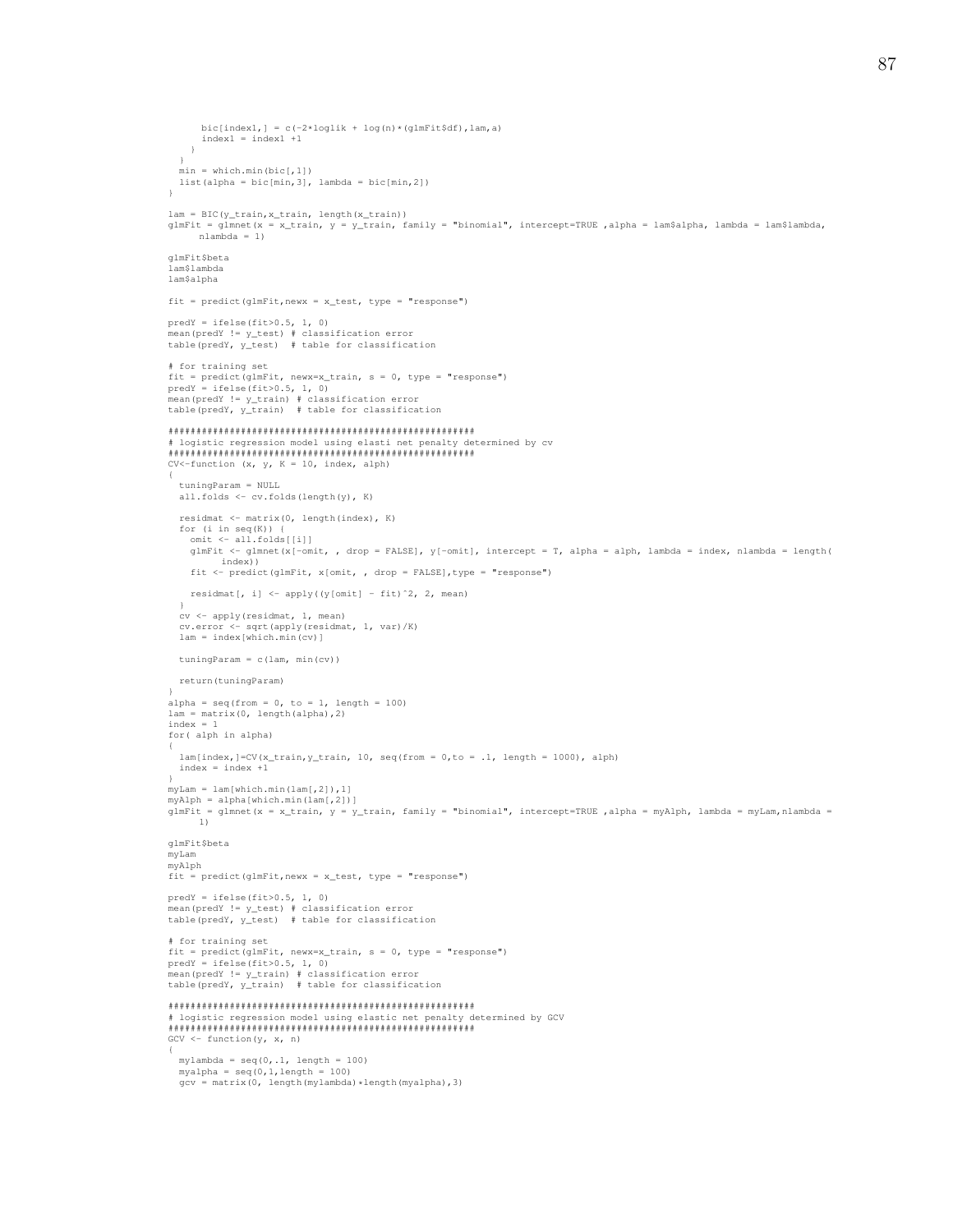```
      bic[index1,] = c(-2*loglik + log(n)*(glmFit$df),lam,a)
      index1 = index1 +1
    }
  }
  min = which.min(bic[,1])
  list(alpha = bic[min,3], lambda = bic[min,2])
}

lam = BIC(y_train,x_train, length(x_train))
glmFit = glmnet(x = x_train, y = y_train, family = "binomial", intercept=TRUE ,alpha = lam$alpha, lambda = lam$lambda,
     nlambda = 1)

glmFit$beta
lam$lambda
lam$alpha

fit = predict(glmFit,newx = x_test, type = "response")

predY = ifelse(fit>0.5, 1, 0)
mean(predY != y_test) # classification error
table(predY, y_test)  # table for classification

# for training set
fit = predict(glmFit, newx=x_train, s = 0, type = "response")
predY = ifelse(fit>0.5, 1, 0)
mean(predY != y_train) # classification error
table(predY, y_train)  # table for classification

#####################################################
# logistic regression model using elasti net penalty determined by cv
#####################################################
CV<-function (x, y, K = 10, index, alph)
{
  tuningParam = NULL
  all.folds <- cv.folds(length(y), K)

  residmat <- matrix(0, length(index), K)
  for (i in seq(K)) {
    omit <- all.folds[[i]]
    glmFit <- glmnet(x[-omit, , drop = FALSE], y[-omit], intercept = T, alpha = alph, lambda = index, nlambda = length(
         index))
    fit <- predict(glmFit, x[omit, , drop = FALSE],type = "response")

    residmat[, i] <- apply((y[omit] - fit)^2, 2, mean)
  }
  cv <- apply(residmat, 1, mean)
  cv.error <- sqrt(apply(residmat, 1, var)/K)
  lam = index[which.min(cv)]

  tuningParam = c(lam, min(cv))

  return(tuningParam)
}
alpha = seq(from = 0, to = 1, length = 100)
lam = matrix(0, length(alpha),2)
index = 1
for( alph in alpha)
{
  lam[index,]=CV(x_train,y_train, 10, seq(from = 0,to = .1, length = 1000), alph)
  index = index +1
}
myLam = lam[which.min(lam[,2]),1]
myAlph = alpha[which.min(lam[,2])]
glmFit = glmnet(x = x_train, y = y_train, family = "binomial", intercept=TRUE ,alpha = myAlph, lambda = myLam,nlambda =
     1)

glmFit$beta
myLam
myAlph
fit = predict(glmFit,newx = x_test, type = "response")

predY = ifelse(fit>0.5, 1, 0)
mean(predY != y_test) # classification error
table(predY, y_test)  # table for classification

# for training set
fit = predict(glmFit, newx=x_train, s = 0, type = "response")
predY = ifelse(fit>0.5, 1, 0)
mean(predY != y_train) # classification error
table(predY, y_train)  # table for classification

#####################################################
# logistic regression model using elastic net penalty determined by GCV
#####################################################
GCV <- function(y, x, n)
{
  mylambda = seq(0,.1, length = 100)
  myalpha = seq(0,1,length = 100)
  gcv = matrix(0, length(mylambda)*length(myalpha),3)
```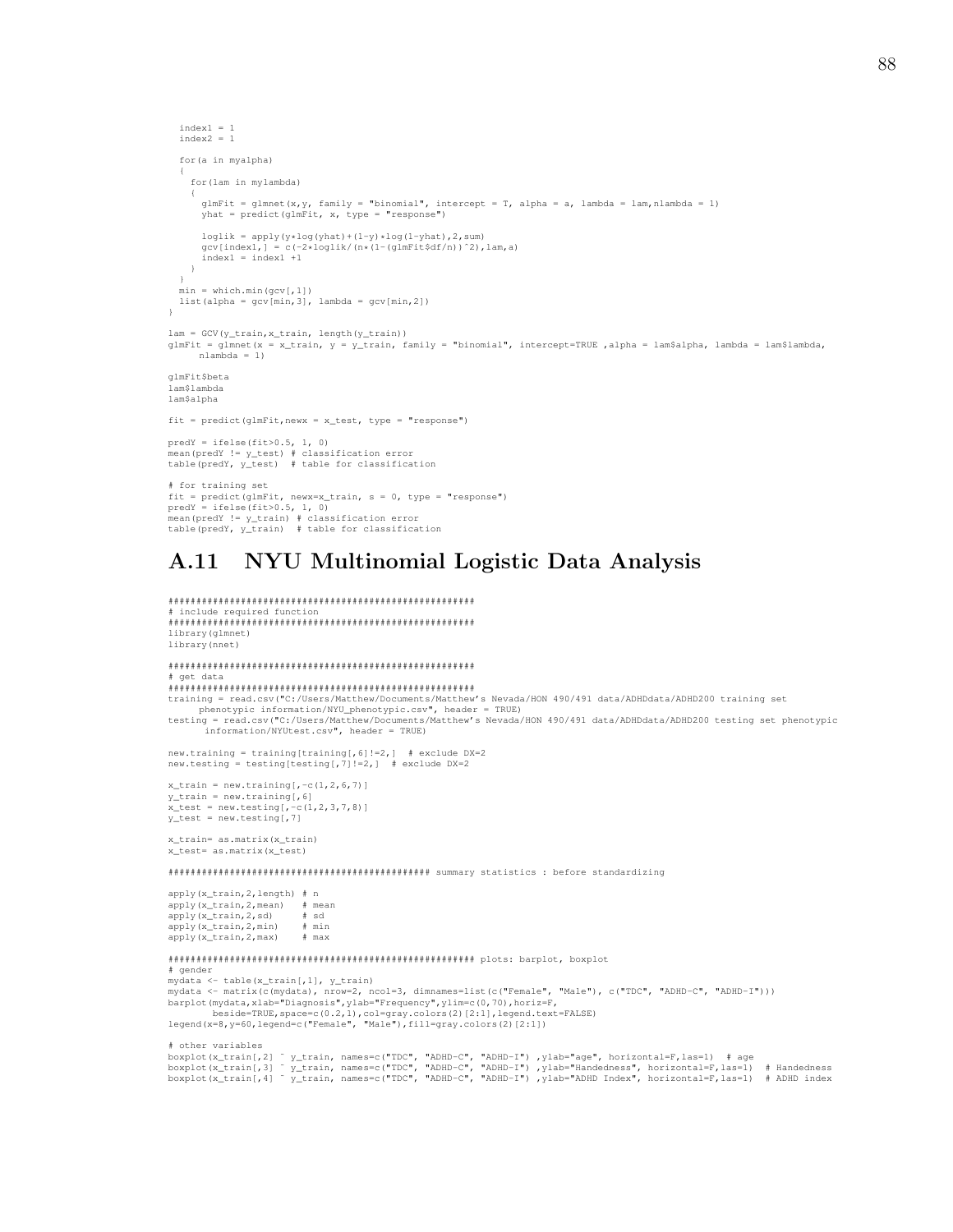```
  index1 = 1
  index2 = 1

  for(a in myalpha)
  {
    for(lam in mylambda)
    {
      glmFit = glmnet(x,y, family = "binomial", intercept = T, alpha = a, lambda = lam,nlambda = 1)
      yhat = predict(glmFit, x, type = "response")

      loglik = apply(y*log(yhat)+(1-y)*log(1-yhat),2,sum)
      gcv[index1,] = c(-2*loglik/(n*(1-(glmFit$df/n))^2),lam,a)
      index1 = index1 +1
    }
  }
  min = which.min(gcv[,1])
  list(alpha = gcv[min,3], lambda = gcv[min,2])
}

lam = GCV(y_train,x_train, length(y_train))
glmFit = glmnet(x = x_train, y = y_train, family = "binomial", intercept=TRUE ,alpha = lam$alpha, lambda = lam$lambda,
     nlambda = 1)

glmFit$beta
lam$lambda
lam$alpha

fit = predict(glmFit,newx = x_test, type = "response")

predY = ifelse(fit>0.5, 1, 0)
mean(predY != y_test) # classification error
table(predY, y_test)  # table for classification

# for training set
fit = predict(glmFit, newx=x_train, s = 0, type = "response")
predY = ifelse(fit>0.5, 1, 0)
mean(predY != y_train) # classification error
table(predY, y_train)  # table for classification
```

## A.11 NYU Multinomial Logistic Data Analysis

```
######################################################
# include required function
######################################################
library(glmnet)
library(nnet)

######################################################
# get data
######################################################
training = read.csv("C:/Users/Matthew/Documents/Matthew's Nevada/HON 490/491 data/ADHDdata/ADHD200 training set
     phenotypic information/NYU_phenotypic.csv", header = TRUE)
testing = read.csv("C:/Users/Matthew/Documents/Matthew's Nevada/HON 490/491 data/ADHDdata/ADHD200 testing set phenotypic
      information/NYUtest.csv", header = TRUE)

new.training = training[training[,6]!=2,]  # exclude DX=2
new.testing = testing[testing[,7]!=2,]  # exclude DX=2

x_train = new.training[,-c(1,2,6,7)]
y_train = new.training[,6]
x_test = new.testing[,-c(1,2,3,7,8)]
y_test = new.testing[,7]

x_train= as.matrix(x_train)
x_test= as.matrix(x_test)

############################################## summary statistics : before standardizing

apply(x_train,2,length) # n
apply(x_train,2,mean)   # mean
apply(x_train,2,sd)     # sd
apply(x_train,2,min)    # min
apply(x_train,2,max)    # max

###################################################### plots: barplot, boxplot
# gender
mydata <- table(x_train[,1], y_train)
mydata <- matrix(c(mydata), nrow=2, ncol=3, dimnames=list(c("Female", "Male"), c("TDC", "ADHD-C", "ADHD-I")))
barplot(mydata,xlab="Diagnosis",ylab="Frequency",ylim=c(0,70),horiz=F,
       beside=TRUE,space=c(0.2,1),col=gray.colors(2)[2:1],legend.text=FALSE)
legend(x=8,y=60,legend=c("Female", "Male"),fill=gray.colors(2)[2:1])

# other variables
boxplot(x_train[,2] ~ y_train, names=c("TDC", "ADHD-C", "ADHD-I") ,ylab="age", horizontal=F,las=1)  # age
boxplot(x_train[,3] ~ y_train, names=c("TDC", "ADHD-C", "ADHD-I") ,ylab="Handedness", horizontal=F,las=1)  # Handedness
boxplot(x_train[,4] ~ y_train, names=c("TDC", "ADHD-C", "ADHD-I") ,ylab="ADHD Index", horizontal=F,las=1)  # ADHD index
```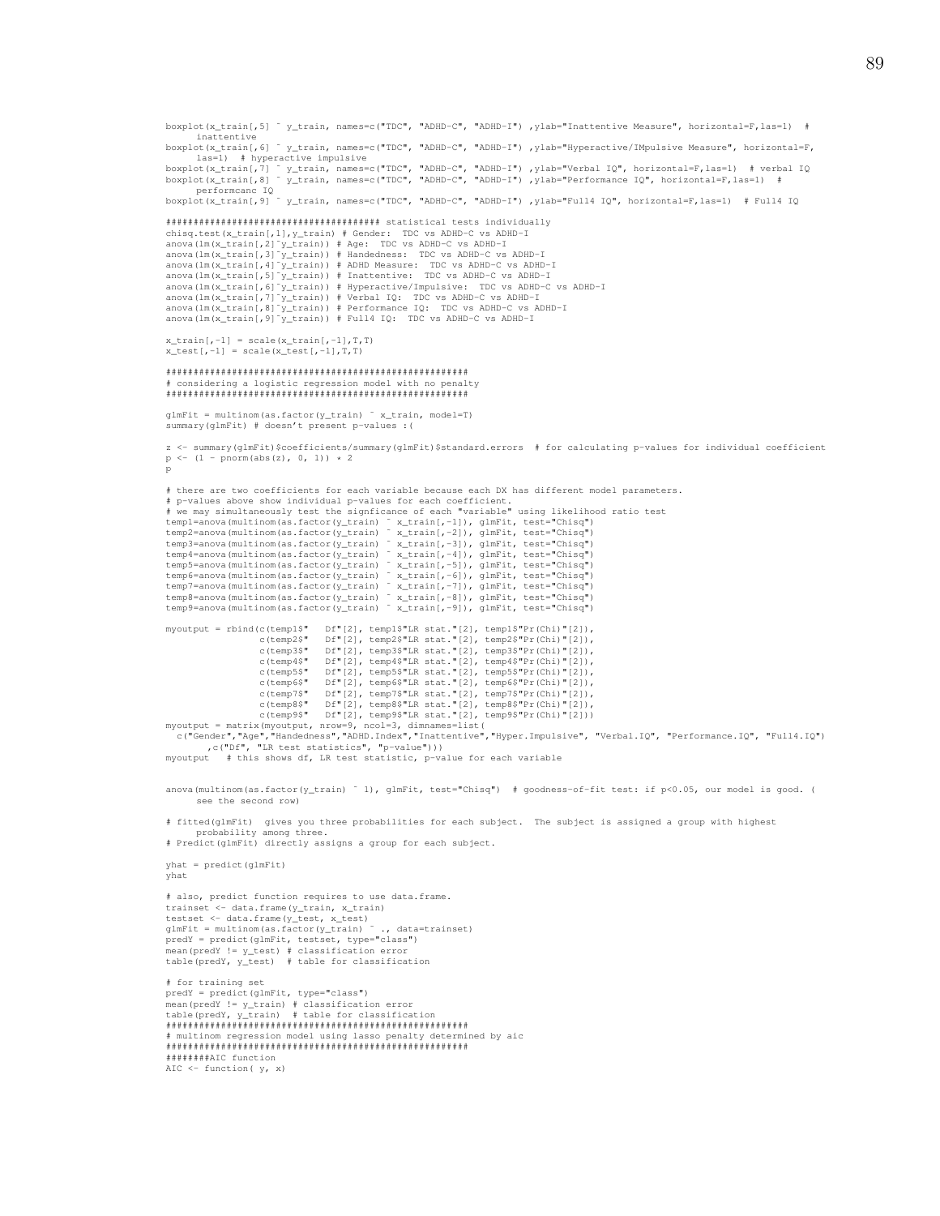```
boxplot(x_train[,5] ~ y_train, names=c("TDC", "ADHD-C", "ADHD-I") ,ylab="Inattentive Measure", horizontal=F,las=1)  #
     inattentive
boxplot(x_train[,6] ~ y_train, names=c("TDC", "ADHD-C", "ADHD-I") ,ylab="Hyperactive/IMpulsive Measure", horizontal=F,
     las=1)  # hyperactive impulsive
boxplot(x_train[,7] ~ y_train, names=c("TDC", "ADHD-C", "ADHD-I") ,ylab="Verbal IQ", horizontal=F,las=1)  # verbal IQ
boxplot(x_train[,8] ~ y_train, names=c("TDC", "ADHD-C", "ADHD-I") ,ylab="Performance IQ", horizontal=F,las=1)  #
     performcanc IQ
boxplot(x_train[,9] ~ y_train, names=c("TDC", "ADHD-C", "ADHD-I") ,ylab="Full4 IQ", horizontal=F,las=1)  # Full4 IQ

##################################### statistical tests individually
chisq.test(x_train[,1],y_train) # Gender:  TDC vs ADHD-C vs ADHD-I
anova(lm(x_train[,2]~y_train)) # Age:  TDC vs ADHD-C vs ADHD-I
anova(lm(x_train[,3]~y_train)) # Handedness:  TDC vs ADHD-C vs ADHD-I
anova(lm(x_train[,4]~y_train)) # ADHD Measure:  TDC vs ADHD-C vs ADHD-I
anova(lm(x_train[,5]~y_train)) # Inattentive:  TDC vs ADHD-C vs ADHD-I
anova(lm(x_train[,6]~y_train)) # Hyperactive/Impulsive:  TDC vs ADHD-C vs ADHD-I
anova(lm(x_train[,7]~y_train)) # Verbal IQ:  TDC vs ADHD-C vs ADHD-I
anova(lm(x_train[,8]~y_train)) # Performance IQ:  TDC vs ADHD-C vs ADHD-I
anova(lm(x_train[,9]~y_train)) # Full4 IQ:  TDC vs ADHD-C vs ADHD-I

x_train[,-1] = scale(x_train[,-1],T,T)
x_test[,-1] = scale(x_test[,-1],T,T)

#####################################################
# considering a logistic regression model with no penalty
#####################################################

glmFit = multinom(as.factor(y_train) ~ x_train, model=T)
summary(glmFit) # doesn't present p-values :(

z <- summary(glmFit)$coefficients/summary(glmFit)$standard.errors  # for calculating p-values for individual coefficient
p <- (1 - pnorm(abs(z), 0, 1)) * 2
p

# there are two coefficients for each variable because each DX has different model parameters.
# p-values above show individual p-values for each coefficient.
# we may simultaneously test the signficance of each "variable" using likelihood ratio test
temp1=anova(multinom(as.factor(y_train) ~ x_train[,-1]), glmFit, test="Chisq")
temp2=anova(multinom(as.factor(y_train) ~ x_train[,-2]), glmFit, test="Chisq")
temp3=anova(multinom(as.factor(y_train) ~ x_train[,-3]), glmFit, test="Chisq")
temp4=anova(multinom(as.factor(y_train) ~ x_train[,-4]), glmFit, test="Chisq")
temp5=anova(multinom(as.factor(y_train) ~ x_train[,-5]), glmFit, test="Chisq")
temp6=anova(multinom(as.factor(y_train) ~ x_train[,-6]), glmFit, test="Chisq")
temp7=anova(multinom(as.factor(y_train) ~ x_train[,-7]), glmFit, test="Chisq")
temp8=anova(multinom(as.factor(y_train) ~ x_train[,-8]), glmFit, test="Chisq")
temp9=anova(multinom(as.factor(y_train) ~ x_train[,-9]), glmFit, test="Chisq")

myoutput = rbind(c(temp1$"   Df"[2], temp1$"LR stat."[2], temp1$"Pr(Chi)"[2]),
                c(temp2$"   Df"[2], temp2$"LR stat."[2], temp2$"Pr(Chi)"[2]),
                c(temp3$"   Df"[2], temp3$"LR stat."[2], temp3$"Pr(Chi)"[2]),
                c(temp4$"   Df"[2], temp4$"LR stat."[2], temp4$"Pr(Chi)"[2]),
                c(temp5$"   Df"[2], temp5$"LR stat."[2], temp5$"Pr(Chi)"[2]),
                c(temp6$"   Df"[2], temp6$"LR stat."[2], temp6$"Pr(Chi)"[2]),
                c(temp7$"   Df"[2], temp7$"LR stat."[2], temp7$"Pr(Chi)"[2]),
                c(temp8$"   Df"[2], temp8$"LR stat."[2], temp8$"Pr(Chi)"[2]),
                c(temp9$"   Df"[2], temp9$"LR stat."[2], temp9$"Pr(Chi)"[2]))
myoutput = matrix(myoutput, nrow=9, ncol=3, dimnames=list(
  c("Gender","Age","Handedness","ADHD.Index","Inattentive","Hyper.Impulsive", "Verbal.IQ", "Performance.IQ", "Full4.IQ")
      ,c("Df", "LR test statistics", "p-value")))
myoutput   # this shows df, LR test statistic, p-value for each variable


anova(multinom(as.factor(y_train) ~ 1), glmFit, test="Chisq")  # goodness-of-fit test: if p<0.05, our model is good. (
     see the second row)

# fitted(glmFit)  gives you three probabilities for each subject.  The subject is assigned a group with highest
     probability among three.
# Predict(glmFit) directly assigns a group for each subject.

yhat = predict(glmFit)
yhat

# also, predict function requires to use data.frame.
trainset <- data.frame(y_train, x_train)
testset <- data.frame(y_test, x_test)
glmFit = multinom(as.factor(y_train) ~ ., data=trainset)
predY = predict(glmFit, testset, type="class")
mean(predY != y_test) # classification error
table(predY, y_test)  # table for classification

# for training set
predY = predict(glmFit, type="class")
mean(predY != y_train) # classification error
table(predY, y_train)  # table for classification
#####################################################
# multinom regression model using lasso penalty determined by aic
#####################################################
#######AIC function
AIC <- function( y, x)
```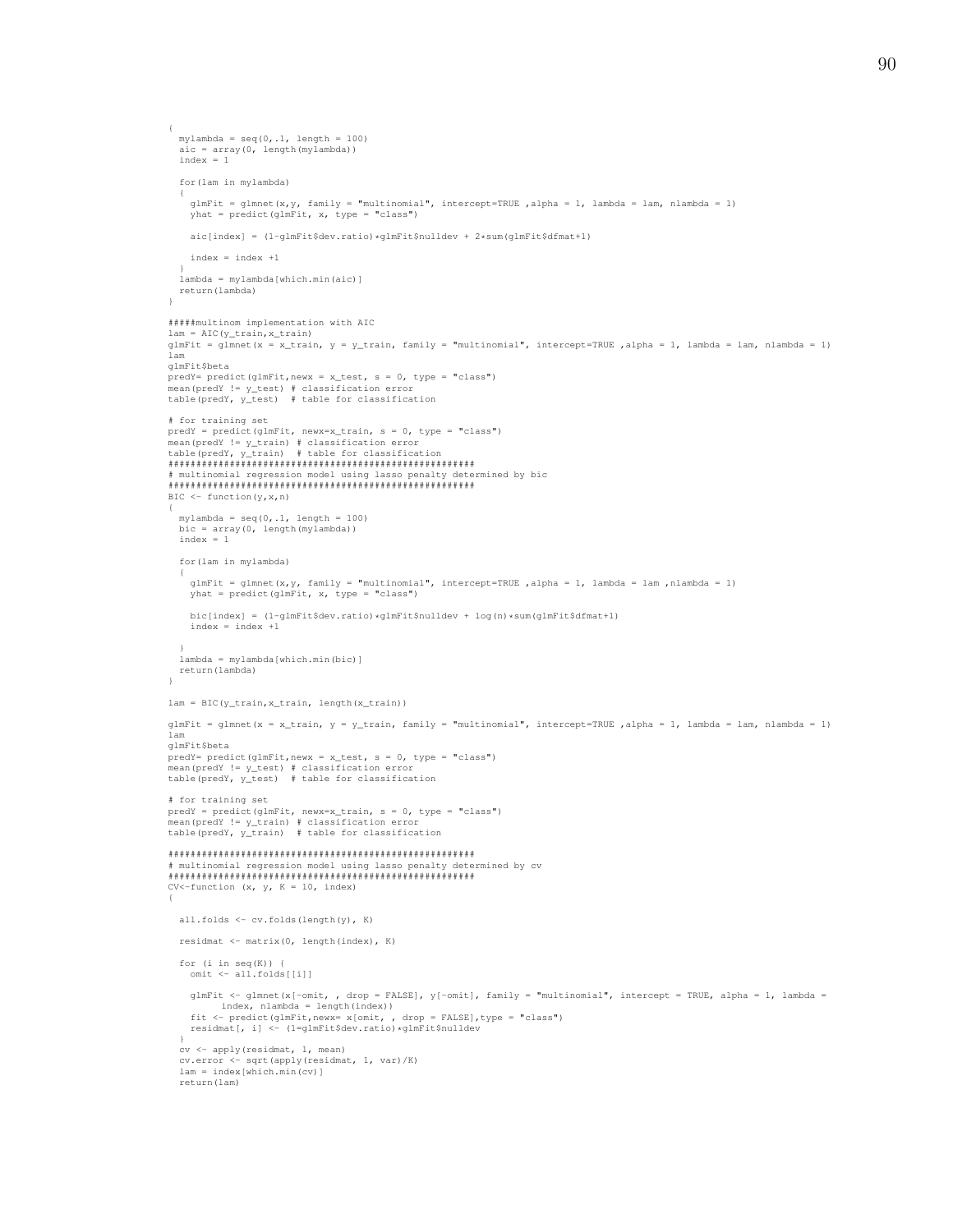```
{
  mylambda = seq(0,.1, length = 100)
  aic = array(0, length(mylambda))
  index = 1

  for(lam in mylambda)
  {
    glmFit = glmnet(x,y, family = "multinomial", intercept=TRUE ,alpha = 1, lambda = lam, nlambda = 1)
    yhat = predict(glmFit, x, type = "class")

    aic[index] = (1-glmFit$dev.ratio)*glmFit$nulldev + 2*sum(glmFit$dfmat+1)

    index = index +1
  }
  lambda = mylambda[which.min(aic)]
  return(lambda)
}

#####multinom implementation with AIC
lam = AIC(y_train,x_train)
glmFit = glmnet(x = x_train, y = y_train, family = "multinomial", intercept=TRUE ,alpha = 1, lambda = lam, nlambda = 1)
lam
glmFit$beta
predY= predict(glmFit,newx = x_test, s = 0, type = "class")
mean(predY != y_test) # classification error
table(predY, y_test)  # table for classification

# for training set
predY = predict(glmFit, newx=x_train, s = 0, type = "class")
mean(predY != y_train) # classification error
table(predY, y_train)  # table for classification
######################################################
# multinomial regression model using lasso penalty determined by bic
######################################################
BIC <- function(y,x,n)
{
  mylambda = seq(0,.1, length = 100)
  bic = array(0, length(mylambda))
  index = 1

  for(lam in mylambda)
  {
    glmFit = glmnet(x,y, family = "multinomial", intercept=TRUE ,alpha = 1, lambda = lam ,nlambda = 1)
    yhat = predict(glmFit, x, type = "class")

    bic[index] = (1-glmFit$dev.ratio)*glmFit$nulldev + log(n)*sum(glmFit$dfmat+1)
    index = index +1

  }
  lambda = mylambda[which.min(bic)]
  return(lambda)
}

lam = BIC(y_train,x_train, length(x_train))

glmFit = glmnet(x = x_train, y = y_train, family = "multinomial", intercept=TRUE ,alpha = 1, lambda = lam, nlambda = 1)
lam
glmFit$beta
predY= predict(glmFit,newx = x_test, s = 0, type = "class")
mean(predY != y_test) # classification error
table(predY, y_test)  # table for classification

# for training set
predY = predict(glmFit, newx=x_train, s = 0, type = "class")
mean(predY != y_train) # classification error
table(predY, y_train)  # table for classification

######################################################
# multinomial regression model using lasso penalty determined by cv
######################################################
CV<-function (x, y, K = 10, index)
{

  all.folds <- cv.folds(length(y), K)

  residmat <- matrix(0, length(index), K)

  for (i in seq(K)) {
    omit <- all.folds[[i]]

    glmFit <- glmnet(x[-omit, , drop = FALSE], y[-omit], family = "multinomial", intercept = TRUE, alpha = 1, lambda =
          index, nlambda = length(index))
    fit <- predict(glmFit,newx= x[omit, , drop = FALSE],type = "class")
    residmat[, i] <- (1-glmFit$dev.ratio)*glmFit$nulldev
  }
  cv <- apply(residmat, 1, mean)
  cv.error <- sqrt(apply(residmat, 1, var)/K)
  lam = index[which.min(cv)]
  return(lam)
```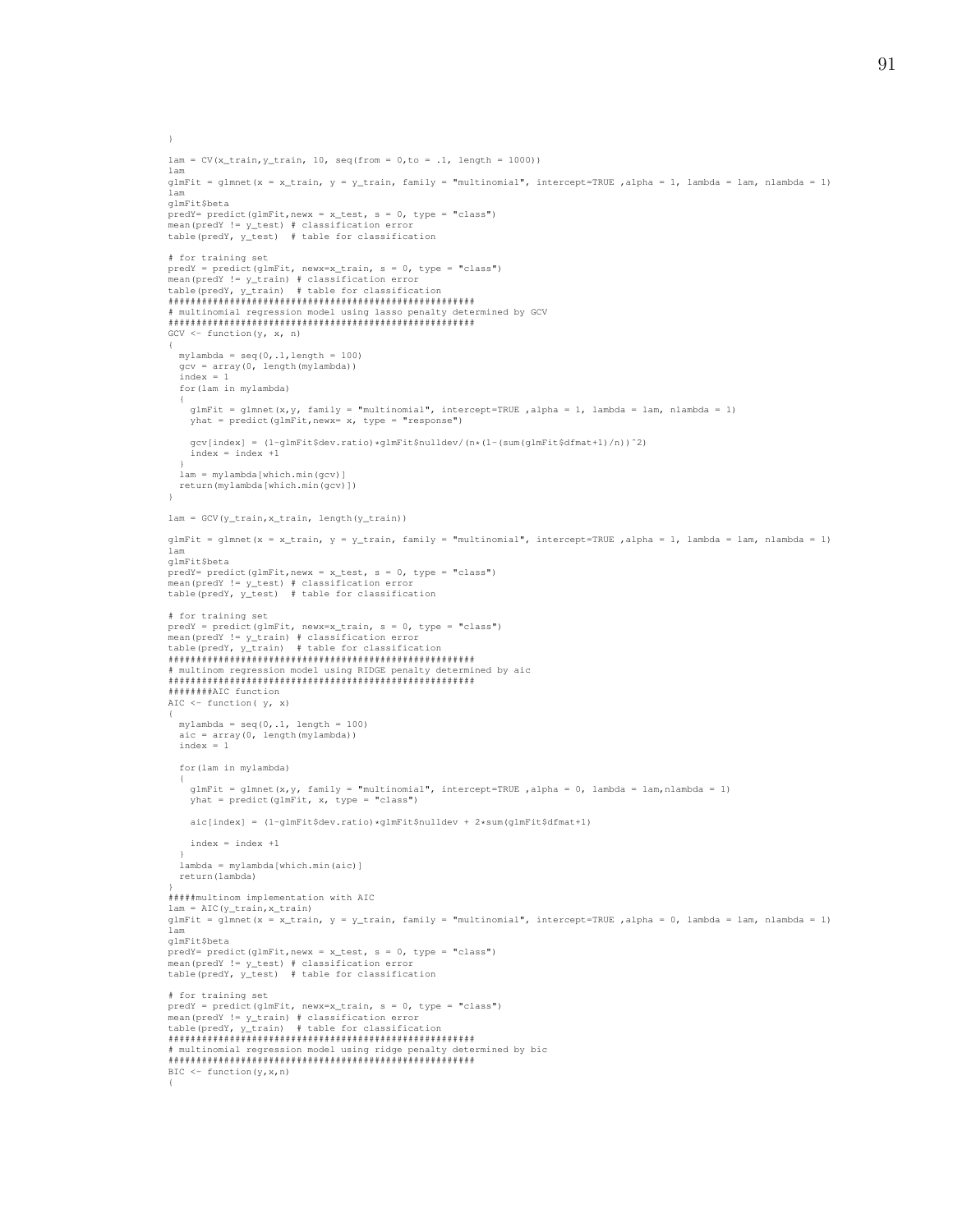```
}

lam = CV(x_train,y_train, 10, seq(from = 0,to = .1, length = 1000))
lam
glmFit = glmnet(x = x_train, y = y_train, family = "multinomial", intercept=TRUE ,alpha = 1, lambda = lam, nlambda = 1)
lam
glmFit$beta
predY= predict(glmFit,newx = x_test, s = 0, type = "class")
mean(predY != y_test) # classification error
table(predY, y_test)  # table for classification

# for training set
predY = predict(glmFit, newx=x_train, s = 0, type = "class")
mean(predY != y_train) # classification error
table(predY, y_train)  # table for classification
########################################################
# multinomial regression model using lasso penalty determined by GCV
########################################################
GCV <- function(y, x, n)
{
  mylambda = seq(0,.1,length = 100)
  gcv = array(0, length(mylambda))
  index = 1
  for(lam in mylambda)
  {
    glmFit = glmnet(x,y, family = "multinomial", intercept=TRUE ,alpha = 1, lambda = lam, nlambda = 1)
    yhat = predict(glmFit,newx= x, type = "response")

    gcv[index] = (1-glmFit$dev.ratio)*glmFit$nulldev/(n*(1-(sum(glmFit$dfmat+1)/n))^2)
    index = index +1
  }
  lam = mylambda[which.min(gcv)]
  return(mylambda[which.min(gcv)])
}

lam = GCV(y_train,x_train, length(y_train))

glmFit = glmnet(x = x_train, y = y_train, family = "multinomial", intercept=TRUE ,alpha = 1, lambda = lam, nlambda = 1)
lam
glmFit$beta
predY= predict(glmFit,newx = x_test, s = 0, type = "class")
mean(predY != y_test) # classification error
table(predY, y_test)  # table for classification

# for training set
predY = predict(glmFit, newx=x_train, s = 0, type = "class")
mean(predY != y_train) # classification error
table(predY, y_train)  # table for classification
########################################################
# multinom regression model using RIDGE penalty determined by aic
########################################################
#######AIC function
AIC <- function( y, x)
{
  mylambda = seq(0,.1, length = 100)
  aic = array(0, length(mylambda))
  index = 1

  for(lam in mylambda)
  {
    glmFit = glmnet(x,y, family = "multinomial", intercept=TRUE ,alpha = 0, lambda = lam,nlambda = 1)
    yhat = predict(glmFit, x, type = "class")

    aic[index] = (1-glmFit$dev.ratio)*glmFit$nulldev + 2*sum(glmFit$dfmat+1)

    index = index +1
  }
  lambda = mylambda[which.min(aic)]
  return(lambda)
}
#####multinom implementation with AIC
lam = AIC(y_train,x_train)
glmFit = glmnet(x = x_train, y = y_train, family = "multinomial", intercept=TRUE ,alpha = 0, lambda = lam, nlambda = 1)
lam
glmFit$beta
predY= predict(glmFit,newx = x_test, s = 0, type = "class")
mean(predY != y_test) # classification error
table(predY, y_test)  # table for classification

# for training set
predY = predict(glmFit, newx=x_train, s = 0, type = "class")
mean(predY != y_train) # classification error
table(predY, y_train)  # table for classification
########################################################
# multinomial regression model using ridge penalty determined by bic
########################################################
BIC <- function(y,x,n)
{
```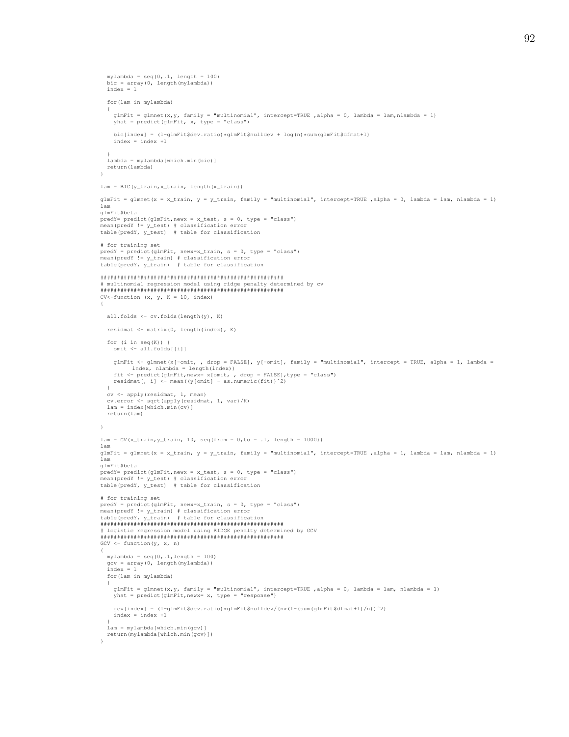```
  mylambda = seq(0,.1, length = 100)
  bic = array(0, length(mylambda))
  index = 1

  for(lam in mylambda)
  {
    glmFit = glmnet(x,y, family = "multinomial", intercept=TRUE ,alpha = 0, lambda = lam,nlambda = 1)
    yhat = predict(glmFit, x, type = "class")

    bic[index] = (1-glmFit$dev.ratio)*glmFit$nulldev + log(n)*sum(glmFit$dfmat+1)
    index = index +1

  }
  lambda = mylambda[which.min(bic)]
  return(lambda)
}

lam = BIC(y_train,x_train, length(x_train))

glmFit = glmnet(x = x_train, y = y_train, family = "multinomial", intercept=TRUE ,alpha = 0, lambda = lam, nlambda = 1)
lam
glmFit$beta
predY= predict(glmFit,newx = x_test, s = 0, type = "class")
mean(predY != y_test) # classification error
table(predY, y_test)  # table for classification

# for training set
predY = predict(glmFit, newx=x_train, s = 0, type = "class")
mean(predY != y_train) # classification error
table(predY, y_train)  # table for classification

######################################################
# multinomial regression model using ridge penalty determined by cv
######################################################
CV<-function (x, y, K = 10, index)
{

  all.folds <- cv.folds(length(y), K)

  residmat <- matrix(0, length(index), K)

  for (i in seq(K)) {
    omit <- all.folds[[i]]

    glmFit <- glmnet(x[-omit, , drop = FALSE], y[-omit], family = "multinomial", intercept = TRUE, alpha = 1, lambda =
          index, nlambda = length(index))
    fit <- predict(glmFit,newx= x[omit, , drop = FALSE],type = "class")
    residmat[, i] <- mean((y[omit] - as.numeric(fit))^2)
  }
  cv <- apply(residmat, 1, mean)
  cv.error <- sqrt(apply(residmat, 1, var)/K)
  lam = index[which.min(cv)]
  return(lam)

}

lam = CV(x_train,y_train, 10, seq(from = 0,to = .1, length = 1000))
lam
glmFit = glmnet(x = x_train, y = y_train, family = "multinomial", intercept=TRUE ,alpha = 1, lambda = lam, nlambda = 1)
lam
glmFit$beta
predY= predict(glmFit,newx = x_test, s = 0, type = "class")
mean(predY != y_test) # classification error
table(predY, y_test)  # table for classification

# for training set
predY = predict(glmFit, newx=x_train, s = 0, type = "class")
mean(predY != y_train) # classification error
table(predY, y_train)  # table for classification
######################################################
# logistic regression model using RIDGE penalty determined by GCV
######################################################
GCV <- function(y, x, n)
{
  mylambda = seq(0,.1,length = 100)
  gcv = array(0, length(mylambda))
  index = 1
  for(lam in mylambda)
  {
    glmFit = glmnet(x,y, family = "multinomial", intercept=TRUE ,alpha = 0, lambda = lam, nlambda = 1)
    yhat = predict(glmFit,newx= x, type = "response")

    gcv[index] = (1-glmFit$dev.ratio)*glmFit$nulldev/(n*(1-(sum(glmFit$dfmat+1)/n))^2)
    index = index +1
  }
  lam = mylambda[which.min(gcv)]
  return(mylambda[which.min(gcv)])
}
```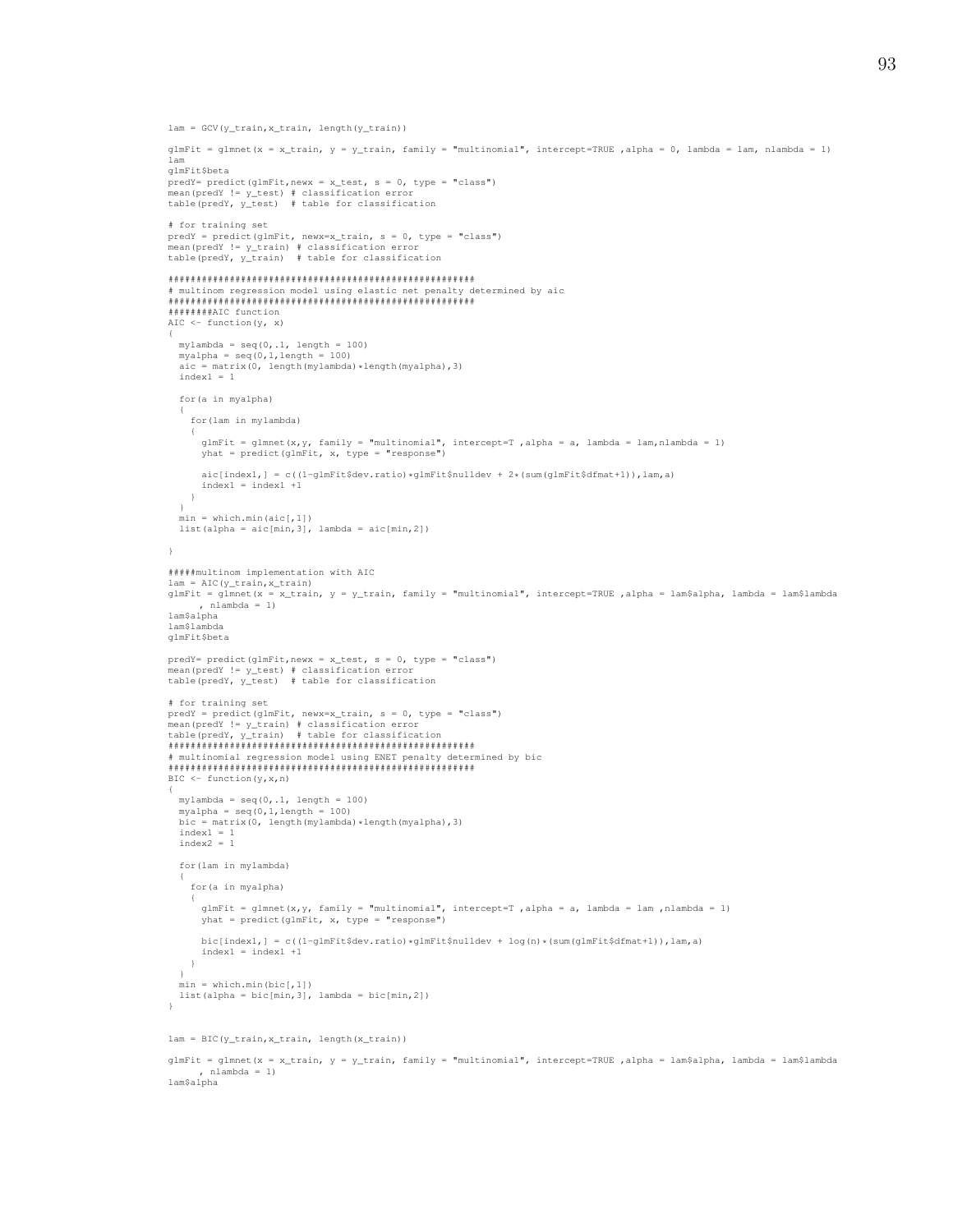```
lam = GCV(y_train,x_train, length(y_train))

glmFit = glmnet(x = x_train, y = y_train, family = "multinomial", intercept=TRUE ,alpha = 0, lambda = lam, nlambda = 1)
lam
glmFit$beta
predY= predict(glmFit,newx = x_test, s = 0, type = "class")
mean(predY != y_test) # classification error
table(predY, y_test)  # table for classification

# for training set
predY = predict(glmFit, newx=x_train, s = 0, type = "class")
mean(predY != y_train) # classification error
table(predY, y_train)  # table for classification

####################################################
# multinom regression model using elastic net penalty determined by aic
####################################################
#######AIC function
AIC <- function(y, x)
{
  mylambda = seq(0,.1, length = 100)
  myalpha = seq(0,1,length = 100)
  aic = matrix(0, length(mylambda)*length(myalpha),3)
  index1 = 1

  for(a in myalpha)
  {
    for(lam in mylambda)
    {
      glmFit = glmnet(x,y, family = "multinomial", intercept=T ,alpha = a, lambda = lam,nlambda = 1)
      yhat = predict(glmFit, x, type = "response")

      aic[index1,] = c((1-glmFit$dev.ratio)*glmFit$nulldev + 2*(sum(glmFit$dfmat+1)),lam,a)
      index1 = index1 +1
    }
  }
  min = which.min(aic[,1])
  list(alpha = aic[min,3], lambda = aic[min,2])

}

#####multinom implementation with AIC
lam = AIC(y_train,x_train)
glmFit = glmnet(x = x_train, y = y_train, family = "multinomial", intercept=TRUE ,alpha = lam$alpha, lambda = lam$lambda
     , nlambda = 1)
lam$alpha
lam$lambda
glmFit$beta

predY= predict(glmFit,newx = x_test, s = 0, type = "class")
mean(predY != y_test) # classification error
table(predY, y_test)  # table for classification

# for training set
predY = predict(glmFit, newx=x_train, s = 0, type = "class")
mean(predY != y_train) # classification error
table(predY, y_train)  # table for classification
####################################################
# multinomial regression model using ENET penalty determined by bic
####################################################
BIC <- function(y,x,n)
{
  mylambda = seq(0,.1, length = 100)
  myalpha = seq(0,1,length = 100)
  bic = matrix(0, length(mylambda)*length(myalpha),3)
  index1 = 1
  index2 = 1

  for(lam in mylambda)
  {
    for(a in myalpha)
    {
      glmFit = glmnet(x,y, family = "multinomial", intercept=T ,alpha = a, lambda = lam ,nlambda = 1)
      yhat = predict(glmFit, x, type = "response")

      bic[index1,] = c((1-glmFit$dev.ratio)*glmFit$nulldev + log(n)*(sum(glmFit$dfmat+1)),lam,a)
      index1 = index1 +1
    }
  }
  min = which.min(bic[,1])
  list(alpha = bic[min,3], lambda = bic[min,2])
}


lam = BIC(y_train,x_train, length(x_train))

glmFit = glmnet(x = x_train, y = y_train, family = "multinomial", intercept=TRUE ,alpha = lam$alpha, lambda = lam$lambda
     , nlambda = 1)
lam$alpha
```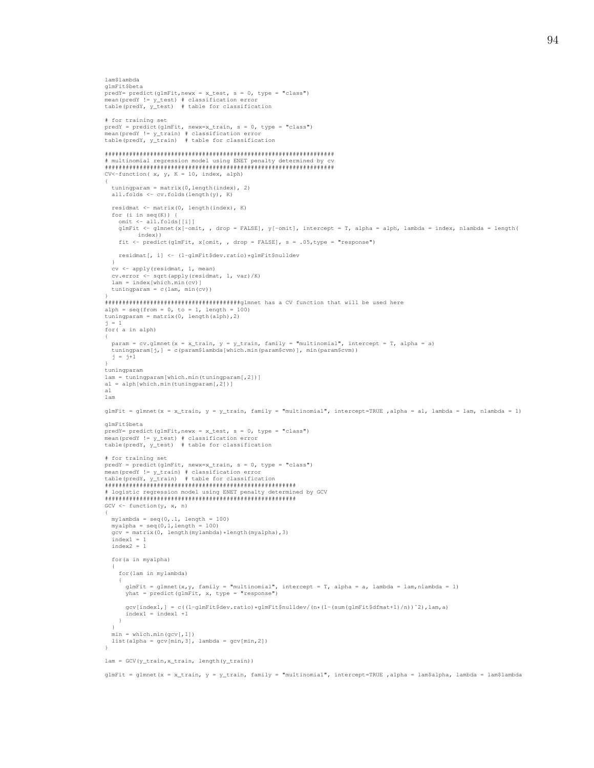```
lam$lambda
glmFit$beta
predY= predict(glmFit,newx = x_test, s = 0, type = "class")
mean(predY != y_test) # classification error
table(predY, y_test)  # table for classification

# for training set
predY = predict(glmFit, newx=x_train, s = 0, type = "class")
mean(predY != y_train) # classification error
table(predY, y_train)  # table for classification

#################################################################
# multinomial regression model using ENET penalty determined by cv
#################################################################
CV<-function( x, y, K = 10, index, alph)
{
  tuningparam = matrix(0,length(index), 2)
  all.folds <- cv.folds(length(y), K)

  residmat <- matrix(0, length(index), K)
  for (i in seq(K)) {
    omit <- all.folds[[i]]
    glmFit <- glmnet(x[-omit, , drop = FALSE], y[-omit], intercept = T, alpha = alph, lambda = index, nlambda = length(
        index))
    fit <- predict(glmFit, x[omit, , drop = FALSE], s = .05,type = "response")

    residmat[, i] <- (1-glmFit$dev.ratio)*glmFit$nulldev
  }
  cv <- apply(residmat, 1, mean)
  cv.error <- sqrt(apply(residmat, 1, var)/K)
  lam = index[which.min(cv)]
  tuningparam = c(lam, min(cv))
}
######################################glmnet has a CV function that will be used here
alph = seq(from = 0, to = 1, length = 100)
tuningparam = matrix(0, length(alph),2)
j = 1
for( a in alph)
{
  param = cv.glmnet(x = x_train, y = y_train, family = "multinomial", intercept = T, alpha = a)
  tuningparam[j,] = c(param$lambda[which.min(param$cvm)], min(param$cvm))
  j = j+1
}
tuningparam
lam = tuningparam[which.min(tuningparam[,2])]
al = alph[which.min(tuningparam[,2])]
al
lam

glmFit = glmnet(x = x_train, y = y_train, family = "multinomial", intercept=TRUE ,alpha = al, lambda = lam, nlambda = 1)

glmFit$beta
predY= predict(glmFit,newx = x_test, s = 0, type = "class")
mean(predY != y_test) # classification error
table(predY, y_test)  # table for classification

# for training set
predY = predict(glmFit, newx=x_train, s = 0, type = "class")
mean(predY != y_train) # classification error
table(predY, y_train)  # table for classification
######################################################
# logistic regression model using ENET penalty determined by GCV
######################################################
GCV <- function(y, x, n)
{
  mylambda = seq(0,.1, length = 100)
  myalpha = seq(0,1,length = 100)
  gcv = matrix(0, length(mylambda)*length(myalpha),3)
  index1 = 1
  index2 = 1

  for(a in myalpha)
  {
    for(lam in mylambda)
    {
      glmFit = glmnet(x,y, family = "multinomial", intercept = T, alpha = a, lambda = lam,nlambda = 1)
      yhat = predict(glmFit, x, type = "response")

      gcv[index1,] = c((1-glmFit$dev.ratio)*glmFit$nulldev/(n*(1-(sum(glmFit$dfmat+1)/n))^2),lam,a)
      index1 = index1 +1
    }
  }
  min = which.min(gcv[,1])
  list(alpha = gcv[min,3], lambda = gcv[min,2])
}

lam = GCV(y_train,x_train, length(y_train))

glmFit = glmnet(x = x_train, y = y_train, family = "multinomial", intercept=TRUE ,alpha = lam$alpha, lambda = lam$lambda
```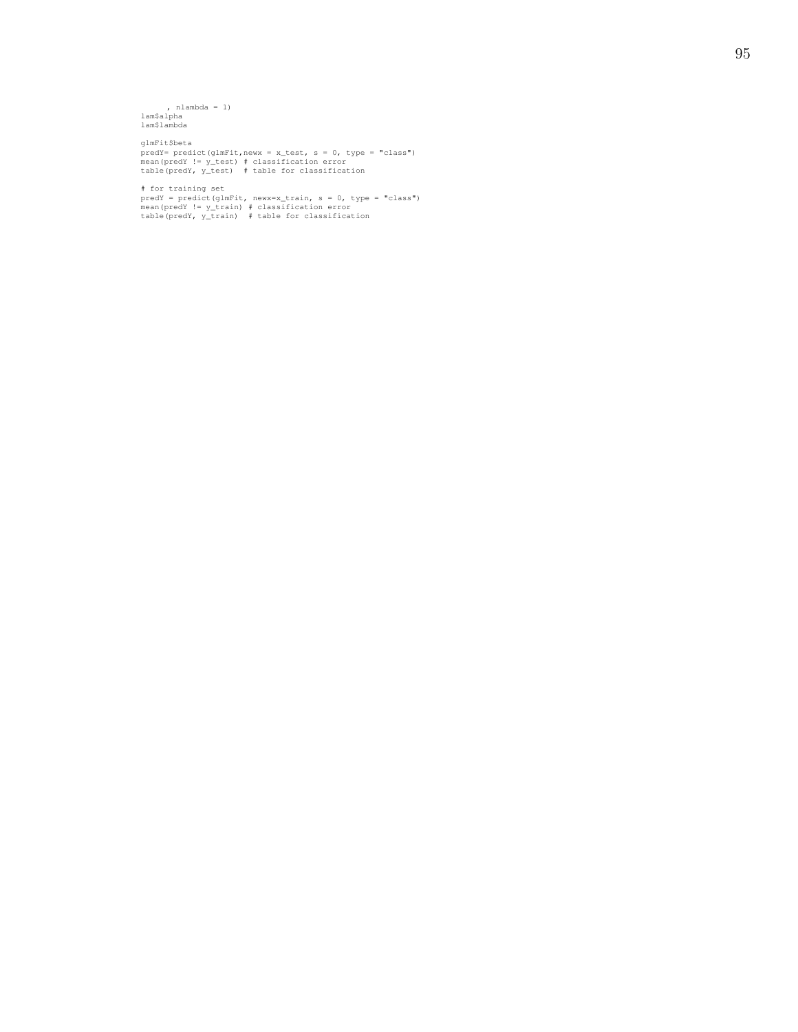```
     , nlambda = 1)
lam$alpha
lam$lambda

glmFit$beta
predY= predict(glmFit,newx = x_test, s = 0, type = "class")
mean(predY != y_test) # classification error
table(predY, y_test)  # table for classification

# for training set
predY = predict(glmFit, newx=x_train, s = 0, type = "class")
mean(predY != y_train) # classification error
table(predY, y_train)  # table for classification
```